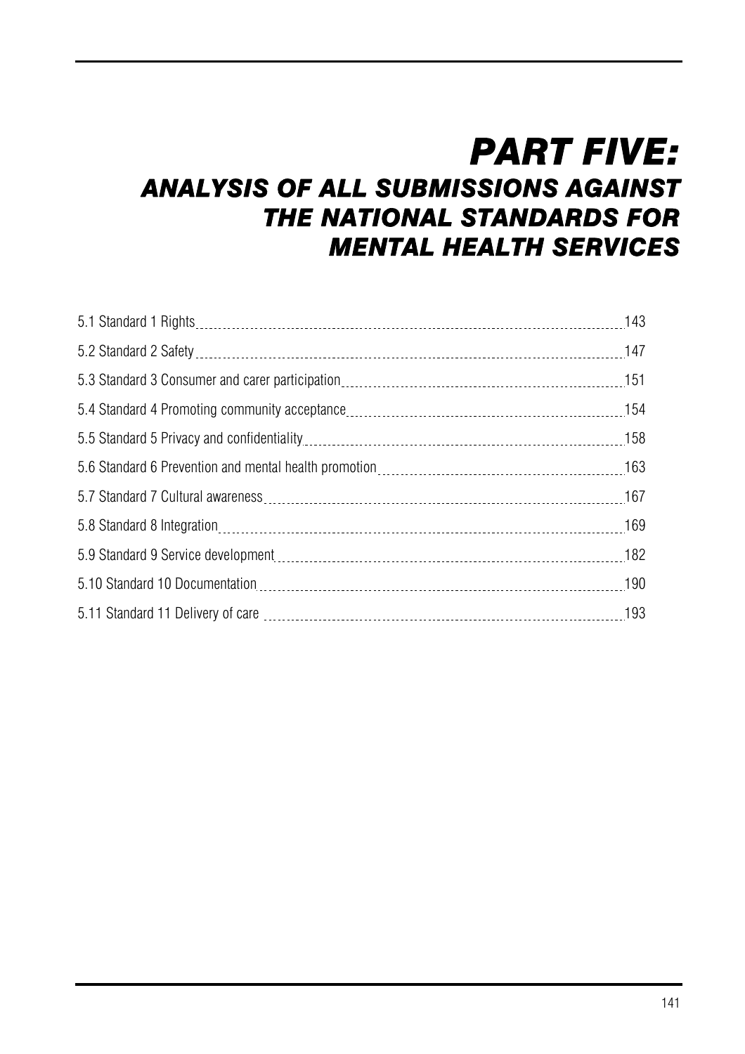# PART FIVE:
## ANALYSIS OF ALL SUBMISSIONS AGAINST THE NATIONAL STANDARDS FOR MENTAL HEALTH SERVICES

| | |
|---|---|
| 5.1 Standard 1 Rights | 143 |
| 5.2 Standard 2 Safety | 147 |
| 5.3 Standard 3 Consumer and carer participation | 151 |
| 5.4 Standard 4 Promoting community acceptance | 154 |
| 5.5 Standard 5 Privacy and confidentiality | 158 |
| 5.6 Standard 6 Prevention and mental health promotion | 163 |
| 5.7 Standard 7 Cultural awareness | 167 |
| 5.8 Standard 8 Integration | 169 |
| 5.9 Standard 9 Service development | 182 |
| 5.10 Standard 10 Documentation | 190 |
| 5.11 Standard 11 Delivery of care | 193 |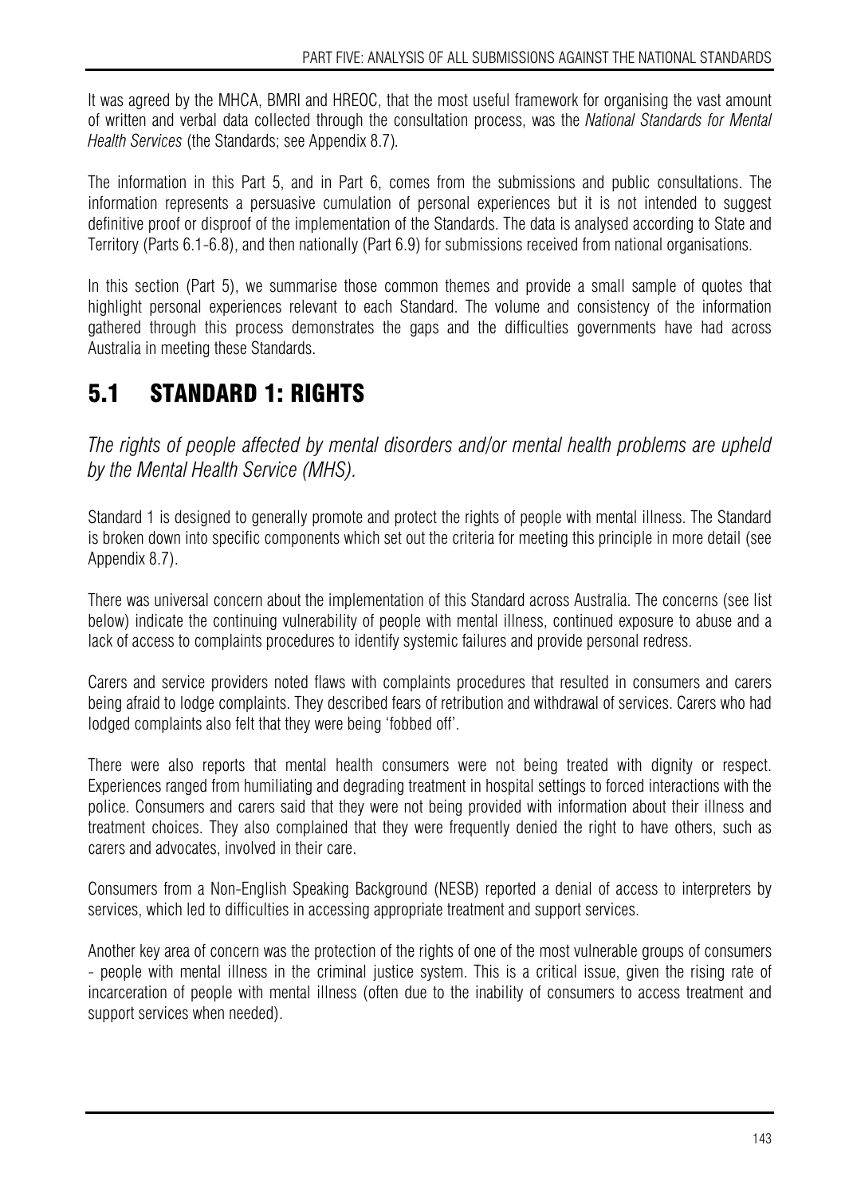It was agreed by the MHCA, BMRI and HREOC, that the most useful framework for organising the vast amount of written and verbal data collected through the consultation process, was the *National Standards for Mental Health Services* (the Standards; see Appendix 8.7).

The information in this Part 5, and in Part 6, comes from the submissions and public consultations. The information represents a persuasive cumulation of personal experiences but it is not intended to suggest definitive proof or disproof of the implementation of the Standards. The data is analysed according to State and Territory (Parts 6.1-6.8), and then nationally (Part 6.9) for submissions received from national organisations.

In this section (Part 5), we summarise those common themes and provide a small sample of quotes that highlight personal experiences relevant to each Standard. The volume and consistency of the information gathered through this process demonstrates the gaps and the difficulties governments have had across Australia in meeting these Standards.

## 5.1 STANDARD 1: RIGHTS

*The rights of people affected by mental disorders and/or mental health problems are upheld by the Mental Health Service (MHS).*

Standard 1 is designed to generally promote and protect the rights of people with mental illness. The Standard is broken down into specific components which set out the criteria for meeting this principle in more detail (see Appendix 8.7).

There was universal concern about the implementation of this Standard across Australia. The concerns (see list below) indicate the continuing vulnerability of people with mental illness, continued exposure to abuse and a lack of access to complaints procedures to identify systemic failures and provide personal redress.

Carers and service providers noted flaws with complaints procedures that resulted in consumers and carers being afraid to lodge complaints. They described fears of retribution and withdrawal of services. Carers who had lodged complaints also felt that they were being 'fobbed off'.

There were also reports that mental health consumers were not being treated with dignity or respect. Experiences ranged from humiliating and degrading treatment in hospital settings to forced interactions with the police. Consumers and carers said that they were not being provided with information about their illness and treatment choices. They also complained that they were frequently denied the right to have others, such as carers and advocates, involved in their care.

Consumers from a Non-English Speaking Background (NESB) reported a denial of access to interpreters by services, which led to difficulties in accessing appropriate treatment and support services.

Another key area of concern was the protection of the rights of one of the most vulnerable groups of consumers - people with mental illness in the criminal justice system. This is a critical issue, given the rising rate of incarceration of people with mental illness (often due to the inability of consumers to access treatment and support services when needed).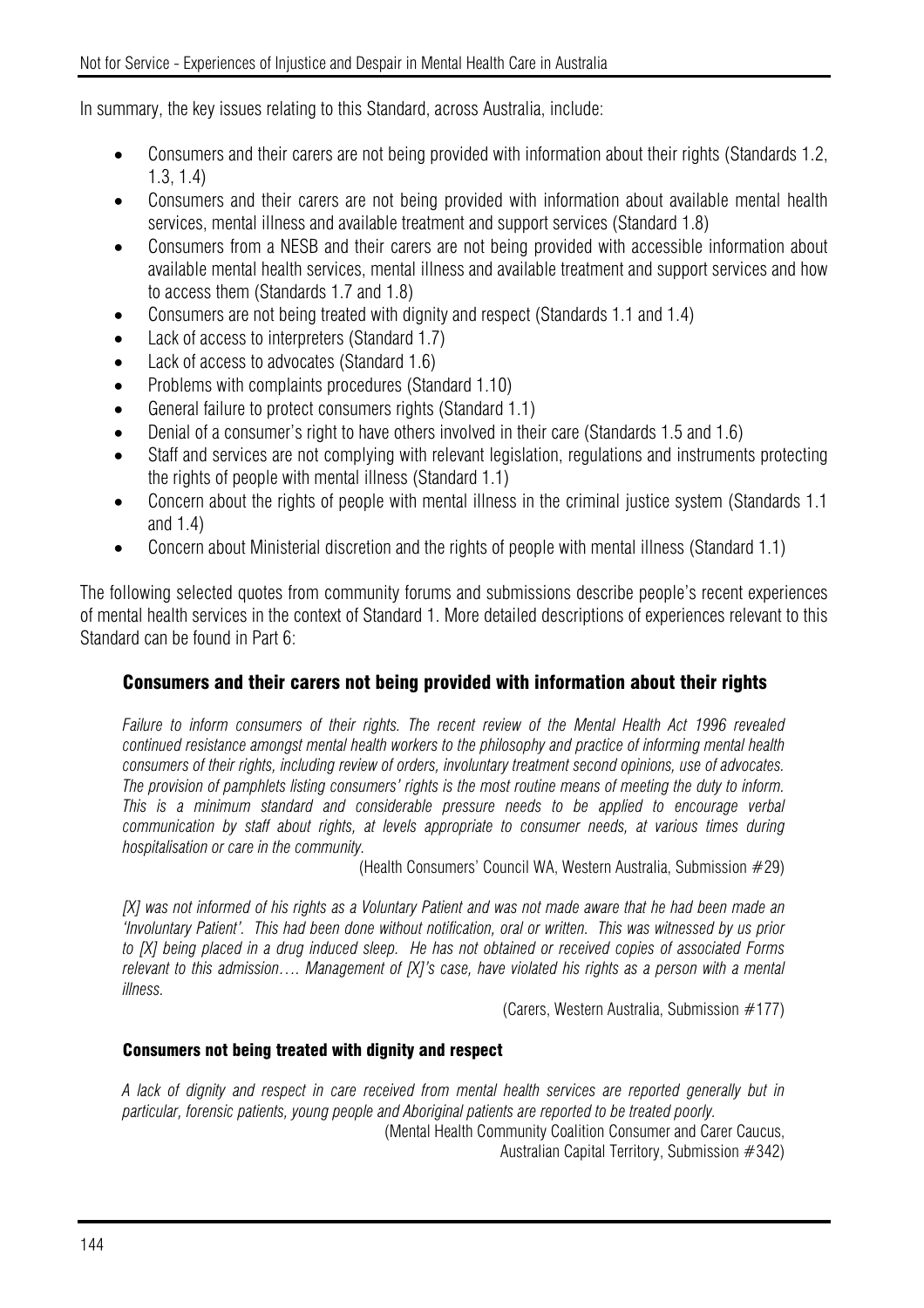In summary, the key issues relating to this Standard, across Australia, include:

- Consumers and their carers are not being provided with information about their rights (Standards 1.2, 1.3, 1.4)
- Consumers and their carers are not being provided with information about available mental health services, mental illness and available treatment and support services (Standard 1.8)
- Consumers from a NESB and their carers are not being provided with accessible information about available mental health services, mental illness and available treatment and support services and how to access them (Standards 1.7 and 1.8)
- Consumers are not being treated with dignity and respect (Standards 1.1 and 1.4)
- Lack of access to interpreters (Standard 1.7)
- Lack of access to advocates (Standard 1.6)
- Problems with complaints procedures (Standard 1.10)
- General failure to protect consumers rights (Standard 1.1)
- Denial of a consumer's right to have others involved in their care (Standards 1.5 and 1.6)
- Staff and services are not complying with relevant legislation, regulations and instruments protecting the rights of people with mental illness (Standard 1.1)
- Concern about the rights of people with mental illness in the criminal justice system (Standards 1.1 and 1.4)
- Concern about Ministerial discretion and the rights of people with mental illness (Standard 1.1)

The following selected quotes from community forums and submissions describe people's recent experiences of mental health services in the context of Standard 1. More detailed descriptions of experiences relevant to this Standard can be found in Part 6:

### Consumers and their carers not being provided with information about their rights

*Failure to inform consumers of their rights. The recent review of the Mental Health Act 1996 revealed continued resistance amongst mental health workers to the philosophy and practice of informing mental health consumers of their rights, including review of orders, involuntary treatment second opinions, use of advocates. The provision of pamphlets listing consumers' rights is the most routine means of meeting the duty to inform. This is a minimum standard and considerable pressure needs to be applied to encourage verbal communication by staff about rights, at levels appropriate to consumer needs, at various times during hospitalisation or care in the community.*

(Health Consumers' Council WA, Western Australia, Submission #29)

*[X] was not informed of his rights as a Voluntary Patient and was not made aware that he had been made an 'Involuntary Patient'. This had been done without notification, oral or written. This was witnessed by us prior to [X] being placed in a drug induced sleep. He has not obtained or received copies of associated Forms relevant to this admission…. Management of [X]'s case, have violated his rights as a person with a mental illness.*

(Carers, Western Australia, Submission #177)

#### Consumers not being treated with dignity and respect

*A lack of dignity and respect in care received from mental health services are reported generally but in particular, forensic patients, young people and Aboriginal patients are reported to be treated poorly.*

(Mental Health Community Coalition Consumer and Carer Caucus, Australian Capital Territory, Submission #342)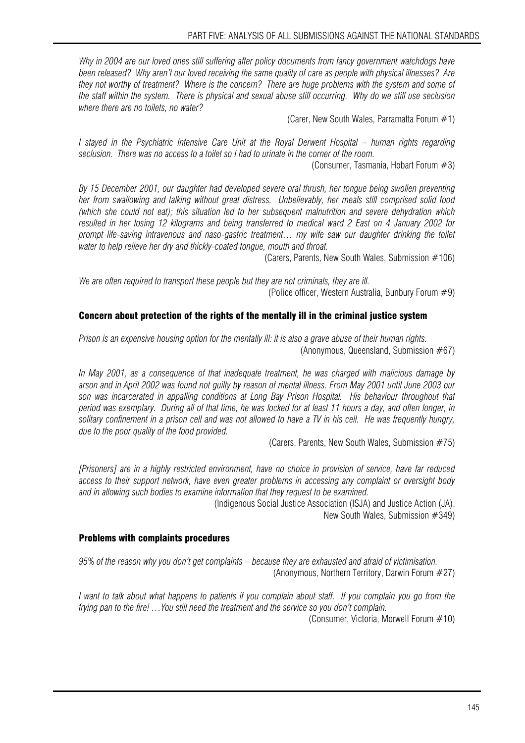*Why in 2004 are our loved ones still suffering after policy documents from fancy government watchdogs have been released? Why aren't our loved receiving the same quality of care as people with physical illnesses? Are they not worthy of treatment? Where is the concern? There are huge problems with the system and some of the staff within the system. There is physical and sexual abuse still occurring. Why do we still use seclusion where there are no toilets, no water?*

(Carer, New South Wales, Parramatta Forum #1)

*I stayed in the Psychiatric Intensive Care Unit at the Royal Derwent Hospital – human rights regarding seclusion. There was no access to a toilet so I had to urinate in the corner of the room.*

(Consumer, Tasmania, Hobart Forum #3)

*By 15 December 2001, our daughter had developed severe oral thrush, her tongue being swollen preventing her from swallowing and talking without great distress. Unbelievably, her meals still comprised solid food (which she could not eat); this situation led to her subsequent malnutrition and severe dehydration which resulted in her losing 12 kilograms and being transferred to medical ward 2 East on 4 January 2002 for prompt life-saving intravenous and naso-gastric treatment… my wife saw our daughter drinking the toilet water to help relieve her dry and thickly-coated tongue, mouth and throat.*

(Carers, Parents, New South Wales, Submission #106)

*We are often required to transport these people but they are not criminals, they are ill.*

(Police officer, Western Australia, Bunbury Forum #9)

### Concern about protection of the rights of the mentally ill in the criminal justice system

*Prison is an expensive housing option for the mentally ill: it is also a grave abuse of their human rights.*

(Anonymous, Queensland, Submission #67)

*In May 2001, as a consequence of that inadequate treatment, he was charged with malicious damage by arson and in April 2002 was found not guilty by reason of mental illness. From May 2001 until June 2003 our son was incarcerated in appalling conditions at Long Bay Prison Hospital. His behaviour throughout that period was exemplary. During all of that time, he was locked for at least 11 hours a day, and often longer, in solitary confinement in a prison cell and was not allowed to have a TV in his cell. He was frequently hungry, due to the poor quality of the food provided.*

(Carers, Parents, New South Wales, Submission #75)

*[Prisoners] are in a highly restricted environment, have no choice in provision of service, have far reduced access to their support network, have even greater problems in accessing any complaint or oversight body and in allowing such bodies to examine information that they request to be examined.*

(Indigenous Social Justice Association (ISJA) and Justice Action (JA), New South Wales, Submission #349)

### Problems with complaints procedures

*95% of the reason why you don't get complaints – because they are exhausted and afraid of victimisation.*

(Anonymous, Northern Territory, Darwin Forum #27)

*I want to talk about what happens to patients if you complain about staff. If you complain you go from the frying pan to the fire! …You still need the treatment and the service so you don't complain.*

(Consumer, Victoria, Morwell Forum #10)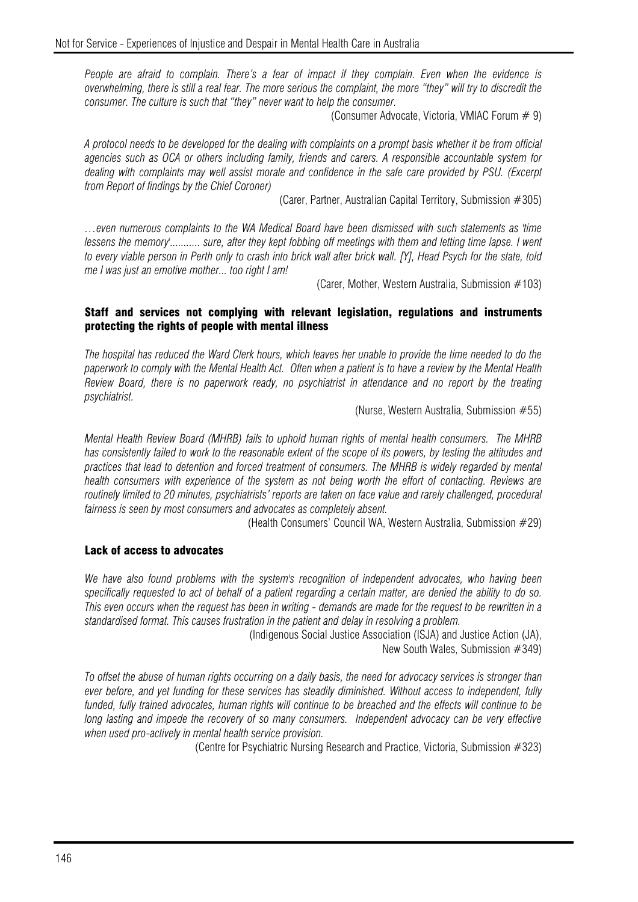*People are afraid to complain. There's a fear of impact if they complain. Even when the evidence is overwhelming, there is still a real fear. The more serious the complaint, the more "they" will try to discredit the consumer. The culture is such that "they" never want to help the consumer.*

(Consumer Advocate, Victoria, VMIAC Forum # 9)

*A protocol needs to be developed for the dealing with complaints on a prompt basis whether it be from official agencies such as OCA or others including family, friends and carers. A responsible accountable system for dealing with complaints may well assist morale and confidence in the safe care provided by PSU. (Excerpt from Report of findings by the Chief Coroner)*

(Carer, Partner, Australian Capital Territory, Submission #305)

*…even numerous complaints to the WA Medical Board have been dismissed with such statements as 'time lessens the memory'........... sure, after they kept fobbing off meetings with them and letting time lapse. I went to every viable person in Perth only to crash into brick wall after brick wall. [Y], Head Psych for the state, told me I was just an emotive mother... too right I am!*

(Carer, Mother, Western Australia, Submission #103)

### Staff and services not complying with relevant legislation, regulations and instruments protecting the rights of people with mental illness

*The hospital has reduced the Ward Clerk hours, which leaves her unable to provide the time needed to do the paperwork to comply with the Mental Health Act. Often when a patient is to have a review by the Mental Health Review Board, there is no paperwork ready, no psychiatrist in attendance and no report by the treating psychiatrist.*

(Nurse, Western Australia, Submission #55)

*Mental Health Review Board (MHRB) fails to uphold human rights of mental health consumers. The MHRB has consistently failed to work to the reasonable extent of the scope of its powers, by testing the attitudes and practices that lead to detention and forced treatment of consumers. The MHRB is widely regarded by mental health consumers with experience of the system as not being worth the effort of contacting. Reviews are routinely limited to 20 minutes, psychiatrists' reports are taken on face value and rarely challenged, procedural fairness is seen by most consumers and advocates as completely absent.*

(Health Consumers' Council WA, Western Australia, Submission #29)

### Lack of access to advocates

*We have also found problems with the system's recognition of independent advocates, who having been specifically requested to act of behalf of a patient regarding a certain matter, are denied the ability to do so. This even occurs when the request has been in writing - demands are made for the request to be rewritten in a standardised format. This causes frustration in the patient and delay in resolving a problem.*

(Indigenous Social Justice Association (ISJA) and Justice Action (JA), New South Wales, Submission #349)

*To offset the abuse of human rights occurring on a daily basis, the need for advocacy services is stronger than ever before, and yet funding for these services has steadily diminished. Without access to independent, fully funded, fully trained advocates, human rights will continue to be breached and the effects will continue to be long lasting and impede the recovery of so many consumers. Independent advocacy can be very effective when used pro-actively in mental health service provision.*

(Centre for Psychiatric Nursing Research and Practice, Victoria, Submission #323)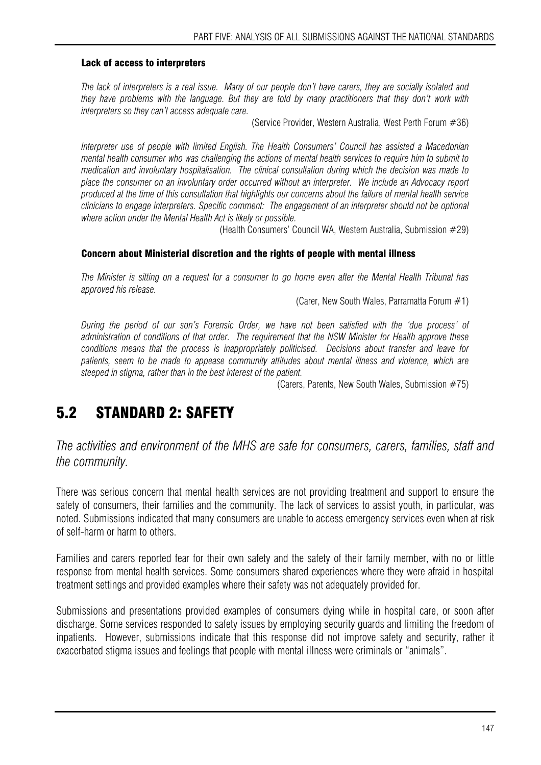#### Lack of access to interpreters

*The lack of interpreters is a real issue. Many of our people don't have carers, they are socially isolated and they have problems with the language. But they are told by many practitioners that they don't work with interpreters so they can't access adequate care.*

(Service Provider, Western Australia, West Perth Forum #36)

*Interpreter use of people with limited English. The Health Consumers' Council has assisted a Macedonian mental health consumer who was challenging the actions of mental health services to require him to submit to medication and involuntary hospitalisation. The clinical consultation during which the decision was made to place the consumer on an involuntary order occurred without an interpreter. We include an Advocacy report produced at the time of this consultation that highlights our concerns about the failure of mental health service clinicians to engage interpreters. Specific comment: The engagement of an interpreter should not be optional where action under the Mental Health Act is likely or possible.*

(Health Consumers' Council WA, Western Australia, Submission #29)

#### Concern about Ministerial discretion and the rights of people with mental illness

*The Minister is sitting on a request for a consumer to go home even after the Mental Health Tribunal has approved his release.*

(Carer, New South Wales, Parramatta Forum #1)

*During the period of our son's Forensic Order, we have not been satisfied with the 'due process' of administration of conditions of that order. The requirement that the NSW Minister for Health approve these conditions means that the process is inappropriately politicised. Decisions about transfer and leave for patients, seem to be made to appease community attitudes about mental illness and violence, which are steeped in stigma, rather than in the best interest of the patient.*

(Carers, Parents, New South Wales, Submission #75)

## 5.2 STANDARD 2: SAFETY

*The activities and environment of the MHS are safe for consumers, carers, families, staff and the community.*

There was serious concern that mental health services are not providing treatment and support to ensure the safety of consumers, their families and the community. The lack of services to assist youth, in particular, was noted. Submissions indicated that many consumers are unable to access emergency services even when at risk of self-harm or harm to others.

Families and carers reported fear for their own safety and the safety of their family member, with no or little response from mental health services. Some consumers shared experiences where they were afraid in hospital treatment settings and provided examples where their safety was not adequately provided for.

Submissions and presentations provided examples of consumers dying while in hospital care, or soon after discharge. Some services responded to safety issues by employing security guards and limiting the freedom of inpatients. However, submissions indicate that this response did not improve safety and security, rather it exacerbated stigma issues and feelings that people with mental illness were criminals or "animals".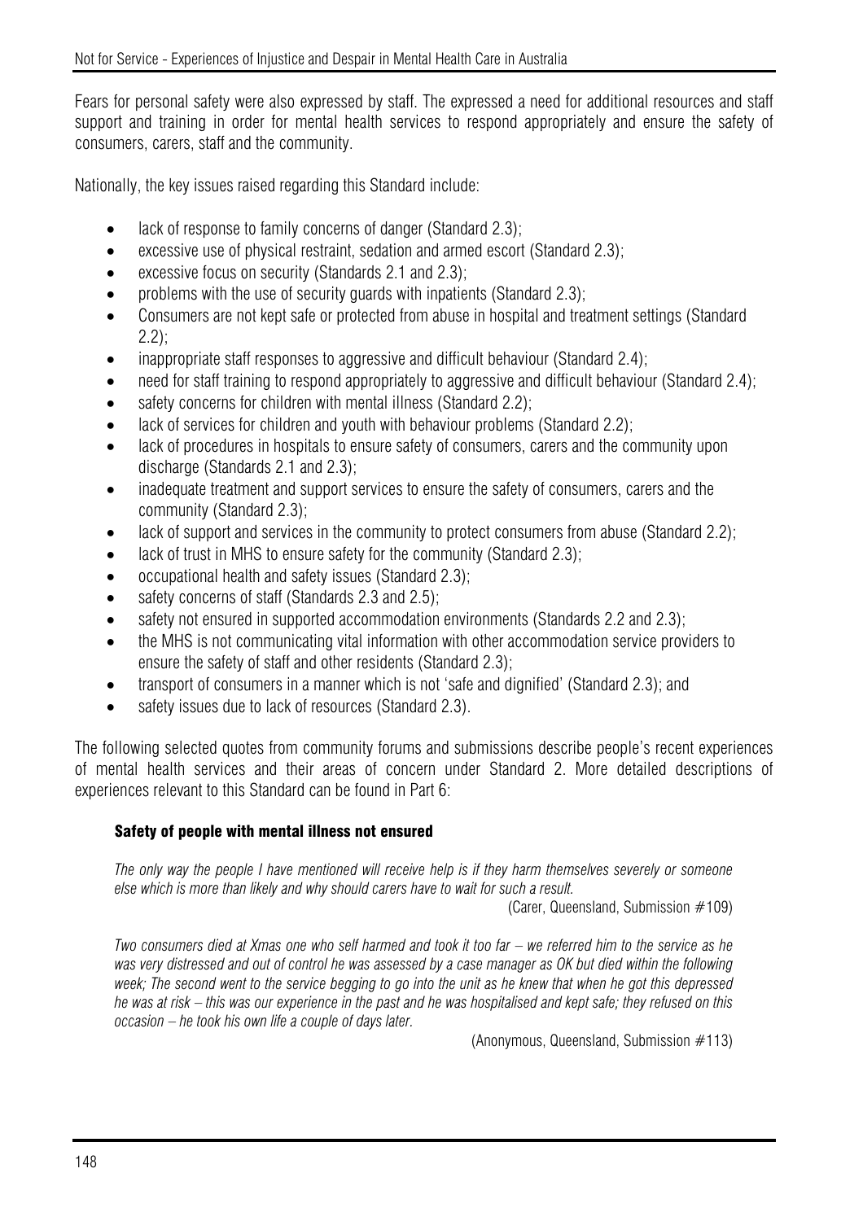Fears for personal safety were also expressed by staff. The expressed a need for additional resources and staff support and training in order for mental health services to respond appropriately and ensure the safety of consumers, carers, staff and the community.

Nationally, the key issues raised regarding this Standard include:

- lack of response to family concerns of danger (Standard 2.3);
- excessive use of physical restraint, sedation and armed escort (Standard 2.3);
- excessive focus on security (Standards 2.1 and 2.3);
- problems with the use of security guards with inpatients (Standard 2.3);
- Consumers are not kept safe or protected from abuse in hospital and treatment settings (Standard 2.2);
- inappropriate staff responses to aggressive and difficult behaviour (Standard 2.4);
- need for staff training to respond appropriately to aggressive and difficult behaviour (Standard 2.4);
- safety concerns for children with mental illness (Standard 2.2);
- lack of services for children and youth with behaviour problems (Standard 2.2);
- lack of procedures in hospitals to ensure safety of consumers, carers and the community upon discharge (Standards 2.1 and 2.3);
- inadequate treatment and support services to ensure the safety of consumers, carers and the community (Standard 2.3);
- lack of support and services in the community to protect consumers from abuse (Standard 2.2);
- lack of trust in MHS to ensure safety for the community (Standard 2.3);
- occupational health and safety issues (Standard 2.3);
- safety concerns of staff (Standards 2.3 and 2.5);
- safety not ensured in supported accommodation environments (Standards 2.2 and 2.3);
- the MHS is not communicating vital information with other accommodation service providers to ensure the safety of staff and other residents (Standard 2.3);
- transport of consumers in a manner which is not 'safe and dignified' (Standard 2.3); and
- safety issues due to lack of resources (Standard 2.3).

The following selected quotes from community forums and submissions describe people's recent experiences of mental health services and their areas of concern under Standard 2. More detailed descriptions of experiences relevant to this Standard can be found in Part 6:

#### Safety of people with mental illness not ensured

*The only way the people I have mentioned will receive help is if they harm themselves severely or someone else which is more than likely and why should carers have to wait for such a result.*

(Carer, Queensland, Submission #109)

*Two consumers died at Xmas one who self harmed and took it too far – we referred him to the service as he was very distressed and out of control he was assessed by a case manager as OK but died within the following week; The second went to the service begging to go into the unit as he knew that when he got this depressed he was at risk – this was our experience in the past and he was hospitalised and kept safe; they refused on this occasion – he took his own life a couple of days later.*

(Anonymous, Queensland, Submission #113)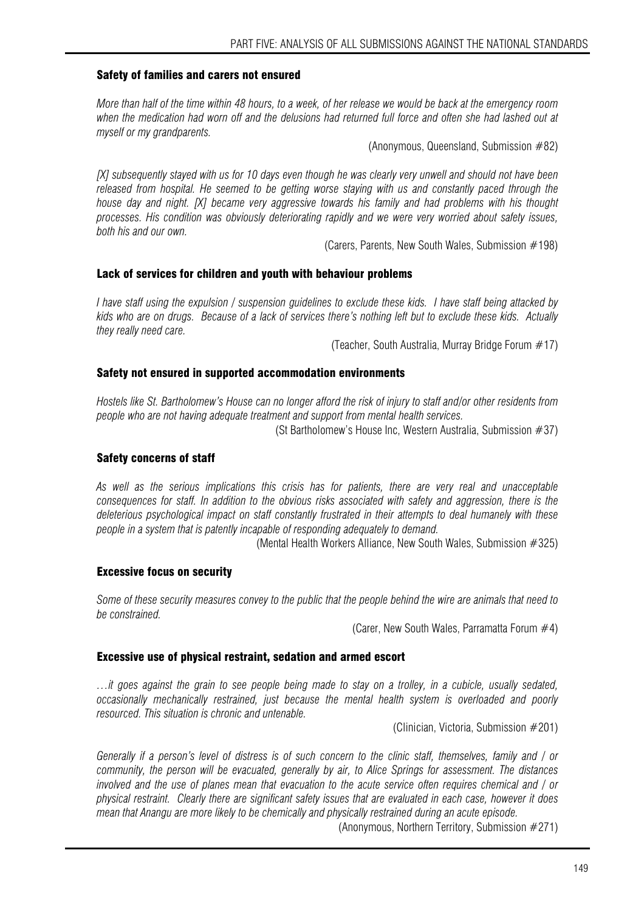#### Safety of families and carers not ensured

*More than half of the time within 48 hours, to a week, of her release we would be back at the emergency room when the medication had worn off and the delusions had returned full force and often she had lashed out at myself or my grandparents.*

(Anonymous, Queensland, Submission #82)

*[X] subsequently stayed with us for 10 days even though he was clearly very unwell and should not have been released from hospital. He seemed to be getting worse staying with us and constantly paced through the house day and night. [X] became very aggressive towards his family and had problems with his thought processes. His condition was obviously deteriorating rapidly and we were very worried about safety issues, both his and our own.*

(Carers, Parents, New South Wales, Submission #198)

#### Lack of services for children and youth with behaviour problems

*I have staff using the expulsion / suspension guidelines to exclude these kids. I have staff being attacked by kids who are on drugs. Because of a lack of services there's nothing left but to exclude these kids. Actually they really need care.*

(Teacher, South Australia, Murray Bridge Forum #17)

#### Safety not ensured in supported accommodation environments

*Hostels like St. Bartholomew's House can no longer afford the risk of injury to staff and/or other residents from people who are not having adequate treatment and support from mental health services.*

(St Bartholomew's House Inc, Western Australia, Submission #37)

#### Safety concerns of staff

*As well as the serious implications this crisis has for patients, there are very real and unacceptable consequences for staff. In addition to the obvious risks associated with safety and aggression, there is the deleterious psychological impact on staff constantly frustrated in their attempts to deal humanely with these people in a system that is patently incapable of responding adequately to demand.*

(Mental Health Workers Alliance, New South Wales, Submission #325)

#### Excessive focus on security

*Some of these security measures convey to the public that the people behind the wire are animals that need to be constrained.*

(Carer, New South Wales, Parramatta Forum #4)

#### Excessive use of physical restraint, sedation and armed escort

*…it goes against the grain to see people being made to stay on a trolley, in a cubicle, usually sedated, occasionally mechanically restrained, just because the mental health system is overloaded and poorly resourced. This situation is chronic and untenable.*

(Clinician, Victoria, Submission #201)

*Generally if a person's level of distress is of such concern to the clinic staff, themselves, family and / or community, the person will be evacuated, generally by air, to Alice Springs for assessment. The distances involved and the use of planes mean that evacuation to the acute service often requires chemical and / or physical restraint. Clearly there are significant safety issues that are evaluated in each case, however it does mean that Anangu are more likely to be chemically and physically restrained during an acute episode.*

(Anonymous, Northern Territory, Submission #271)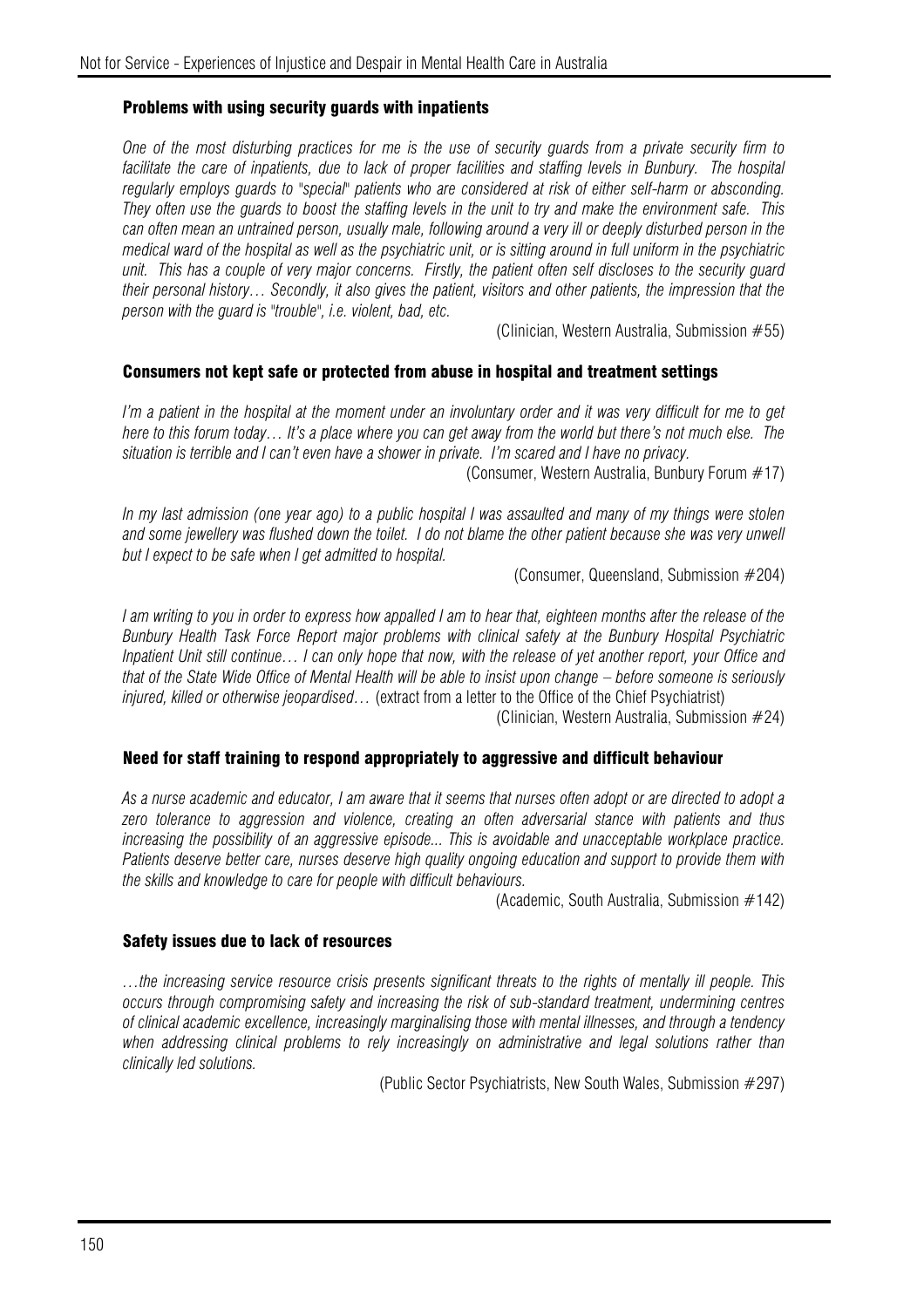### Problems with using security guards with inpatients

*One of the most disturbing practices for me is the use of security guards from a private security firm to facilitate the care of inpatients, due to lack of proper facilities and staffing levels in Bunbury. The hospital regularly employs guards to "special" patients who are considered at risk of either self-harm or absconding. They often use the guards to boost the staffing levels in the unit to try and make the environment safe. This can often mean an untrained person, usually male, following around a very ill or deeply disturbed person in the medical ward of the hospital as well as the psychiatric unit, or is sitting around in full uniform in the psychiatric unit. This has a couple of very major concerns. Firstly, the patient often self discloses to the security guard their personal history… Secondly, it also gives the patient, visitors and other patients, the impression that the person with the guard is "trouble", i.e. violent, bad, etc.*

(Clinician, Western Australia, Submission #55)

### Consumers not kept safe or protected from abuse in hospital and treatment settings

*I'm a patient in the hospital at the moment under an involuntary order and it was very difficult for me to get here to this forum today… It's a place where you can get away from the world but there's not much else. The situation is terrible and I can't even have a shower in private. I'm scared and I have no privacy.*

(Consumer, Western Australia, Bunbury Forum #17)

*In my last admission (one year ago) to a public hospital I was assaulted and many of my things were stolen and some jewellery was flushed down the toilet. I do not blame the other patient because she was very unwell but I expect to be safe when I get admitted to hospital.*

(Consumer, Queensland, Submission #204)

*I am writing to you in order to express how appalled I am to hear that, eighteen months after the release of the Bunbury Health Task Force Report major problems with clinical safety at the Bunbury Hospital Psychiatric Inpatient Unit still continue… I can only hope that now, with the release of yet another report, your Office and that of the State Wide Office of Mental Health will be able to insist upon change – before someone is seriously injured, killed or otherwise jeopardised…* (extract from a letter to the Office of the Chief Psychiatrist)

(Clinician, Western Australia, Submission #24)

### Need for staff training to respond appropriately to aggressive and difficult behaviour

*As a nurse academic and educator, I am aware that it seems that nurses often adopt or are directed to adopt a zero tolerance to aggression and violence, creating an often adversarial stance with patients and thus increasing the possibility of an aggressive episode... This is avoidable and unacceptable workplace practice. Patients deserve better care, nurses deserve high quality ongoing education and support to provide them with the skills and knowledge to care for people with difficult behaviours.*

(Academic, South Australia, Submission #142)

### Safety issues due to lack of resources

*…the increasing service resource crisis presents significant threats to the rights of mentally ill people. This occurs through compromising safety and increasing the risk of sub-standard treatment, undermining centres of clinical academic excellence, increasingly marginalising those with mental illnesses, and through a tendency when addressing clinical problems to rely increasingly on administrative and legal solutions rather than clinically led solutions.*

(Public Sector Psychiatrists, New South Wales, Submission #297)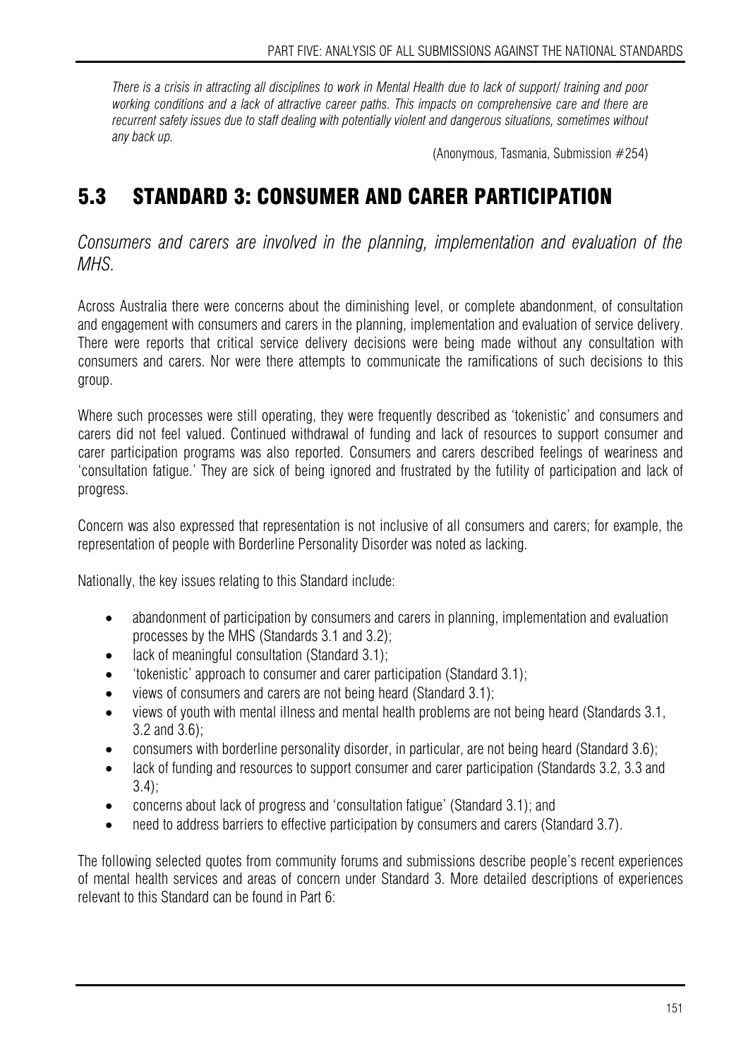*There is a crisis in attracting all disciplines to work in Mental Health due to lack of support/ training and poor working conditions and a lack of attractive career paths. This impacts on comprehensive care and there are recurrent safety issues due to staff dealing with potentially violent and dangerous situations, sometimes without any back up.*

(Anonymous, Tasmania, Submission #254)

## 5.3 STANDARD 3: CONSUMER AND CARER PARTICIPATION

*Consumers and carers are involved in the planning, implementation and evaluation of the MHS.*

Across Australia there were concerns about the diminishing level, or complete abandonment, of consultation and engagement with consumers and carers in the planning, implementation and evaluation of service delivery. There were reports that critical service delivery decisions were being made without any consultation with consumers and carers. Nor were there attempts to communicate the ramifications of such decisions to this group.

Where such processes were still operating, they were frequently described as 'tokenistic' and consumers and carers did not feel valued. Continued withdrawal of funding and lack of resources to support consumer and carer participation programs was also reported. Consumers and carers described feelings of weariness and 'consultation fatigue.' They are sick of being ignored and frustrated by the futility of participation and lack of progress.

Concern was also expressed that representation is not inclusive of all consumers and carers; for example, the representation of people with Borderline Personality Disorder was noted as lacking.

Nationally, the key issues relating to this Standard include:

- abandonment of participation by consumers and carers in planning, implementation and evaluation processes by the MHS (Standards 3.1 and 3.2);
- lack of meaningful consultation (Standard 3.1);
- 'tokenistic' approach to consumer and carer participation (Standard 3.1);
- views of consumers and carers are not being heard (Standard 3.1);
- views of youth with mental illness and mental health problems are not being heard (Standards 3.1, 3.2 and 3.6);
- consumers with borderline personality disorder, in particular, are not being heard (Standard 3.6);
- lack of funding and resources to support consumer and carer participation (Standards 3.2, 3.3 and 3.4);
- concerns about lack of progress and 'consultation fatigue' (Standard 3.1); and
- need to address barriers to effective participation by consumers and carers (Standard 3.7).

The following selected quotes from community forums and submissions describe people's recent experiences of mental health services and areas of concern under Standard 3. More detailed descriptions of experiences relevant to this Standard can be found in Part 6: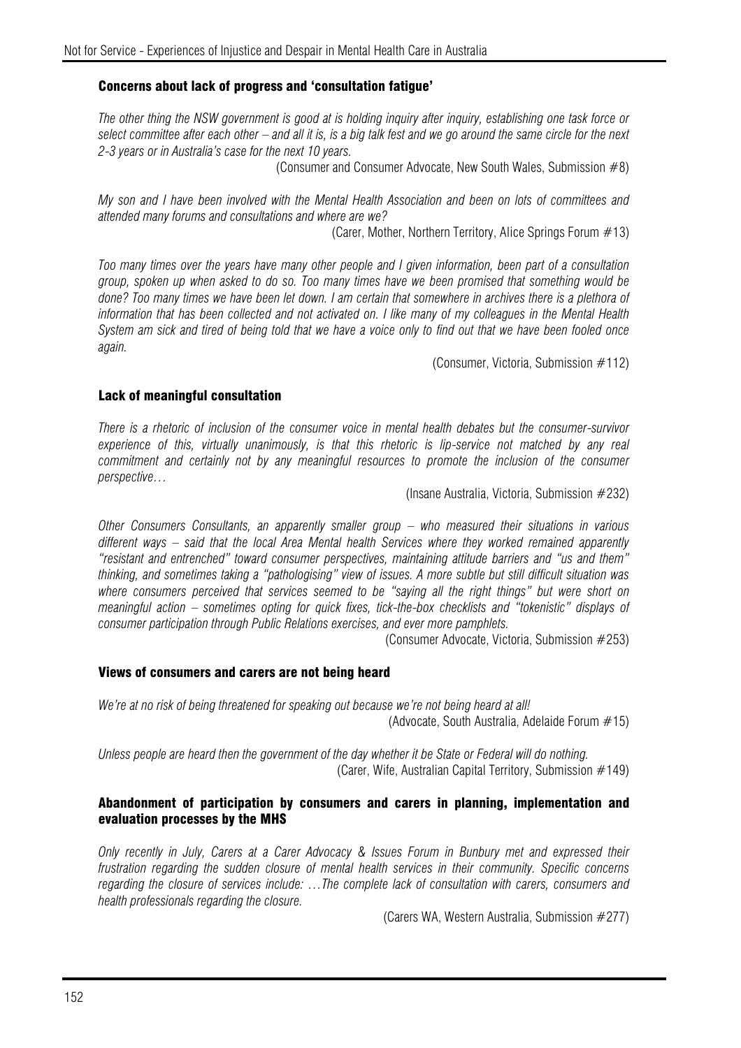#### Concerns about lack of progress and 'consultation fatigue'

*The other thing the NSW government is good at is holding inquiry after inquiry, establishing one task force or select committee after each other – and all it is, is a big talk fest and we go around the same circle for the next 2-3 years or in Australia's case for the next 10 years.*

(Consumer and Consumer Advocate, New South Wales, Submission #8)

*My son and I have been involved with the Mental Health Association and been on lots of committees and attended many forums and consultations and where are we?*

(Carer, Mother, Northern Territory, Alice Springs Forum #13)

*Too many times over the years have many other people and I given information, been part of a consultation group, spoken up when asked to do so. Too many times have we been promised that something would be done? Too many times we have been let down. I am certain that somewhere in archives there is a plethora of information that has been collected and not activated on. I like many of my colleagues in the Mental Health System am sick and tired of being told that we have a voice only to find out that we have been fooled once again.*

(Consumer, Victoria, Submission #112)

#### Lack of meaningful consultation

*There is a rhetoric of inclusion of the consumer voice in mental health debates but the consumer-survivor experience of this, virtually unanimously, is that this rhetoric is lip-service not matched by any real commitment and certainly not by any meaningful resources to promote the inclusion of the consumer perspective…*

(Insane Australia, Victoria, Submission #232)

*Other Consumers Consultants, an apparently smaller group – who measured their situations in various different ways – said that the local Area Mental health Services where they worked remained apparently "resistant and entrenched" toward consumer perspectives, maintaining attitude barriers and "us and them" thinking, and sometimes taking a "pathologising" view of issues. A more subtle but still difficult situation was where consumers perceived that services seemed to be "saying all the right things" but were short on meaningful action – sometimes opting for quick fixes, tick-the-box checklists and "tokenistic" displays of consumer participation through Public Relations exercises, and ever more pamphlets.*

(Consumer Advocate, Victoria, Submission #253)

#### Views of consumers and carers are not being heard

*We're at no risk of being threatened for speaking out because we're not being heard at all!*

(Advocate, South Australia, Adelaide Forum #15)

*Unless people are heard then the government of the day whether it be State or Federal will do nothing.*

(Carer, Wife, Australian Capital Territory, Submission #149)

#### Abandonment of participation by consumers and carers in planning, implementation and evaluation processes by the MHS

*Only recently in July, Carers at a Carer Advocacy & Issues Forum in Bunbury met and expressed their frustration regarding the sudden closure of mental health services in their community. Specific concerns regarding the closure of services include: …The complete lack of consultation with carers, consumers and health professionals regarding the closure.*

(Carers WA, Western Australia, Submission #277)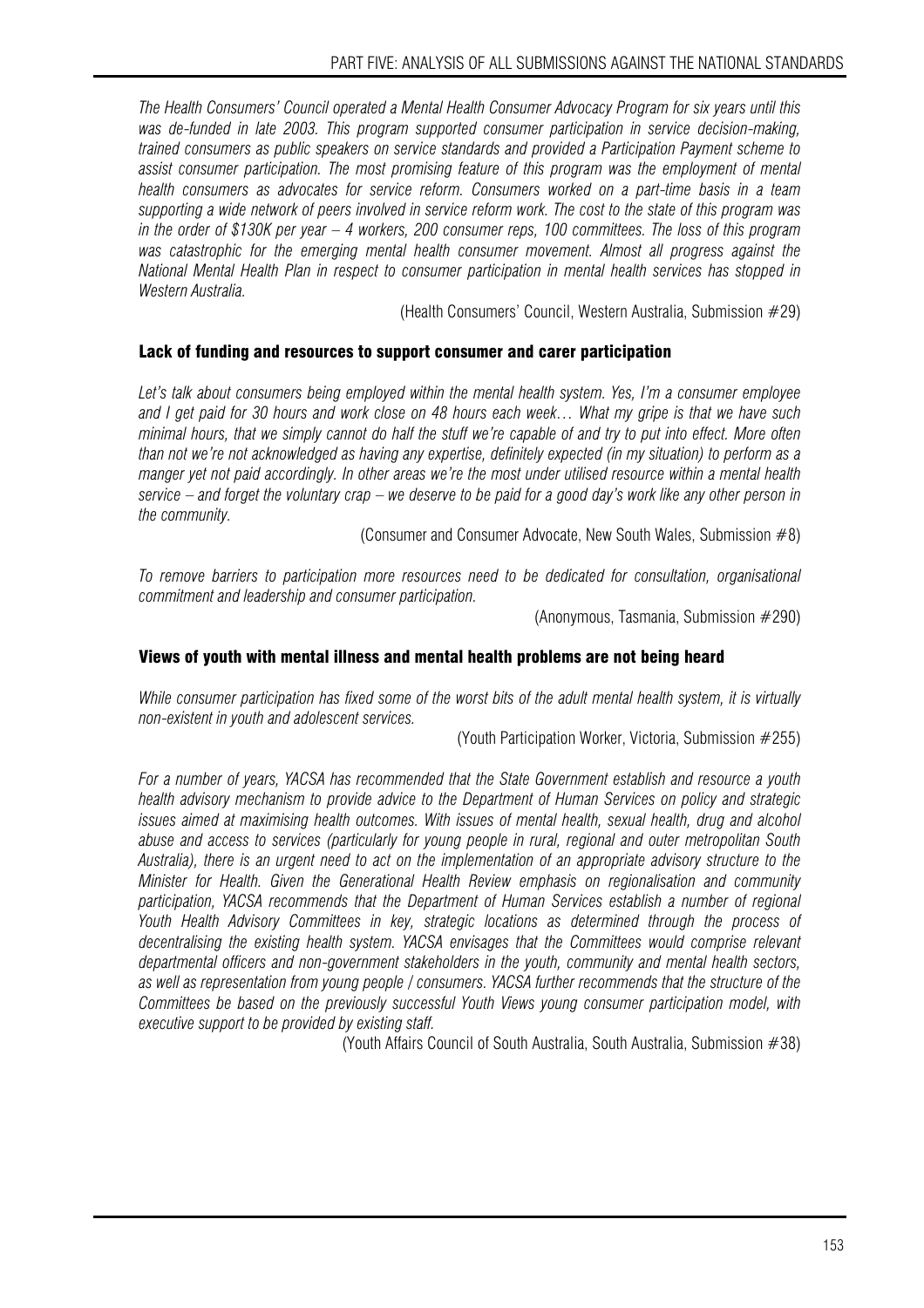*The Health Consumers' Council operated a Mental Health Consumer Advocacy Program for six years until this was de-funded in late 2003. This program supported consumer participation in service decision-making, trained consumers as public speakers on service standards and provided a Participation Payment scheme to assist consumer participation. The most promising feature of this program was the employment of mental health consumers as advocates for service reform. Consumers worked on a part-time basis in a team supporting a wide network of peers involved in service reform work. The cost to the state of this program was in the order of $130K per year – 4 workers, 200 consumer reps, 100 committees. The loss of this program was catastrophic for the emerging mental health consumer movement. Almost all progress against the National Mental Health Plan in respect to consumer participation in mental health services has stopped in Western Australia.*

(Health Consumers' Council, Western Australia, Submission #29)

### Lack of funding and resources to support consumer and carer participation

*Let's talk about consumers being employed within the mental health system. Yes, I'm a consumer employee and I get paid for 30 hours and work close on 48 hours each week… What my gripe is that we have such minimal hours, that we simply cannot do half the stuff we're capable of and try to put into effect. More often than not we're not acknowledged as having any expertise, definitely expected (in my situation) to perform as a manger yet not paid accordingly. In other areas we're the most under utilised resource within a mental health service – and forget the voluntary crap – we deserve to be paid for a good day's work like any other person in the community.*

(Consumer and Consumer Advocate, New South Wales, Submission #8)

*To remove barriers to participation more resources need to be dedicated for consultation, organisational commitment and leadership and consumer participation.*

(Anonymous, Tasmania, Submission #290)

### Views of youth with mental illness and mental health problems are not being heard

*While consumer participation has fixed some of the worst bits of the adult mental health system, it is virtually non-existent in youth and adolescent services.*

(Youth Participation Worker, Victoria, Submission #255)

*For a number of years, YACSA has recommended that the State Government establish and resource a youth health advisory mechanism to provide advice to the Department of Human Services on policy and strategic issues aimed at maximising health outcomes. With issues of mental health, sexual health, drug and alcohol abuse and access to services (particularly for young people in rural, regional and outer metropolitan South Australia), there is an urgent need to act on the implementation of an appropriate advisory structure to the Minister for Health. Given the Generational Health Review emphasis on regionalisation and community participation, YACSA recommends that the Department of Human Services establish a number of regional Youth Health Advisory Committees in key, strategic locations as determined through the process of decentralising the existing health system. YACSA envisages that the Committees would comprise relevant departmental officers and non-government stakeholders in the youth, community and mental health sectors, as well as representation from young people / consumers. YACSA further recommends that the structure of the Committees be based on the previously successful Youth Views young consumer participation model, with executive support to be provided by existing staff.*

(Youth Affairs Council of South Australia, South Australia, Submission #38)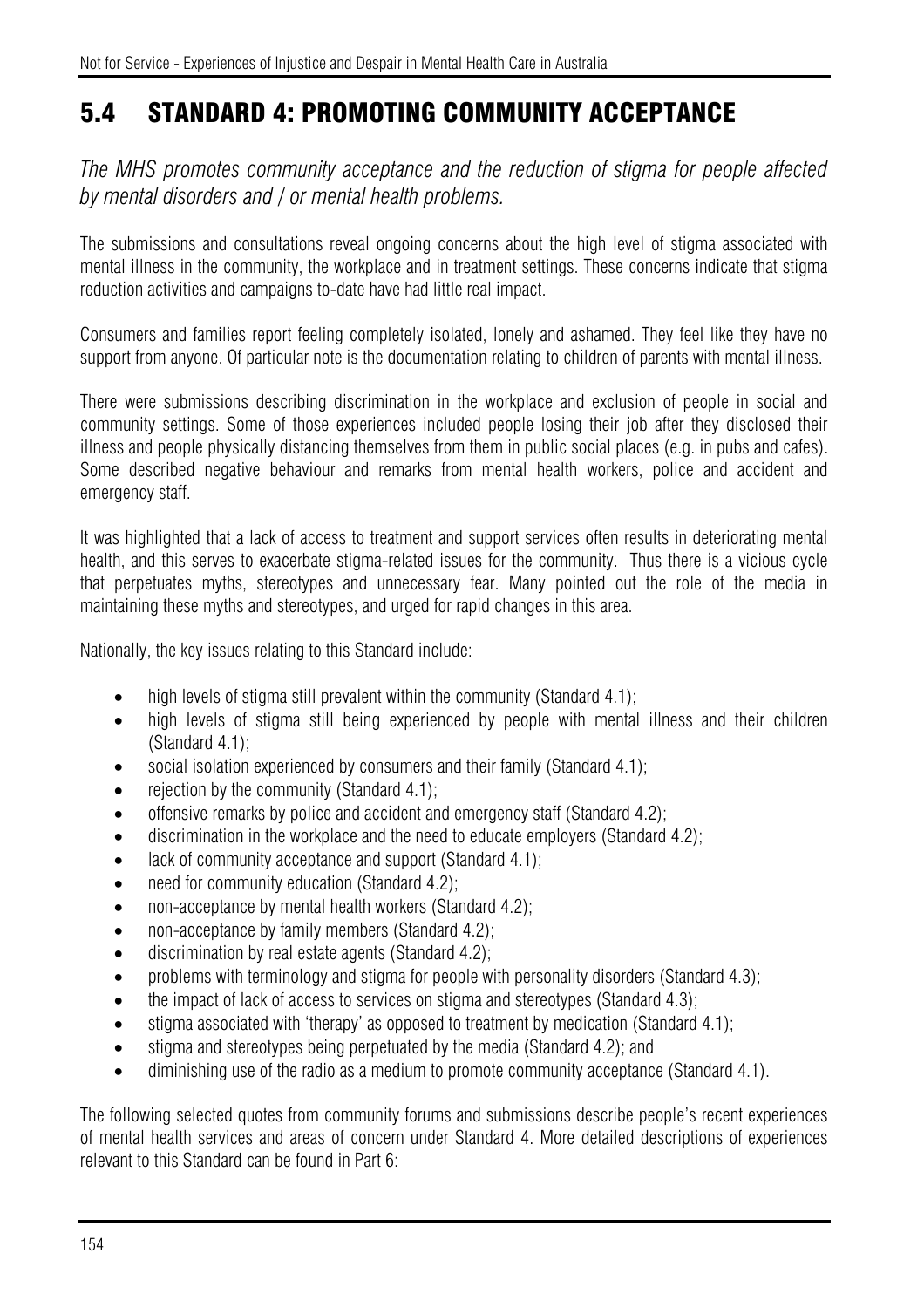## 5.4 STANDARD 4: PROMOTING COMMUNITY ACCEPTANCE

*The MHS promotes community acceptance and the reduction of stigma for people affected by mental disorders and / or mental health problems.*

The submissions and consultations reveal ongoing concerns about the high level of stigma associated with mental illness in the community, the workplace and in treatment settings. These concerns indicate that stigma reduction activities and campaigns to-date have had little real impact.

Consumers and families report feeling completely isolated, lonely and ashamed. They feel like they have no support from anyone. Of particular note is the documentation relating to children of parents with mental illness.

There were submissions describing discrimination in the workplace and exclusion of people in social and community settings. Some of those experiences included people losing their job after they disclosed their illness and people physically distancing themselves from them in public social places (e.g. in pubs and cafes). Some described negative behaviour and remarks from mental health workers, police and accident and emergency staff.

It was highlighted that a lack of access to treatment and support services often results in deteriorating mental health, and this serves to exacerbate stigma-related issues for the community. Thus there is a vicious cycle that perpetuates myths, stereotypes and unnecessary fear. Many pointed out the role of the media in maintaining these myths and stereotypes, and urged for rapid changes in this area.

Nationally, the key issues relating to this Standard include:

- high levels of stigma still prevalent within the community (Standard 4.1);
- high levels of stigma still being experienced by people with mental illness and their children (Standard 4.1);
- social isolation experienced by consumers and their family (Standard 4.1);
- rejection by the community (Standard 4.1);
- offensive remarks by police and accident and emergency staff (Standard 4.2);
- discrimination in the workplace and the need to educate employers (Standard 4.2);
- lack of community acceptance and support (Standard 4.1);
- need for community education (Standard 4.2);
- non-acceptance by mental health workers (Standard 4.2);
- non-acceptance by family members (Standard 4.2);
- discrimination by real estate agents (Standard 4.2);
- problems with terminology and stigma for people with personality disorders (Standard 4.3);
- the impact of lack of access to services on stigma and stereotypes (Standard 4.3);
- stigma associated with 'therapy' as opposed to treatment by medication (Standard 4.1);
- stigma and stereotypes being perpetuated by the media (Standard 4.2); and
- diminishing use of the radio as a medium to promote community acceptance (Standard 4.1).

The following selected quotes from community forums and submissions describe people's recent experiences of mental health services and areas of concern under Standard 4. More detailed descriptions of experiences relevant to this Standard can be found in Part 6: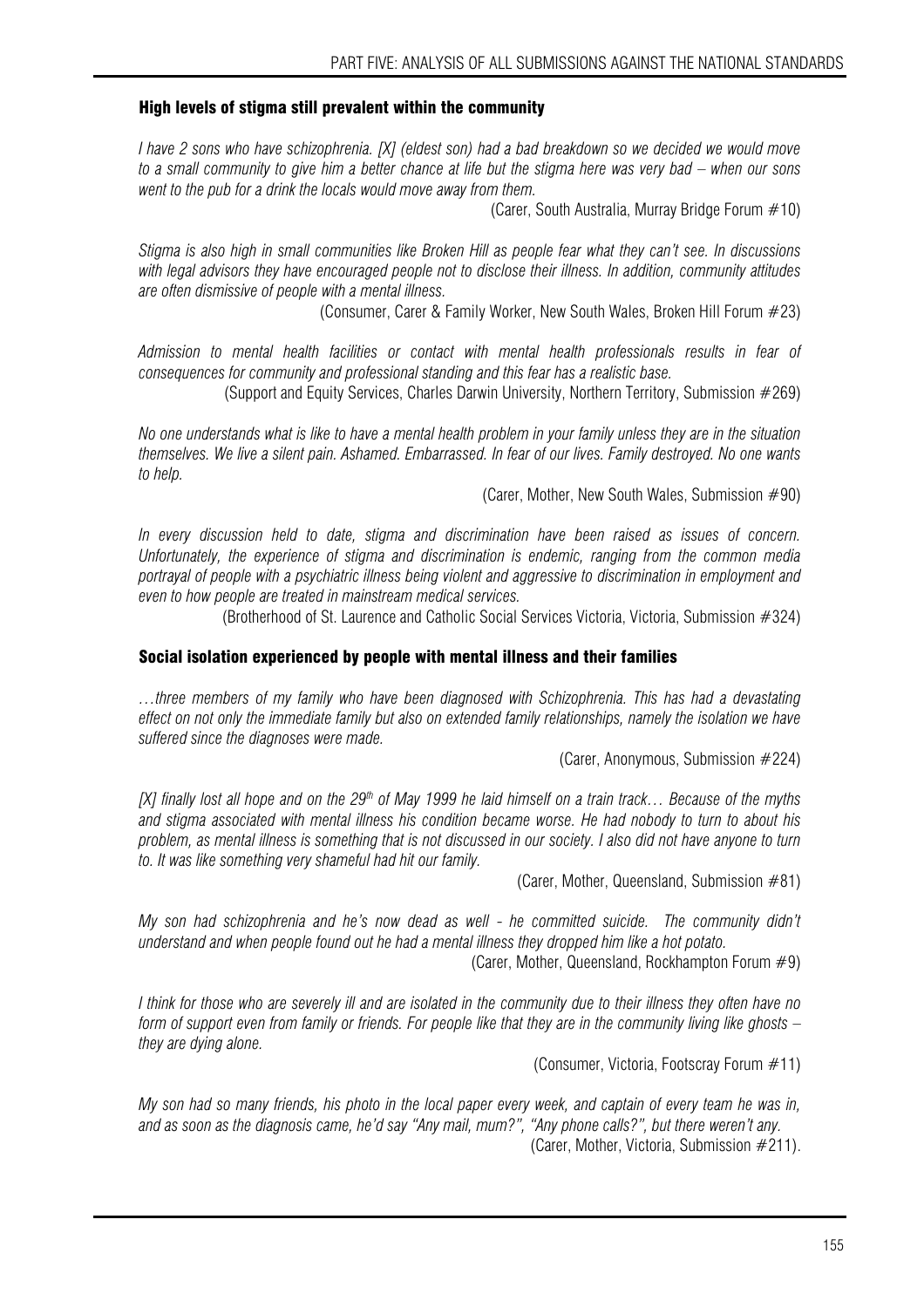### High levels of stigma still prevalent within the community

*I have 2 sons who have schizophrenia. [X] (eldest son) had a bad breakdown so we decided we would move to a small community to give him a better chance at life but the stigma here was very bad – when our sons went to the pub for a drink the locals would move away from them.*

(Carer, South Australia, Murray Bridge Forum #10)

*Stigma is also high in small communities like Broken Hill as people fear what they can't see. In discussions with legal advisors they have encouraged people not to disclose their illness. In addition, community attitudes are often dismissive of people with a mental illness.*

(Consumer, Carer & Family Worker, New South Wales, Broken Hill Forum #23)

*Admission to mental health facilities or contact with mental health professionals results in fear of consequences for community and professional standing and this fear has a realistic base.*

(Support and Equity Services, Charles Darwin University, Northern Territory, Submission #269)

*No one understands what is like to have a mental health problem in your family unless they are in the situation themselves. We live a silent pain. Ashamed. Embarrassed. In fear of our lives. Family destroyed. No one wants to help.*

(Carer, Mother, New South Wales, Submission #90)

*In every discussion held to date, stigma and discrimination have been raised as issues of concern. Unfortunately, the experience of stigma and discrimination is endemic, ranging from the common media portrayal of people with a psychiatric illness being violent and aggressive to discrimination in employment and even to how people are treated in mainstream medical services.*

(Brotherhood of St. Laurence and Catholic Social Services Victoria, Victoria, Submission #324)

### Social isolation experienced by people with mental illness and their families

*…three members of my family who have been diagnosed with Schizophrenia. This has had a devastating effect on not only the immediate family but also on extended family relationships, namely the isolation we have suffered since the diagnoses were made.*

(Carer, Anonymous, Submission #224)

*[X] finally lost all hope and on the 29th of May 1999 he laid himself on a train track… Because of the myths and stigma associated with mental illness his condition became worse. He had nobody to turn to about his problem, as mental illness is something that is not discussed in our society. I also did not have anyone to turn to. It was like something very shameful had hit our family.*

(Carer, Mother, Queensland, Submission #81)

*My son had schizophrenia and he's now dead as well - he committed suicide. The community didn't understand and when people found out he had a mental illness they dropped him like a hot potato.*

(Carer, Mother, Queensland, Rockhampton Forum #9)

*I think for those who are severely ill and are isolated in the community due to their illness they often have no form of support even from family or friends. For people like that they are in the community living like ghosts – they are dying alone.*

(Consumer, Victoria, Footscray Forum #11)

*My son had so many friends, his photo in the local paper every week, and captain of every team he was in, and as soon as the diagnosis came, he'd say "Any mail, mum?", "Any phone calls?", but there weren't any.*

(Carer, Mother, Victoria, Submission #211).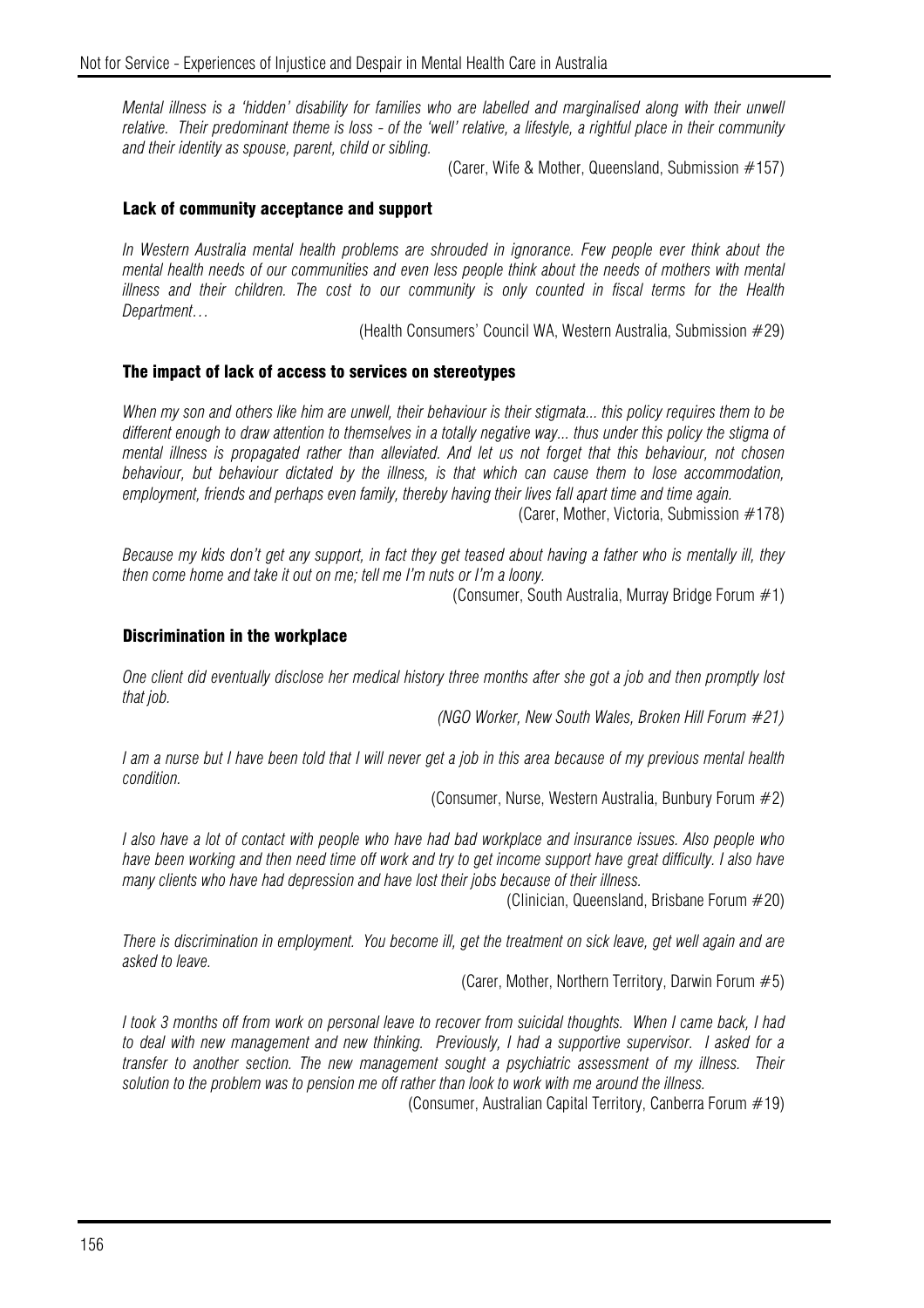*Mental illness is a 'hidden' disability for families who are labelled and marginalised along with their unwell relative. Their predominant theme is loss - of the 'well' relative, a lifestyle, a rightful place in their community and their identity as spouse, parent, child or sibling.*

(Carer, Wife & Mother, Queensland, Submission #157)

### Lack of community acceptance and support

*In Western Australia mental health problems are shrouded in ignorance. Few people ever think about the mental health needs of our communities and even less people think about the needs of mothers with mental illness and their children. The cost to our community is only counted in fiscal terms for the Health Department…*

(Health Consumers' Council WA, Western Australia, Submission #29)

### The impact of lack of access to services on stereotypes

*When my son and others like him are unwell, their behaviour is their stigmata... this policy requires them to be different enough to draw attention to themselves in a totally negative way... thus under this policy the stigma of mental illness is propagated rather than alleviated. And let us not forget that this behaviour, not chosen behaviour, but behaviour dictated by the illness, is that which can cause them to lose accommodation, employment, friends and perhaps even family, thereby having their lives fall apart time and time again.*

(Carer, Mother, Victoria, Submission #178)

*Because my kids don't get any support, in fact they get teased about having a father who is mentally ill, they then come home and take it out on me; tell me I'm nuts or I'm a loony.*

(Consumer, South Australia, Murray Bridge Forum #1)

### Discrimination in the workplace

*One client did eventually disclose her medical history three months after she got a job and then promptly lost that job.*

*(NGO Worker, New South Wales, Broken Hill Forum #21)*

*I am a nurse but I have been told that I will never get a job in this area because of my previous mental health condition.*

(Consumer, Nurse, Western Australia, Bunbury Forum #2)

*I also have a lot of contact with people who have had bad workplace and insurance issues. Also people who have been working and then need time off work and try to get income support have great difficulty. I also have many clients who have had depression and have lost their jobs because of their illness.*

(Clinician, Queensland, Brisbane Forum #20)

*There is discrimination in employment. You become ill, get the treatment on sick leave, get well again and are asked to leave.*

(Carer, Mother, Northern Territory, Darwin Forum #5)

*I took 3 months off from work on personal leave to recover from suicidal thoughts. When I came back, I had to deal with new management and new thinking. Previously, I had a supportive supervisor. I asked for a transfer to another section. The new management sought a psychiatric assessment of my illness. Their solution to the problem was to pension me off rather than look to work with me around the illness.*

(Consumer, Australian Capital Territory, Canberra Forum #19)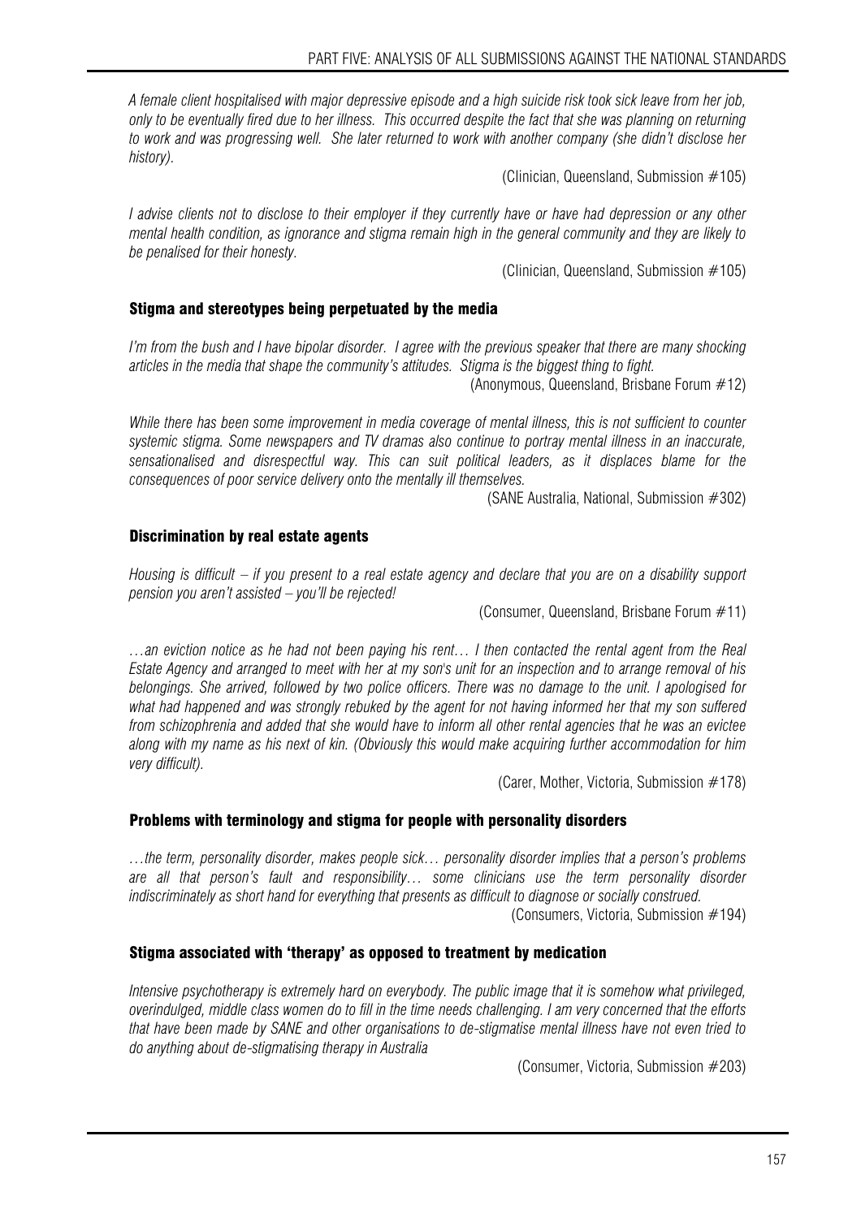*A female client hospitalised with major depressive episode and a high suicide risk took sick leave from her job, only to be eventually fired due to her illness. This occurred despite the fact that she was planning on returning to work and was progressing well. She later returned to work with another company (she didn't disclose her history).*

(Clinician, Queensland, Submission #105)

*I advise clients not to disclose to their employer if they currently have or have had depression or any other mental health condition, as ignorance and stigma remain high in the general community and they are likely to be penalised for their honesty.*

(Clinician, Queensland, Submission #105)

### Stigma and stereotypes being perpetuated by the media

*I'm from the bush and I have bipolar disorder. I agree with the previous speaker that there are many shocking articles in the media that shape the community's attitudes. Stigma is the biggest thing to fight.*

(Anonymous, Queensland, Brisbane Forum #12)

*While there has been some improvement in media coverage of mental illness, this is not sufficient to counter systemic stigma. Some newspapers and TV dramas also continue to portray mental illness in an inaccurate, sensationalised and disrespectful way. This can suit political leaders, as it displaces blame for the consequences of poor service delivery onto the mentally ill themselves.*

(SANE Australia, National, Submission #302)

### Discrimination by real estate agents

*Housing is difficult – if you present to a real estate agency and declare that you are on a disability support pension you aren't assisted – you'll be rejected!*

(Consumer, Queensland, Brisbane Forum #11)

*…an eviction notice as he had not been paying his rent… I then contacted the rental agent from the Real Estate Agency and arranged to meet with her at my son's unit for an inspection and to arrange removal of his belongings. She arrived, followed by two police officers. There was no damage to the unit. I apologised for what had happened and was strongly rebuked by the agent for not having informed her that my son suffered from schizophrenia and added that she would have to inform all other rental agencies that he was an evictee along with my name as his next of kin. (Obviously this would make acquiring further accommodation for him very difficult).*

(Carer, Mother, Victoria, Submission #178)

### Problems with terminology and stigma for people with personality disorders

*…the term, personality disorder, makes people sick… personality disorder implies that a person's problems are all that person's fault and responsibility… some clinicians use the term personality disorder indiscriminately as short hand for everything that presents as difficult to diagnose or socially construed.*

(Consumers, Victoria, Submission #194)

### Stigma associated with 'therapy' as opposed to treatment by medication

*Intensive psychotherapy is extremely hard on everybody. The public image that it is somehow what privileged, overindulged, middle class women do to fill in the time needs challenging. I am very concerned that the efforts that have been made by SANE and other organisations to de-stigmatise mental illness have not even tried to do anything about de-stigmatising therapy in Australia*

(Consumer, Victoria, Submission #203)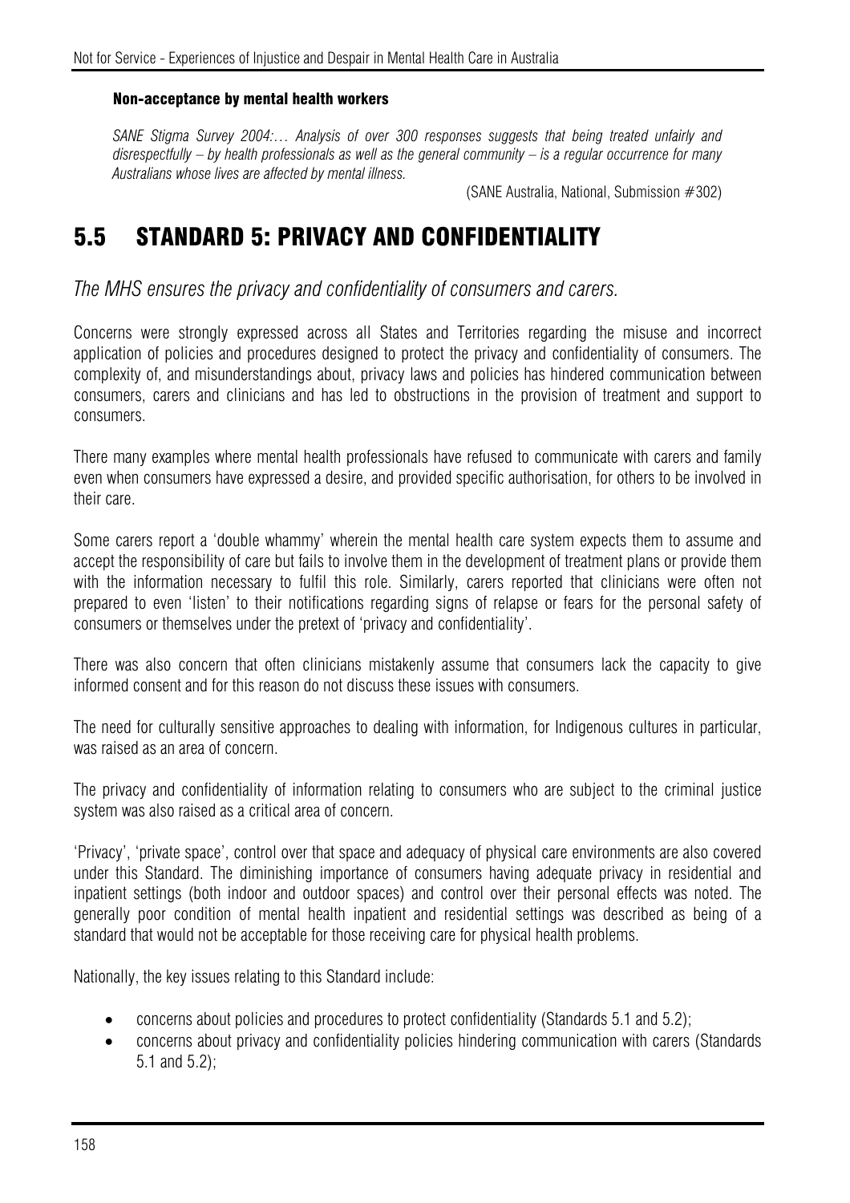#### Non-acceptance by mental health workers

*SANE Stigma Survey 2004:… Analysis of over 300 responses suggests that being treated unfairly and disrespectfully – by health professionals as well as the general community – is a regular occurrence for many Australians whose lives are affected by mental illness.*

(SANE Australia, National, Submission #302)

## 5.5 STANDARD 5: PRIVACY AND CONFIDENTIALITY

*The MHS ensures the privacy and confidentiality of consumers and carers.*

Concerns were strongly expressed across all States and Territories regarding the misuse and incorrect application of policies and procedures designed to protect the privacy and confidentiality of consumers. The complexity of, and misunderstandings about, privacy laws and policies has hindered communication between consumers, carers and clinicians and has led to obstructions in the provision of treatment and support to consumers.

There many examples where mental health professionals have refused to communicate with carers and family even when consumers have expressed a desire, and provided specific authorisation, for others to be involved in their care.

Some carers report a 'double whammy' wherein the mental health care system expects them to assume and accept the responsibility of care but fails to involve them in the development of treatment plans or provide them with the information necessary to fulfil this role. Similarly, carers reported that clinicians were often not prepared to even 'listen' to their notifications regarding signs of relapse or fears for the personal safety of consumers or themselves under the pretext of 'privacy and confidentiality'.

There was also concern that often clinicians mistakenly assume that consumers lack the capacity to give informed consent and for this reason do not discuss these issues with consumers.

The need for culturally sensitive approaches to dealing with information, for Indigenous cultures in particular, was raised as an area of concern.

The privacy and confidentiality of information relating to consumers who are subject to the criminal justice system was also raised as a critical area of concern.

'Privacy', 'private space', control over that space and adequacy of physical care environments are also covered under this Standard. The diminishing importance of consumers having adequate privacy in residential and inpatient settings (both indoor and outdoor spaces) and control over their personal effects was noted. The generally poor condition of mental health inpatient and residential settings was described as being of a standard that would not be acceptable for those receiving care for physical health problems.

Nationally, the key issues relating to this Standard include:

- concerns about policies and procedures to protect confidentiality (Standards 5.1 and 5.2);
- concerns about privacy and confidentiality policies hindering communication with carers (Standards 5.1 and 5.2);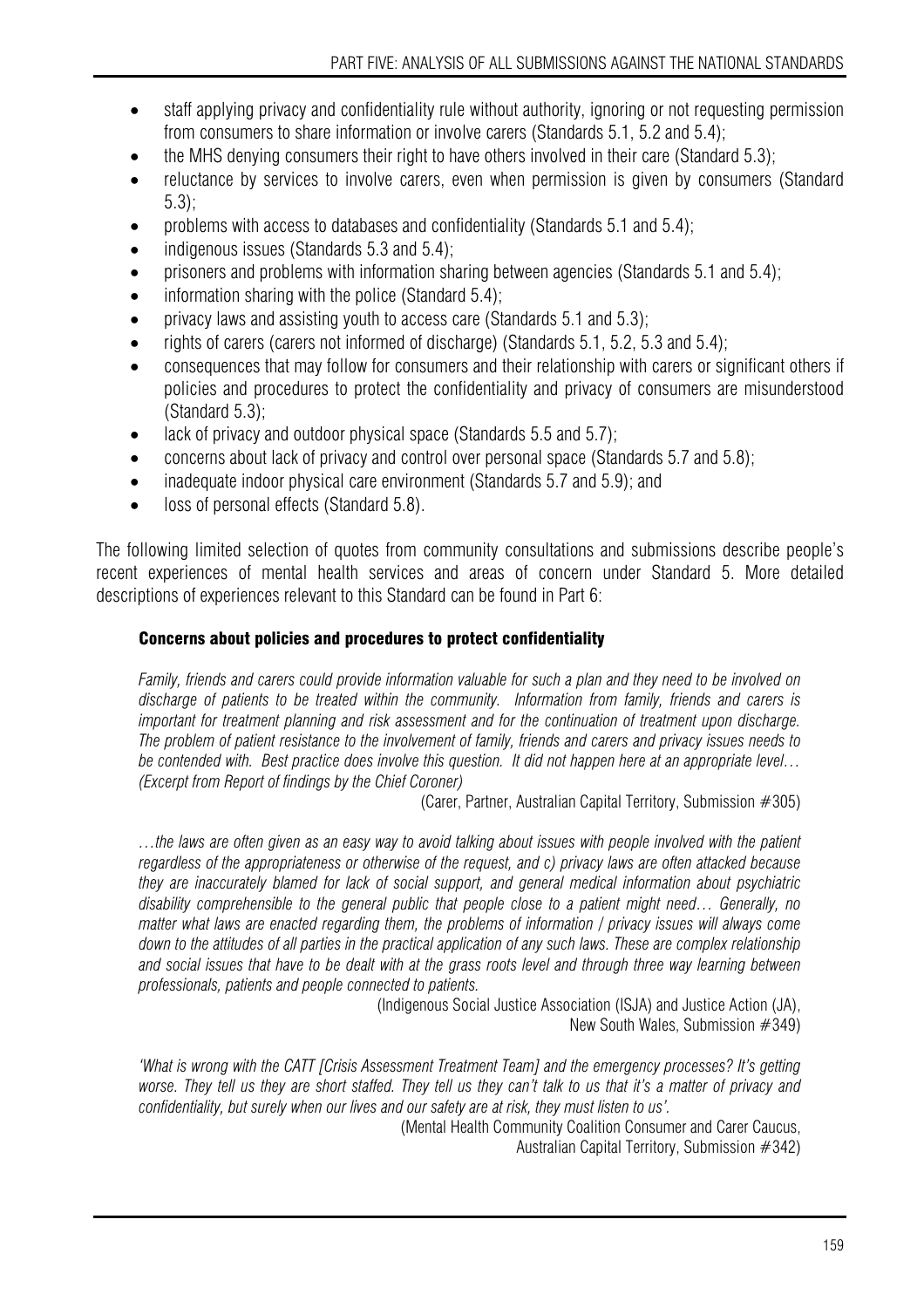- staff applying privacy and confidentiality rule without authority, ignoring or not requesting permission from consumers to share information or involve carers (Standards 5.1, 5.2 and 5.4);
- the MHS denying consumers their right to have others involved in their care (Standard 5.3);
- reluctance by services to involve carers, even when permission is given by consumers (Standard 5.3);
- problems with access to databases and confidentiality (Standards 5.1 and 5.4);
- indigenous issues (Standards 5.3 and 5.4);
- prisoners and problems with information sharing between agencies (Standards 5.1 and 5.4);
- information sharing with the police (Standard 5.4);
- privacy laws and assisting youth to access care (Standards 5.1 and 5.3);
- rights of carers (carers not informed of discharge) (Standards 5.1, 5.2, 5.3 and 5.4);
- consequences that may follow for consumers and their relationship with carers or significant others if policies and procedures to protect the confidentiality and privacy of consumers are misunderstood (Standard 5.3);
- lack of privacy and outdoor physical space (Standards 5.5 and 5.7);
- concerns about lack of privacy and control over personal space (Standards 5.7 and 5.8);
- inadequate indoor physical care environment (Standards 5.7 and 5.9); and
- loss of personal effects (Standard 5.8).

The following limited selection of quotes from community consultations and submissions describe people's recent experiences of mental health services and areas of concern under Standard 5. More detailed descriptions of experiences relevant to this Standard can be found in Part 6:

#### Concerns about policies and procedures to protect confidentiality

> *Family, friends and carers could provide information valuable for such a plan and they need to be involved on discharge of patients to be treated within the community. Information from family, friends and carers is important for treatment planning and risk assessment and for the continuation of treatment upon discharge. The problem of patient resistance to the involvement of family, friends and carers and privacy issues needs to be contended with. Best practice does involve this question. It did not happen here at an appropriate level… (Excerpt from Report of findings by the Chief Coroner)*
>
> (Carer, Partner, Australian Capital Territory, Submission #305)

> *…the laws are often given as an easy way to avoid talking about issues with people involved with the patient regardless of the appropriateness or otherwise of the request, and c) privacy laws are often attacked because they are inaccurately blamed for lack of social support, and general medical information about psychiatric disability comprehensible to the general public that people close to a patient might need… Generally, no matter what laws are enacted regarding them, the problems of information / privacy issues will always come down to the attitudes of all parties in the practical application of any such laws. These are complex relationship and social issues that have to be dealt with at the grass roots level and through three way learning between professionals, patients and people connected to patients.*
>
> (Indigenous Social Justice Association (ISJA) and Justice Action (JA), New South Wales, Submission #349)

> *'What is wrong with the CATT [Crisis Assessment Treatment Team] and the emergency processes? It's getting worse. They tell us they are short staffed. They tell us they can't talk to us that it's a matter of privacy and confidentiality, but surely when our lives and our safety are at risk, they must listen to us'.*
>
> (Mental Health Community Coalition Consumer and Carer Caucus, Australian Capital Territory, Submission #342)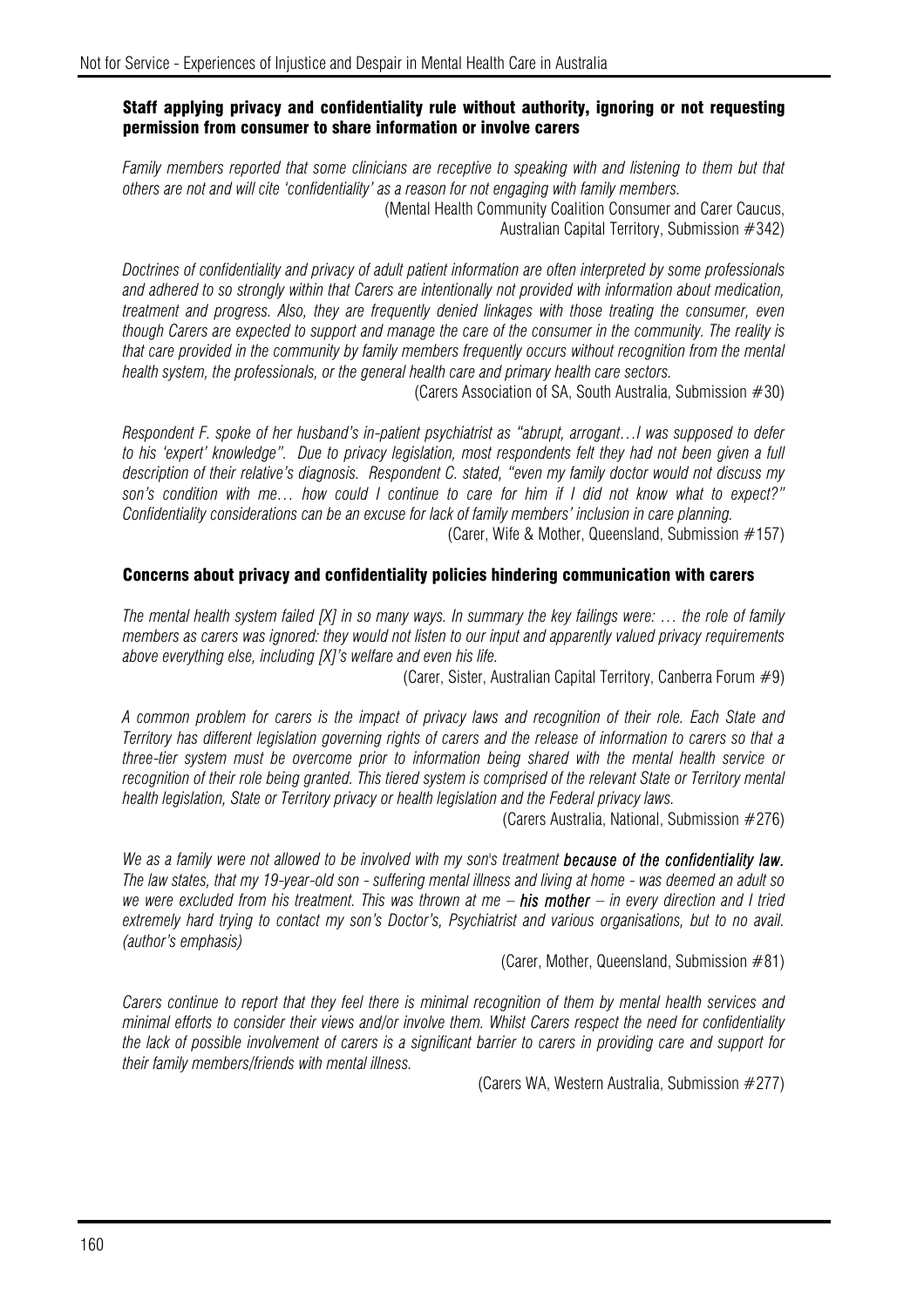### Staff applying privacy and confidentiality rule without authority, ignoring or not requesting permission from consumer to share information or involve carers

*Family members reported that some clinicians are receptive to speaking with and listening to them but that others are not and will cite 'confidentiality' as a reason for not engaging with family members.*

(Mental Health Community Coalition Consumer and Carer Caucus, Australian Capital Territory, Submission #342)

*Doctrines of confidentiality and privacy of adult patient information are often interpreted by some professionals and adhered to so strongly within that Carers are intentionally not provided with information about medication, treatment and progress. Also, they are frequently denied linkages with those treating the consumer, even though Carers are expected to support and manage the care of the consumer in the community. The reality is that care provided in the community by family members frequently occurs without recognition from the mental health system, the professionals, or the general health care and primary health care sectors.*

(Carers Association of SA, South Australia, Submission #30)

*Respondent F. spoke of her husband's in-patient psychiatrist as "abrupt, arrogant…I was supposed to defer to his 'expert' knowledge". Due to privacy legislation, most respondents felt they had not been given a full description of their relative's diagnosis. Respondent C. stated, "even my family doctor would not discuss my son's condition with me… how could I continue to care for him if I did not know what to expect?" Confidentiality considerations can be an excuse for lack of family members' inclusion in care planning.*

(Carer, Wife & Mother, Queensland, Submission #157)

### Concerns about privacy and confidentiality policies hindering communication with carers

*The mental health system failed [X] in so many ways. In summary the key failings were: … the role of family members as carers was ignored: they would not listen to our input and apparently valued privacy requirements above everything else, including [X]'s welfare and even his life.*

(Carer, Sister, Australian Capital Territory, Canberra Forum #9)

*A common problem for carers is the impact of privacy laws and recognition of their role. Each State and Territory has different legislation governing rights of carers and the release of information to carers so that a three-tier system must be overcome prior to information being shared with the mental health service or recognition of their role being granted. This tiered system is comprised of the relevant State or Territory mental health legislation, State or Territory privacy or health legislation and the Federal privacy laws.*

(Carers Australia, National, Submission #276)

*We as a family were not allowed to be involved with my son's treatment **because of the confidentiality law.** The law states, that my 19-year-old son - suffering mental illness and living at home - was deemed an adult so we were excluded from his treatment. This was thrown at me – **his mother** – in every direction and I tried extremely hard trying to contact my son's Doctor's, Psychiatrist and various organisations, but to no avail. (author's emphasis)*

(Carer, Mother, Queensland, Submission #81)

*Carers continue to report that they feel there is minimal recognition of them by mental health services and minimal efforts to consider their views and/or involve them. Whilst Carers respect the need for confidentiality the lack of possible involvement of carers is a significant barrier to carers in providing care and support for their family members/friends with mental illness.*

(Carers WA, Western Australia, Submission #277)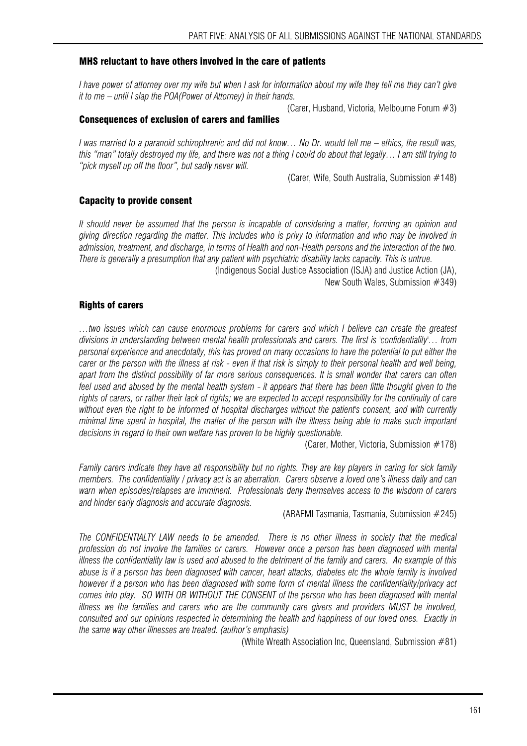### MHS reluctant to have others involved in the care of patients

*I have power of attorney over my wife but when I ask for information about my wife they tell me they can't give it to me – until I slap the POA(Power of Attorney) in their hands.*

(Carer, Husband, Victoria, Melbourne Forum #3)

### Consequences of exclusion of carers and families

*I was married to a paranoid schizophrenic and did not know… No Dr. would tell me – ethics, the result was, this "man" totally destroyed my life, and there was not a thing I could do about that legally… I am still trying to "pick myself up off the floor", but sadly never will.*

(Carer, Wife, South Australia, Submission #148)

### Capacity to provide consent

*It should never be assumed that the person is incapable of considering a matter, forming an opinion and giving direction regarding the matter. This includes who is privy to information and who may be involved in admission, treatment, and discharge, in terms of Health and non-Health persons and the interaction of the two. There is generally a presumption that any patient with psychiatric disability lacks capacity. This is untrue.*

(Indigenous Social Justice Association (ISJA) and Justice Action (JA), New South Wales, Submission #349)

### Rights of carers

*…two issues which can cause enormous problems for carers and which I believe can create the greatest divisions in understanding between mental health professionals and carers. The first is 'confidentiality'… from personal experience and anecdotally, this has proved on many occasions to have the potential to put either the carer or the person with the illness at risk - even if that risk is simply to their personal health and well being, apart from the distinct possibility of far more serious consequences. It is small wonder that carers can often feel used and abused by the mental health system - it appears that there has been little thought given to the rights of carers, or rather their lack of rights; we are expected to accept responsibility for the continuity of care without even the right to be informed of hospital discharges without the patient's consent, and with currently minimal time spent in hospital, the matter of the person with the illness being able to make such important decisions in regard to their own welfare has proven to be highly questionable.*

(Carer, Mother, Victoria, Submission #178)

*Family carers indicate they have all responsibility but no rights. They are key players in caring for sick family members. The confidentiality / privacy act is an aberration. Carers observe a loved one's illness daily and can warn when episodes/relapses are imminent. Professionals deny themselves access to the wisdom of carers and hinder early diagnosis and accurate diagnosis.*

(ARAFMI Tasmania, Tasmania, Submission #245)

*The CONFIDENTIALTY LAW needs to be amended. There is no other illness in society that the medical profession do not involve the families or carers. However once a person has been diagnosed with mental illness the confidentiality law is used and abused to the detriment of the family and carers. An example of this abuse is if a person has been diagnosed with cancer, heart attacks, diabetes etc the whole family is involved however if a person who has been diagnosed with some form of mental illness the confidentiality/privacy act comes into play. SO WITH OR WITHOUT THE CONSENT of the person who has been diagnosed with mental illness we the families and carers who are the community care givers and providers MUST be involved, consulted and our opinions respected in determining the health and happiness of our loved ones. Exactly in the same way other illnesses are treated. (author's emphasis)*

(White Wreath Association Inc, Queensland, Submission #81)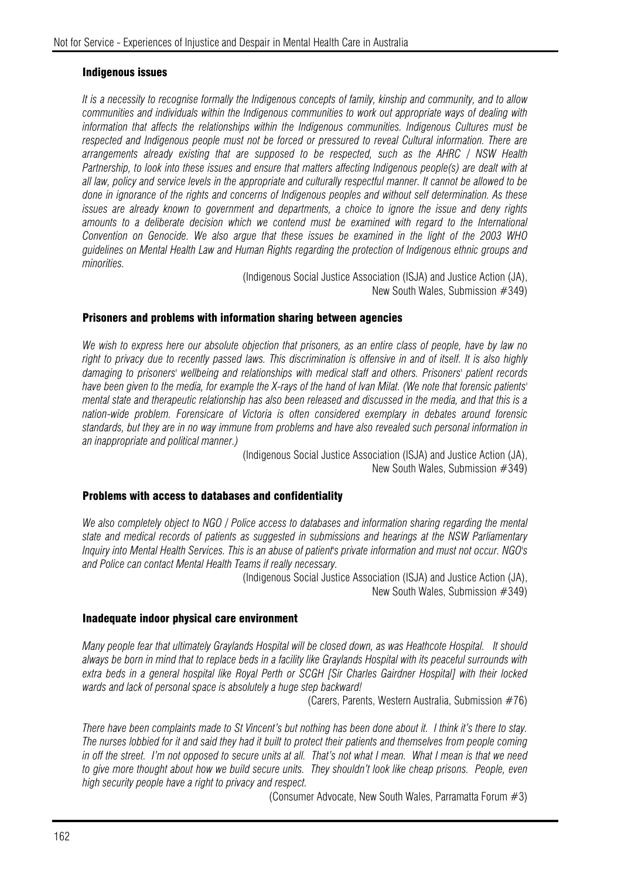### Indigenous issues

*It is a necessity to recognise formally the Indigenous concepts of family, kinship and community, and to allow communities and individuals within the Indigenous communities to work out appropriate ways of dealing with information that affects the relationships within the Indigenous communities. Indigenous Cultures must be respected and Indigenous people must not be forced or pressured to reveal Cultural information. There are arrangements already existing that are supposed to be respected, such as the AHRC / NSW Health Partnership, to look into these issues and ensure that matters affecting Indigenous people(s) are dealt with at all law, policy and service levels in the appropriate and culturally respectful manner. It cannot be allowed to be done in ignorance of the rights and concerns of Indigenous peoples and without self determination. As these issues are already known to government and departments, a choice to ignore the issue and deny rights amounts to a deliberate decision which we contend must be examined with regard to the International Convention on Genocide. We also argue that these issues be examined in the light of the 2003 WHO guidelines on Mental Health Law and Human Rights regarding the protection of Indigenous ethnic groups and minorities.*

(Indigenous Social Justice Association (ISJA) and Justice Action (JA), New South Wales, Submission #349)

### Prisoners and problems with information sharing between agencies

*We wish to express here our absolute objection that prisoners, as an entire class of people, have by law no right to privacy due to recently passed laws. This discrimination is offensive in and of itself. It is also highly damaging to prisoners' wellbeing and relationships with medical staff and others. Prisoners' patient records have been given to the media, for example the X-rays of the hand of Ivan Milat. (We note that forensic patients' mental state and therapeutic relationship has also been released and discussed in the media, and that this is a nation-wide problem. Forensicare of Victoria is often considered exemplary in debates around forensic standards, but they are in no way immune from problems and have also revealed such personal information in an inappropriate and political manner.)*

(Indigenous Social Justice Association (ISJA) and Justice Action (JA), New South Wales, Submission #349)

### Problems with access to databases and confidentiality

*We also completely object to NGO / Police access to databases and information sharing regarding the mental state and medical records of patients as suggested in submissions and hearings at the NSW Parliamentary Inquiry into Mental Health Services. This is an abuse of patient's private information and must not occur. NGO's and Police can contact Mental Health Teams if really necessary.*

(Indigenous Social Justice Association (ISJA) and Justice Action (JA), New South Wales, Submission #349)

### Inadequate indoor physical care environment

*Many people fear that ultimately Graylands Hospital will be closed down, as was Heathcote Hospital. It should always be born in mind that to replace beds in a facility like Graylands Hospital with its peaceful surrounds with extra beds in a general hospital like Royal Perth or SCGH [Sir Charles Gairdner Hospital] with their locked wards and lack of personal space is absolutely a huge step backward!*

(Carers, Parents, Western Australia, Submission #76)

*There have been complaints made to St Vincent's but nothing has been done about it. I think it's there to stay. The nurses lobbied for it and said they had it built to protect their patients and themselves from people coming in off the street. I'm not opposed to secure units at all. That's not what I mean. What I mean is that we need to give more thought about how we build secure units. They shouldn't look like cheap prisons. People, even high security people have a right to privacy and respect.*

(Consumer Advocate, New South Wales, Parramatta Forum #3)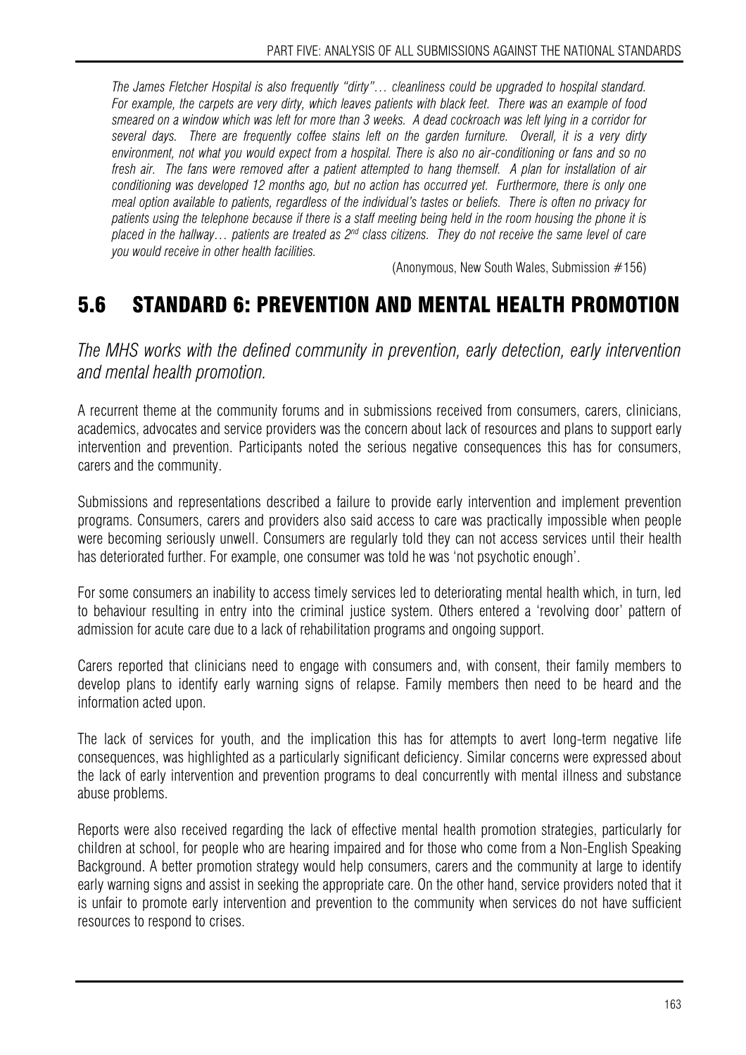*The James Fletcher Hospital is also frequently "dirty"… cleanliness could be upgraded to hospital standard. For example, the carpets are very dirty, which leaves patients with black feet. There was an example of food smeared on a window which was left for more than 3 weeks. A dead cockroach was left lying in a corridor for several days. There are frequently coffee stains left on the garden furniture. Overall, it is a very dirty environment, not what you would expect from a hospital. There is also no air-conditioning or fans and so no fresh air. The fans were removed after a patient attempted to hang themself. A plan for installation of air conditioning was developed 12 months ago, but no action has occurred yet. Furthermore, there is only one meal option available to patients, regardless of the individual's tastes or beliefs. There is often no privacy for patients using the telephone because if there is a staff meeting being held in the room housing the phone it is placed in the hallway… patients are treated as 2nd class citizens. They do not receive the same level of care you would receive in other health facilities.*

(Anonymous, New South Wales, Submission #156)

## 5.6 STANDARD 6: PREVENTION AND MENTAL HEALTH PROMOTION

*The MHS works with the defined community in prevention, early detection, early intervention and mental health promotion.*

A recurrent theme at the community forums and in submissions received from consumers, carers, clinicians, academics, advocates and service providers was the concern about lack of resources and plans to support early intervention and prevention. Participants noted the serious negative consequences this has for consumers, carers and the community.

Submissions and representations described a failure to provide early intervention and implement prevention programs. Consumers, carers and providers also said access to care was practically impossible when people were becoming seriously unwell. Consumers are regularly told they can not access services until their health has deteriorated further. For example, one consumer was told he was 'not psychotic enough'.

For some consumers an inability to access timely services led to deteriorating mental health which, in turn, led to behaviour resulting in entry into the criminal justice system. Others entered a 'revolving door' pattern of admission for acute care due to a lack of rehabilitation programs and ongoing support.

Carers reported that clinicians need to engage with consumers and, with consent, their family members to develop plans to identify early warning signs of relapse. Family members then need to be heard and the information acted upon.

The lack of services for youth, and the implication this has for attempts to avert long-term negative life consequences, was highlighted as a particularly significant deficiency. Similar concerns were expressed about the lack of early intervention and prevention programs to deal concurrently with mental illness and substance abuse problems.

Reports were also received regarding the lack of effective mental health promotion strategies, particularly for children at school, for people who are hearing impaired and for those who come from a Non-English Speaking Background. A better promotion strategy would help consumers, carers and the community at large to identify early warning signs and assist in seeking the appropriate care. On the other hand, service providers noted that it is unfair to promote early intervention and prevention to the community when services do not have sufficient resources to respond to crises.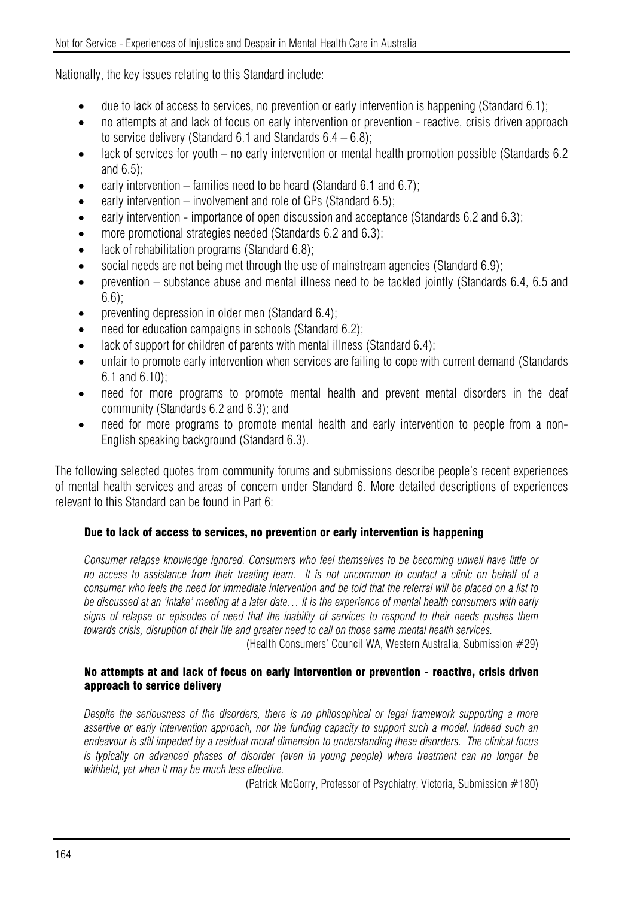Nationally, the key issues relating to this Standard include:

- due to lack of access to services, no prevention or early intervention is happening (Standard 6.1);
- no attempts at and lack of focus on early intervention or prevention - reactive, crisis driven approach to service delivery (Standard 6.1 and Standards 6.4 – 6.8);
- lack of services for youth – no early intervention or mental health promotion possible (Standards 6.2 and 6.5);
- early intervention – families need to be heard (Standard 6.1 and 6.7);
- early intervention – involvement and role of GPs (Standard 6.5);
- early intervention - importance of open discussion and acceptance (Standards 6.2 and 6.3);
- more promotional strategies needed (Standards 6.2 and 6.3);
- lack of rehabilitation programs (Standard 6.8);
- social needs are not being met through the use of mainstream agencies (Standard 6.9);
- prevention – substance abuse and mental illness need to be tackled jointly (Standards 6.4, 6.5 and 6.6);
- preventing depression in older men (Standard 6.4);
- need for education campaigns in schools (Standard 6.2);
- lack of support for children of parents with mental illness (Standard 6.4);
- unfair to promote early intervention when services are failing to cope with current demand (Standards 6.1 and 6.10);
- need for more programs to promote mental health and prevent mental disorders in the deaf community (Standards 6.2 and 6.3); and
- need for more programs to promote mental health and early intervention to people from a non-English speaking background (Standard 6.3).

The following selected quotes from community forums and submissions describe people's recent experiences of mental health services and areas of concern under Standard 6. More detailed descriptions of experiences relevant to this Standard can be found in Part 6:

#### Due to lack of access to services, no prevention or early intervention is happening

*Consumer relapse knowledge ignored. Consumers who feel themselves to be becoming unwell have little or no access to assistance from their treating team. It is not uncommon to contact a clinic on behalf of a consumer who feels the need for immediate intervention and be told that the referral will be placed on a list to be discussed at an 'intake' meeting at a later date… It is the experience of mental health consumers with early signs of relapse or episodes of need that the inability of services to respond to their needs pushes them towards crisis, disruption of their life and greater need to call on those same mental health services.*

(Health Consumers' Council WA, Western Australia, Submission #29)

#### No attempts at and lack of focus on early intervention or prevention - reactive, crisis driven approach to service delivery

*Despite the seriousness of the disorders, there is no philosophical or legal framework supporting a more assertive or early intervention approach, nor the funding capacity to support such a model. Indeed such an endeavour is still impeded by a residual moral dimension to understanding these disorders. The clinical focus is typically on advanced phases of disorder (even in young people) where treatment can no longer be withheld, yet when it may be much less effective.*

(Patrick McGorry, Professor of Psychiatry, Victoria, Submission #180)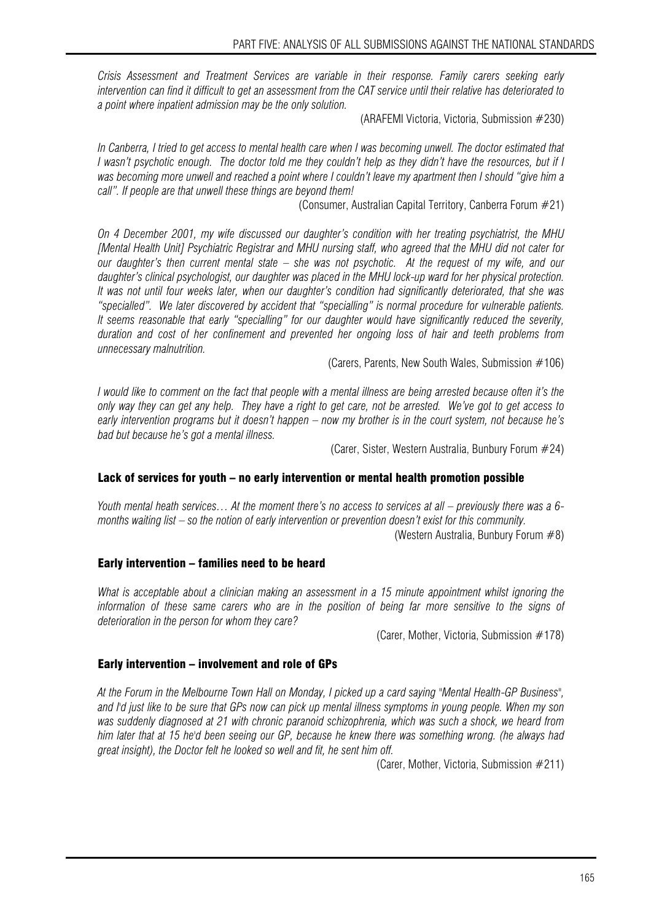*Crisis Assessment and Treatment Services are variable in their response. Family carers seeking early intervention can find it difficult to get an assessment from the CAT service until their relative has deteriorated to a point where inpatient admission may be the only solution.*

(ARAFEMI Victoria, Victoria, Submission #230)

*In Canberra, I tried to get access to mental health care when I was becoming unwell. The doctor estimated that I wasn't psychotic enough. The doctor told me they couldn't help as they didn't have the resources, but if I was becoming more unwell and reached a point where I couldn't leave my apartment then I should "give him a call". If people are that unwell these things are beyond them!*

(Consumer, Australian Capital Territory, Canberra Forum #21)

*On 4 December 2001, my wife discussed our daughter's condition with her treating psychiatrist, the MHU [Mental Health Unit] Psychiatric Registrar and MHU nursing staff, who agreed that the MHU did not cater for our daughter's then current mental state – she was not psychotic. At the request of my wife, and our daughter's clinical psychologist, our daughter was placed in the MHU lock-up ward for her physical protection. It was not until four weeks later, when our daughter's condition had significantly deteriorated, that she was "specialled". We later discovered by accident that "specialling" is normal procedure for vulnerable patients. It seems reasonable that early "specialling" for our daughter would have significantly reduced the severity, duration and cost of her confinement and prevented her ongoing loss of hair and teeth problems from unnecessary malnutrition.*

(Carers, Parents, New South Wales, Submission #106)

*I would like to comment on the fact that people with a mental illness are being arrested because often it's the only way they can get any help. They have a right to get care, not be arrested. We've got to get access to early intervention programs but it doesn't happen – now my brother is in the court system, not because he's bad but because he's got a mental illness.*

(Carer, Sister, Western Australia, Bunbury Forum #24)

### Lack of services for youth – no early intervention or mental health promotion possible

*Youth mental heath services… At the moment there's no access to services at all – previously there was a 6-months waiting list – so the notion of early intervention or prevention doesn't exist for this community.*

(Western Australia, Bunbury Forum #8)

### Early intervention – families need to be heard

*What is acceptable about a clinician making an assessment in a 15 minute appointment whilst ignoring the information of these same carers who are in the position of being far more sensitive to the signs of deterioration in the person for whom they care?*

(Carer, Mother, Victoria, Submission #178)

### Early intervention – involvement and role of GPs

*At the Forum in the Melbourne Town Hall on Monday, I picked up a card saying "Mental Health-GP Business", and I'd just like to be sure that GPs now can pick up mental illness symptoms in young people. When my son was suddenly diagnosed at 21 with chronic paranoid schizophrenia, which was such a shock, we heard from him later that at 15 he'd been seeing our GP, because he knew there was something wrong. (he always had great insight), the Doctor felt he looked so well and fit, he sent him off.*

(Carer, Mother, Victoria, Submission #211)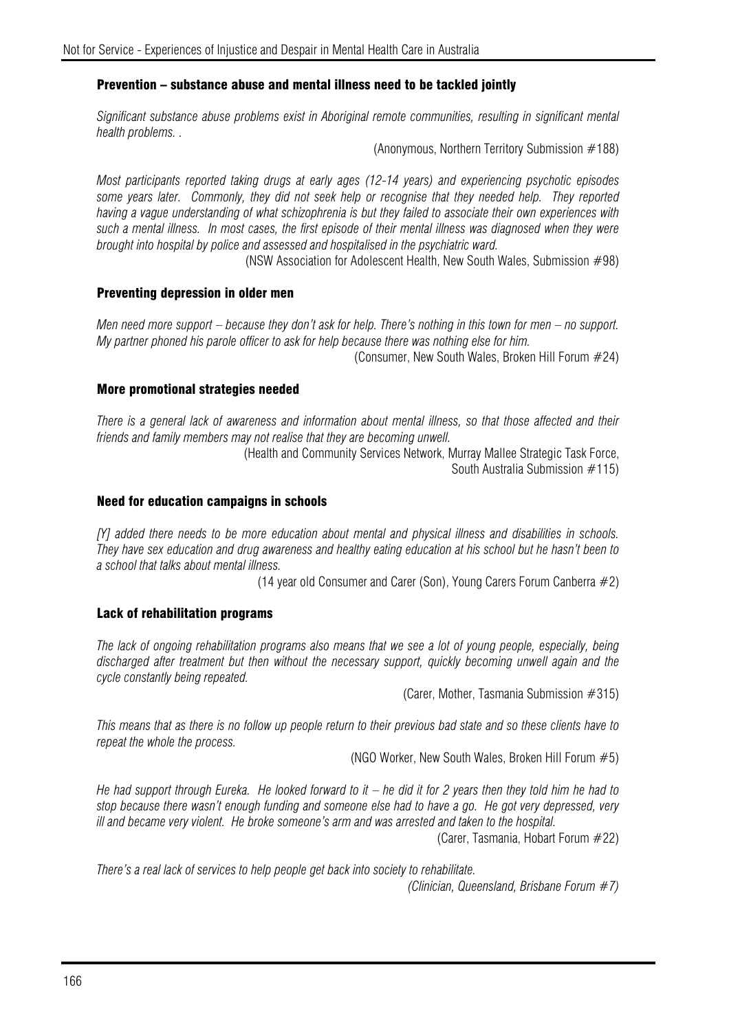### Prevention – substance abuse and mental illness need to be tackled jointly

*Significant substance abuse problems exist in Aboriginal remote communities, resulting in significant mental health problems. .*

(Anonymous, Northern Territory Submission #188)

*Most participants reported taking drugs at early ages (12-14 years) and experiencing psychotic episodes some years later. Commonly, they did not seek help or recognise that they needed help. They reported having a vague understanding of what schizophrenia is but they failed to associate their own experiences with such a mental illness. In most cases, the first episode of their mental illness was diagnosed when they were brought into hospital by police and assessed and hospitalised in the psychiatric ward.*

(NSW Association for Adolescent Health, New South Wales, Submission #98)

### Preventing depression in older men

*Men need more support – because they don't ask for help. There's nothing in this town for men – no support. My partner phoned his parole officer to ask for help because there was nothing else for him.*

(Consumer, New South Wales, Broken Hill Forum #24)

### More promotional strategies needed

*There is a general lack of awareness and information about mental illness, so that those affected and their friends and family members may not realise that they are becoming unwell.*

(Health and Community Services Network, Murray Mallee Strategic Task Force, South Australia Submission #115)

### Need for education campaigns in schools

*[Y] added there needs to be more education about mental and physical illness and disabilities in schools. They have sex education and drug awareness and healthy eating education at his school but he hasn't been to a school that talks about mental illness.*

(14 year old Consumer and Carer (Son), Young Carers Forum Canberra #2)

### Lack of rehabilitation programs

*The lack of ongoing rehabilitation programs also means that we see a lot of young people, especially, being discharged after treatment but then without the necessary support, quickly becoming unwell again and the cycle constantly being repeated.*

(Carer, Mother, Tasmania Submission #315)

*This means that as there is no follow up people return to their previous bad state and so these clients have to repeat the whole the process.*

(NGO Worker, New South Wales, Broken Hill Forum #5)

*He had support through Eureka. He looked forward to it – he did it for 2 years then they told him he had to stop because there wasn't enough funding and someone else had to have a go. He got very depressed, very ill and became very violent. He broke someone's arm and was arrested and taken to the hospital.*

(Carer, Tasmania, Hobart Forum #22)

*There's a real lack of services to help people get back into society to rehabilitate.*

*(Clinician, Queensland, Brisbane Forum #7)*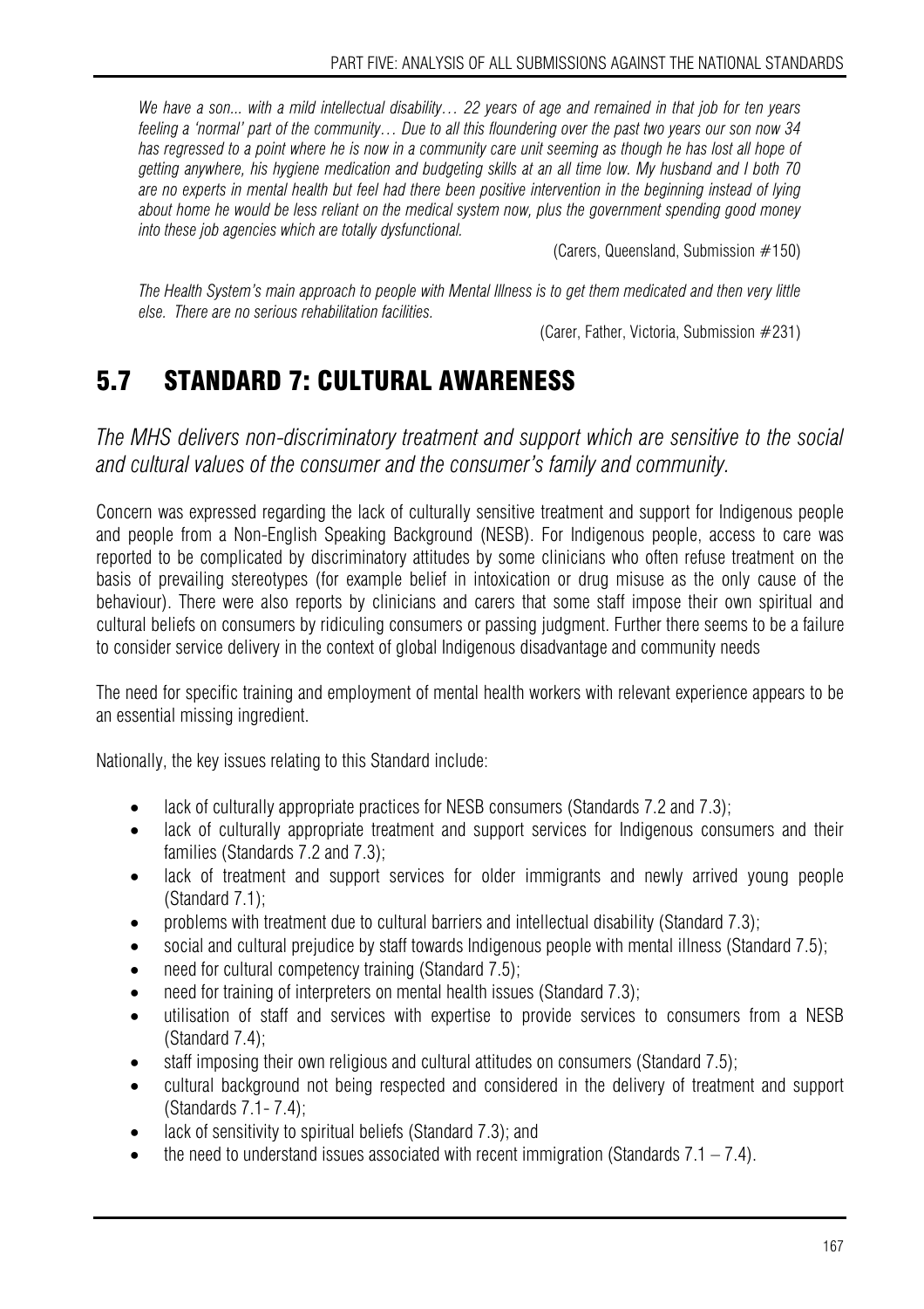*We have a son... with a mild intellectual disability… 22 years of age and remained in that job for ten years feeling a 'normal' part of the community… Due to all this floundering over the past two years our son now 34 has regressed to a point where he is now in a community care unit seeming as though he has lost all hope of getting anywhere, his hygiene medication and budgeting skills at an all time low. My husband and I both 70 are no experts in mental health but feel had there been positive intervention in the beginning instead of lying about home he would be less reliant on the medical system now, plus the government spending good money into these job agencies which are totally dysfunctional.*

(Carers, Queensland, Submission #150)

*The Health System's main approach to people with Mental Illness is to get them medicated and then very little else. There are no serious rehabilitation facilities.*

(Carer, Father, Victoria, Submission #231)

## 5.7 STANDARD 7: CULTURAL AWARENESS

*The MHS delivers non-discriminatory treatment and support which are sensitive to the social and cultural values of the consumer and the consumer's family and community.*

Concern was expressed regarding the lack of culturally sensitive treatment and support for Indigenous people and people from a Non-English Speaking Background (NESB). For Indigenous people, access to care was reported to be complicated by discriminatory attitudes by some clinicians who often refuse treatment on the basis of prevailing stereotypes (for example belief in intoxication or drug misuse as the only cause of the behaviour). There were also reports by clinicians and carers that some staff impose their own spiritual and cultural beliefs on consumers by ridiculing consumers or passing judgment. Further there seems to be a failure to consider service delivery in the context of global Indigenous disadvantage and community needs

The need for specific training and employment of mental health workers with relevant experience appears to be an essential missing ingredient.

Nationally, the key issues relating to this Standard include:

- lack of culturally appropriate practices for NESB consumers (Standards 7.2 and 7.3);
- lack of culturally appropriate treatment and support services for Indigenous consumers and their families (Standards 7.2 and 7.3);
- lack of treatment and support services for older immigrants and newly arrived young people (Standard 7.1);
- problems with treatment due to cultural barriers and intellectual disability (Standard 7.3);
- social and cultural prejudice by staff towards Indigenous people with mental illness (Standard 7.5);
- need for cultural competency training (Standard 7.5);
- need for training of interpreters on mental health issues (Standard 7.3);
- utilisation of staff and services with expertise to provide services to consumers from a NESB (Standard 7.4);
- staff imposing their own religious and cultural attitudes on consumers (Standard 7.5);
- cultural background not being respected and considered in the delivery of treatment and support (Standards 7.1- 7.4);
- lack of sensitivity to spiritual beliefs (Standard 7.3); and
- the need to understand issues associated with recent immigration (Standards 7.1 – 7.4).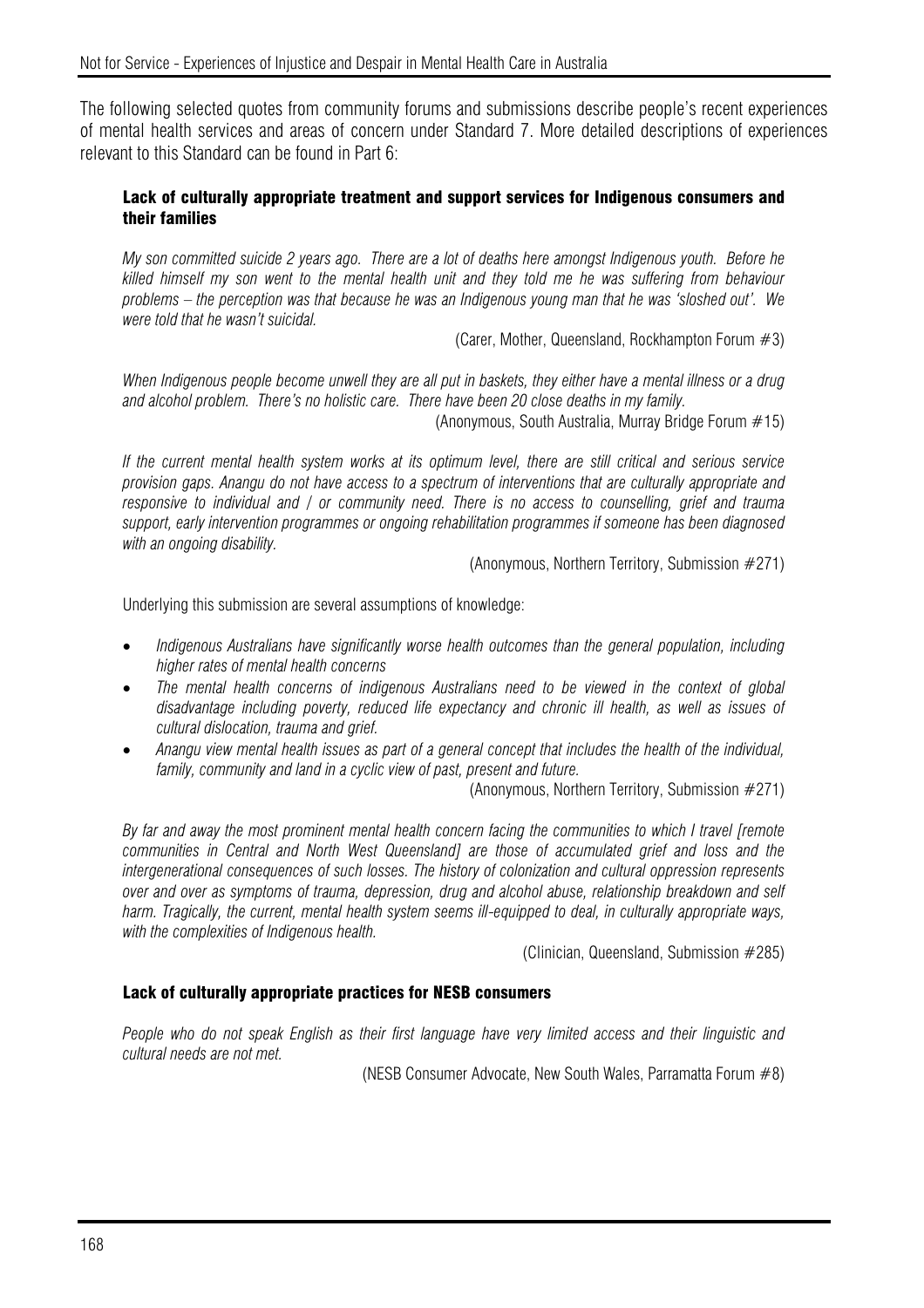The following selected quotes from community forums and submissions describe people's recent experiences of mental health services and areas of concern under Standard 7. More detailed descriptions of experiences relevant to this Standard can be found in Part 6:

### Lack of culturally appropriate treatment and support services for Indigenous consumers and their families

*My son committed suicide 2 years ago. There are a lot of deaths here amongst Indigenous youth. Before he killed himself my son went to the mental health unit and they told me he was suffering from behaviour problems – the perception was that because he was an Indigenous young man that he was 'sloshed out'. We were told that he wasn't suicidal.*

(Carer, Mother, Queensland, Rockhampton Forum #3)

*When Indigenous people become unwell they are all put in baskets, they either have a mental illness or a drug and alcohol problem. There's no holistic care. There have been 20 close deaths in my family.*

(Anonymous, South Australia, Murray Bridge Forum #15)

*If the current mental health system works at its optimum level, there are still critical and serious service provision gaps. Anangu do not have access to a spectrum of interventions that are culturally appropriate and responsive to individual and / or community need. There is no access to counselling, grief and trauma support, early intervention programmes or ongoing rehabilitation programmes if someone has been diagnosed with an ongoing disability.*

(Anonymous, Northern Territory, Submission #271)

Underlying this submission are several assumptions of knowledge:

- *Indigenous Australians have significantly worse health outcomes than the general population, including higher rates of mental health concerns*
- *The mental health concerns of indigenous Australians need to be viewed in the context of global disadvantage including poverty, reduced life expectancy and chronic ill health, as well as issues of cultural dislocation, trauma and grief.*
- *Anangu view mental health issues as part of a general concept that includes the health of the individual, family, community and land in a cyclic view of past, present and future.*

(Anonymous, Northern Territory, Submission #271)

*By far and away the most prominent mental health concern facing the communities to which I travel [remote communities in Central and North West Queensland] are those of accumulated grief and loss and the intergenerational consequences of such losses. The history of colonization and cultural oppression represents over and over as symptoms of trauma, depression, drug and alcohol abuse, relationship breakdown and self harm. Tragically, the current, mental health system seems ill-equipped to deal, in culturally appropriate ways, with the complexities of Indigenous health.*

(Clinician, Queensland, Submission #285)

### Lack of culturally appropriate practices for NESB consumers

*People who do not speak English as their first language have very limited access and their linguistic and cultural needs are not met.*

(NESB Consumer Advocate, New South Wales, Parramatta Forum #8)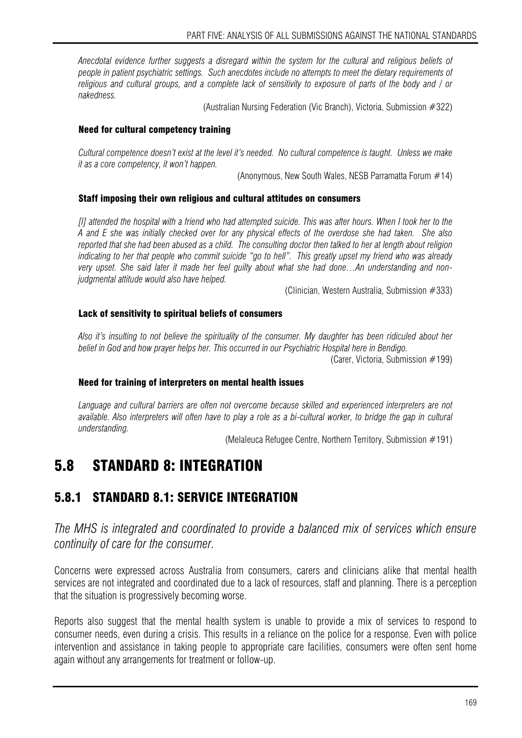*Anecdotal evidence further suggests a disregard within the system for the cultural and religious beliefs of people in patient psychiatric settings. Such anecdotes include no attempts to meet the dietary requirements of religious and cultural groups, and a complete lack of sensitivity to exposure of parts of the body and / or nakedness.*

(Australian Nursing Federation (Vic Branch), Victoria, Submission #322)

#### Need for cultural competency training

*Cultural competence doesn't exist at the level it's needed. No cultural competence is taught. Unless we make it as a core competency, it won't happen.*

(Anonymous, New South Wales, NESB Parramatta Forum #14)

#### Staff imposing their own religious and cultural attitudes on consumers

*[I] attended the hospital with a friend who had attempted suicide. This was after hours. When I took her to the A and E she was initially checked over for any physical effects of the overdose she had taken. She also reported that she had been abused as a child. The consulting doctor then talked to her at length about religion indicating to her that people who commit suicide "go to hell". This greatly upset my friend who was already very upset. She said later it made her feel guilty about what she had done…An understanding and non-judgmental attitude would also have helped.*

(Clinician, Western Australia, Submission #333)

#### Lack of sensitivity to spiritual beliefs of consumers

*Also it's insulting to not believe the spirituality of the consumer. My daughter has been ridiculed about her belief in God and how prayer helps her. This occurred in our Psychiatric Hospital here in Bendigo.*

(Carer, Victoria, Submission #199)

#### Need for training of interpreters on mental health issues

*Language and cultural barriers are often not overcome because skilled and experienced interpreters are not available. Also interpreters will often have to play a role as a bi-cultural worker, to bridge the gap in cultural understanding.*

(Melaleuca Refugee Centre, Northern Territory, Submission #191)

# 5.8 STANDARD 8: INTEGRATION

## 5.8.1 STANDARD 8.1: SERVICE INTEGRATION

*The MHS is integrated and coordinated to provide a balanced mix of services which ensure continuity of care for the consumer.*

Concerns were expressed across Australia from consumers, carers and clinicians alike that mental health services are not integrated and coordinated due to a lack of resources, staff and planning. There is a perception that the situation is progressively becoming worse.

Reports also suggest that the mental health system is unable to provide a mix of services to respond to consumer needs, even during a crisis. This results in a reliance on the police for a response. Even with police intervention and assistance in taking people to appropriate care facilities, consumers were often sent home again without any arrangements for treatment or follow-up.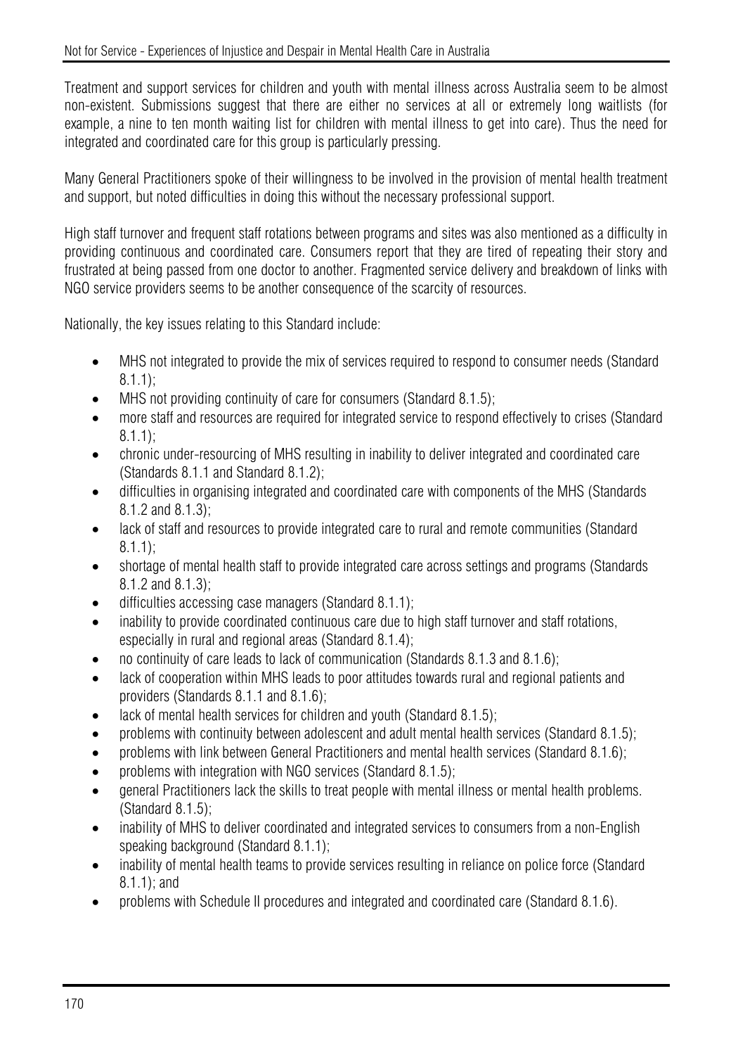Treatment and support services for children and youth with mental illness across Australia seem to be almost non-existent. Submissions suggest that there are either no services at all or extremely long waitlists (for example, a nine to ten month waiting list for children with mental illness to get into care). Thus the need for integrated and coordinated care for this group is particularly pressing.

Many General Practitioners spoke of their willingness to be involved in the provision of mental health treatment and support, but noted difficulties in doing this without the necessary professional support.

High staff turnover and frequent staff rotations between programs and sites was also mentioned as a difficulty in providing continuous and coordinated care. Consumers report that they are tired of repeating their story and frustrated at being passed from one doctor to another. Fragmented service delivery and breakdown of links with NGO service providers seems to be another consequence of the scarcity of resources.

Nationally, the key issues relating to this Standard include:

- MHS not integrated to provide the mix of services required to respond to consumer needs (Standard 8.1.1);
- MHS not providing continuity of care for consumers (Standard 8.1.5);
- more staff and resources are required for integrated service to respond effectively to crises (Standard 8.1.1);
- chronic under-resourcing of MHS resulting in inability to deliver integrated and coordinated care (Standards 8.1.1 and Standard 8.1.2);
- difficulties in organising integrated and coordinated care with components of the MHS (Standards 8.1.2 and 8.1.3);
- lack of staff and resources to provide integrated care to rural and remote communities (Standard 8.1.1);
- shortage of mental health staff to provide integrated care across settings and programs (Standards 8.1.2 and 8.1.3);
- difficulties accessing case managers (Standard 8.1.1);
- inability to provide coordinated continuous care due to high staff turnover and staff rotations, especially in rural and regional areas (Standard 8.1.4);
- no continuity of care leads to lack of communication (Standards 8.1.3 and 8.1.6);
- lack of cooperation within MHS leads to poor attitudes towards rural and regional patients and providers (Standards 8.1.1 and 8.1.6);
- lack of mental health services for children and youth (Standard 8.1.5);
- problems with continuity between adolescent and adult mental health services (Standard 8.1.5);
- problems with link between General Practitioners and mental health services (Standard 8.1.6);
- problems with integration with NGO services (Standard 8.1.5);
- general Practitioners lack the skills to treat people with mental illness or mental health problems. (Standard 8.1.5);
- inability of MHS to deliver coordinated and integrated services to consumers from a non-English speaking background (Standard 8.1.1);
- inability of mental health teams to provide services resulting in reliance on police force (Standard 8.1.1); and
- problems with Schedule II procedures and integrated and coordinated care (Standard 8.1.6).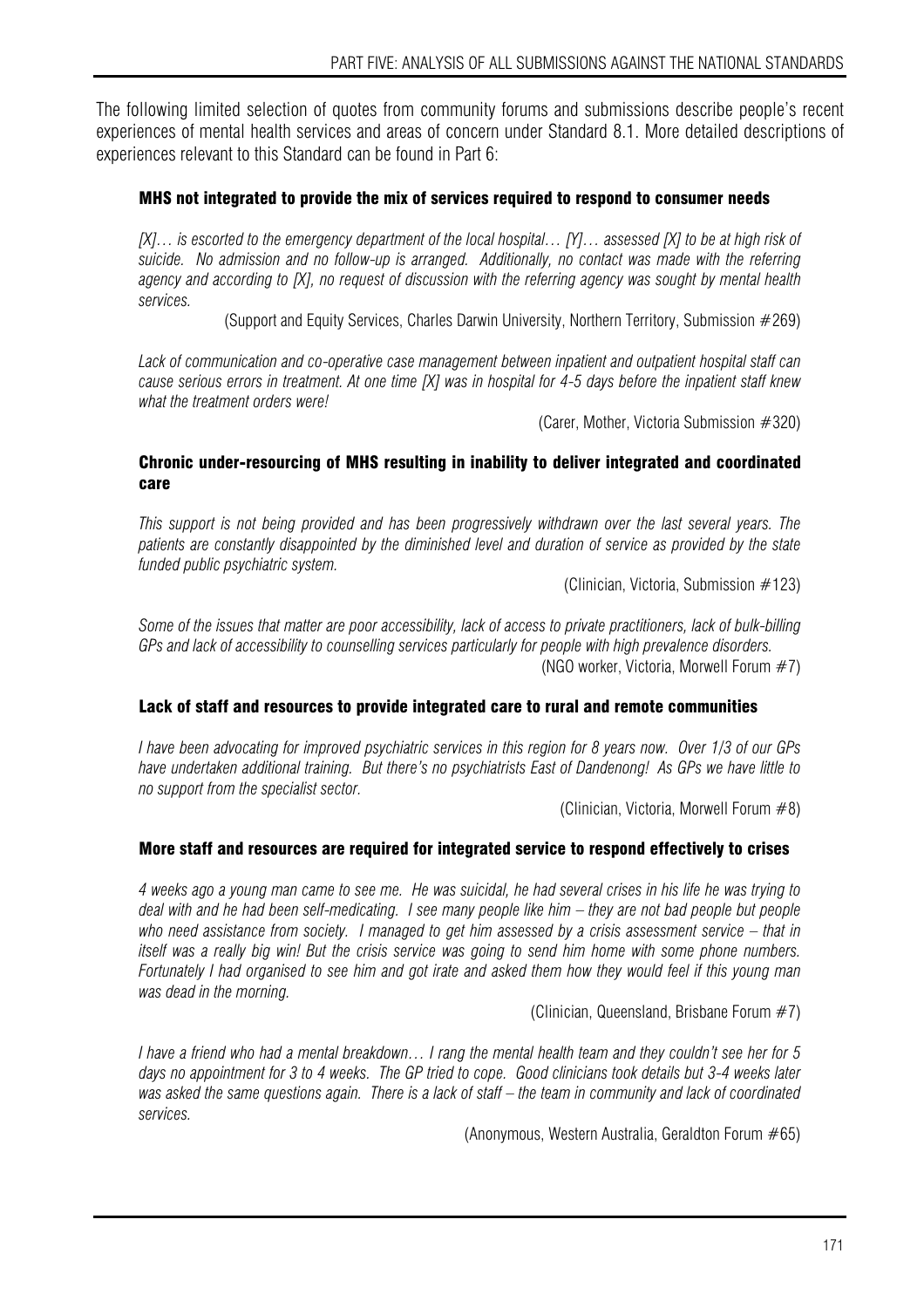The following limited selection of quotes from community forums and submissions describe people's recent experiences of mental health services and areas of concern under Standard 8.1. More detailed descriptions of experiences relevant to this Standard can be found in Part 6:

### MHS not integrated to provide the mix of services required to respond to consumer needs

*[X]… is escorted to the emergency department of the local hospital… [Y]… assessed [X] to be at high risk of suicide. No admission and no follow-up is arranged. Additionally, no contact was made with the referring agency and according to [X], no request of discussion with the referring agency was sought by mental health services.*

(Support and Equity Services, Charles Darwin University, Northern Territory, Submission #269)

*Lack of communication and co-operative case management between inpatient and outpatient hospital staff can cause serious errors in treatment. At one time [X] was in hospital for 4-5 days before the inpatient staff knew what the treatment orders were!*

(Carer, Mother, Victoria Submission #320)

### Chronic under-resourcing of MHS resulting in inability to deliver integrated and coordinated care

*This support is not being provided and has been progressively withdrawn over the last several years. The patients are constantly disappointed by the diminished level and duration of service as provided by the state funded public psychiatric system.*

(Clinician, Victoria, Submission #123)

*Some of the issues that matter are poor accessibility, lack of access to private practitioners, lack of bulk-billing GPs and lack of accessibility to counselling services particularly for people with high prevalence disorders.*

(NGO worker, Victoria, Morwell Forum #7)

### Lack of staff and resources to provide integrated care to rural and remote communities

*I have been advocating for improved psychiatric services in this region for 8 years now. Over 1/3 of our GPs have undertaken additional training. But there's no psychiatrists East of Dandenong! As GPs we have little to no support from the specialist sector.*

(Clinician, Victoria, Morwell Forum #8)

### More staff and resources are required for integrated service to respond effectively to crises

*4 weeks ago a young man came to see me. He was suicidal, he had several crises in his life he was trying to deal with and he had been self-medicating. I see many people like him – they are not bad people but people who need assistance from society. I managed to get him assessed by a crisis assessment service – that in itself was a really big win! But the crisis service was going to send him home with some phone numbers. Fortunately I had organised to see him and got irate and asked them how they would feel if this young man was dead in the morning.*

(Clinician, Queensland, Brisbane Forum #7)

*I have a friend who had a mental breakdown… I rang the mental health team and they couldn't see her for 5 days no appointment for 3 to 4 weeks. The GP tried to cope. Good clinicians took details but 3-4 weeks later was asked the same questions again. There is a lack of staff – the team in community and lack of coordinated services.*

(Anonymous, Western Australia, Geraldton Forum #65)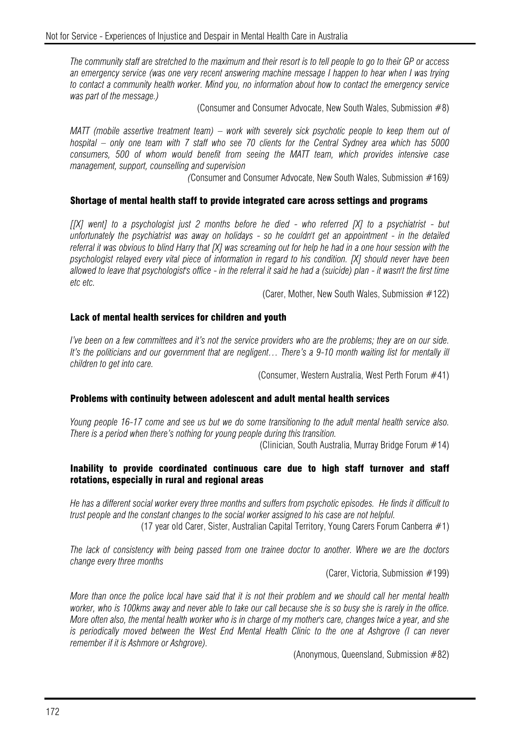*The community staff are stretched to the maximum and their resort is to tell people to go to their GP or access an emergency service (was one very recent answering machine message I happen to hear when I was trying to contact a community health worker. Mind you, no information about how to contact the emergency service was part of the message.)*

(Consumer and Consumer Advocate, New South Wales, Submission #8)

*MATT (mobile assertive treatment team) – work with severely sick psychotic people to keep them out of hospital – only one team with 7 staff who see 70 clients for the Central Sydney area which has 5000 consumers, 500 of whom would benefit from seeing the MATT team, which provides intensive case management, support, counselling and supervision*

(Consumer and Consumer Advocate, New South Wales, Submission #169)

#### Shortage of mental health staff to provide integrated care across settings and programs

*[[X] went] to a psychologist just 2 months before he died - who referred [X] to a psychiatrist - but unfortunately the psychiatrist was away on holidays - so he couldn't get an appointment - in the detailed referral it was obvious to blind Harry that [X] was screaming out for help he had in a one hour session with the psychologist relayed every vital piece of information in regard to his condition. [X] should never have been allowed to leave that psychologist's office - in the referral it said he had a (suicide) plan - it wasn't the first time etc etc.*

(Carer, Mother, New South Wales, Submission #122)

#### Lack of mental health services for children and youth

*I've been on a few committees and it's not the service providers who are the problems; they are on our side. It's the politicians and our government that are negligent… There's a 9-10 month waiting list for mentally ill children to get into care.*

(Consumer, Western Australia, West Perth Forum #41)

#### Problems with continuity between adolescent and adult mental health services

*Young people 16-17 come and see us but we do some transitioning to the adult mental health service also. There is a period when there's nothing for young people during this transition.*

(Clinician, South Australia, Murray Bridge Forum #14)

#### Inability to provide coordinated continuous care due to high staff turnover and staff rotations, especially in rural and regional areas

*He has a different social worker every three months and suffers from psychotic episodes. He finds it difficult to trust people and the constant changes to the social worker assigned to his case are not helpful.*

(17 year old Carer, Sister, Australian Capital Territory, Young Carers Forum Canberra #1)

*The lack of consistency with being passed from one trainee doctor to another. Where we are the doctors change every three months*

(Carer, Victoria, Submission #199)

*More than once the police local have said that it is not their problem and we should call her mental health worker, who is 100kms away and never able to take our call because she is so busy she is rarely in the office. More often also, the mental health worker who is in charge of my mother's care, changes twice a year, and she is periodically moved between the West End Mental Health Clinic to the one at Ashgrove (I can never remember if it is Ashmore or Ashgrove).*

(Anonymous, Queensland, Submission #82)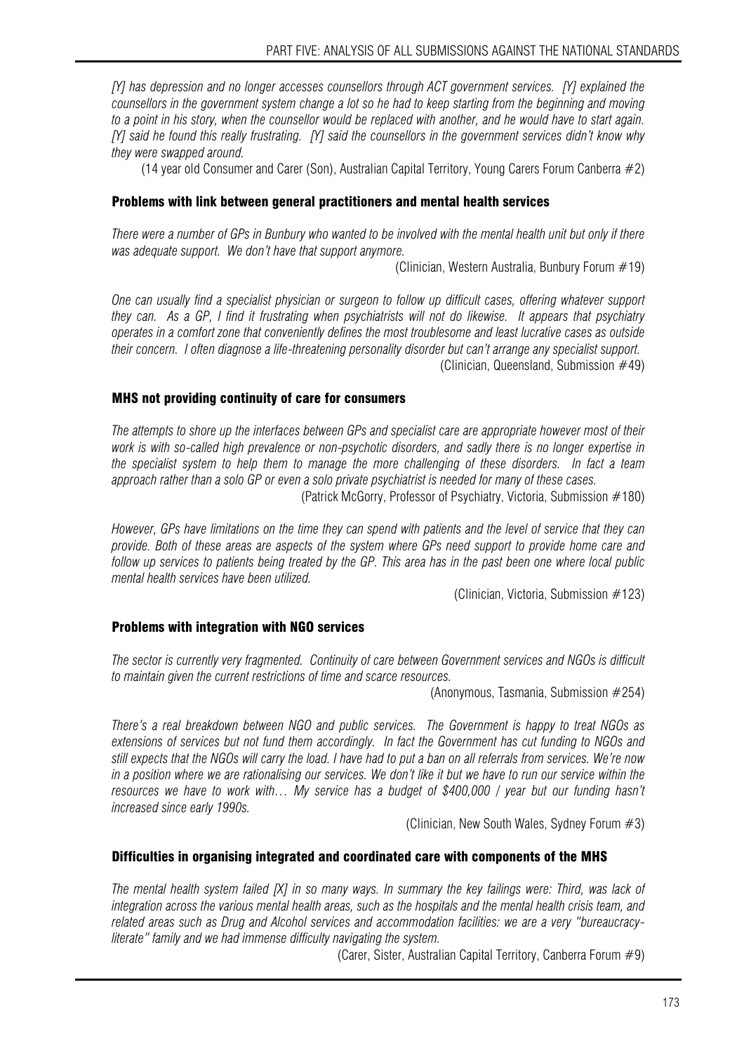*[Y] has depression and no longer accesses counsellors through ACT government services. [Y] explained the counsellors in the government system change a lot so he had to keep starting from the beginning and moving to a point in his story, when the counsellor would be replaced with another, and he would have to start again. [Y] said he found this really frustrating. [Y] said the counsellors in the government services didn't know why they were swapped around.*

(14 year old Consumer and Carer (Son), Australian Capital Territory, Young Carers Forum Canberra #2)

#### Problems with link between general practitioners and mental health services

*There were a number of GPs in Bunbury who wanted to be involved with the mental health unit but only if there was adequate support. We don't have that support anymore.*

(Clinician, Western Australia, Bunbury Forum #19)

*One can usually find a specialist physician or surgeon to follow up difficult cases, offering whatever support they can. As a GP, I find it frustrating when psychiatrists will not do likewise. It appears that psychiatry operates in a comfort zone that conveniently defines the most troublesome and least lucrative cases as outside their concern. I often diagnose a life-threatening personality disorder but can't arrange any specialist support.*

(Clinician, Queensland, Submission #49)

#### MHS not providing continuity of care for consumers

*The attempts to shore up the interfaces between GPs and specialist care are appropriate however most of their work is with so-called high prevalence or non-psychotic disorders, and sadly there is no longer expertise in the specialist system to help them to manage the more challenging of these disorders. In fact a team approach rather than a solo GP or even a solo private psychiatrist is needed for many of these cases.*

(Patrick McGorry, Professor of Psychiatry, Victoria, Submission #180)

*However, GPs have limitations on the time they can spend with patients and the level of service that they can provide. Both of these areas are aspects of the system where GPs need support to provide home care and follow up services to patients being treated by the GP. This area has in the past been one where local public mental health services have been utilized.*

(Clinician, Victoria, Submission #123)

#### Problems with integration with NGO services

*The sector is currently very fragmented. Continuity of care between Government services and NGOs is difficult to maintain given the current restrictions of time and scarce resources.*

(Anonymous, Tasmania, Submission #254)

*There's a real breakdown between NGO and public services. The Government is happy to treat NGOs as extensions of services but not fund them accordingly. In fact the Government has cut funding to NGOs and still expects that the NGOs will carry the load. I have had to put a ban on all referrals from services. We're now in a position where we are rationalising our services. We don't like it but we have to run our service within the resources we have to work with… My service has a budget of $400,000 / year but our funding hasn't increased since early 1990s.*

(Clinician, New South Wales, Sydney Forum #3)

#### Difficulties in organising integrated and coordinated care with components of the MHS

*The mental health system failed [X] in so many ways. In summary the key failings were: Third, was lack of integration across the various mental health areas, such as the hospitals and the mental health crisis team, and related areas such as Drug and Alcohol services and accommodation facilities: we are a very "bureaucracy-literate" family and we had immense difficulty navigating the system.*

(Carer, Sister, Australian Capital Territory, Canberra Forum #9)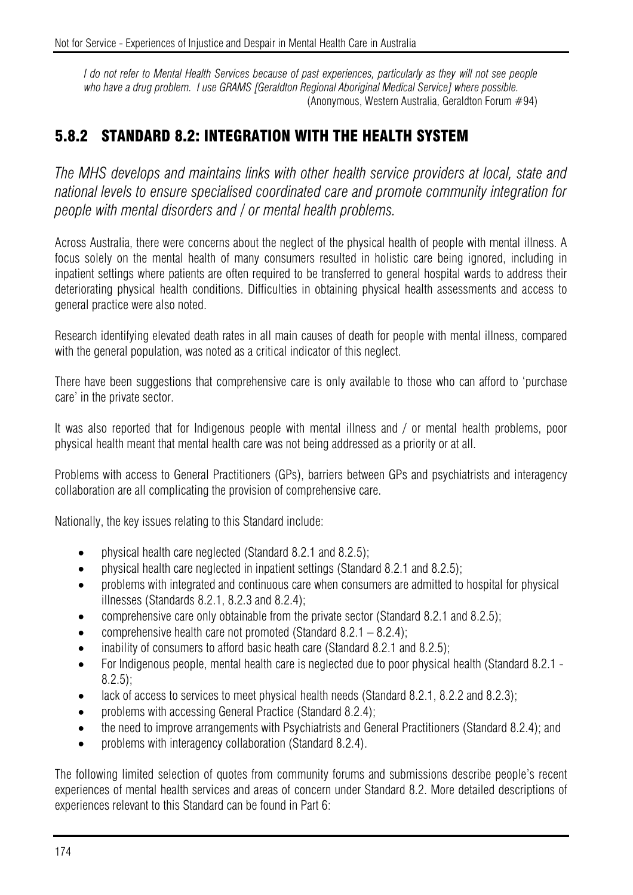*I do not refer to Mental Health Services because of past experiences, particularly as they will not see people who have a drug problem. I use GRAMS [Geraldton Regional Aboriginal Medical Service] where possible.*
(Anonymous, Western Australia, Geraldton Forum #94)

## 5.8.2 STANDARD 8.2: INTEGRATION WITH THE HEALTH SYSTEM

*The MHS develops and maintains links with other health service providers at local, state and national levels to ensure specialised coordinated care and promote community integration for people with mental disorders and / or mental health problems.*

Across Australia, there were concerns about the neglect of the physical health of people with mental illness. A focus solely on the mental health of many consumers resulted in holistic care being ignored, including in inpatient settings where patients are often required to be transferred to general hospital wards to address their deteriorating physical health conditions. Difficulties in obtaining physical health assessments and access to general practice were also noted.

Research identifying elevated death rates in all main causes of death for people with mental illness, compared with the general population, was noted as a critical indicator of this neglect.

There have been suggestions that comprehensive care is only available to those who can afford to 'purchase care' in the private sector.

It was also reported that for Indigenous people with mental illness and / or mental health problems, poor physical health meant that mental health care was not being addressed as a priority or at all.

Problems with access to General Practitioners (GPs), barriers between GPs and psychiatrists and interagency collaboration are all complicating the provision of comprehensive care.

Nationally, the key issues relating to this Standard include:

- physical health care neglected (Standard 8.2.1 and 8.2.5);
- physical health care neglected in inpatient settings (Standard 8.2.1 and 8.2.5);
- problems with integrated and continuous care when consumers are admitted to hospital for physical illnesses (Standards 8.2.1, 8.2.3 and 8.2.4);
- comprehensive care only obtainable from the private sector (Standard 8.2.1 and 8.2.5);
- comprehensive health care not promoted (Standard 8.2.1 – 8.2.4);
- inability of consumers to afford basic heath care (Standard 8.2.1 and 8.2.5);
- For Indigenous people, mental health care is neglected due to poor physical health (Standard 8.2.1 - 8.2.5);
- lack of access to services to meet physical health needs (Standard 8.2.1, 8.2.2 and 8.2.3);
- problems with accessing General Practice (Standard 8.2.4);
- the need to improve arrangements with Psychiatrists and General Practitioners (Standard 8.2.4); and
- problems with interagency collaboration (Standard 8.2.4).

The following limited selection of quotes from community forums and submissions describe people's recent experiences of mental health services and areas of concern under Standard 8.2. More detailed descriptions of experiences relevant to this Standard can be found in Part 6: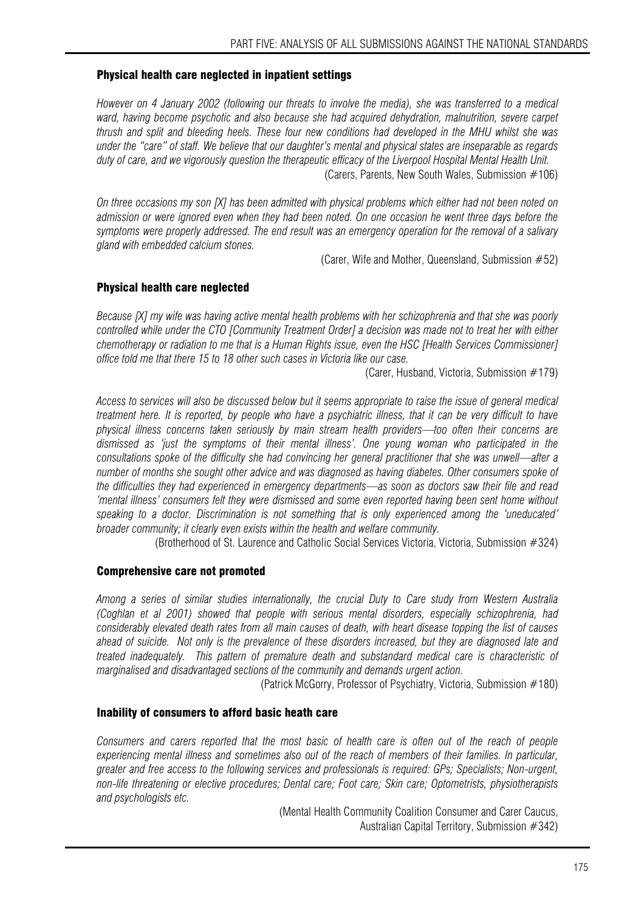### Physical health care neglected in inpatient settings

*However on 4 January 2002 (following our threats to involve the media), she was transferred to a medical ward, having become psychotic and also because she had acquired dehydration, malnutrition, severe carpet thrush and split and bleeding heels. These four new conditions had developed in the MHU whilst she was under the "care" of staff. We believe that our daughter's mental and physical states are inseparable as regards duty of care, and we vigorously question the therapeutic efficacy of the Liverpool Hospital Mental Health Unit.*

(Carers, Parents, New South Wales, Submission #106)

*On three occasions my son [X] has been admitted with physical problems which either had not been noted on admission or were ignored even when they had been noted. On one occasion he went three days before the symptoms were properly addressed. The end result was an emergency operation for the removal of a salivary gland with embedded calcium stones.*

(Carer, Wife and Mother, Queensland, Submission #52)

### Physical health care neglected

*Because [X] my wife was having active mental health problems with her schizophrenia and that she was poorly controlled while under the CTO [Community Treatment Order] a decision was made not to treat her with either chemotherapy or radiation to me that is a Human Rights issue, even the HSC [Health Services Commissioner] office told me that there 15 to 18 other such cases in Victoria like our case.*

(Carer, Husband, Victoria, Submission #179)

*Access to services will also be discussed below but it seems appropriate to raise the issue of general medical treatment here. It is reported, by people who have a psychiatric illness, that it can be very difficult to have physical illness concerns taken seriously by main stream health providers—too often their concerns are dismissed as 'just the symptoms of their mental illness'. One young woman who participated in the consultations spoke of the difficulty she had convincing her general practitioner that she was unwell—after a number of months she sought other advice and was diagnosed as having diabetes. Other consumers spoke of the difficulties they had experienced in emergency departments—as soon as doctors saw their file and read 'mental illness' consumers felt they were dismissed and some even reported having been sent home without speaking to a doctor. Discrimination is not something that is only experienced among the 'uneducated' broader community; it clearly even exists within the health and welfare community.*

(Brotherhood of St. Laurence and Catholic Social Services Victoria, Victoria, Submission #324)

### Comprehensive care not promoted

*Among a series of similar studies internationally, the crucial Duty to Care study from Western Australia (Coghlan et al 2001) showed that people with serious mental disorders, especially schizophrenia, had considerably elevated death rates from all main causes of death, with heart disease topping the list of causes ahead of suicide. Not only is the prevalence of these disorders increased, but they are diagnosed late and treated inadequately. This pattern of premature death and substandard medical care is characteristic of marginalised and disadvantaged sections of the community and demands urgent action.*

(Patrick McGorry, Professor of Psychiatry, Victoria, Submission #180)

### Inability of consumers to afford basic heath care

*Consumers and carers reported that the most basic of health care is often out of the reach of people experiencing mental illness and sometimes also out of the reach of members of their families. In particular, greater and free access to the following services and professionals is required: GPs; Specialists; Non-urgent, non-life threatening or elective procedures; Dental care; Foot care; Skin care; Optometrists, physiotherapists and psychologists etc.*

(Mental Health Community Coalition Consumer and Carer Caucus, Australian Capital Territory, Submission #342)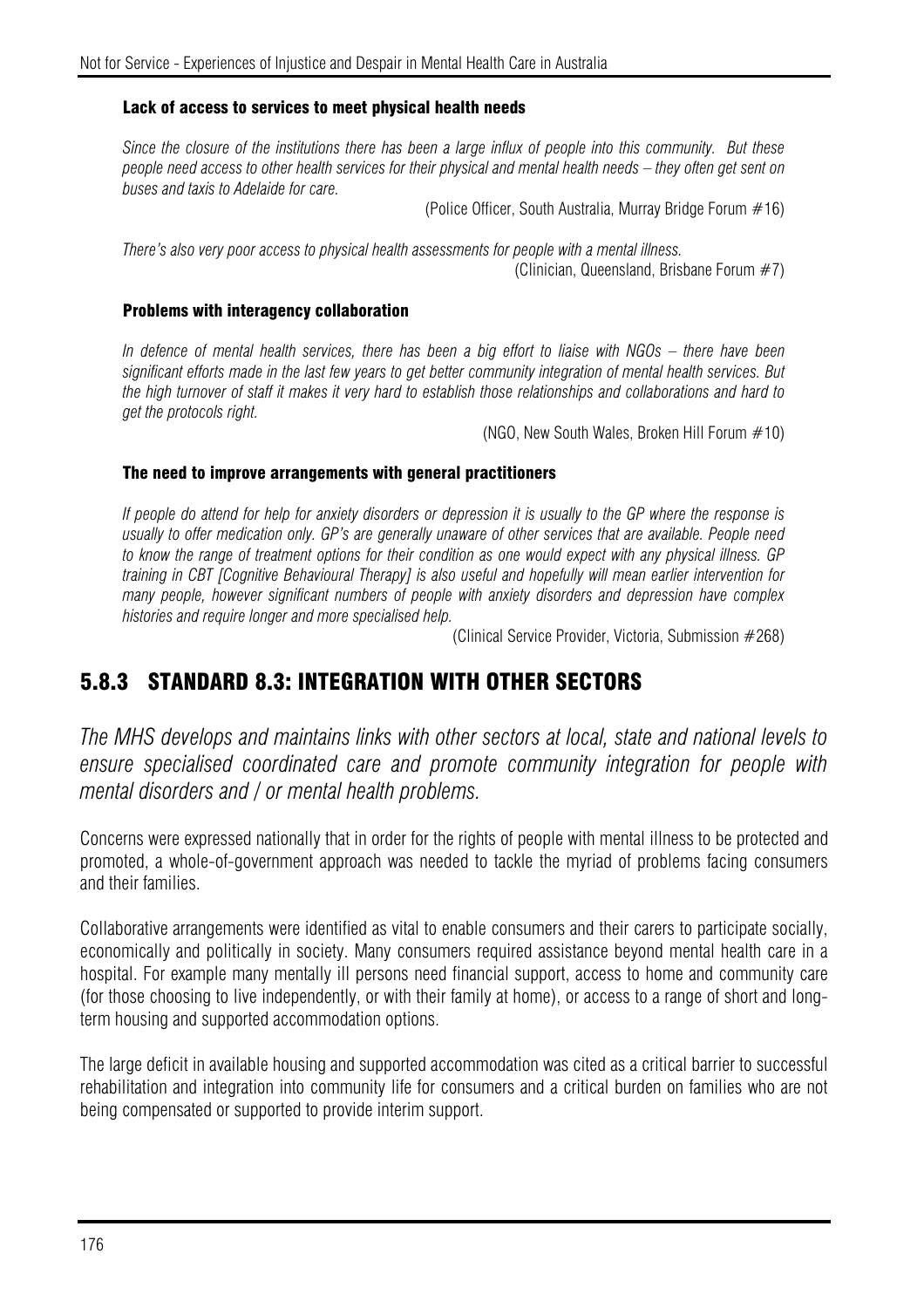#### Lack of access to services to meet physical health needs

*Since the closure of the institutions there has been a large influx of people into this community. But these people need access to other health services for their physical and mental health needs – they often get sent on buses and taxis to Adelaide for care.*

(Police Officer, South Australia, Murray Bridge Forum #16)

*There's also very poor access to physical health assessments for people with a mental illness.*

(Clinician, Queensland, Brisbane Forum #7)

#### Problems with interagency collaboration

*In defence of mental health services, there has been a big effort to liaise with NGOs – there have been significant efforts made in the last few years to get better community integration of mental health services. But the high turnover of staff it makes it very hard to establish those relationships and collaborations and hard to get the protocols right.*

(NGO, New South Wales, Broken Hill Forum #10)

#### The need to improve arrangements with general practitioners

*If people do attend for help for anxiety disorders or depression it is usually to the GP where the response is usually to offer medication only. GP's are generally unaware of other services that are available. People need to know the range of treatment options for their condition as one would expect with any physical illness. GP training in CBT [Cognitive Behavioural Therapy] is also useful and hopefully will mean earlier intervention for many people, however significant numbers of people with anxiety disorders and depression have complex histories and require longer and more specialised help.*

(Clinical Service Provider, Victoria, Submission #268)

## 5.8.3 STANDARD 8.3: INTEGRATION WITH OTHER SECTORS

*The MHS develops and maintains links with other sectors at local, state and national levels to ensure specialised coordinated care and promote community integration for people with mental disorders and / or mental health problems.*

Concerns were expressed nationally that in order for the rights of people with mental illness to be protected and promoted, a whole-of-government approach was needed to tackle the myriad of problems facing consumers and their families.

Collaborative arrangements were identified as vital to enable consumers and their carers to participate socially, economically and politically in society. Many consumers required assistance beyond mental health care in a hospital. For example many mentally ill persons need financial support, access to home and community care (for those choosing to live independently, or with their family at home), or access to a range of short and long-term housing and supported accommodation options.

The large deficit in available housing and supported accommodation was cited as a critical barrier to successful rehabilitation and integration into community life for consumers and a critical burden on families who are not being compensated or supported to provide interim support.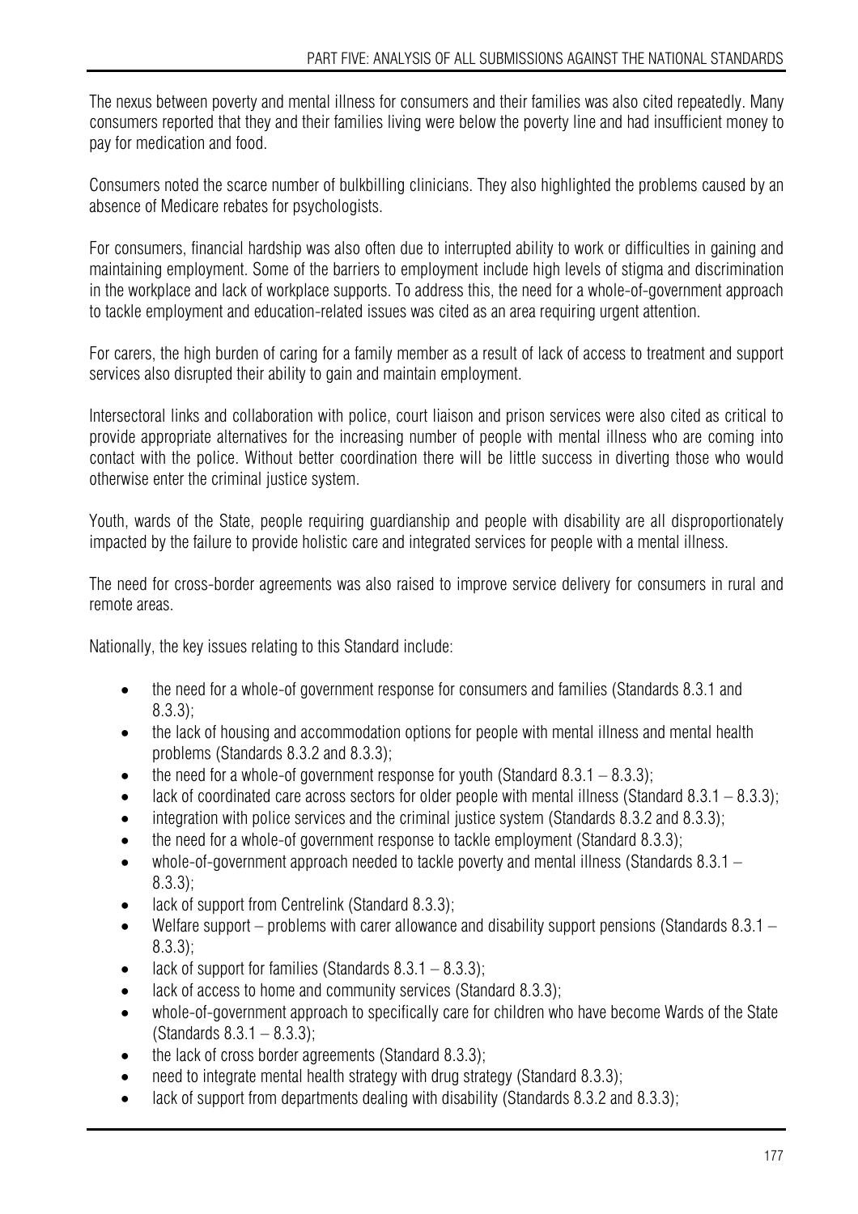The nexus between poverty and mental illness for consumers and their families was also cited repeatedly. Many consumers reported that they and their families living were below the poverty line and had insufficient money to pay for medication and food.

Consumers noted the scarce number of bulkbilling clinicians. They also highlighted the problems caused by an absence of Medicare rebates for psychologists.

For consumers, financial hardship was also often due to interrupted ability to work or difficulties in gaining and maintaining employment. Some of the barriers to employment include high levels of stigma and discrimination in the workplace and lack of workplace supports. To address this, the need for a whole-of-government approach to tackle employment and education-related issues was cited as an area requiring urgent attention.

For carers, the high burden of caring for a family member as a result of lack of access to treatment and support services also disrupted their ability to gain and maintain employment.

Intersectoral links and collaboration with police, court liaison and prison services were also cited as critical to provide appropriate alternatives for the increasing number of people with mental illness who are coming into contact with the police. Without better coordination there will be little success in diverting those who would otherwise enter the criminal justice system.

Youth, wards of the State, people requiring guardianship and people with disability are all disproportionately impacted by the failure to provide holistic care and integrated services for people with a mental illness.

The need for cross-border agreements was also raised to improve service delivery for consumers in rural and remote areas.

Nationally, the key issues relating to this Standard include:

- the need for a whole-of government response for consumers and families (Standards 8.3.1 and 8.3.3);
- the lack of housing and accommodation options for people with mental illness and mental health problems (Standards 8.3.2 and 8.3.3);
- the need for a whole-of government response for youth (Standard 8.3.1 – 8.3.3);
- lack of coordinated care across sectors for older people with mental illness (Standard 8.3.1 – 8.3.3);
- integration with police services and the criminal justice system (Standards 8.3.2 and 8.3.3);
- the need for a whole-of government response to tackle employment (Standard 8.3.3);
- whole-of-government approach needed to tackle poverty and mental illness (Standards 8.3.1 – 8.3.3);
- lack of support from Centrelink (Standard 8.3.3);
- Welfare support – problems with carer allowance and disability support pensions (Standards 8.3.1 – 8.3.3);
- lack of support for families (Standards 8.3.1 – 8.3.3);
- lack of access to home and community services (Standard 8.3.3);
- whole-of-government approach to specifically care for children who have become Wards of the State (Standards 8.3.1 – 8.3.3);
- the lack of cross border agreements (Standard 8.3.3);
- need to integrate mental health strategy with drug strategy (Standard 8.3.3);
- lack of support from departments dealing with disability (Standards 8.3.2 and 8.3.3);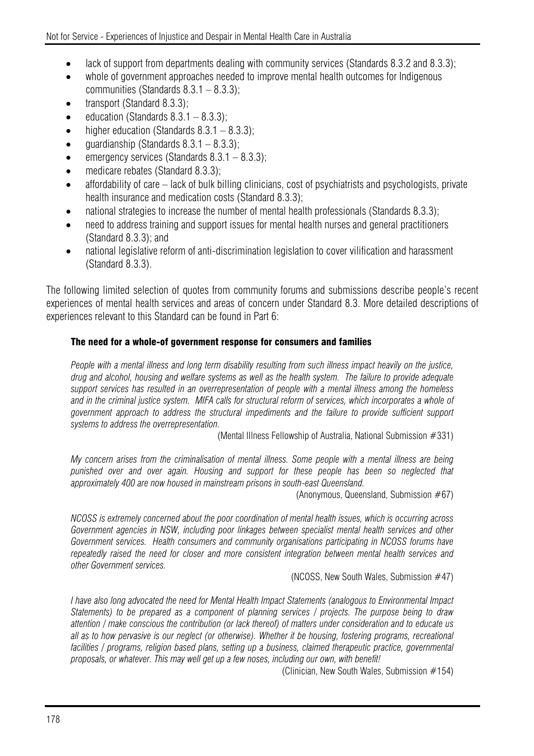- lack of support from departments dealing with community services (Standards 8.3.2 and 8.3.3);
- whole of government approaches needed to improve mental health outcomes for Indigenous communities (Standards 8.3.1 – 8.3.3);
- transport (Standard 8.3.3);
- education (Standards 8.3.1 – 8.3.3);
- higher education (Standards 8.3.1 – 8.3.3);
- guardianship (Standards 8.3.1 – 8.3.3);
- emergency services (Standards 8.3.1 – 8.3.3);
- medicare rebates (Standard 8.3.3);
- affordability of care – lack of bulk billing clinicians, cost of psychiatrists and psychologists, private health insurance and medication costs (Standard 8.3.3);
- national strategies to increase the number of mental health professionals (Standards 8.3.3);
- need to address training and support issues for mental health nurses and general practitioners (Standard 8.3.3); and
- national legislative reform of anti-discrimination legislation to cover vilification and harassment (Standard 8.3.3).

The following limited selection of quotes from community forums and submissions describe people's recent experiences of mental health services and areas of concern under Standard 8.3. More detailed descriptions of experiences relevant to this Standard can be found in Part 6:

#### The need for a whole-of government response for consumers and families

*People with a mental illness and long term disability resulting from such illness impact heavily on the justice, drug and alcohol, housing and welfare systems as well as the health system. The failure to provide adequate support services has resulted in an overrepresentation of people with a mental illness among the homeless and in the criminal justice system. MIFA calls for structural reform of services, which incorporates a whole of government approach to address the structural impediments and the failure to provide sufficient support systems to address the overrepresentation.*

(Mental Illness Fellowship of Australia, National Submission #331)

*My concern arises from the criminalisation of mental illness. Some people with a mental illness are being punished over and over again. Housing and support for these people has been so neglected that approximately 400 are now housed in mainstream prisons in south-east Queensland.*

(Anonymous, Queensland, Submission #67)

*NCOSS is extremely concerned about the poor coordination of mental health issues, which is occurring across Government agencies in NSW, including poor linkages between specialist mental health services and other Government services. Health consumers and community organisations participating in NCOSS forums have repeatedly raised the need for closer and more consistent integration between mental health services and other Government services.*

(NCOSS, New South Wales, Submission #47)

*I have also long advocated the need for Mental Health Impact Statements (analogous to Environmental Impact Statements) to be prepared as a component of planning services / projects. The purpose being to draw attention / make conscious the contribution (or lack thereof) of matters under consideration and to educate us all as to how pervasive is our neglect (or otherwise). Whether it be housing, fostering programs, recreational facilities / programs, religion based plans, setting up a business, claimed therapeutic practice, governmental proposals, or whatever. This may well get up a few noses, including our own, with benefit!*

(Clinician, New South Wales, Submission #154)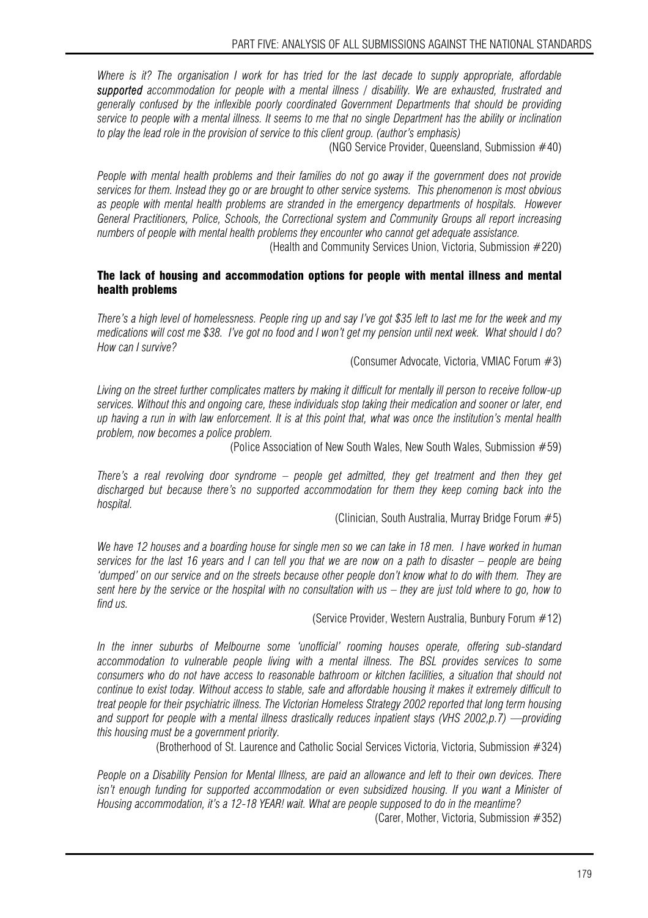*Where is it? The organisation I work for has tried for the last decade to supply appropriate, affordable* ***supported*** *accommodation for people with a mental illness / disability. We are exhausted, frustrated and generally confused by the inflexible poorly coordinated Government Departments that should be providing service to people with a mental illness. It seems to me that no single Department has the ability or inclination to play the lead role in the provision of service to this client group. (author's emphasis)*

(NGO Service Provider, Queensland, Submission #40)

*People with mental health problems and their families do not go away if the government does not provide services for them. Instead they go or are brought to other service systems. This phenomenon is most obvious as people with mental health problems are stranded in the emergency departments of hospitals. However General Practitioners, Police, Schools, the Correctional system and Community Groups all report increasing numbers of people with mental health problems they encounter who cannot get adequate assistance.*

(Health and Community Services Union, Victoria, Submission #220)

### The lack of housing and accommodation options for people with mental illness and mental health problems

*There's a high level of homelessness. People ring up and say I've got $35 left to last me for the week and my medications will cost me $38. I've got no food and I won't get my pension until next week. What should I do? How can I survive?*

(Consumer Advocate, Victoria, VMIAC Forum #3)

*Living on the street further complicates matters by making it difficult for mentally ill person to receive follow-up services. Without this and ongoing care, these individuals stop taking their medication and sooner or later, end up having a run in with law enforcement. It is at this point that, what was once the institution's mental health problem, now becomes a police problem.*

(Police Association of New South Wales, New South Wales, Submission #59)

*There's a real revolving door syndrome – people get admitted, they get treatment and then they get discharged but because there's no supported accommodation for them they keep coming back into the hospital.*

(Clinician, South Australia, Murray Bridge Forum #5)

*We have 12 houses and a boarding house for single men so we can take in 18 men. I have worked in human services for the last 16 years and I can tell you that we are now on a path to disaster – people are being 'dumped' on our service and on the streets because other people don't know what to do with them. They are sent here by the service or the hospital with no consultation with us – they are just told where to go, how to find us.*

(Service Provider, Western Australia, Bunbury Forum #12)

*In the inner suburbs of Melbourne some 'unofficial' rooming houses operate, offering sub-standard accommodation to vulnerable people living with a mental illness. The BSL provides services to some consumers who do not have access to reasonable bathroom or kitchen facilities, a situation that should not continue to exist today. Without access to stable, safe and affordable housing it makes it extremely difficult to treat people for their psychiatric illness. The Victorian Homeless Strategy 2002 reported that long term housing and support for people with a mental illness drastically reduces inpatient stays (VHS 2002,p.7) —providing this housing must be a government priority.*

(Brotherhood of St. Laurence and Catholic Social Services Victoria, Victoria, Submission #324)

*People on a Disability Pension for Mental Illness, are paid an allowance and left to their own devices. There isn't enough funding for supported accommodation or even subsidized housing. If you want a Minister of Housing accommodation, it's a 12-18 YEAR! wait. What are people supposed to do in the meantime?*

(Carer, Mother, Victoria, Submission #352)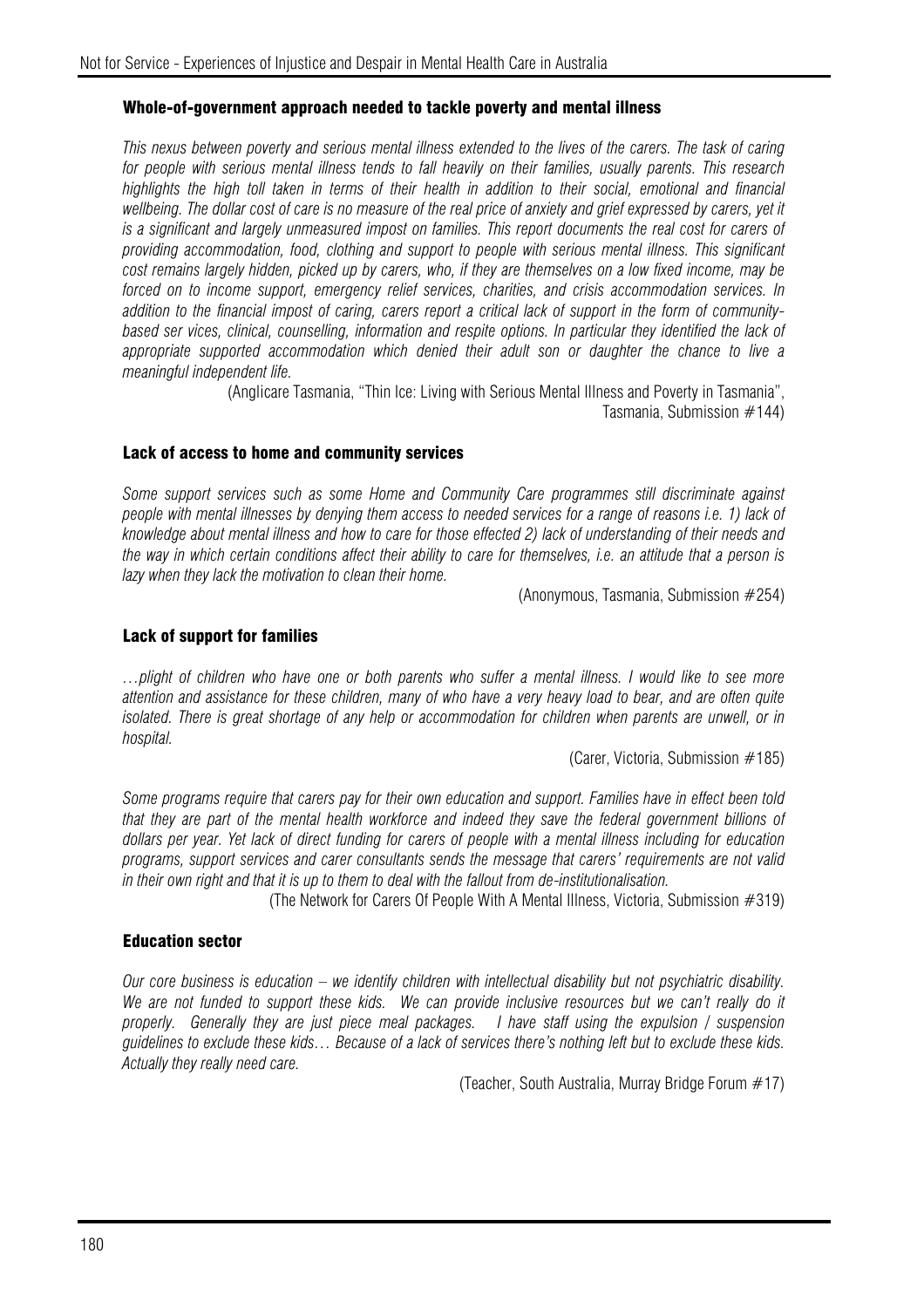### Whole-of-government approach needed to tackle poverty and mental illness

*This nexus between poverty and serious mental illness extended to the lives of the carers. The task of caring for people with serious mental illness tends to fall heavily on their families, usually parents. This research highlights the high toll taken in terms of their health in addition to their social, emotional and financial wellbeing. The dollar cost of care is no measure of the real price of anxiety and grief expressed by carers, yet it is a significant and largely unmeasured impost on families. This report documents the real cost for carers of providing accommodation, food, clothing and support to people with serious mental illness. This significant cost remains largely hidden, picked up by carers, who, if they are themselves on a low fixed income, may be forced on to income support, emergency relief services, charities, and crisis accommodation services. In addition to the financial impost of caring, carers report a critical lack of support in the form of community-based ser vices, clinical, counselling, information and respite options. In particular they identified the lack of appropriate supported accommodation which denied their adult son or daughter the chance to live a meaningful independent life.*

(Anglicare Tasmania, "Thin Ice: Living with Serious Mental Illness and Poverty in Tasmania", Tasmania, Submission #144)

### Lack of access to home and community services

*Some support services such as some Home and Community Care programmes still discriminate against people with mental illnesses by denying them access to needed services for a range of reasons i.e. 1) lack of knowledge about mental illness and how to care for those effected 2) lack of understanding of their needs and the way in which certain conditions affect their ability to care for themselves, i.e. an attitude that a person is lazy when they lack the motivation to clean their home.*

(Anonymous, Tasmania, Submission #254)

### Lack of support for families

*…plight of children who have one or both parents who suffer a mental illness. I would like to see more attention and assistance for these children, many of who have a very heavy load to bear, and are often quite isolated. There is great shortage of any help or accommodation for children when parents are unwell, or in hospital.*

(Carer, Victoria, Submission #185)

*Some programs require that carers pay for their own education and support. Families have in effect been told that they are part of the mental health workforce and indeed they save the federal government billions of dollars per year. Yet lack of direct funding for carers of people with a mental illness including for education programs, support services and carer consultants sends the message that carers' requirements are not valid in their own right and that it is up to them to deal with the fallout from de-institutionalisation.*

(The Network for Carers Of People With A Mental Illness, Victoria, Submission #319)

### Education sector

*Our core business is education – we identify children with intellectual disability but not psychiatric disability. We are not funded to support these kids. We can provide inclusive resources but we can't really do it properly. Generally they are just piece meal packages. I have staff using the expulsion / suspension guidelines to exclude these kids… Because of a lack of services there's nothing left but to exclude these kids. Actually they really need care.*

(Teacher, South Australia, Murray Bridge Forum #17)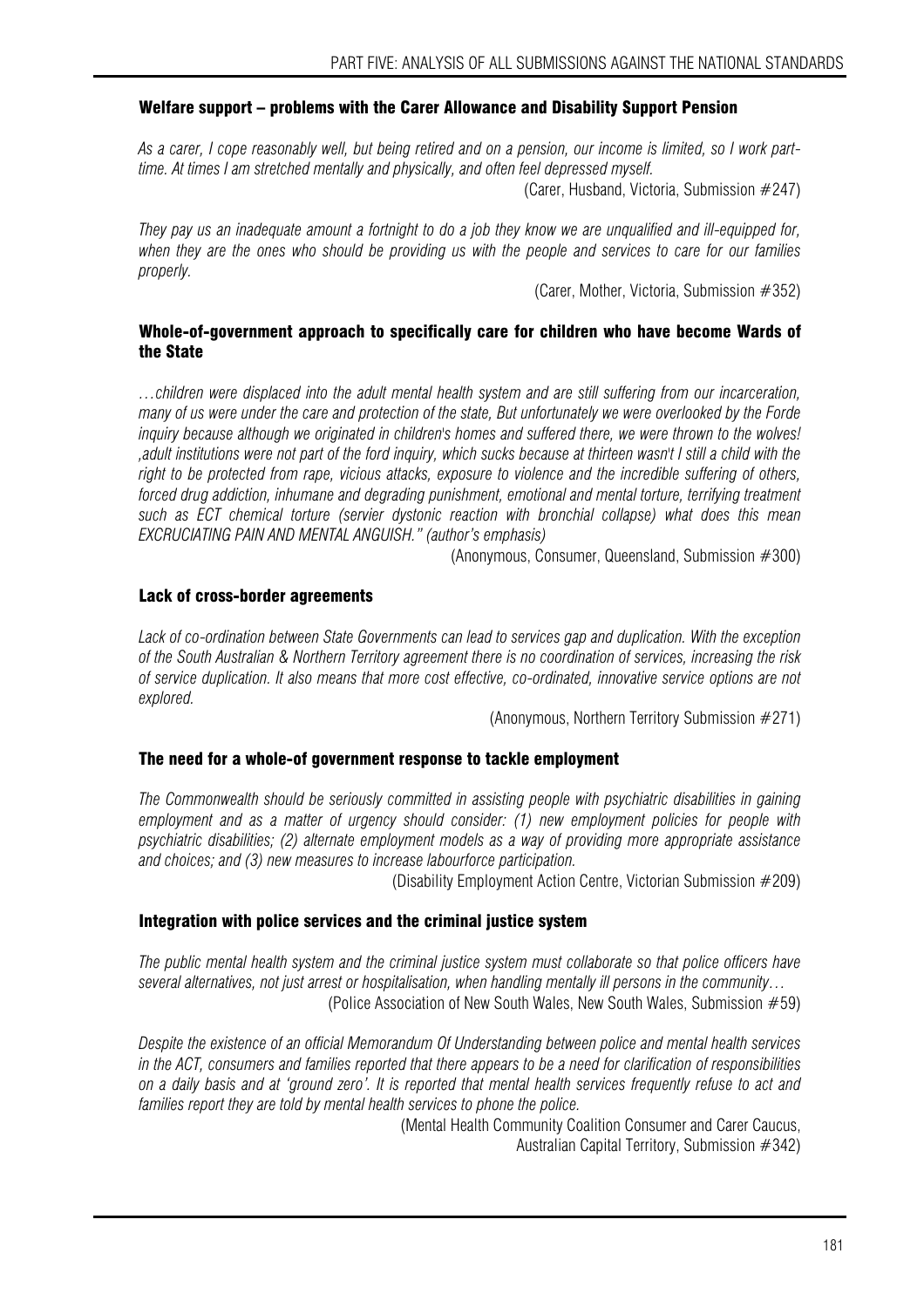### Welfare support – problems with the Carer Allowance and Disability Support Pension

*As a carer, I cope reasonably well, but being retired and on a pension, our income is limited, so I work part-time. At times I am stretched mentally and physically, and often feel depressed myself.*

(Carer, Husband, Victoria, Submission #247)

*They pay us an inadequate amount a fortnight to do a job they know we are unqualified and ill-equipped for, when they are the ones who should be providing us with the people and services to care for our families properly.*

(Carer, Mother, Victoria, Submission #352)

### Whole-of-government approach to specifically care for children who have become Wards of the State

*…children were displaced into the adult mental health system and are still suffering from our incarceration, many of us were under the care and protection of the state, But unfortunately we were overlooked by the Forde inquiry because although we originated in children's homes and suffered there, we were thrown to the wolves! ,adult institutions were not part of the ford inquiry, which sucks because at thirteen wasn't I still a child with the right to be protected from rape, vicious attacks, exposure to violence and the incredible suffering of others, forced drug addiction, inhumane and degrading punishment, emotional and mental torture, terrifying treatment such as ECT chemical torture (servier dystonic reaction with bronchial collapse) what does this mean EXCRUCIATING PAIN AND MENTAL ANGUISH." (author's emphasis)*

(Anonymous, Consumer, Queensland, Submission #300)

### Lack of cross-border agreements

*Lack of co-ordination between State Governments can lead to services gap and duplication. With the exception of the South Australian & Northern Territory agreement there is no coordination of services, increasing the risk of service duplication. It also means that more cost effective, co-ordinated, innovative service options are not explored.*

(Anonymous, Northern Territory Submission #271)

### The need for a whole-of government response to tackle employment

*The Commonwealth should be seriously committed in assisting people with psychiatric disabilities in gaining employment and as a matter of urgency should consider: (1) new employment policies for people with psychiatric disabilities; (2) alternate employment models as a way of providing more appropriate assistance and choices; and (3) new measures to increase labourforce participation.*

(Disability Employment Action Centre, Victorian Submission #209)

### Integration with police services and the criminal justice system

*The public mental health system and the criminal justice system must collaborate so that police officers have several alternatives, not just arrest or hospitalisation, when handling mentally ill persons in the community…*

(Police Association of New South Wales, New South Wales, Submission #59)

*Despite the existence of an official Memorandum Of Understanding between police and mental health services in the ACT, consumers and families reported that there appears to be a need for clarification of responsibilities on a daily basis and at 'ground zero'. It is reported that mental health services frequently refuse to act and families report they are told by mental health services to phone the police.*

(Mental Health Community Coalition Consumer and Carer Caucus,
Australian Capital Territory, Submission #342)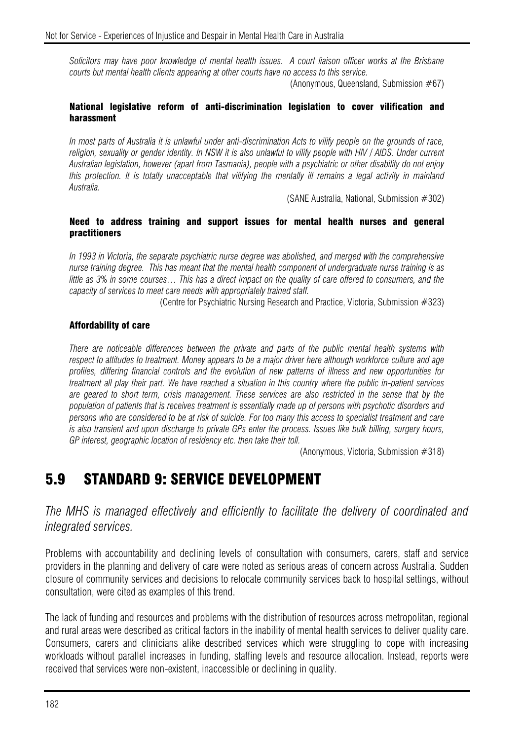*Solicitors may have poor knowledge of mental health issues. A court liaison officer works at the Brisbane courts but mental health clients appearing at other courts have no access to this service.*

(Anonymous, Queensland, Submission #67)

**National legislative reform of anti-discrimination legislation to cover vilification and harassment**

*In most parts of Australia it is unlawful under anti-discrimination Acts to vilify people on the grounds of race, religion, sexuality or gender identity. In NSW it is also unlawful to vilify people with HIV / AIDS. Under current Australian legislation, however (apart from Tasmania), people with a psychiatric or other disability do not enjoy this protection. It is totally unacceptable that vilifying the mentally ill remains a legal activity in mainland Australia.*

(SANE Australia, National, Submission #302)

**Need to address training and support issues for mental health nurses and general practitioners**

*In 1993 in Victoria, the separate psychiatric nurse degree was abolished, and merged with the comprehensive nurse training degree. This has meant that the mental health component of undergraduate nurse training is as little as 3% in some courses… This has a direct impact on the quality of care offered to consumers, and the capacity of services to meet care needs with appropriately trained staff.*

(Centre for Psychiatric Nursing Research and Practice, Victoria, Submission #323)

**Affordability of care**

*There are noticeable differences between the private and parts of the public mental health systems with respect to attitudes to treatment. Money appears to be a major driver here although workforce culture and age profiles, differing financial controls and the evolution of new patterns of illness and new opportunities for treatment all play their part. We have reached a situation in this country where the public in-patient services are geared to short term, crisis management. These services are also restricted in the sense that by the population of patients that is receives treatment is essentially made up of persons with psychotic disorders and persons who are considered to be at risk of suicide. For too many this access to specialist treatment and care is also transient and upon discharge to private GPs enter the process. Issues like bulk billing, surgery hours, GP interest, geographic location of residency etc. then take their toll.*

(Anonymous, Victoria, Submission #318)

## 5.9 STANDARD 9: SERVICE DEVELOPMENT

*The MHS is managed effectively and efficiently to facilitate the delivery of coordinated and integrated services.*

Problems with accountability and declining levels of consultation with consumers, carers, staff and service providers in the planning and delivery of care were noted as serious areas of concern across Australia. Sudden closure of community services and decisions to relocate community services back to hospital settings, without consultation, were cited as examples of this trend.

The lack of funding and resources and problems with the distribution of resources across metropolitan, regional and rural areas were described as critical factors in the inability of mental health services to deliver quality care. Consumers, carers and clinicians alike described services which were struggling to cope with increasing workloads without parallel increases in funding, staffing levels and resource allocation. Instead, reports were received that services were non-existent, inaccessible or declining in quality.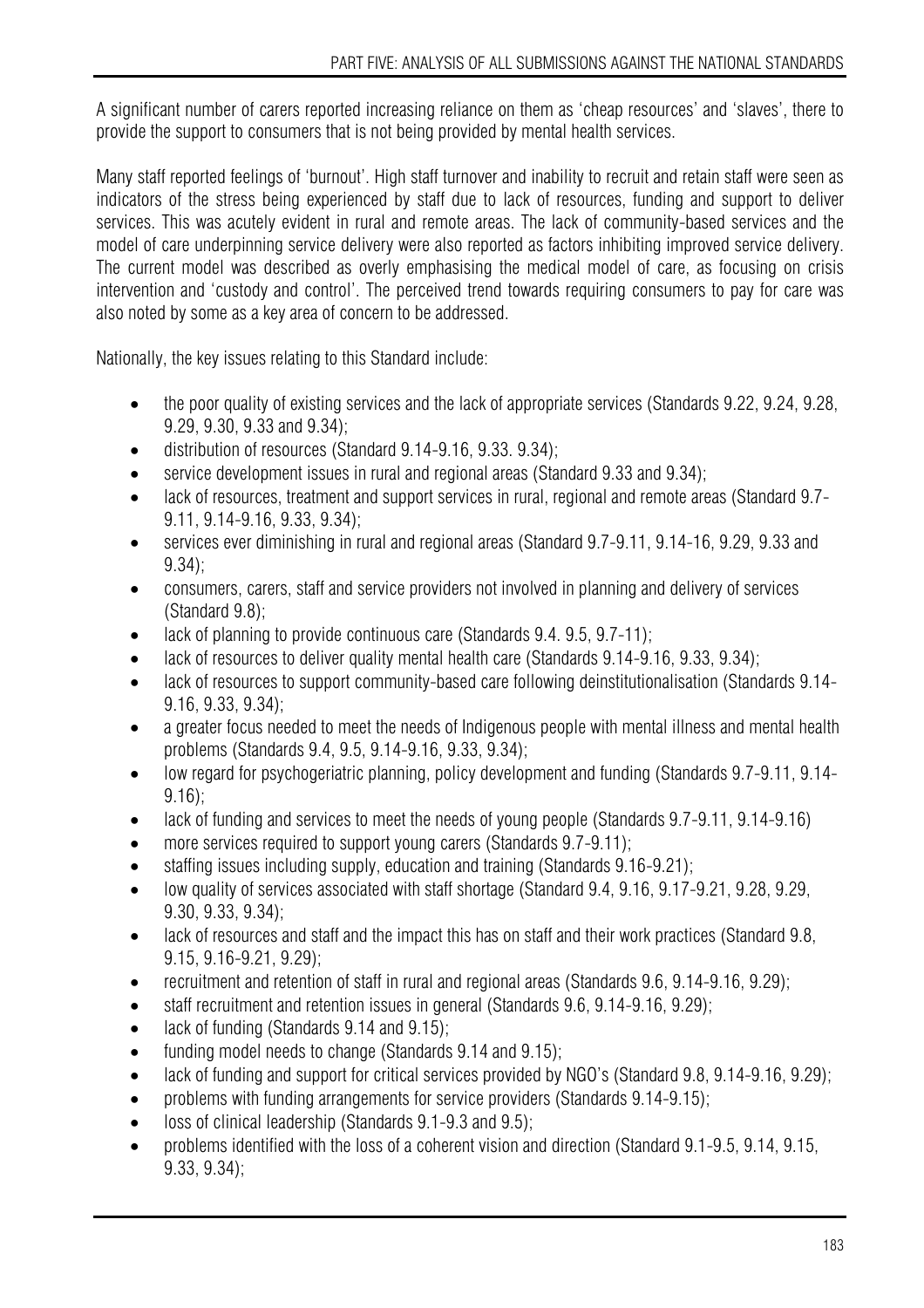A significant number of carers reported increasing reliance on them as 'cheap resources' and 'slaves', there to provide the support to consumers that is not being provided by mental health services.

Many staff reported feelings of 'burnout'. High staff turnover and inability to recruit and retain staff were seen as indicators of the stress being experienced by staff due to lack of resources, funding and support to deliver services. This was acutely evident in rural and remote areas. The lack of community-based services and the model of care underpinning service delivery were also reported as factors inhibiting improved service delivery. The current model was described as overly emphasising the medical model of care, as focusing on crisis intervention and 'custody and control'. The perceived trend towards requiring consumers to pay for care was also noted by some as a key area of concern to be addressed.

Nationally, the key issues relating to this Standard include:

- the poor quality of existing services and the lack of appropriate services (Standards 9.22, 9.24, 9.28, 9.29, 9.30, 9.33 and 9.34);
- distribution of resources (Standard 9.14-9.16, 9.33. 9.34);
- service development issues in rural and regional areas (Standard 9.33 and 9.34);
- lack of resources, treatment and support services in rural, regional and remote areas (Standard 9.7-9.11, 9.14-9.16, 9.33, 9.34);
- services ever diminishing in rural and regional areas (Standard 9.7-9.11, 9.14-16, 9.29, 9.33 and 9.34);
- consumers, carers, staff and service providers not involved in planning and delivery of services (Standard 9.8);
- lack of planning to provide continuous care (Standards 9.4. 9.5, 9.7-11);
- lack of resources to deliver quality mental health care (Standards 9.14-9.16, 9.33, 9.34);
- lack of resources to support community-based care following deinstitutionalisation (Standards 9.14-9.16, 9.33, 9.34);
- a greater focus needed to meet the needs of Indigenous people with mental illness and mental health problems (Standards 9.4, 9.5, 9.14-9.16, 9.33, 9.34);
- low regard for psychogeriatric planning, policy development and funding (Standards 9.7-9.11, 9.14-9.16);
- lack of funding and services to meet the needs of young people (Standards 9.7-9.11, 9.14-9.16)
- more services required to support young carers (Standards 9.7-9.11);
- staffing issues including supply, education and training (Standards 9.16-9.21);
- low quality of services associated with staff shortage (Standard 9.4, 9.16, 9.17-9.21, 9.28, 9.29, 9.30, 9.33, 9.34);
- lack of resources and staff and the impact this has on staff and their work practices (Standard 9.8, 9.15, 9.16-9.21, 9.29);
- recruitment and retention of staff in rural and regional areas (Standards 9.6, 9.14-9.16, 9.29);
- staff recruitment and retention issues in general (Standards 9.6, 9.14-9.16, 9.29);
- lack of funding (Standards 9.14 and 9.15);
- funding model needs to change (Standards 9.14 and 9.15);
- lack of funding and support for critical services provided by NGO's (Standard 9.8, 9.14-9.16, 9.29);
- problems with funding arrangements for service providers (Standards 9.14-9.15);
- loss of clinical leadership (Standards 9.1-9.3 and 9.5);
- problems identified with the loss of a coherent vision and direction (Standard 9.1-9.5, 9.14, 9.15, 9.33, 9.34);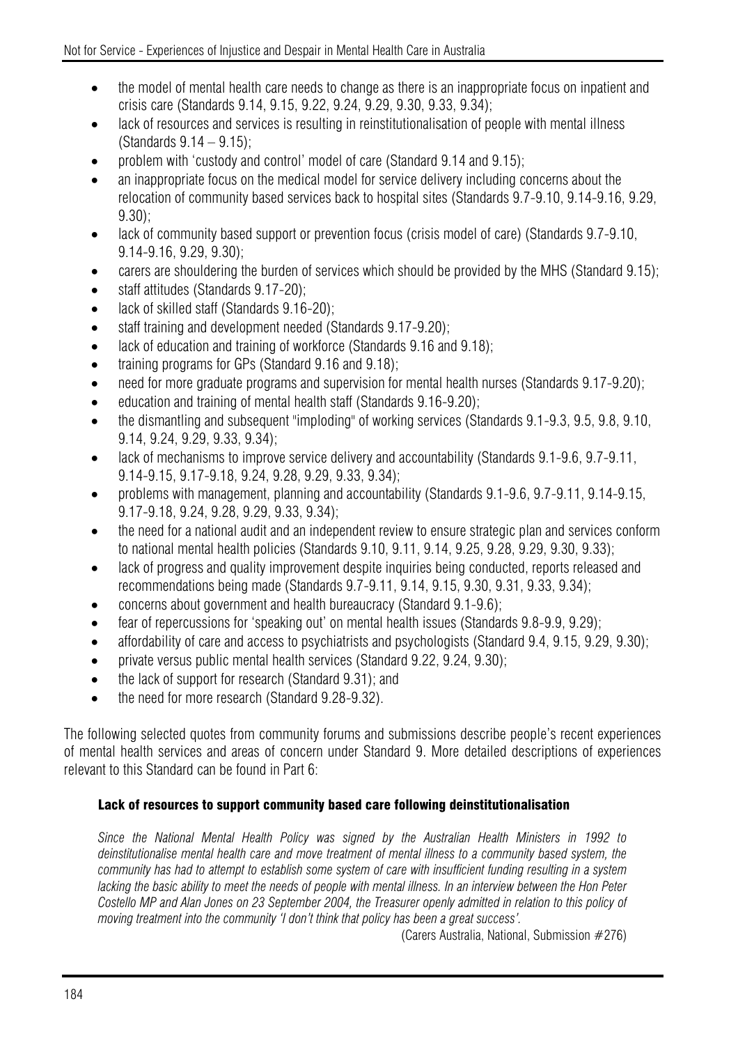- the model of mental health care needs to change as there is an inappropriate focus on inpatient and crisis care (Standards 9.14, 9.15, 9.22, 9.24, 9.29, 9.30, 9.33, 9.34);
- lack of resources and services is resulting in reinstitutionalisation of people with mental illness (Standards 9.14 – 9.15);
- problem with 'custody and control' model of care (Standard 9.14 and 9.15);
- an inappropriate focus on the medical model for service delivery including concerns about the relocation of community based services back to hospital sites (Standards 9.7-9.10, 9.14-9.16, 9.29, 9.30);
- lack of community based support or prevention focus (crisis model of care) (Standards 9.7-9.10, 9.14-9.16, 9.29, 9.30);
- carers are shouldering the burden of services which should be provided by the MHS (Standard 9.15);
- staff attitudes (Standards 9.17-20);
- lack of skilled staff (Standards 9.16-20);
- staff training and development needed (Standards 9.17-9.20);
- lack of education and training of workforce (Standards 9.16 and 9.18);
- training programs for GPs (Standard 9.16 and 9.18);
- need for more graduate programs and supervision for mental health nurses (Standards 9.17-9.20);
- education and training of mental health staff (Standards 9.16-9.20);
- the dismantling and subsequent "imploding" of working services (Standards 9.1-9.3, 9.5, 9.8, 9.10, 9.14, 9.24, 9.29, 9.33, 9.34);
- lack of mechanisms to improve service delivery and accountability (Standards 9.1-9.6, 9.7-9.11, 9.14-9.15, 9.17-9.18, 9.24, 9.28, 9.29, 9.33, 9.34);
- problems with management, planning and accountability (Standards 9.1-9.6, 9.7-9.11, 9.14-9.15, 9.17-9.18, 9.24, 9.28, 9.29, 9.33, 9.34);
- the need for a national audit and an independent review to ensure strategic plan and services conform to national mental health policies (Standards 9.10, 9.11, 9.14, 9.25, 9.28, 9.29, 9.30, 9.33);
- lack of progress and quality improvement despite inquiries being conducted, reports released and recommendations being made (Standards 9.7-9.11, 9.14, 9.15, 9.30, 9.31, 9.33, 9.34);
- concerns about government and health bureaucracy (Standard 9.1-9.6);
- fear of repercussions for 'speaking out' on mental health issues (Standards 9.8-9.9, 9.29);
- affordability of care and access to psychiatrists and psychologists (Standard 9.4, 9.15, 9.29, 9.30);
- private versus public mental health services (Standard 9.22, 9.24, 9.30);
- the lack of support for research (Standard 9.31); and
- the need for more research (Standard 9.28-9.32).

The following selected quotes from community forums and submissions describe people's recent experiences of mental health services and areas of concern under Standard 9. More detailed descriptions of experiences relevant to this Standard can be found in Part 6:

#### Lack of resources to support community based care following deinstitutionalisation

*Since the National Mental Health Policy was signed by the Australian Health Ministers in 1992 to deinstitutionalise mental health care and move treatment of mental illness to a community based system, the community has had to attempt to establish some system of care with insufficient funding resulting in a system lacking the basic ability to meet the needs of people with mental illness. In an interview between the Hon Peter Costello MP and Alan Jones on 23 September 2004, the Treasurer openly admitted in relation to this policy of moving treatment into the community 'I don't think that policy has been a great success'.*

(Carers Australia, National, Submission #276)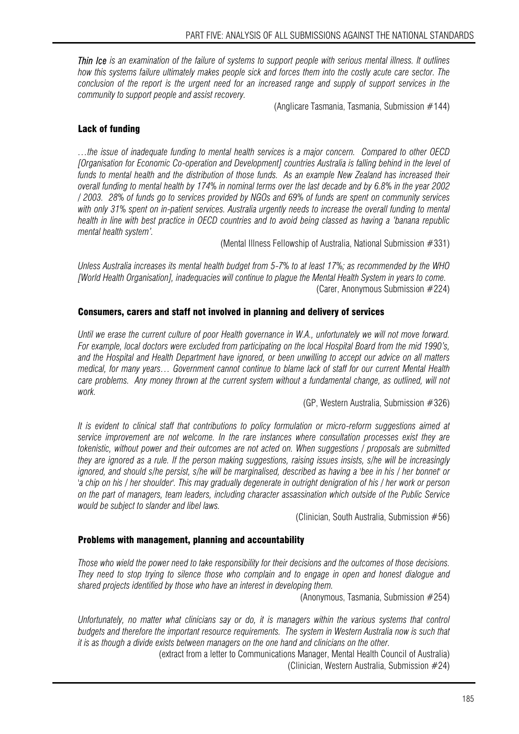*Thin Ice is an examination of the failure of systems to support people with serious mental illness. It outlines how this systems failure ultimately makes people sick and forces them into the costly acute care sector. The conclusion of the report is the urgent need for an increased range and supply of support services in the community to support people and assist recovery.*

(Anglicare Tasmania, Tasmania, Submission #144)

### Lack of funding

*…the issue of inadequate funding to mental health services is a major concern. Compared to other OECD [Organisation for Economic Co-operation and Development] countries Australia is falling behind in the level of funds to mental health and the distribution of those funds. As an example New Zealand has increased their overall funding to mental health by 174% in nominal terms over the last decade and by 6.8% in the year 2002 / 2003. 28% of funds go to services provided by NGOs and 69% of funds are spent on community services with only 31% spent on in-patient services. Australia urgently needs to increase the overall funding to mental health in line with best practice in OECD countries and to avoid being classed as having a 'banana republic mental health system'.*

(Mental Illness Fellowship of Australia, National Submission #331)

*Unless Australia increases its mental health budget from 5-7% to at least 17%; as recommended by the WHO [World Health Organisation], inadequacies will continue to plague the Mental Health System in years to come.*

(Carer, Anonymous Submission #224)

### Consumers, carers and staff not involved in planning and delivery of services

*Until we erase the current culture of poor Health governance in W.A., unfortunately we will not move forward. For example, local doctors were excluded from participating on the local Hospital Board from the mid 1990's, and the Hospital and Health Department have ignored, or been unwilling to accept our advice on all matters medical, for many years… Government cannot continue to blame lack of staff for our current Mental Health care problems. Any money thrown at the current system without a fundamental change, as outlined, will not work.*

(GP, Western Australia, Submission #326)

*It is evident to clinical staff that contributions to policy formulation or micro-reform suggestions aimed at service improvement are not welcome. In the rare instances where consultation processes exist they are tokenistic, without power and their outcomes are not acted on. When suggestions / proposals are submitted they are ignored as a rule. If the person making suggestions, raising issues insists, s/he will be increasingly ignored, and should s/he persist, s/he will be marginalised, described as having a 'bee in his / her bonnet' or 'a chip on his / her shoulder'. This may gradually degenerate in outright denigration of his / her work or person on the part of managers, team leaders, including character assassination which outside of the Public Service would be subject to slander and libel laws.*

(Clinician, South Australia, Submission #56)

### Problems with management, planning and accountability

*Those who wield the power need to take responsibility for their decisions and the outcomes of those decisions. They need to stop trying to silence those who complain and to engage in open and honest dialogue and shared projects identified by those who have an interest in developing them.*

(Anonymous, Tasmania, Submission #254)

*Unfortunately, no matter what clinicians say or do, it is managers within the various systems that control budgets and therefore the important resource requirements. The system in Western Australia now is such that it is as though a divide exists between managers on the one hand and clinicians on the other.*

(extract from a letter to Communications Manager, Mental Health Council of Australia)
(Clinician, Western Australia, Submission #24)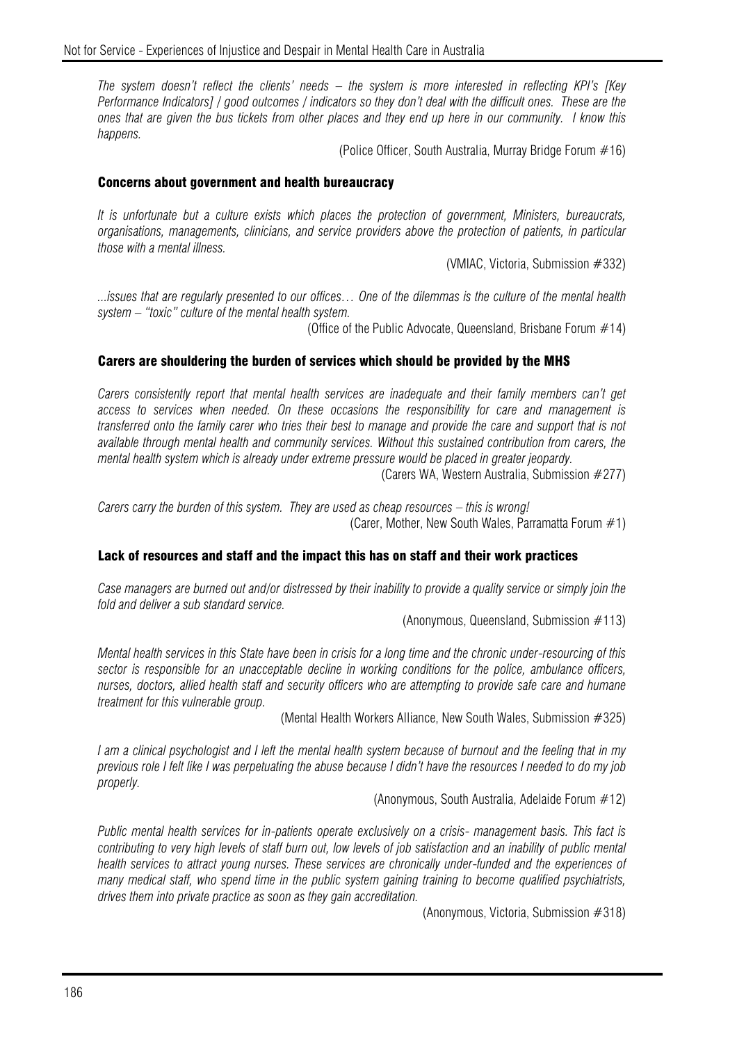*The system doesn't reflect the clients' needs – the system is more interested in reflecting KPI's [Key Performance Indicators] / good outcomes / indicators so they don't deal with the difficult ones. These are the ones that are given the bus tickets from other places and they end up here in our community. I know this happens.*

(Police Officer, South Australia, Murray Bridge Forum #16)

### Concerns about government and health bureaucracy

*It is unfortunate but a culture exists which places the protection of government, Ministers, bureaucrats, organisations, managements, clinicians, and service providers above the protection of patients, in particular those with a mental illness.*

(VMIAC, Victoria, Submission #332)

*...issues that are regularly presented to our offices… One of the dilemmas is the culture of the mental health system – "toxic" culture of the mental health system.*

(Office of the Public Advocate, Queensland, Brisbane Forum #14)

### Carers are shouldering the burden of services which should be provided by the MHS

*Carers consistently report that mental health services are inadequate and their family members can't get access to services when needed. On these occasions the responsibility for care and management is transferred onto the family carer who tries their best to manage and provide the care and support that is not available through mental health and community services. Without this sustained contribution from carers, the mental health system which is already under extreme pressure would be placed in greater jeopardy.*

(Carers WA, Western Australia, Submission #277)

*Carers carry the burden of this system. They are used as cheap resources – this is wrong!*

(Carer, Mother, New South Wales, Parramatta Forum #1)

### Lack of resources and staff and the impact this has on staff and their work practices

*Case managers are burned out and/or distressed by their inability to provide a quality service or simply join the fold and deliver a sub standard service.*

(Anonymous, Queensland, Submission #113)

*Mental health services in this State have been in crisis for a long time and the chronic under-resourcing of this sector is responsible for an unacceptable decline in working conditions for the police, ambulance officers, nurses, doctors, allied health staff and security officers who are attempting to provide safe care and humane treatment for this vulnerable group.*

(Mental Health Workers Alliance, New South Wales, Submission #325)

*I am a clinical psychologist and I left the mental health system because of burnout and the feeling that in my previous role I felt like I was perpetuating the abuse because I didn't have the resources I needed to do my job properly.*

(Anonymous, South Australia, Adelaide Forum #12)

*Public mental health services for in-patients operate exclusively on a crisis- management basis. This fact is contributing to very high levels of staff burn out, low levels of job satisfaction and an inability of public mental health services to attract young nurses. These services are chronically under-funded and the experiences of many medical staff, who spend time in the public system gaining training to become qualified psychiatrists, drives them into private practice as soon as they gain accreditation.*

(Anonymous, Victoria, Submission #318)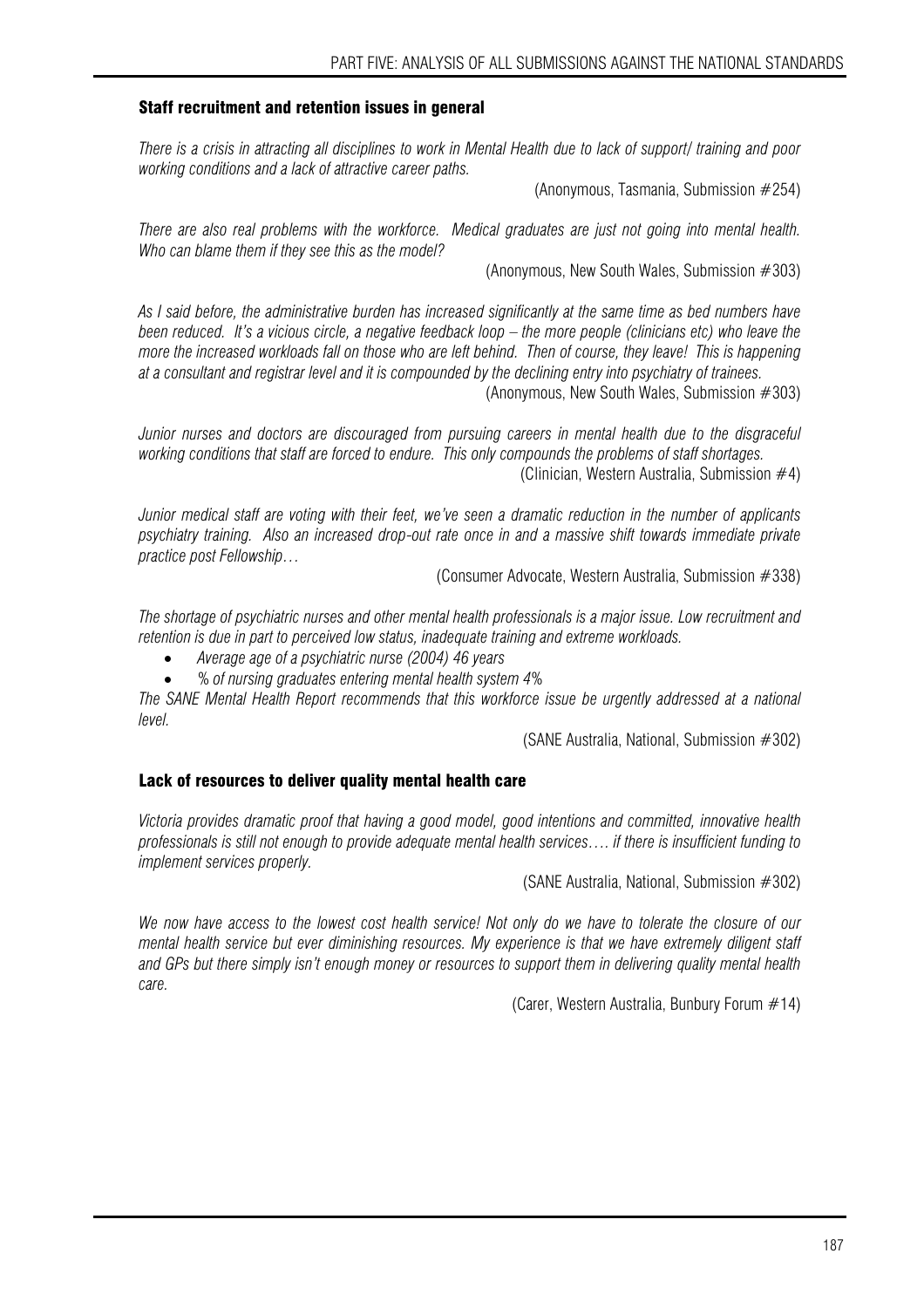### Staff recruitment and retention issues in general

*There is a crisis in attracting all disciplines to work in Mental Health due to lack of support/ training and poor working conditions and a lack of attractive career paths.*

(Anonymous, Tasmania, Submission #254)

*There are also real problems with the workforce. Medical graduates are just not going into mental health. Who can blame them if they see this as the model?*

(Anonymous, New South Wales, Submission #303)

*As I said before, the administrative burden has increased significantly at the same time as bed numbers have been reduced. It's a vicious circle, a negative feedback loop – the more people (clinicians etc) who leave the more the increased workloads fall on those who are left behind. Then of course, they leave! This is happening at a consultant and registrar level and it is compounded by the declining entry into psychiatry of trainees.*

(Anonymous, New South Wales, Submission #303)

*Junior nurses and doctors are discouraged from pursuing careers in mental health due to the disgraceful working conditions that staff are forced to endure. This only compounds the problems of staff shortages.*

(Clinician, Western Australia, Submission #4)

*Junior medical staff are voting with their feet, we've seen a dramatic reduction in the number of applicants psychiatry training. Also an increased drop-out rate once in and a massive shift towards immediate private practice post Fellowship…*

(Consumer Advocate, Western Australia, Submission #338)

*The shortage of psychiatric nurses and other mental health professionals is a major issue. Low recruitment and retention is due in part to perceived low status, inadequate training and extreme workloads.*

- *Average age of a psychiatric nurse (2004) 46 years*
- *% of nursing graduates entering mental health system 4%*

*The SANE Mental Health Report recommends that this workforce issue be urgently addressed at a national level.*

(SANE Australia, National, Submission #302)

### Lack of resources to deliver quality mental health care

*Victoria provides dramatic proof that having a good model, good intentions and committed, innovative health professionals is still not enough to provide adequate mental health services…. if there is insufficient funding to implement services properly.*

(SANE Australia, National, Submission #302)

*We now have access to the lowest cost health service! Not only do we have to tolerate the closure of our mental health service but ever diminishing resources. My experience is that we have extremely diligent staff and GPs but there simply isn't enough money or resources to support them in delivering quality mental health care.*

(Carer, Western Australia, Bunbury Forum #14)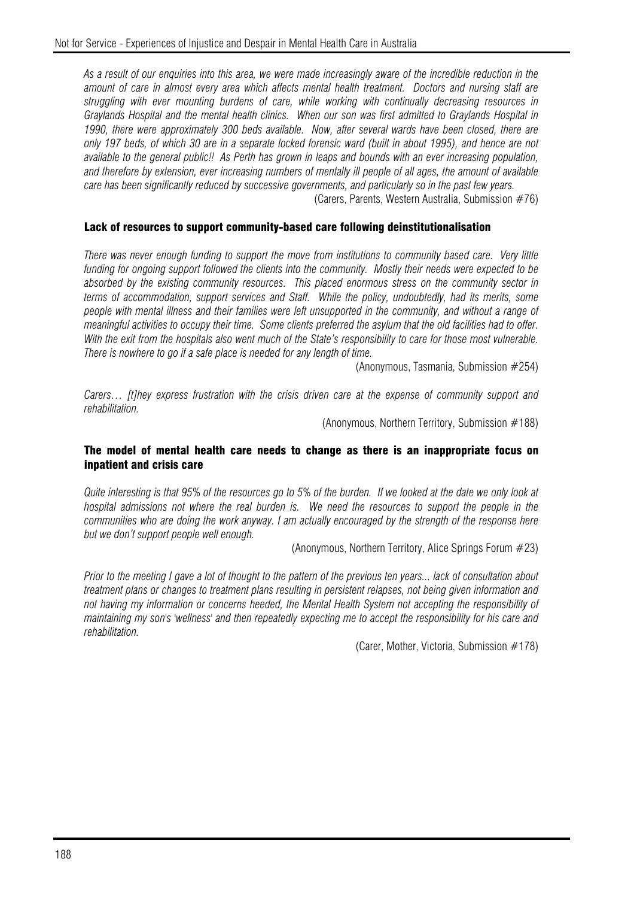*As a result of our enquiries into this area, we were made increasingly aware of the incredible reduction in the amount of care in almost every area which affects mental health treatment. Doctors and nursing staff are struggling with ever mounting burdens of care, while working with continually decreasing resources in Graylands Hospital and the mental health clinics. When our son was first admitted to Graylands Hospital in 1990, there were approximately 300 beds available. Now, after several wards have been closed, there are only 197 beds, of which 30 are in a separate locked forensic ward (built in about 1995), and hence are not available to the general public!! As Perth has grown in leaps and bounds with an ever increasing population, and therefore by extension, ever increasing numbers of mentally ill people of all ages, the amount of available care has been significantly reduced by successive governments, and particularly so in the past few years.*

(Carers, Parents, Western Australia, Submission #76)

### Lack of resources to support community-based care following deinstitutionalisation

*There was never enough funding to support the move from institutions to community based care. Very little funding for ongoing support followed the clients into the community. Mostly their needs were expected to be absorbed by the existing community resources. This placed enormous stress on the community sector in terms of accommodation, support services and Staff. While the policy, undoubtedly, had its merits, some people with mental illness and their families were left unsupported in the community, and without a range of meaningful activities to occupy their time. Some clients preferred the asylum that the old facilities had to offer. With the exit from the hospitals also went much of the State's responsibility to care for those most vulnerable. There is nowhere to go if a safe place is needed for any length of time.*

(Anonymous, Tasmania, Submission #254)

*Carers… [t]hey express frustration with the crisis driven care at the expense of community support and rehabilitation.*

(Anonymous, Northern Territory, Submission #188)

### The model of mental health care needs to change as there is an inappropriate focus on inpatient and crisis care

*Quite interesting is that 95% of the resources go to 5% of the burden. If we looked at the date we only look at hospital admissions not where the real burden is. We need the resources to support the people in the communities who are doing the work anyway. I am actually encouraged by the strength of the response here but we don't support people well enough.*

(Anonymous, Northern Territory, Alice Springs Forum #23)

*Prior to the meeting I gave a lot of thought to the pattern of the previous ten years... lack of consultation about treatment plans or changes to treatment plans resulting in persistent relapses, not being given information and not having my information or concerns heeded, the Mental Health System not accepting the responsibility of maintaining my son's 'wellness' and then repeatedly expecting me to accept the responsibility for his care and rehabilitation.*

(Carer, Mother, Victoria, Submission #178)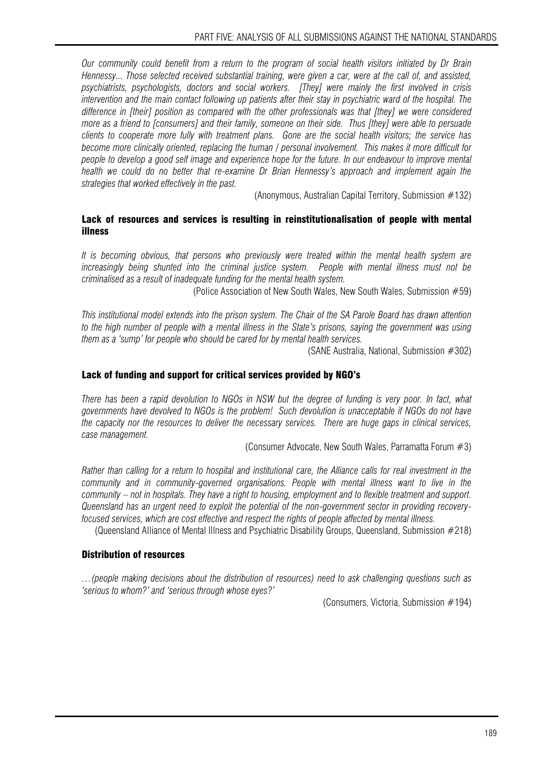*Our community could benefit from a return to the program of social health visitors initiated by Dr Brain Hennessy... Those selected received substantial training, were given a car, were at the call of, and assisted, psychiatrists, psychologists, doctors and social workers. [They] were mainly the first involved in crisis intervention and the main contact following up patients after their stay in psychiatric ward of the hospital. The difference in [their] position as compared with the other professionals was that [they] we were considered more as a friend to [consumers] and their family, someone on their side. Thus [they] were able to persuade clients to cooperate more fully with treatment plans. Gone are the social health visitors; the service has become more clinically oriented, replacing the human / personal involvement. This makes it more difficult for people to develop a good self image and experience hope for the future. In our endeavour to improve mental health we could do no better that re-examine Dr Brian Hennessy's approach and implement again the strategies that worked effectively in the past.*

(Anonymous, Australian Capital Territory, Submission #132)

### Lack of resources and services is resulting in reinstitutionalisation of people with mental illness

*It is becoming obvious, that persons who previously were treated within the mental health system are increasingly being shunted into the criminal justice system. People with mental illness must not be criminalised as a result of inadequate funding for the mental health system.*

(Police Association of New South Wales, New South Wales, Submission #59)

*This institutional model extends into the prison system. The Chair of the SA Parole Board has drawn attention to the high number of people with a mental illness in the State's prisons, saying the government was using them as a 'sump' for people who should be cared for by mental health services.*

(SANE Australia, National, Submission #302)

### Lack of funding and support for critical services provided by NGO's

*There has been a rapid devolution to NGOs in NSW but the degree of funding is very poor. In fact, what governments have devolved to NGOs is the problem! Such devolution is unacceptable if NGOs do not have the capacity nor the resources to deliver the necessary services. There are huge gaps in clinical services, case management.*

(Consumer Advocate, New South Wales, Parramatta Forum #3)

*Rather than calling for a return to hospital and institutional care, the Alliance calls for real investment in the community and in community-governed organisations. People with mental illness want to live in the community – not in hospitals. They have a right to housing, employment and to flexible treatment and support. Queensland has an urgent need to exploit the potential of the non-government sector in providing recovery-focused services, which are cost effective and respect the rights of people affected by mental illness.*

(Queensland Alliance of Mental Illness and Psychiatric Disability Groups, Queensland, Submission #218)

### Distribution of resources

*…(people making decisions about the distribution of resources) need to ask challenging questions such as 'serious to whom?' and 'serious through whose eyes?'*

(Consumers, Victoria, Submission #194)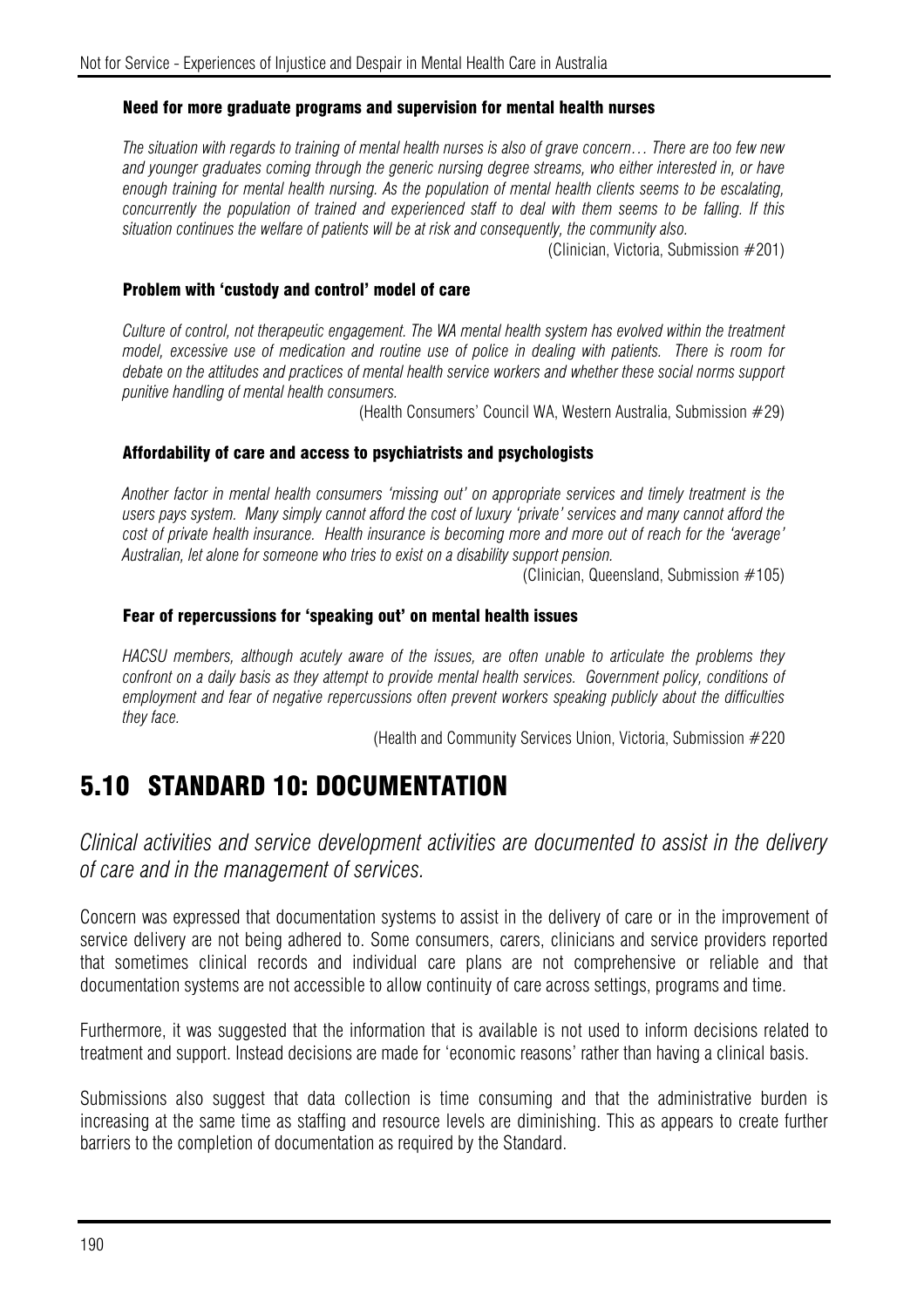#### Need for more graduate programs and supervision for mental health nurses

*The situation with regards to training of mental health nurses is also of grave concern… There are too few new and younger graduates coming through the generic nursing degree streams, who either interested in, or have enough training for mental health nursing. As the population of mental health clients seems to be escalating, concurrently the population of trained and experienced staff to deal with them seems to be falling. If this situation continues the welfare of patients will be at risk and consequently, the community also.*

(Clinician, Victoria, Submission #201)

#### Problem with 'custody and control' model of care

*Culture of control, not therapeutic engagement. The WA mental health system has evolved within the treatment model, excessive use of medication and routine use of police in dealing with patients. There is room for debate on the attitudes and practices of mental health service workers and whether these social norms support punitive handling of mental health consumers.*

(Health Consumers' Council WA, Western Australia, Submission #29)

#### Affordability of care and access to psychiatrists and psychologists

*Another factor in mental health consumers 'missing out' on appropriate services and timely treatment is the users pays system. Many simply cannot afford the cost of luxury 'private' services and many cannot afford the cost of private health insurance. Health insurance is becoming more and more out of reach for the 'average' Australian, let alone for someone who tries to exist on a disability support pension.*

(Clinician, Queensland, Submission #105)

#### Fear of repercussions for 'speaking out' on mental health issues

*HACSU members, although acutely aware of the issues, are often unable to articulate the problems they confront on a daily basis as they attempt to provide mental health services. Government policy, conditions of employment and fear of negative repercussions often prevent workers speaking publicly about the difficulties they face.*

(Health and Community Services Union, Victoria, Submission #220

## 5.10 STANDARD 10: DOCUMENTATION

*Clinical activities and service development activities are documented to assist in the delivery of care and in the management of services.*

Concern was expressed that documentation systems to assist in the delivery of care or in the improvement of service delivery are not being adhered to. Some consumers, carers, clinicians and service providers reported that sometimes clinical records and individual care plans are not comprehensive or reliable and that documentation systems are not accessible to allow continuity of care across settings, programs and time.

Furthermore, it was suggested that the information that is available is not used to inform decisions related to treatment and support. Instead decisions are made for 'economic reasons' rather than having a clinical basis.

Submissions also suggest that data collection is time consuming and that the administrative burden is increasing at the same time as staffing and resource levels are diminishing. This as appears to create further barriers to the completion of documentation as required by the Standard.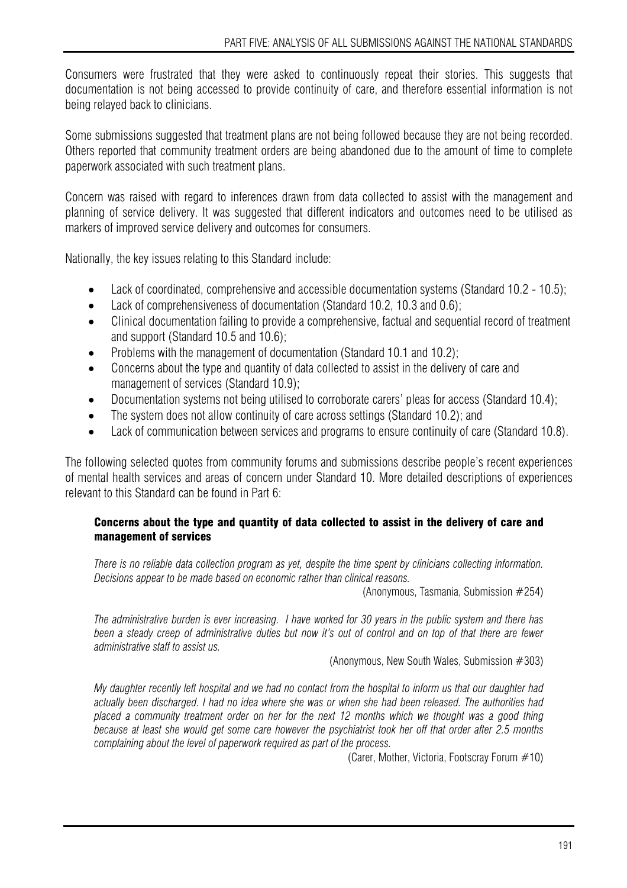Consumers were frustrated that they were asked to continuously repeat their stories. This suggests that documentation is not being accessed to provide continuity of care, and therefore essential information is not being relayed back to clinicians.

Some submissions suggested that treatment plans are not being followed because they are not being recorded. Others reported that community treatment orders are being abandoned due to the amount of time to complete paperwork associated with such treatment plans.

Concern was raised with regard to inferences drawn from data collected to assist with the management and planning of service delivery. It was suggested that different indicators and outcomes need to be utilised as markers of improved service delivery and outcomes for consumers.

Nationally, the key issues relating to this Standard include:

- Lack of coordinated, comprehensive and accessible documentation systems (Standard 10.2 - 10.5);
- Lack of comprehensiveness of documentation (Standard 10.2, 10.3 and 0.6);
- Clinical documentation failing to provide a comprehensive, factual and sequential record of treatment and support (Standard 10.5 and 10.6);
- Problems with the management of documentation (Standard 10.1 and 10.2);
- Concerns about the type and quantity of data collected to assist in the delivery of care and management of services (Standard 10.9);
- Documentation systems not being utilised to corroborate carers' pleas for access (Standard 10.4);
- The system does not allow continuity of care across settings (Standard 10.2); and
- Lack of communication between services and programs to ensure continuity of care (Standard 10.8).

The following selected quotes from community forums and submissions describe people's recent experiences of mental health services and areas of concern under Standard 10. More detailed descriptions of experiences relevant to this Standard can be found in Part 6:

**Concerns about the type and quantity of data collected to assist in the delivery of care and management of services**

*There is no reliable data collection program as yet, despite the time spent by clinicians collecting information. Decisions appear to be made based on economic rather than clinical reasons.*

(Anonymous, Tasmania, Submission #254)

*The administrative burden is ever increasing. I have worked for 30 years in the public system and there has been a steady creep of administrative duties but now it's out of control and on top of that there are fewer administrative staff to assist us.*

(Anonymous, New South Wales, Submission #303)

*My daughter recently left hospital and we had no contact from the hospital to inform us that our daughter had actually been discharged. I had no idea where she was or when she had been released. The authorities had placed a community treatment order on her for the next 12 months which we thought was a good thing because at least she would get some care however the psychiatrist took her off that order after 2.5 months complaining about the level of paperwork required as part of the process.*

(Carer, Mother, Victoria, Footscray Forum #10)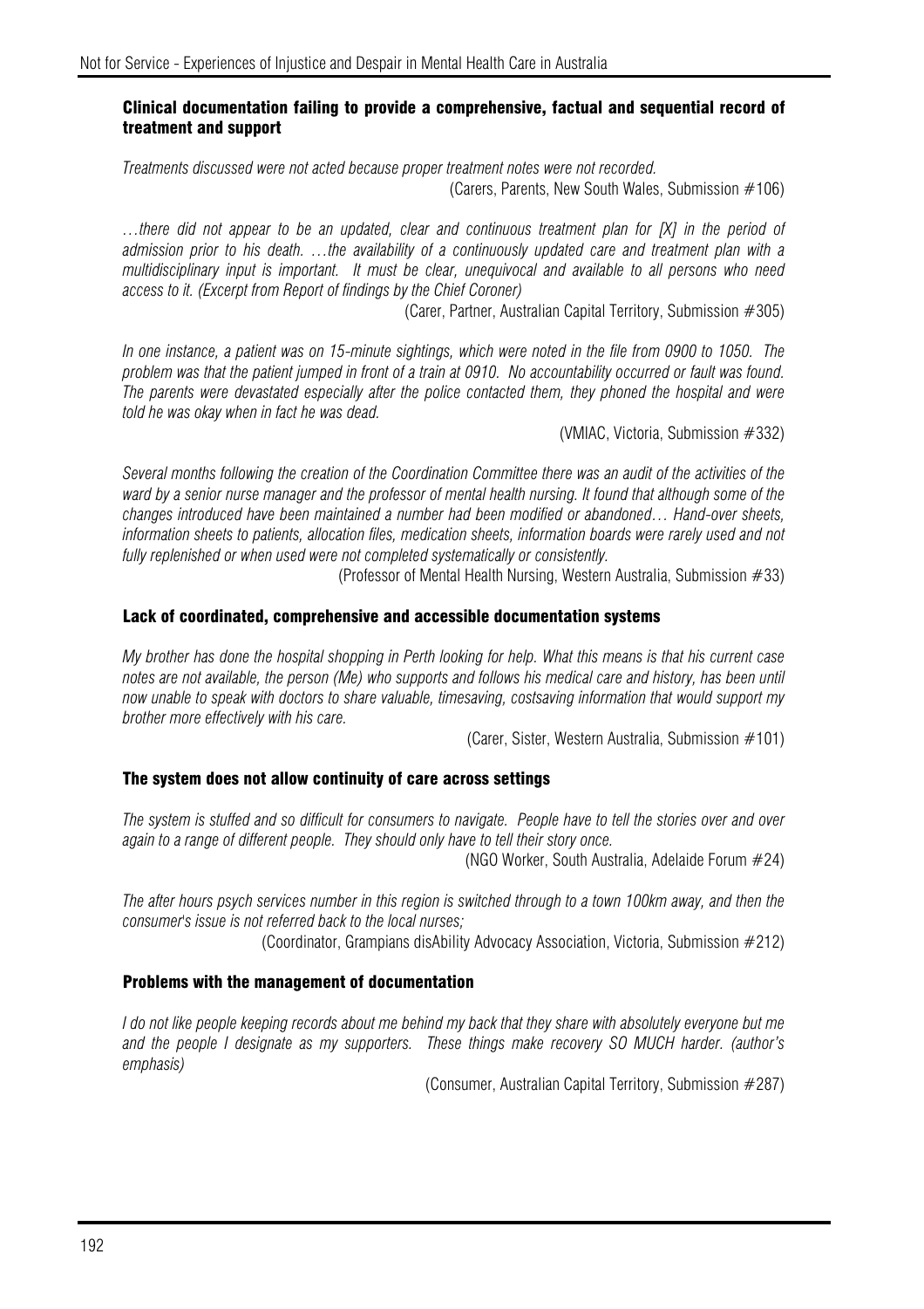### Clinical documentation failing to provide a comprehensive, factual and sequential record of treatment and support

*Treatments discussed were not acted because proper treatment notes were not recorded.*

(Carers, Parents, New South Wales, Submission #106)

*…there did not appear to be an updated, clear and continuous treatment plan for [X] in the period of admission prior to his death. …the availability of a continuously updated care and treatment plan with a multidisciplinary input is important. It must be clear, unequivocal and available to all persons who need access to it. (Excerpt from Report of findings by the Chief Coroner)*

(Carer, Partner, Australian Capital Territory, Submission #305)

*In one instance, a patient was on 15-minute sightings, which were noted in the file from 0900 to 1050. The problem was that the patient jumped in front of a train at 0910. No accountability occurred or fault was found. The parents were devastated especially after the police contacted them, they phoned the hospital and were told he was okay when in fact he was dead.*

(VMIAC, Victoria, Submission #332)

*Several months following the creation of the Coordination Committee there was an audit of the activities of the ward by a senior nurse manager and the professor of mental health nursing. It found that although some of the changes introduced have been maintained a number had been modified or abandoned… Hand-over sheets, information sheets to patients, allocation files, medication sheets, information boards were rarely used and not fully replenished or when used were not completed systematically or consistently.*

(Professor of Mental Health Nursing, Western Australia, Submission #33)

### Lack of coordinated, comprehensive and accessible documentation systems

*My brother has done the hospital shopping in Perth looking for help. What this means is that his current case notes are not available, the person (Me) who supports and follows his medical care and history, has been until now unable to speak with doctors to share valuable, timesaving, costsaving information that would support my brother more effectively with his care.*

(Carer, Sister, Western Australia, Submission #101)

### The system does not allow continuity of care across settings

*The system is stuffed and so difficult for consumers to navigate. People have to tell the stories over and over again to a range of different people. They should only have to tell their story once.*

(NGO Worker, South Australia, Adelaide Forum #24)

*The after hours psych services number in this region is switched through to a town 100km away, and then the consumer's issue is not referred back to the local nurses;*

(Coordinator, Grampians disAbility Advocacy Association, Victoria, Submission #212)

### Problems with the management of documentation

*I do not like people keeping records about me behind my back that they share with absolutely everyone but me and the people I designate as my supporters. These things make recovery SO MUCH harder. (author's emphasis)*

(Consumer, Australian Capital Territory, Submission #287)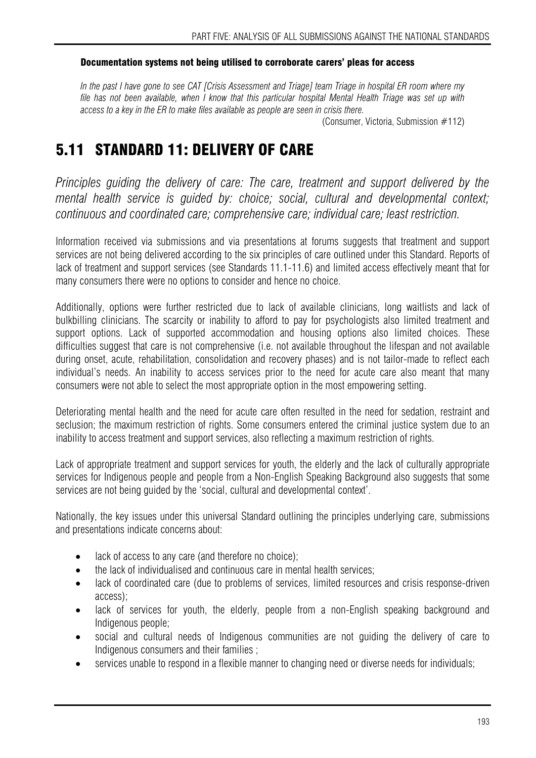#### Documentation systems not being utilised to corroborate carers' pleas for access

*In the past I have gone to see CAT [Crisis Assessment and Triage] team Triage in hospital ER room where my file has not been available, when I know that this particular hospital Mental Health Triage was set up with access to a key in the ER to make files available as people are seen in crisis there.*

(Consumer, Victoria, Submission #112)

## 5.11 STANDARD 11: DELIVERY OF CARE

*Principles guiding the delivery of care: The care, treatment and support delivered by the mental health service is guided by: choice; social, cultural and developmental context; continuous and coordinated care; comprehensive care; individual care; least restriction.*

Information received via submissions and via presentations at forums suggests that treatment and support services are not being delivered according to the six principles of care outlined under this Standard. Reports of lack of treatment and support services (see Standards 11.1-11.6) and limited access effectively meant that for many consumers there were no options to consider and hence no choice.

Additionally, options were further restricted due to lack of available clinicians, long waitlists and lack of bulkbilling clinicians. The scarcity or inability to afford to pay for psychologists also limited treatment and support options. Lack of supported accommodation and housing options also limited choices. These difficulties suggest that care is not comprehensive (i.e. not available throughout the lifespan and not available during onset, acute, rehabilitation, consolidation and recovery phases) and is not tailor-made to reflect each individual's needs. An inability to access services prior to the need for acute care also meant that many consumers were not able to select the most appropriate option in the most empowering setting.

Deteriorating mental health and the need for acute care often resulted in the need for sedation, restraint and seclusion; the maximum restriction of rights. Some consumers entered the criminal justice system due to an inability to access treatment and support services, also reflecting a maximum restriction of rights.

Lack of appropriate treatment and support services for youth, the elderly and the lack of culturally appropriate services for Indigenous people and people from a Non-English Speaking Background also suggests that some services are not being guided by the 'social, cultural and developmental context'.

Nationally, the key issues under this universal Standard outlining the principles underlying care, submissions and presentations indicate concerns about:

- lack of access to any care (and therefore no choice);
- the lack of individualised and continuous care in mental health services;
- lack of coordinated care (due to problems of services, limited resources and crisis response-driven access);
- lack of services for youth, the elderly, people from a non-English speaking background and Indigenous people;
- social and cultural needs of Indigenous communities are not guiding the delivery of care to Indigenous consumers and their families ;
- services unable to respond in a flexible manner to changing need or diverse needs for individuals;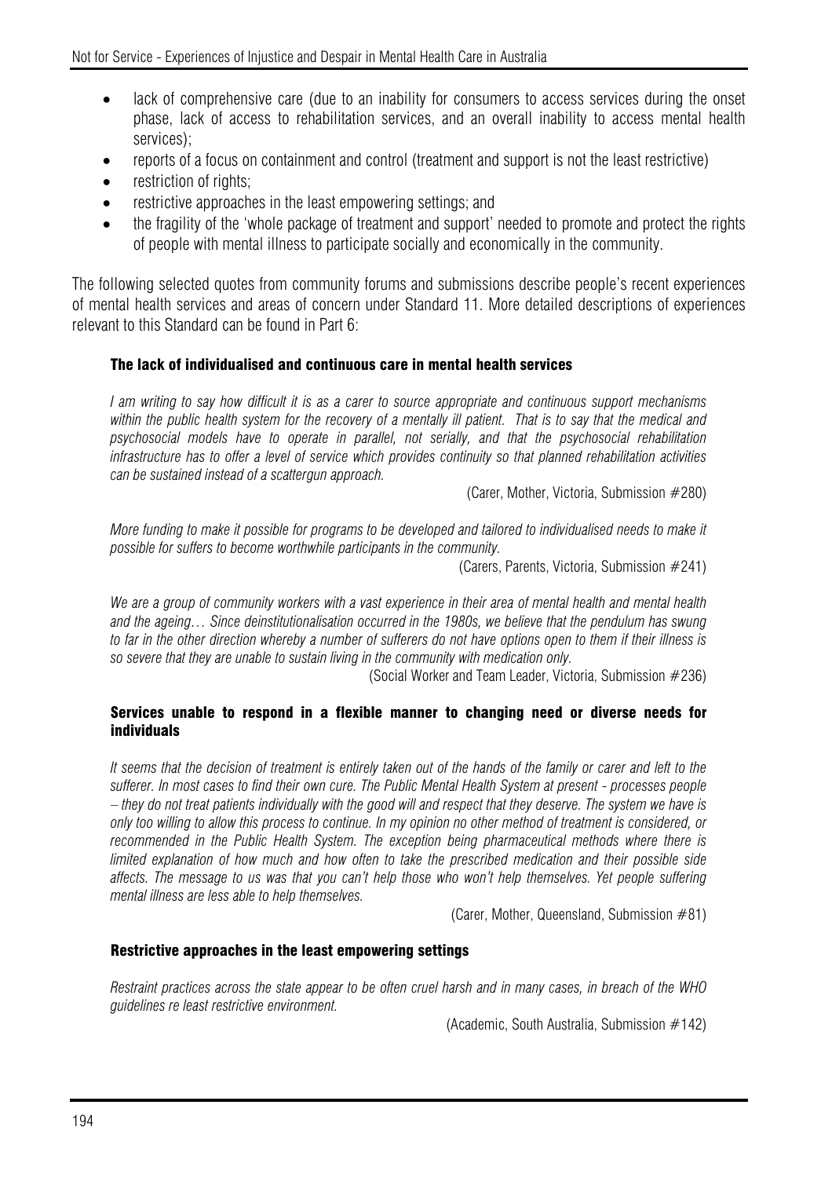- lack of comprehensive care (due to an inability for consumers to access services during the onset phase, lack of access to rehabilitation services, and an overall inability to access mental health services);
- reports of a focus on containment and control (treatment and support is not the least restrictive)
- restriction of rights;
- restrictive approaches in the least empowering settings; and
- the fragility of the 'whole package of treatment and support' needed to promote and protect the rights of people with mental illness to participate socially and economically in the community.

The following selected quotes from community forums and submissions describe people's recent experiences of mental health services and areas of concern under Standard 11. More detailed descriptions of experiences relevant to this Standard can be found in Part 6:

#### The lack of individualised and continuous care in mental health services

*I am writing to say how difficult it is as a carer to source appropriate and continuous support mechanisms within the public health system for the recovery of a mentally ill patient. That is to say that the medical and psychosocial models have to operate in parallel, not serially, and that the psychosocial rehabilitation infrastructure has to offer a level of service which provides continuity so that planned rehabilitation activities can be sustained instead of a scattergun approach.*

(Carer, Mother, Victoria, Submission #280)

*More funding to make it possible for programs to be developed and tailored to individualised needs to make it possible for suffers to become worthwhile participants in the community.*

(Carers, Parents, Victoria, Submission #241)

*We are a group of community workers with a vast experience in their area of mental health and mental health and the ageing… Since deinstitutionalisation occurred in the 1980s, we believe that the pendulum has swung to far in the other direction whereby a number of sufferers do not have options open to them if their illness is so severe that they are unable to sustain living in the community with medication only.*

(Social Worker and Team Leader, Victoria, Submission #236)

#### Services unable to respond in a flexible manner to changing need or diverse needs for individuals

*It seems that the decision of treatment is entirely taken out of the hands of the family or carer and left to the sufferer. In most cases to find their own cure. The Public Mental Health System at present - processes people – they do not treat patients individually with the good will and respect that they deserve. The system we have is only too willing to allow this process to continue. In my opinion no other method of treatment is considered, or recommended in the Public Health System. The exception being pharmaceutical methods where there is limited explanation of how much and how often to take the prescribed medication and their possible side affects. The message to us was that you can't help those who won't help themselves. Yet people suffering mental illness are less able to help themselves.*

(Carer, Mother, Queensland, Submission #81)

#### Restrictive approaches in the least empowering settings

*Restraint practices across the state appear to be often cruel harsh and in many cases, in breach of the WHO guidelines re least restrictive environment.*

(Academic, South Australia, Submission #142)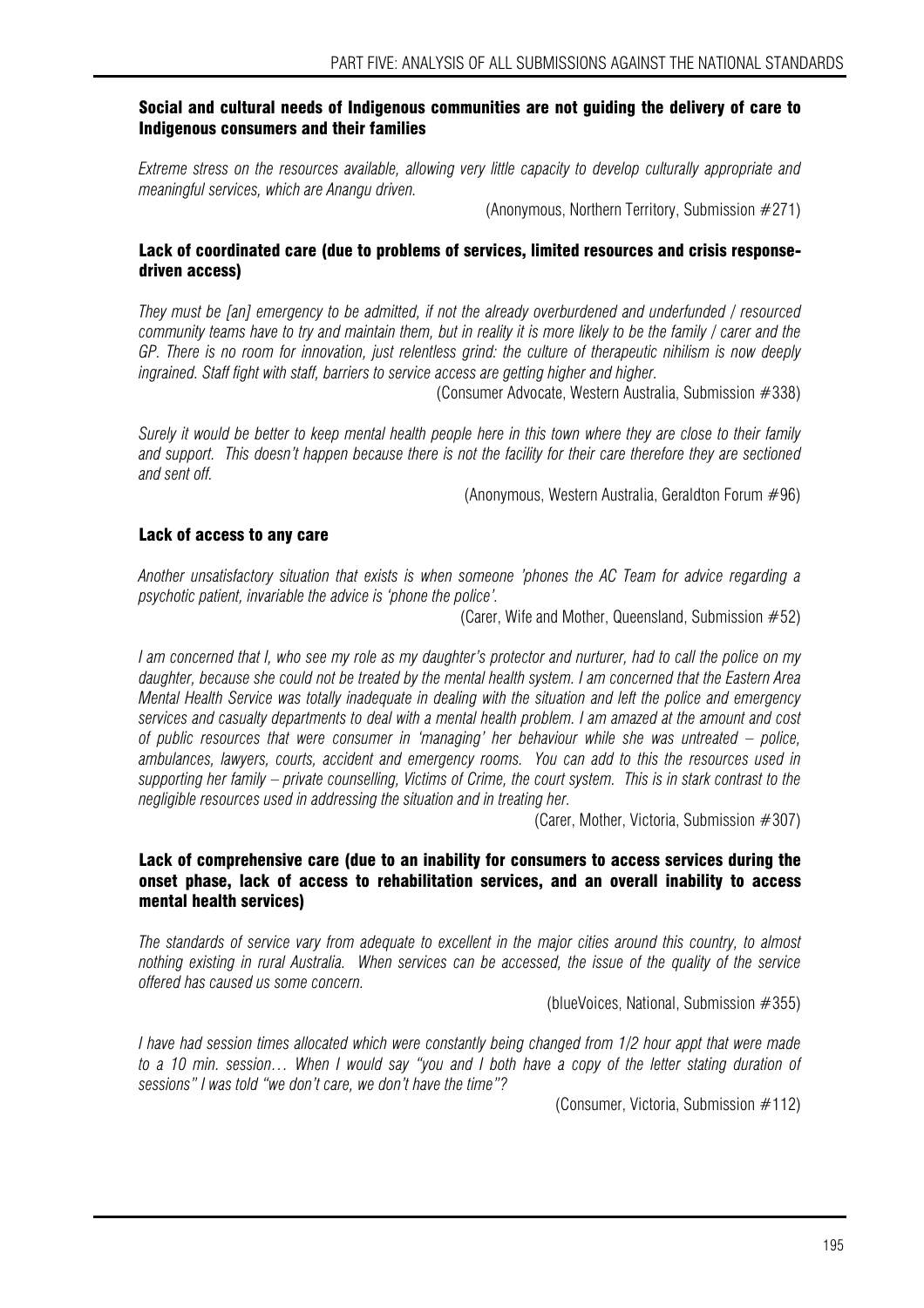### Social and cultural needs of Indigenous communities are not guiding the delivery of care to Indigenous consumers and their families

*Extreme stress on the resources available, allowing very little capacity to develop culturally appropriate and meaningful services, which are Anangu driven.*

(Anonymous, Northern Territory, Submission #271)

### Lack of coordinated care (due to problems of services, limited resources and crisis response-driven access)

*They must be [an] emergency to be admitted, if not the already overburdened and underfunded / resourced community teams have to try and maintain them, but in reality it is more likely to be the family / carer and the GP. There is no room for innovation, just relentless grind: the culture of therapeutic nihilism is now deeply ingrained. Staff fight with staff, barriers to service access are getting higher and higher.*

(Consumer Advocate, Western Australia, Submission #338)

*Surely it would be better to keep mental health people here in this town where they are close to their family and support. This doesn't happen because there is not the facility for their care therefore they are sectioned and sent off.*

(Anonymous, Western Australia, Geraldton Forum #96)

### Lack of access to any care

*Another unsatisfactory situation that exists is when someone 'phones the AC Team for advice regarding a psychotic patient, invariable the advice is 'phone the police'.*

(Carer, Wife and Mother, Queensland, Submission #52)

*I am concerned that I, who see my role as my daughter's protector and nurturer, had to call the police on my daughter, because she could not be treated by the mental health system. I am concerned that the Eastern Area Mental Health Service was totally inadequate in dealing with the situation and left the police and emergency services and casualty departments to deal with a mental health problem. I am amazed at the amount and cost of public resources that were consumer in 'managing' her behaviour while she was untreated – police, ambulances, lawyers, courts, accident and emergency rooms. You can add to this the resources used in supporting her family – private counselling, Victims of Crime, the court system. This is in stark contrast to the negligible resources used in addressing the situation and in treating her.*

(Carer, Mother, Victoria, Submission #307)

### Lack of comprehensive care (due to an inability for consumers to access services during the onset phase, lack of access to rehabilitation services, and an overall inability to access mental health services)

*The standards of service vary from adequate to excellent in the major cities around this country, to almost nothing existing in rural Australia. When services can be accessed, the issue of the quality of the service offered has caused us some concern.*

(blueVoices, National, Submission #355)

*I have had session times allocated which were constantly being changed from 1/2 hour appt that were made to a 10 min. session… When I would say "you and I both have a copy of the letter stating duration of sessions" I was told "we don't care, we don't have the time"?*

(Consumer, Victoria, Submission #112)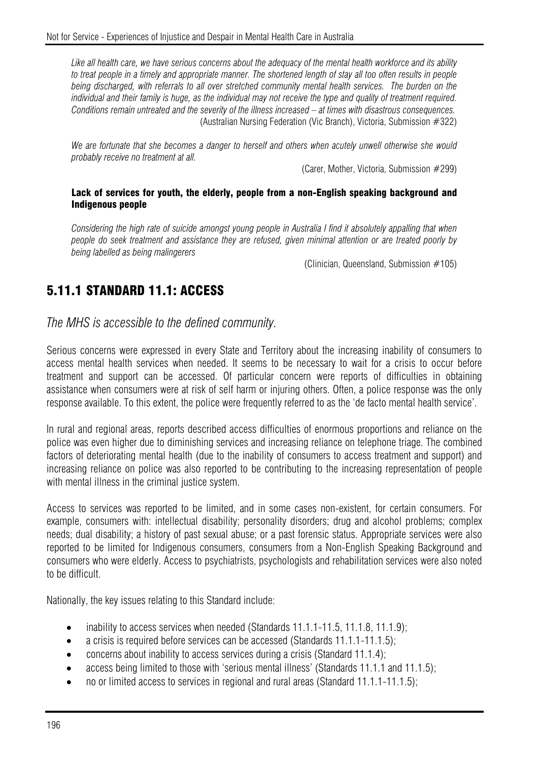*Like all health care, we have serious concerns about the adequacy of the mental health workforce and its ability to treat people in a timely and appropriate manner. The shortened length of stay all too often results in people being discharged, with referrals to all over stretched community mental health services. The burden on the individual and their family is huge, as the individual may not receive the type and quality of treatment required. Conditions remain untreated and the severity of the illness increased – at times with disastrous consequences.*
(Australian Nursing Federation (Vic Branch), Victoria, Submission #322)

*We are fortunate that she becomes a danger to herself and others when acutely unwell otherwise she would probably receive no treatment at all.*
(Carer, Mother, Victoria, Submission #299)

**Lack of services for youth, the elderly, people from a non-English speaking background and Indigenous people**

*Considering the high rate of suicide amongst young people in Australia I find it absolutely appalling that when people do seek treatment and assistance they are refused, given minimal attention or are treated poorly by being labelled as being malingerers*
(Clinician, Queensland, Submission #105)

## 5.11.1 STANDARD 11.1: ACCESS

*The MHS is accessible to the defined community.*

Serious concerns were expressed in every State and Territory about the increasing inability of consumers to access mental health services when needed. It seems to be necessary to wait for a crisis to occur before treatment and support can be accessed. Of particular concern were reports of difficulties in obtaining assistance when consumers were at risk of self harm or injuring others. Often, a police response was the only response available. To this extent, the police were frequently referred to as the 'de facto mental health service'.

In rural and regional areas, reports described access difficulties of enormous proportions and reliance on the police was even higher due to diminishing services and increasing reliance on telephone triage. The combined factors of deteriorating mental health (due to the inability of consumers to access treatment and support) and increasing reliance on police was also reported to be contributing to the increasing representation of people with mental illness in the criminal justice system.

Access to services was reported to be limited, and in some cases non-existent, for certain consumers. For example, consumers with: intellectual disability; personality disorders; drug and alcohol problems; complex needs; dual disability; a history of past sexual abuse; or a past forensic status. Appropriate services were also reported to be limited for Indigenous consumers, consumers from a Non-English Speaking Background and consumers who were elderly. Access to psychiatrists, psychologists and rehabilitation services were also noted to be difficult.

Nationally, the key issues relating to this Standard include:

- inability to access services when needed (Standards 11.1.1-11.5, 11.1.8, 11.1.9);
- a crisis is required before services can be accessed (Standards 11.1.1-11.1.5);
- concerns about inability to access services during a crisis (Standard 11.1.4);
- access being limited to those with 'serious mental illness' (Standards 11.1.1 and 11.1.5);
- no or limited access to services in regional and rural areas (Standard 11.1.1-11.1.5);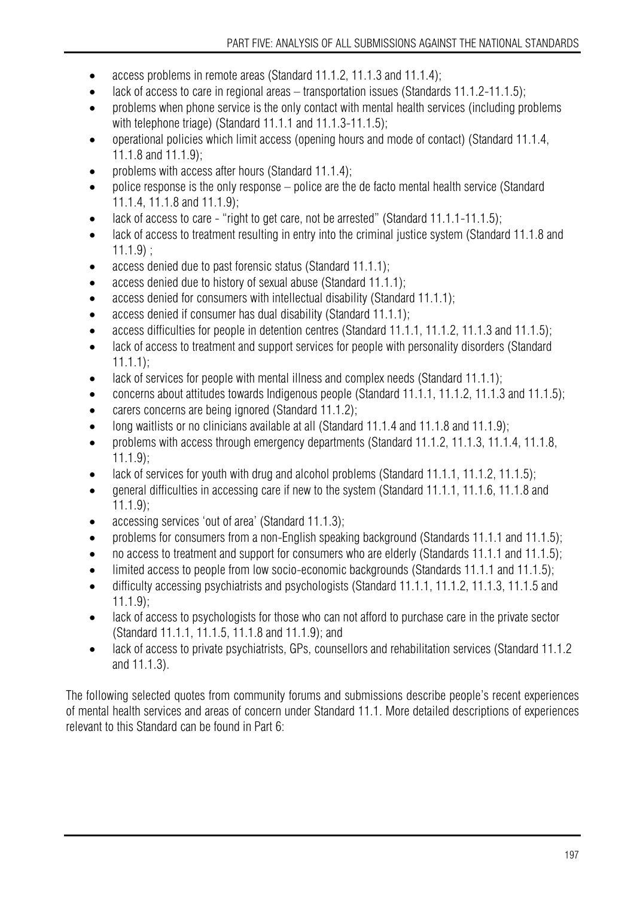- access problems in remote areas (Standard 11.1.2, 11.1.3 and 11.1.4);
- lack of access to care in regional areas – transportation issues (Standards 11.1.2-11.1.5);
- problems when phone service is the only contact with mental health services (including problems with telephone triage) (Standard 11.1.1 and 11.1.3-11.1.5);
- operational policies which limit access (opening hours and mode of contact) (Standard 11.1.4, 11.1.8 and 11.1.9);
- problems with access after hours (Standard 11.1.4);
- police response is the only response – police are the de facto mental health service (Standard 11.1.4, 11.1.8 and 11.1.9);
- lack of access to care - "right to get care, not be arrested" (Standard 11.1.1-11.1.5);
- lack of access to treatment resulting in entry into the criminal justice system (Standard 11.1.8 and 11.1.9) ;
- access denied due to past forensic status (Standard 11.1.1);
- access denied due to history of sexual abuse (Standard 11.1.1);
- access denied for consumers with intellectual disability (Standard 11.1.1);
- access denied if consumer has dual disability (Standard 11.1.1);
- access difficulties for people in detention centres (Standard 11.1.1, 11.1.2, 11.1.3 and 11.1.5);
- lack of access to treatment and support services for people with personality disorders (Standard 11.1.1);
- lack of services for people with mental illness and complex needs (Standard 11.1.1);
- concerns about attitudes towards Indigenous people (Standard 11.1.1, 11.1.2, 11.1.3 and 11.1.5);
- carers concerns are being ignored (Standard 11.1.2);
- long waitlists or no clinicians available at all (Standard 11.1.4 and 11.1.8 and 11.1.9);
- problems with access through emergency departments (Standard 11.1.2, 11.1.3, 11.1.4, 11.1.8, 11.1.9);
- lack of services for youth with drug and alcohol problems (Standard 11.1.1, 11.1.2, 11.1.5);
- general difficulties in accessing care if new to the system (Standard 11.1.1, 11.1.6, 11.1.8 and 11.1.9);
- accessing services 'out of area' (Standard 11.1.3);
- problems for consumers from a non-English speaking background (Standards 11.1.1 and 11.1.5);
- no access to treatment and support for consumers who are elderly (Standards 11.1.1 and 11.1.5);
- limited access to people from low socio-economic backgrounds (Standards 11.1.1 and 11.1.5);
- difficulty accessing psychiatrists and psychologists (Standard 11.1.1, 11.1.2, 11.1.3, 11.1.5 and 11.1.9);
- lack of access to psychologists for those who can not afford to purchase care in the private sector (Standard 11.1.1, 11.1.5, 11.1.8 and 11.1.9); and
- lack of access to private psychiatrists, GPs, counsellors and rehabilitation services (Standard 11.1.2 and 11.1.3).

The following selected quotes from community forums and submissions describe people's recent experiences of mental health services and areas of concern under Standard 11.1. More detailed descriptions of experiences relevant to this Standard can be found in Part 6: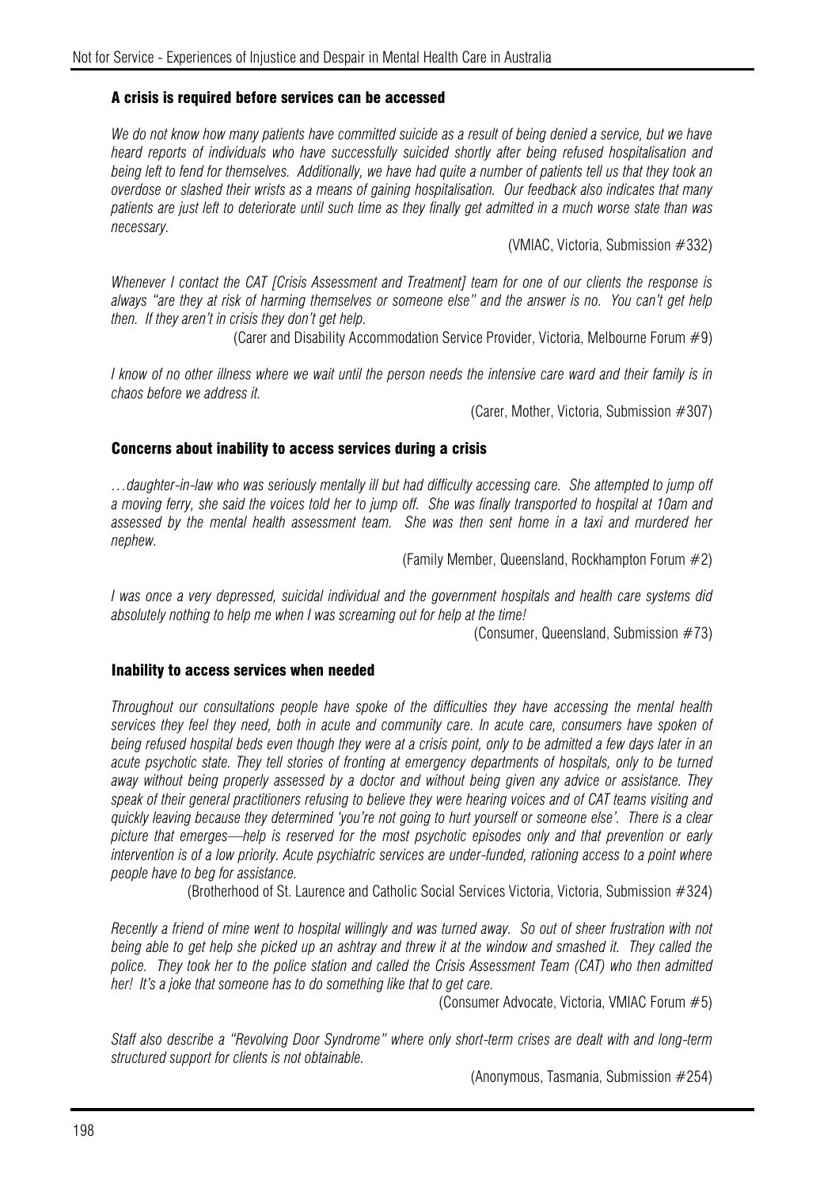### A crisis is required before services can be accessed

*We do not know how many patients have committed suicide as a result of being denied a service, but we have heard reports of individuals who have successfully suicided shortly after being refused hospitalisation and being left to fend for themselves. Additionally, we have had quite a number of patients tell us that they took an overdose or slashed their wrists as a means of gaining hospitalisation. Our feedback also indicates that many patients are just left to deteriorate until such time as they finally get admitted in a much worse state than was necessary.*

(VMIAC, Victoria, Submission #332)

*Whenever I contact the CAT [Crisis Assessment and Treatment] team for one of our clients the response is always "are they at risk of harming themselves or someone else" and the answer is no. You can't get help then. If they aren't in crisis they don't get help.*

(Carer and Disability Accommodation Service Provider, Victoria, Melbourne Forum #9)

*I know of no other illness where we wait until the person needs the intensive care ward and their family is in chaos before we address it.*

(Carer, Mother, Victoria, Submission #307)

### Concerns about inability to access services during a crisis

*…daughter-in-law who was seriously mentally ill but had difficulty accessing care. She attempted to jump off a moving ferry, she said the voices told her to jump off. She was finally transported to hospital at 10am and assessed by the mental health assessment team. She was then sent home in a taxi and murdered her nephew.*

(Family Member, Queensland, Rockhampton Forum #2)

*I was once a very depressed, suicidal individual and the government hospitals and health care systems did absolutely nothing to help me when I was screaming out for help at the time!*

(Consumer, Queensland, Submission #73)

### Inability to access services when needed

*Throughout our consultations people have spoke of the difficulties they have accessing the mental health services they feel they need, both in acute and community care. In acute care, consumers have spoken of being refused hospital beds even though they were at a crisis point, only to be admitted a few days later in an acute psychotic state. They tell stories of fronting at emergency departments of hospitals, only to be turned away without being properly assessed by a doctor and without being given any advice or assistance. They speak of their general practitioners refusing to believe they were hearing voices and of CAT teams visiting and quickly leaving because they determined 'you're not going to hurt yourself or someone else'. There is a clear picture that emerges—help is reserved for the most psychotic episodes only and that prevention or early intervention is of a low priority. Acute psychiatric services are under-funded, rationing access to a point where people have to beg for assistance.*

(Brotherhood of St. Laurence and Catholic Social Services Victoria, Victoria, Submission #324)

*Recently a friend of mine went to hospital willingly and was turned away. So out of sheer frustration with not being able to get help she picked up an ashtray and threw it at the window and smashed it. They called the police. They took her to the police station and called the Crisis Assessment Team (CAT) who then admitted her! It's a joke that someone has to do something like that to get care.*

(Consumer Advocate, Victoria, VMIAC Forum #5)

*Staff also describe a "Revolving Door Syndrome" where only short-term crises are dealt with and long-term structured support for clients is not obtainable.*

(Anonymous, Tasmania, Submission #254)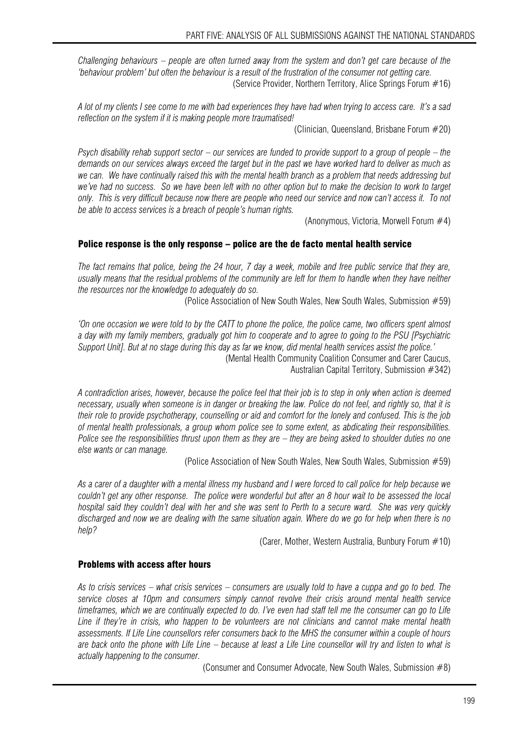*Challenging behaviours – people are often turned away from the system and don't get care because of the 'behaviour problem' but often the behaviour is a result of the frustration of the consumer not getting care.*

(Service Provider, Northern Territory, Alice Springs Forum #16)

*A lot of my clients I see come to me with bad experiences they have had when trying to access care. It's a sad reflection on the system if it is making people more traumatised!*

(Clinician, Queensland, Brisbane Forum #20)

*Psych disability rehab support sector – our services are funded to provide support to a group of people – the demands on our services always exceed the target but in the past we have worked hard to deliver as much as we can. We have continually raised this with the mental health branch as a problem that needs addressing but we've had no success. So we have been left with no other option but to make the decision to work to target only. This is very difficult because now there are people who need our service and now can't access it. To not be able to access services is a breach of people's human rights.*

(Anonymous, Victoria, Morwell Forum #4)

### Police response is the only response – police are the de facto mental health service

*The fact remains that police, being the 24 hour, 7 day a week, mobile and free public service that they are, usually means that the residual problems of the community are left for them to handle when they have neither the resources nor the knowledge to adequately do so.*

(Police Association of New South Wales, New South Wales, Submission #59)

*'On one occasion we were told to by the CATT to phone the police, the police came, two officers spent almost a day with my family members, gradually got him to cooperate and to agree to going to the PSU [Psychiatric Support Unit]. But at no stage during this day as far we know, did mental health services assist the police.'*

(Mental Health Community Coalition Consumer and Carer Caucus, Australian Capital Territory, Submission #342)

*A contradiction arises, however, because the police feel that their job is to step in only when action is deemed necessary, usually when someone is in danger or breaking the law. Police do not feel, and rightly so, that it is their role to provide psychotherapy, counselling or aid and comfort for the lonely and confused. This is the job of mental health professionals, a group whom police see to some extent, as abdicating their responsibilities. Police see the responsibilities thrust upon them as they are – they are being asked to shoulder duties no one else wants or can manage.*

(Police Association of New South Wales, New South Wales, Submission #59)

*As a carer of a daughter with a mental illness my husband and I were forced to call police for help because we couldn't get any other response. The police were wonderful but after an 8 hour wait to be assessed the local hospital said they couldn't deal with her and she was sent to Perth to a secure ward. She was very quickly discharged and now we are dealing with the same situation again. Where do we go for help when there is no help?*

(Carer, Mother, Western Australia, Bunbury Forum #10)

### Problems with access after hours

*As to crisis services – what crisis services – consumers are usually told to have a cuppa and go to bed. The service closes at 10pm and consumers simply cannot revolve their crisis around mental health service timeframes, which we are continually expected to do. I've even had staff tell me the consumer can go to Life Line if they're in crisis, who happen to be volunteers are not clinicians and cannot make mental health assessments. If Life Line counsellors refer consumers back to the MHS the consumer within a couple of hours are back onto the phone with Life Line – because at least a Life Line counsellor will try and listen to what is actually happening to the consumer.*

(Consumer and Consumer Advocate, New South Wales, Submission #8)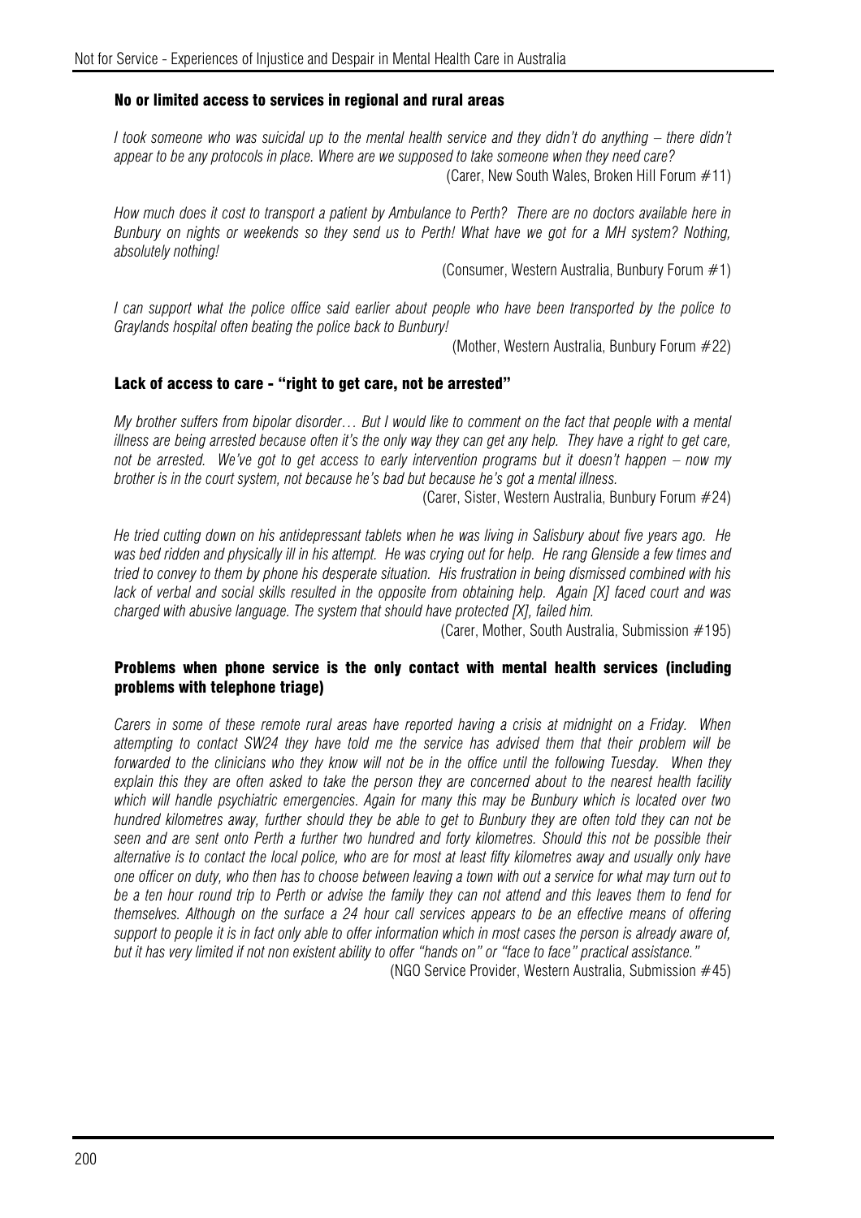### No or limited access to services in regional and rural areas

*I took someone who was suicidal up to the mental health service and they didn't do anything – there didn't appear to be any protocols in place. Where are we supposed to take someone when they need care?*

(Carer, New South Wales, Broken Hill Forum #11)

*How much does it cost to transport a patient by Ambulance to Perth? There are no doctors available here in Bunbury on nights or weekends so they send us to Perth! What have we got for a MH system? Nothing, absolutely nothing!*

(Consumer, Western Australia, Bunbury Forum #1)

*I can support what the police office said earlier about people who have been transported by the police to Graylands hospital often beating the police back to Bunbury!*

(Mother, Western Australia, Bunbury Forum #22)

### Lack of access to care - "right to get care, not be arrested"

*My brother suffers from bipolar disorder… But I would like to comment on the fact that people with a mental illness are being arrested because often it's the only way they can get any help. They have a right to get care, not be arrested. We've got to get access to early intervention programs but it doesn't happen – now my brother is in the court system, not because he's bad but because he's got a mental illness.*

(Carer, Sister, Western Australia, Bunbury Forum #24)

*He tried cutting down on his antidepressant tablets when he was living in Salisbury about five years ago. He was bed ridden and physically ill in his attempt. He was crying out for help. He rang Glenside a few times and tried to convey to them by phone his desperate situation. His frustration in being dismissed combined with his lack of verbal and social skills resulted in the opposite from obtaining help. Again [X] faced court and was charged with abusive language. The system that should have protected [X], failed him.*

(Carer, Mother, South Australia, Submission #195)

### Problems when phone service is the only contact with mental health services (including problems with telephone triage)

*Carers in some of these remote rural areas have reported having a crisis at midnight on a Friday. When attempting to contact SW24 they have told me the service has advised them that their problem will be forwarded to the clinicians who they know will not be in the office until the following Tuesday. When they explain this they are often asked to take the person they are concerned about to the nearest health facility which will handle psychiatric emergencies. Again for many this may be Bunbury which is located over two hundred kilometres away, further should they be able to get to Bunbury they are often told they can not be seen and are sent onto Perth a further two hundred and forty kilometres. Should this not be possible their alternative is to contact the local police, who are for most at least fifty kilometres away and usually only have one officer on duty, who then has to choose between leaving a town with out a service for what may turn out to be a ten hour round trip to Perth or advise the family they can not attend and this leaves them to fend for themselves. Although on the surface a 24 hour call services appears to be an effective means of offering support to people it is in fact only able to offer information which in most cases the person is already aware of, but it has very limited if not non existent ability to offer "hands on" or "face to face" practical assistance."*

(NGO Service Provider, Western Australia, Submission #45)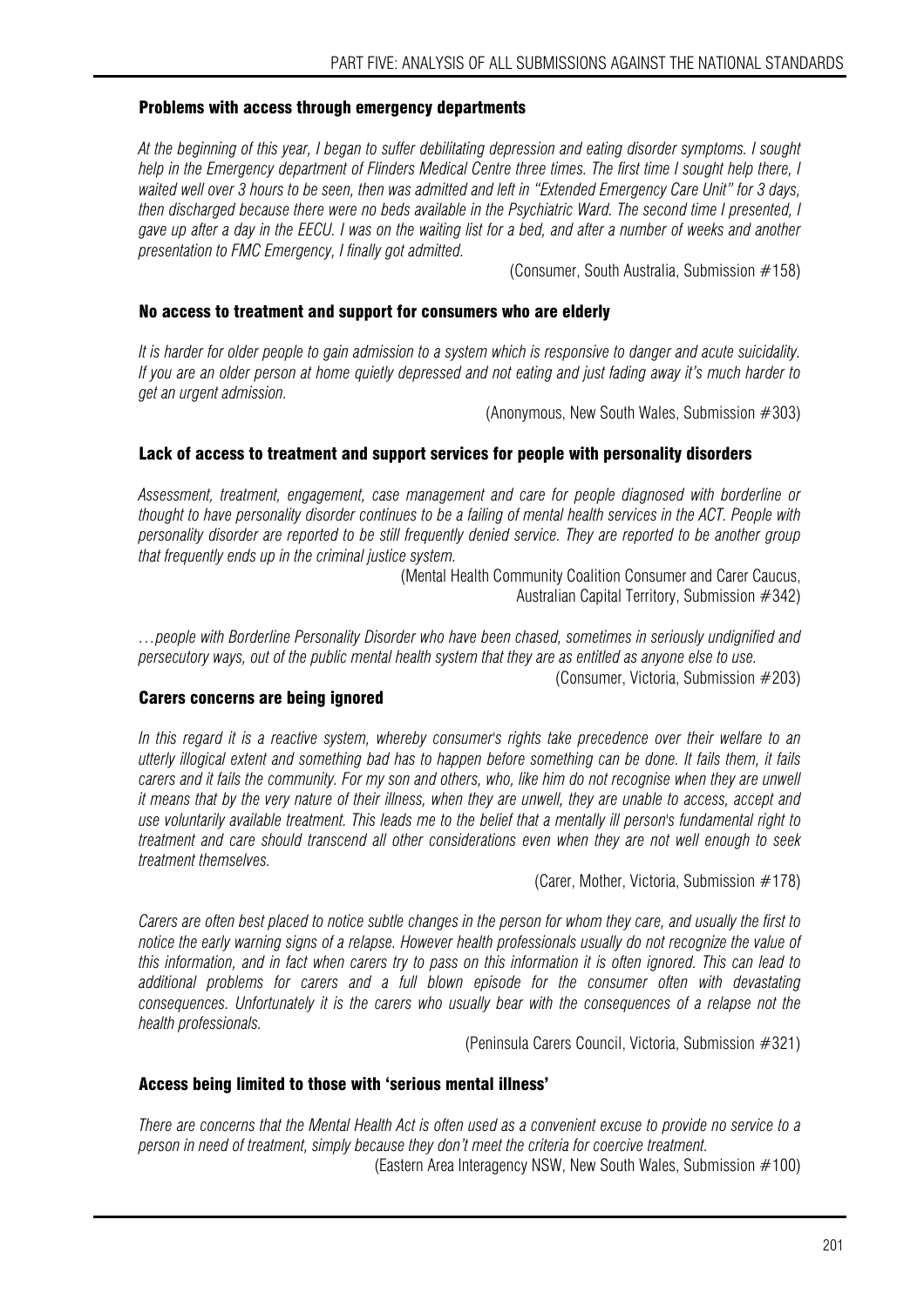#### Problems with access through emergency departments

*At the beginning of this year, I began to suffer debilitating depression and eating disorder symptoms. I sought help in the Emergency department of Flinders Medical Centre three times. The first time I sought help there, I waited well over 3 hours to be seen, then was admitted and left in "Extended Emergency Care Unit" for 3 days, then discharged because there were no beds available in the Psychiatric Ward. The second time I presented, I gave up after a day in the EECU. I was on the waiting list for a bed, and after a number of weeks and another presentation to FMC Emergency, I finally got admitted.*

(Consumer, South Australia, Submission #158)

#### No access to treatment and support for consumers who are elderly

*It is harder for older people to gain admission to a system which is responsive to danger and acute suicidality. If you are an older person at home quietly depressed and not eating and just fading away it's much harder to get an urgent admission.*

(Anonymous, New South Wales, Submission #303)

#### Lack of access to treatment and support services for people with personality disorders

*Assessment, treatment, engagement, case management and care for people diagnosed with borderline or thought to have personality disorder continues to be a failing of mental health services in the ACT. People with personality disorder are reported to be still frequently denied service. They are reported to be another group that frequently ends up in the criminal justice system.*

(Mental Health Community Coalition Consumer and Carer Caucus, Australian Capital Territory, Submission #342)

*…people with Borderline Personality Disorder who have been chased, sometimes in seriously undignified and persecutory ways, out of the public mental health system that they are as entitled as anyone else to use.*

(Consumer, Victoria, Submission #203)

#### Carers concerns are being ignored

*In this regard it is a reactive system, whereby consumer's rights take precedence over their welfare to an utterly illogical extent and something bad has to happen before something can be done. It fails them, it fails carers and it fails the community. For my son and others, who, like him do not recognise when they are unwell it means that by the very nature of their illness, when they are unwell, they are unable to access, accept and use voluntarily available treatment. This leads me to the belief that a mentally ill person's fundamental right to treatment and care should transcend all other considerations even when they are not well enough to seek treatment themselves.*

(Carer, Mother, Victoria, Submission #178)

*Carers are often best placed to notice subtle changes in the person for whom they care, and usually the first to notice the early warning signs of a relapse. However health professionals usually do not recognize the value of this information, and in fact when carers try to pass on this information it is often ignored. This can lead to additional problems for carers and a full blown episode for the consumer often with devastating consequences. Unfortunately it is the carers who usually bear with the consequences of a relapse not the health professionals.*

(Peninsula Carers Council, Victoria, Submission #321)

#### Access being limited to those with 'serious mental illness'

*There are concerns that the Mental Health Act is often used as a convenient excuse to provide no service to a person in need of treatment, simply because they don't meet the criteria for coercive treatment.*

(Eastern Area Interagency NSW, New South Wales, Submission #100)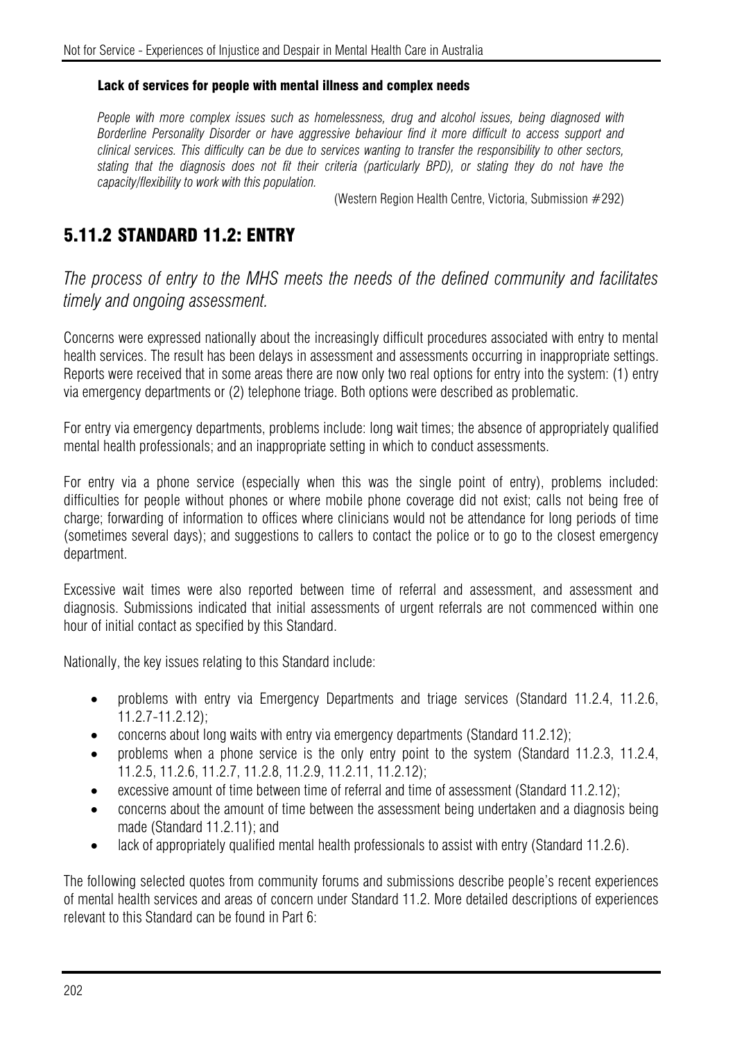**Lack of services for people with mental illness and complex needs**

*People with more complex issues such as homelessness, drug and alcohol issues, being diagnosed with Borderline Personality Disorder or have aggressive behaviour find it more difficult to access support and clinical services. This difficulty can be due to services wanting to transfer the responsibility to other sectors, stating that the diagnosis does not fit their criteria (particularly BPD), or stating they do not have the capacity/flexibility to work with this population.*

(Western Region Health Centre, Victoria, Submission #292)

## 5.11.2 STANDARD 11.2: ENTRY

*The process of entry to the MHS meets the needs of the defined community and facilitates timely and ongoing assessment.*

Concerns were expressed nationally about the increasingly difficult procedures associated with entry to mental health services. The result has been delays in assessment and assessments occurring in inappropriate settings. Reports were received that in some areas there are now only two real options for entry into the system: (1) entry via emergency departments or (2) telephone triage. Both options were described as problematic.

For entry via emergency departments, problems include: long wait times; the absence of appropriately qualified mental health professionals; and an inappropriate setting in which to conduct assessments.

For entry via a phone service (especially when this was the single point of entry), problems included: difficulties for people without phones or where mobile phone coverage did not exist; calls not being free of charge; forwarding of information to offices where clinicians would not be attendance for long periods of time (sometimes several days); and suggestions to callers to contact the police or to go to the closest emergency department.

Excessive wait times were also reported between time of referral and assessment, and assessment and diagnosis. Submissions indicated that initial assessments of urgent referrals are not commenced within one hour of initial contact as specified by this Standard.

Nationally, the key issues relating to this Standard include:

- problems with entry via Emergency Departments and triage services (Standard 11.2.4, 11.2.6, 11.2.7-11.2.12);
- concerns about long waits with entry via emergency departments (Standard 11.2.12);
- problems when a phone service is the only entry point to the system (Standard 11.2.3, 11.2.4, 11.2.5, 11.2.6, 11.2.7, 11.2.8, 11.2.9, 11.2.11, 11.2.12);
- excessive amount of time between time of referral and time of assessment (Standard 11.2.12);
- concerns about the amount of time between the assessment being undertaken and a diagnosis being made (Standard 11.2.11); and
- lack of appropriately qualified mental health professionals to assist with entry (Standard 11.2.6).

The following selected quotes from community forums and submissions describe people's recent experiences of mental health services and areas of concern under Standard 11.2. More detailed descriptions of experiences relevant to this Standard can be found in Part 6: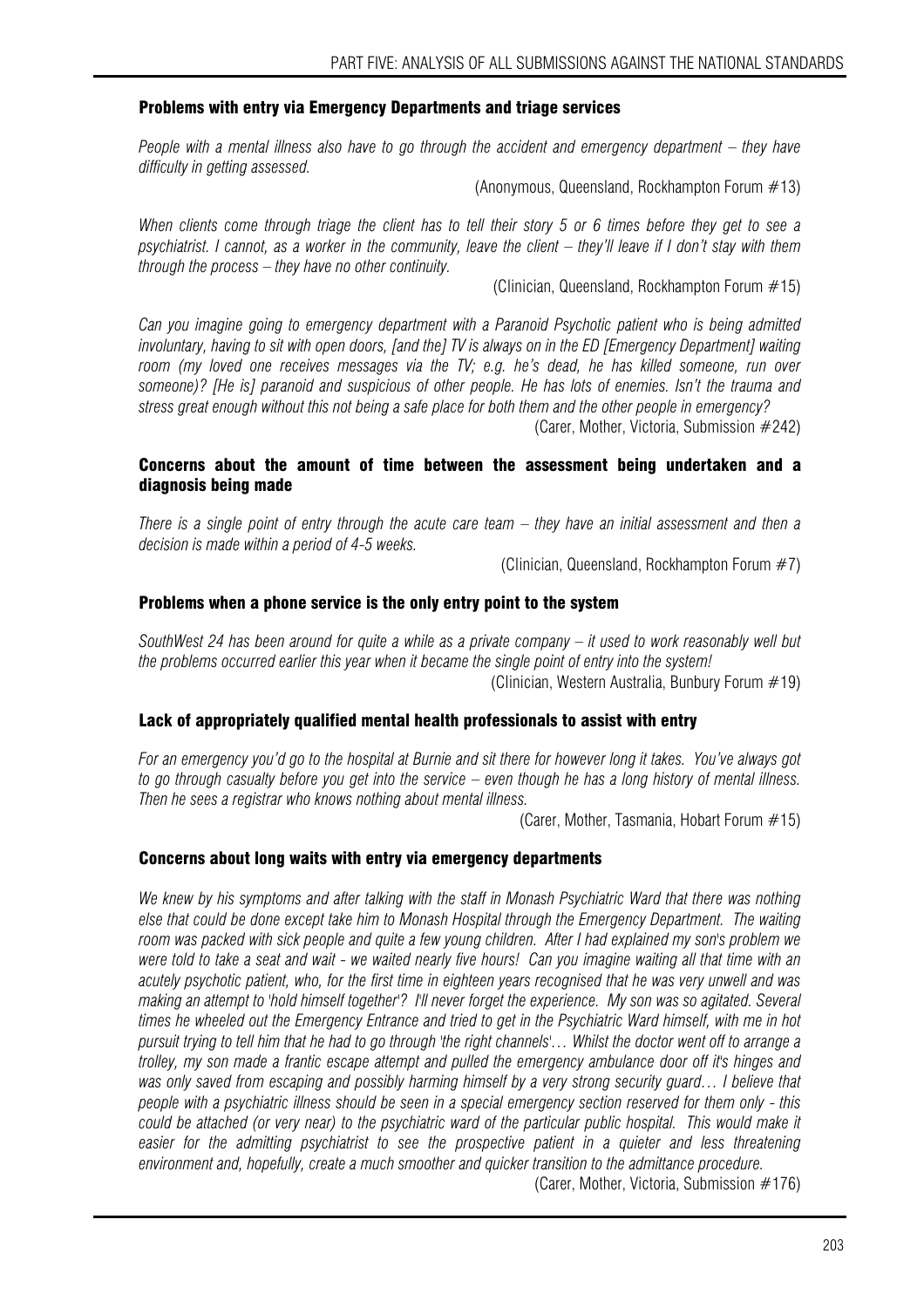#### Problems with entry via Emergency Departments and triage services

*People with a mental illness also have to go through the accident and emergency department – they have difficulty in getting assessed.*

(Anonymous, Queensland, Rockhampton Forum #13)

*When clients come through triage the client has to tell their story 5 or 6 times before they get to see a psychiatrist. I cannot, as a worker in the community, leave the client – they'll leave if I don't stay with them through the process – they have no other continuity.*

(Clinician, Queensland, Rockhampton Forum #15)

*Can you imagine going to emergency department with a Paranoid Psychotic patient who is being admitted involuntary, having to sit with open doors, [and the] TV is always on in the ED [Emergency Department] waiting room (my loved one receives messages via the TV; e.g. he's dead, he has killed someone, run over someone)? [He is] paranoid and suspicious of other people. He has lots of enemies. Isn't the trauma and stress great enough without this not being a safe place for both them and the other people in emergency?*

(Carer, Mother, Victoria, Submission #242)

#### Concerns about the amount of time between the assessment being undertaken and a diagnosis being made

*There is a single point of entry through the acute care team – they have an initial assessment and then a decision is made within a period of 4-5 weeks.*

(Clinician, Queensland, Rockhampton Forum #7)

#### Problems when a phone service is the only entry point to the system

*SouthWest 24 has been around for quite a while as a private company – it used to work reasonably well but the problems occurred earlier this year when it became the single point of entry into the system!*

(Clinician, Western Australia, Bunbury Forum #19)

#### Lack of appropriately qualified mental health professionals to assist with entry

*For an emergency you'd go to the hospital at Burnie and sit there for however long it takes. You've always got to go through casualty before you get into the service – even though he has a long history of mental illness. Then he sees a registrar who knows nothing about mental illness.*

(Carer, Mother, Tasmania, Hobart Forum #15)

#### Concerns about long waits with entry via emergency departments

*We knew by his symptoms and after talking with the staff in Monash Psychiatric Ward that there was nothing else that could be done except take him to Monash Hospital through the Emergency Department. The waiting room was packed with sick people and quite a few young children. After I had explained my son's problem we were told to take a seat and wait - we waited nearly five hours! Can you imagine waiting all that time with an acutely psychotic patient, who, for the first time in eighteen years recognised that he was very unwell and was making an attempt to 'hold himself together'? I'll never forget the experience. My son was so agitated. Several times he wheeled out the Emergency Entrance and tried to get in the Psychiatric Ward himself, with me in hot pursuit trying to tell him that he had to go through 'the right channels'… Whilst the doctor went off to arrange a trolley, my son made a frantic escape attempt and pulled the emergency ambulance door off it's hinges and was only saved from escaping and possibly harming himself by a very strong security guard… I believe that people with a psychiatric illness should be seen in a special emergency section reserved for them only - this could be attached (or very near) to the psychiatric ward of the particular public hospital. This would make it easier for the admitting psychiatrist to see the prospective patient in a quieter and less threatening environment and, hopefully, create a much smoother and quicker transition to the admittance procedure.*

(Carer, Mother, Victoria, Submission #176)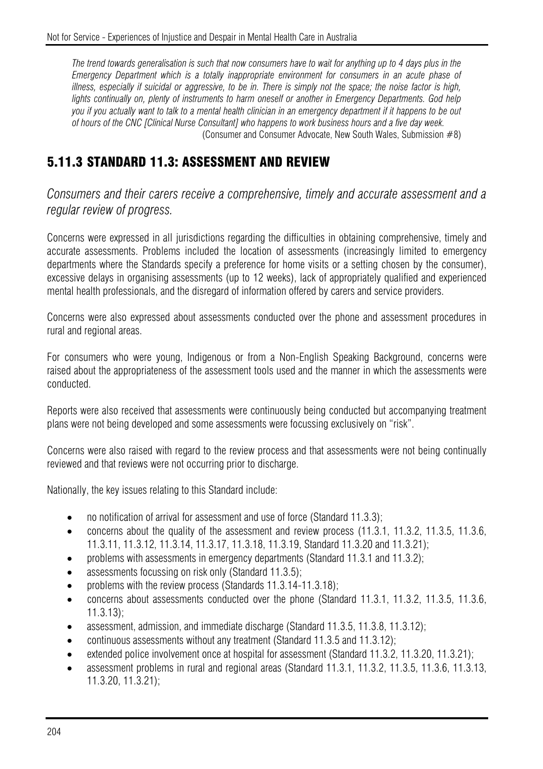*The trend towards generalisation is such that now consumers have to wait for anything up to 4 days plus in the Emergency Department which is a totally inappropriate environment for consumers in an acute phase of illness, especially if suicidal or aggressive, to be in. There is simply not the space; the noise factor is high, lights continually on, plenty of instruments to harm oneself or another in Emergency Departments. God help you if you actually want to talk to a mental health clinician in an emergency department if it happens to be out of hours of the CNC [Clinical Nurse Consultant] who happens to work business hours and a five day week.*
(Consumer and Consumer Advocate, New South Wales, Submission #8)

## 5.11.3 STANDARD 11.3: ASSESSMENT AND REVIEW

*Consumers and their carers receive a comprehensive, timely and accurate assessment and a regular review of progress.*

Concerns were expressed in all jurisdictions regarding the difficulties in obtaining comprehensive, timely and accurate assessments. Problems included the location of assessments (increasingly limited to emergency departments where the Standards specify a preference for home visits or a setting chosen by the consumer), excessive delays in organising assessments (up to 12 weeks), lack of appropriately qualified and experienced mental health professionals, and the disregard of information offered by carers and service providers.

Concerns were also expressed about assessments conducted over the phone and assessment procedures in rural and regional areas.

For consumers who were young, Indigenous or from a Non-English Speaking Background, concerns were raised about the appropriateness of the assessment tools used and the manner in which the assessments were conducted.

Reports were also received that assessments were continuously being conducted but accompanying treatment plans were not being developed and some assessments were focussing exclusively on "risk".

Concerns were also raised with regard to the review process and that assessments were not being continually reviewed and that reviews were not occurring prior to discharge.

Nationally, the key issues relating to this Standard include:

- no notification of arrival for assessment and use of force (Standard 11.3.3);
- concerns about the quality of the assessment and review process (11.3.1, 11.3.2, 11.3.5, 11.3.6, 11.3.11, 11.3.12, 11.3.14, 11.3.17, 11.3.18, 11.3.19, Standard 11.3.20 and 11.3.21);
- problems with assessments in emergency departments (Standard 11.3.1 and 11.3.2);
- assessments focussing on risk only (Standard 11.3.5);
- problems with the review process (Standards 11.3.14-11.3.18);
- concerns about assessments conducted over the phone (Standard 11.3.1, 11.3.2, 11.3.5, 11.3.6, 11.3.13);
- assessment, admission, and immediate discharge (Standard 11.3.5, 11.3.8, 11.3.12);
- continuous assessments without any treatment (Standard 11.3.5 and 11.3.12);
- extended police involvement once at hospital for assessment (Standard 11.3.2, 11.3.20, 11.3.21);
- assessment problems in rural and regional areas (Standard 11.3.1, 11.3.2, 11.3.5, 11.3.6, 11.3.13, 11.3.20, 11.3.21);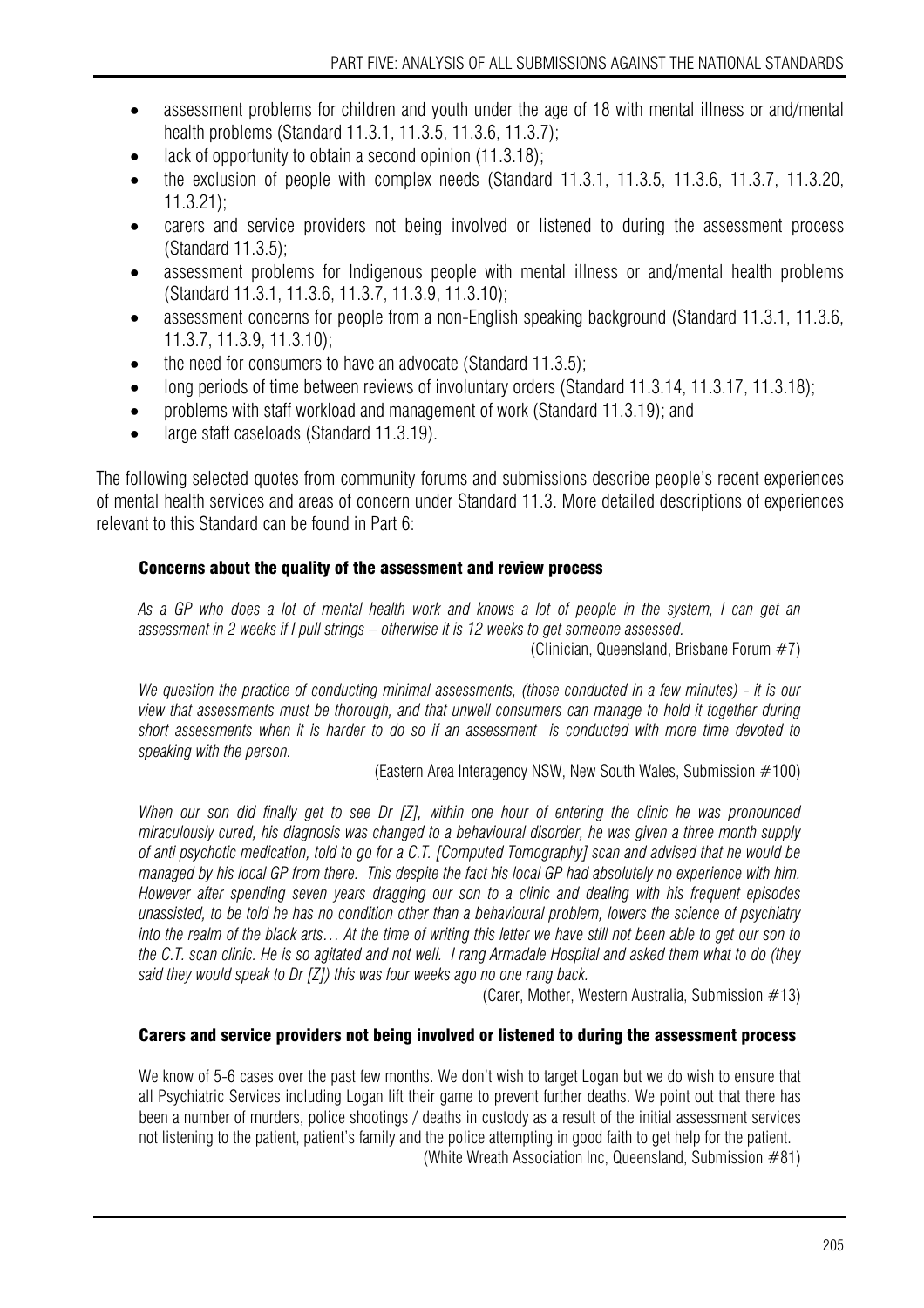- assessment problems for children and youth under the age of 18 with mental illness or and/mental health problems (Standard 11.3.1, 11.3.5, 11.3.6, 11.3.7);
- lack of opportunity to obtain a second opinion (11.3.18);
- the exclusion of people with complex needs (Standard 11.3.1, 11.3.5, 11.3.6, 11.3.7, 11.3.20, 11.3.21);
- carers and service providers not being involved or listened to during the assessment process (Standard 11.3.5);
- assessment problems for Indigenous people with mental illness or and/mental health problems (Standard 11.3.1, 11.3.6, 11.3.7, 11.3.9, 11.3.10);
- assessment concerns for people from a non-English speaking background (Standard 11.3.1, 11.3.6, 11.3.7, 11.3.9, 11.3.10);
- the need for consumers to have an advocate (Standard 11.3.5);
- long periods of time between reviews of involuntary orders (Standard 11.3.14, 11.3.17, 11.3.18);
- problems with staff workload and management of work (Standard 11.3.19); and
- large staff caseloads (Standard 11.3.19).

The following selected quotes from community forums and submissions describe people's recent experiences of mental health services and areas of concern under Standard 11.3. More detailed descriptions of experiences relevant to this Standard can be found in Part 6:

#### Concerns about the quality of the assessment and review process

*As a GP who does a lot of mental health work and knows a lot of people in the system, I can get an assessment in 2 weeks if I pull strings – otherwise it is 12 weeks to get someone assessed.*

(Clinician, Queensland, Brisbane Forum #7)

*We question the practice of conducting minimal assessments, (those conducted in a few minutes) - it is our view that assessments must be thorough, and that unwell consumers can manage to hold it together during short assessments when it is harder to do so if an assessment is conducted with more time devoted to speaking with the person.*

(Eastern Area Interagency NSW, New South Wales, Submission #100)

*When our son did finally get to see Dr [Z], within one hour of entering the clinic he was pronounced miraculously cured, his diagnosis was changed to a behavioural disorder, he was given a three month supply of anti psychotic medication, told to go for a C.T. [Computed Tomography] scan and advised that he would be managed by his local GP from there. This despite the fact his local GP had absolutely no experience with him. However after spending seven years dragging our son to a clinic and dealing with his frequent episodes unassisted, to be told he has no condition other than a behavioural problem, lowers the science of psychiatry into the realm of the black arts… At the time of writing this letter we have still not been able to get our son to the C.T. scan clinic. He is so agitated and not well. I rang Armadale Hospital and asked them what to do (they said they would speak to Dr [Z]) this was four weeks ago no one rang back.*

(Carer, Mother, Western Australia, Submission #13)

#### Carers and service providers not being involved or listened to during the assessment process

We know of 5-6 cases over the past few months. We don't wish to target Logan but we do wish to ensure that all Psychiatric Services including Logan lift their game to prevent further deaths. We point out that there has been a number of murders, police shootings / deaths in custody as a result of the initial assessment services not listening to the patient, patient's family and the police attempting in good faith to get help for the patient.

(White Wreath Association Inc, Queensland, Submission #81)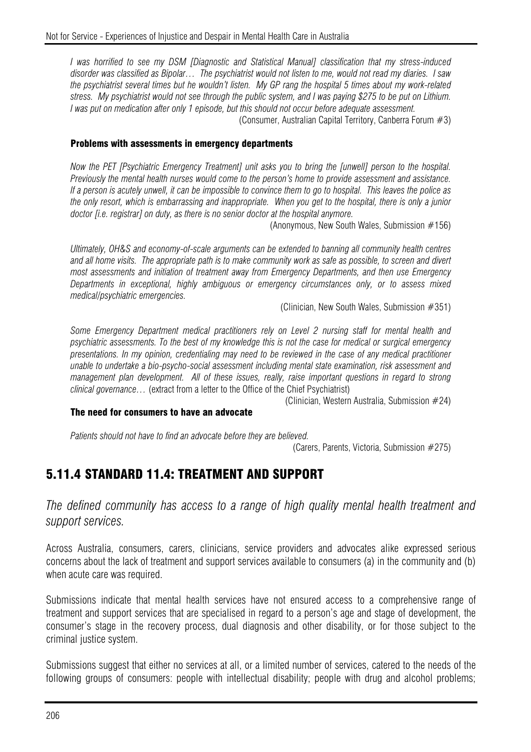*I was horrified to see my DSM [Diagnostic and Statistical Manual] classification that my stress-induced disorder was classified as Bipolar… The psychiatrist would not listen to me, would not read my diaries. I saw the psychiatrist several times but he wouldn't listen. My GP rang the hospital 5 times about my work-related stress. My psychiatrist would not see through the public system, and I was paying $275 to be put on Lithium. I was put on medication after only 1 episode, but this should not occur before adequate assessment.*

(Consumer, Australian Capital Territory, Canberra Forum #3)

#### Problems with assessments in emergency departments

*Now the PET [Psychiatric Emergency Treatment] unit asks you to bring the [unwell] person to the hospital. Previously the mental health nurses would come to the person's home to provide assessment and assistance. If a person is acutely unwell, it can be impossible to convince them to go to hospital. This leaves the police as the only resort, which is embarrassing and inappropriate. When you get to the hospital, there is only a junior doctor [i.e. registrar] on duty, as there is no senior doctor at the hospital anymore.*

(Anonymous, New South Wales, Submission #156)

*Ultimately, OH&S and economy-of-scale arguments can be extended to banning all community health centres and all home visits. The appropriate path is to make community work as safe as possible, to screen and divert most assessments and initiation of treatment away from Emergency Departments, and then use Emergency Departments in exceptional, highly ambiguous or emergency circumstances only, or to assess mixed medical/psychiatric emergencies.*

(Clinician, New South Wales, Submission #351)

*Some Emergency Department medical practitioners rely on Level 2 nursing staff for mental health and psychiatric assessments. To the best of my knowledge this is not the case for medical or surgical emergency presentations. In my opinion, credentialing may need to be reviewed in the case of any medical practitioner unable to undertake a bio-psycho-social assessment including mental state examination, risk assessment and management plan development. All of these issues, really, raise important questions in regard to strong clinical governance…* (extract from a letter to the Office of the Chief Psychiatrist)

(Clinician, Western Australia, Submission #24)

#### The need for consumers to have an advocate

*Patients should not have to find an advocate before they are believed.*

(Carers, Parents, Victoria, Submission #275)

## 5.11.4 STANDARD 11.4: TREATMENT AND SUPPORT

*The defined community has access to a range of high quality mental health treatment and support services.*

Across Australia, consumers, carers, clinicians, service providers and advocates alike expressed serious concerns about the lack of treatment and support services available to consumers (a) in the community and (b) when acute care was required.

Submissions indicate that mental health services have not ensured access to a comprehensive range of treatment and support services that are specialised in regard to a person's age and stage of development, the consumer's stage in the recovery process, dual diagnosis and other disability, or for those subject to the criminal justice system.

Submissions suggest that either no services at all, or a limited number of services, catered to the needs of the following groups of consumers: people with intellectual disability; people with drug and alcohol problems;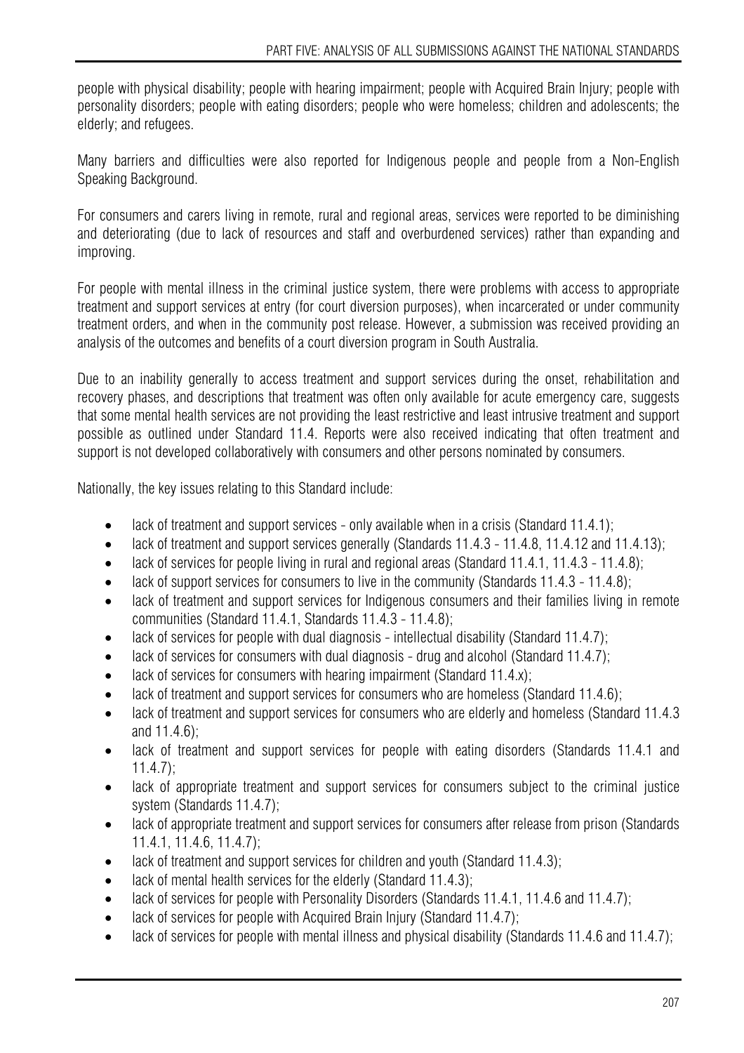people with physical disability; people with hearing impairment; people with Acquired Brain Injury; people with personality disorders; people with eating disorders; people who were homeless; children and adolescents; the elderly; and refugees.

Many barriers and difficulties were also reported for Indigenous people and people from a Non-English Speaking Background.

For consumers and carers living in remote, rural and regional areas, services were reported to be diminishing and deteriorating (due to lack of resources and staff and overburdened services) rather than expanding and improving.

For people with mental illness in the criminal justice system, there were problems with access to appropriate treatment and support services at entry (for court diversion purposes), when incarcerated or under community treatment orders, and when in the community post release. However, a submission was received providing an analysis of the outcomes and benefits of a court diversion program in South Australia.

Due to an inability generally to access treatment and support services during the onset, rehabilitation and recovery phases, and descriptions that treatment was often only available for acute emergency care, suggests that some mental health services are not providing the least restrictive and least intrusive treatment and support possible as outlined under Standard 11.4. Reports were also received indicating that often treatment and support is not developed collaboratively with consumers and other persons nominated by consumers.

Nationally, the key issues relating to this Standard include:

- lack of treatment and support services - only available when in a crisis (Standard 11.4.1);
- lack of treatment and support services generally (Standards 11.4.3 - 11.4.8, 11.4.12 and 11.4.13);
- lack of services for people living in rural and regional areas (Standard 11.4.1, 11.4.3 - 11.4.8);
- lack of support services for consumers to live in the community (Standards 11.4.3 - 11.4.8);
- lack of treatment and support services for Indigenous consumers and their families living in remote communities (Standard 11.4.1, Standards 11.4.3 - 11.4.8);
- lack of services for people with dual diagnosis - intellectual disability (Standard 11.4.7);
- lack of services for consumers with dual diagnosis - drug and alcohol (Standard 11.4.7);
- lack of services for consumers with hearing impairment (Standard 11.4.x);
- lack of treatment and support services for consumers who are homeless (Standard 11.4.6);
- lack of treatment and support services for consumers who are elderly and homeless (Standard 11.4.3 and 11.4.6);
- lack of treatment and support services for people with eating disorders (Standards 11.4.1 and 11.4.7);
- lack of appropriate treatment and support services for consumers subject to the criminal justice system (Standards 11.4.7);
- lack of appropriate treatment and support services for consumers after release from prison (Standards 11.4.1, 11.4.6, 11.4.7);
- lack of treatment and support services for children and youth (Standard 11.4.3);
- lack of mental health services for the elderly (Standard 11.4.3);
- lack of services for people with Personality Disorders (Standards 11.4.1, 11.4.6 and 11.4.7);
- lack of services for people with Acquired Brain Injury (Standard 11.4.7);
- lack of services for people with mental illness and physical disability (Standards 11.4.6 and 11.4.7);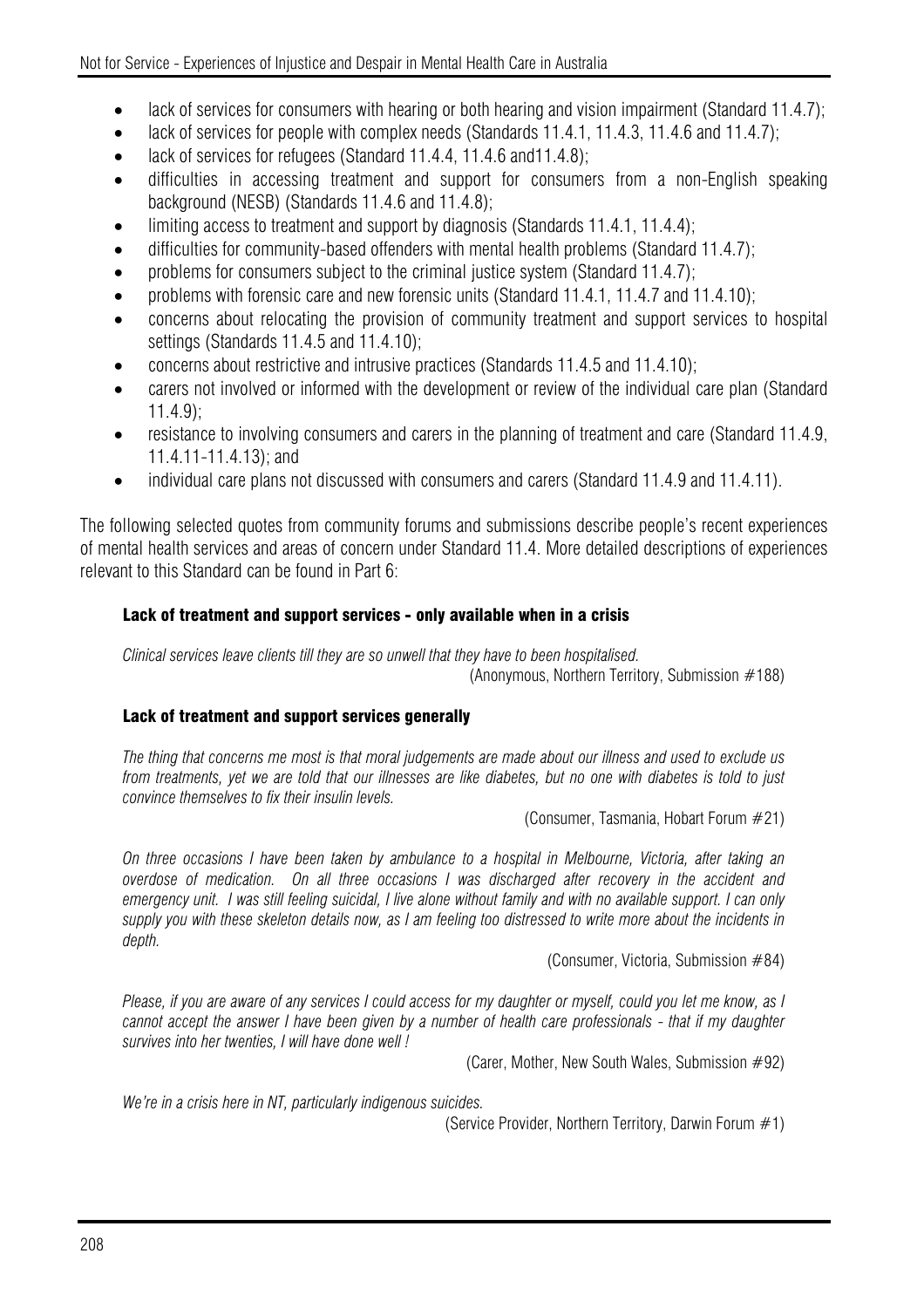- lack of services for consumers with hearing or both hearing and vision impairment (Standard 11.4.7);
- lack of services for people with complex needs (Standards 11.4.1, 11.4.3, 11.4.6 and 11.4.7);
- lack of services for refugees (Standard 11.4.4, 11.4.6 and11.4.8);
- difficulties in accessing treatment and support for consumers from a non-English speaking background (NESB) (Standards 11.4.6 and 11.4.8);
- limiting access to treatment and support by diagnosis (Standards 11.4.1, 11.4.4);
- difficulties for community-based offenders with mental health problems (Standard 11.4.7);
- problems for consumers subject to the criminal justice system (Standard 11.4.7);
- problems with forensic care and new forensic units (Standard 11.4.1, 11.4.7 and 11.4.10);
- concerns about relocating the provision of community treatment and support services to hospital settings (Standards 11.4.5 and 11.4.10);
- concerns about restrictive and intrusive practices (Standards 11.4.5 and 11.4.10);
- carers not involved or informed with the development or review of the individual care plan (Standard 11.4.9);
- resistance to involving consumers and carers in the planning of treatment and care (Standard 11.4.9, 11.4.11-11.4.13); and
- individual care plans not discussed with consumers and carers (Standard 11.4.9 and 11.4.11).

The following selected quotes from community forums and submissions describe people's recent experiences of mental health services and areas of concern under Standard 11.4. More detailed descriptions of experiences relevant to this Standard can be found in Part 6:

#### Lack of treatment and support services - only available when in a crisis

*Clinical services leave clients till they are so unwell that they have to been hospitalised.*

(Anonymous, Northern Territory, Submission #188)

#### Lack of treatment and support services generally

*The thing that concerns me most is that moral judgements are made about our illness and used to exclude us from treatments, yet we are told that our illnesses are like diabetes, but no one with diabetes is told to just convince themselves to fix their insulin levels.*

(Consumer, Tasmania, Hobart Forum #21)

*On three occasions I have been taken by ambulance to a hospital in Melbourne, Victoria, after taking an overdose of medication. On all three occasions I was discharged after recovery in the accident and emergency unit. I was still feeling suicidal, I live alone without family and with no available support. I can only supply you with these skeleton details now, as I am feeling too distressed to write more about the incidents in depth.*

(Consumer, Victoria, Submission #84)

*Please, if you are aware of any services I could access for my daughter or myself, could you let me know, as I cannot accept the answer I have been given by a number of health care professionals - that if my daughter survives into her twenties, I will have done well !*

(Carer, Mother, New South Wales, Submission #92)

*We're in a crisis here in NT, particularly indigenous suicides.*

(Service Provider, Northern Territory, Darwin Forum #1)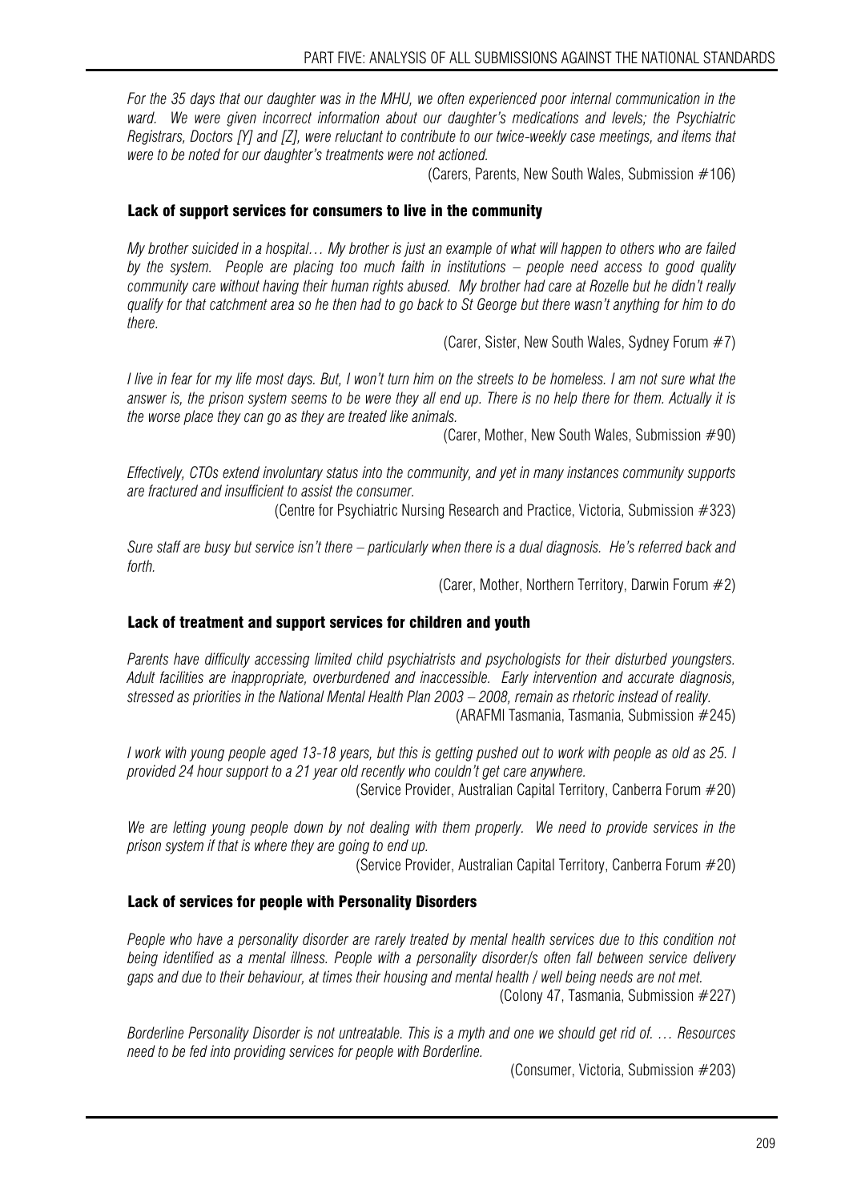*For the 35 days that our daughter was in the MHU, we often experienced poor internal communication in the ward. We were given incorrect information about our daughter's medications and levels; the Psychiatric Registrars, Doctors [Y] and [Z], were reluctant to contribute to our twice-weekly case meetings, and items that were to be noted for our daughter's treatments were not actioned.*

(Carers, Parents, New South Wales, Submission #106)

### Lack of support services for consumers to live in the community

*My brother suicided in a hospital… My brother is just an example of what will happen to others who are failed by the system. People are placing too much faith in institutions – people need access to good quality community care without having their human rights abused. My brother had care at Rozelle but he didn't really qualify for that catchment area so he then had to go back to St George but there wasn't anything for him to do there.*

(Carer, Sister, New South Wales, Sydney Forum #7)

*I live in fear for my life most days. But, I won't turn him on the streets to be homeless. I am not sure what the answer is, the prison system seems to be were they all end up. There is no help there for them. Actually it is the worse place they can go as they are treated like animals.*

(Carer, Mother, New South Wales, Submission #90)

*Effectively, CTOs extend involuntary status into the community, and yet in many instances community supports are fractured and insufficient to assist the consumer.*

(Centre for Psychiatric Nursing Research and Practice, Victoria, Submission #323)

*Sure staff are busy but service isn't there – particularly when there is a dual diagnosis. He's referred back and forth.*

(Carer, Mother, Northern Territory, Darwin Forum #2)

### Lack of treatment and support services for children and youth

*Parents have difficulty accessing limited child psychiatrists and psychologists for their disturbed youngsters. Adult facilities are inappropriate, overburdened and inaccessible. Early intervention and accurate diagnosis, stressed as priorities in the National Mental Health Plan 2003 – 2008, remain as rhetoric instead of reality.*

(ARAFMI Tasmania, Tasmania, Submission #245)

*I work with young people aged 13-18 years, but this is getting pushed out to work with people as old as 25. I provided 24 hour support to a 21 year old recently who couldn't get care anywhere.*

(Service Provider, Australian Capital Territory, Canberra Forum #20)

*We are letting young people down by not dealing with them properly. We need to provide services in the prison system if that is where they are going to end up.*

(Service Provider, Australian Capital Territory, Canberra Forum #20)

### Lack of services for people with Personality Disorders

*People who have a personality disorder are rarely treated by mental health services due to this condition not being identified as a mental illness. People with a personality disorder/s often fall between service delivery gaps and due to their behaviour, at times their housing and mental health / well being needs are not met.*

(Colony 47, Tasmania, Submission #227)

*Borderline Personality Disorder is not untreatable. This is a myth and one we should get rid of. … Resources need to be fed into providing services for people with Borderline.*

(Consumer, Victoria, Submission #203)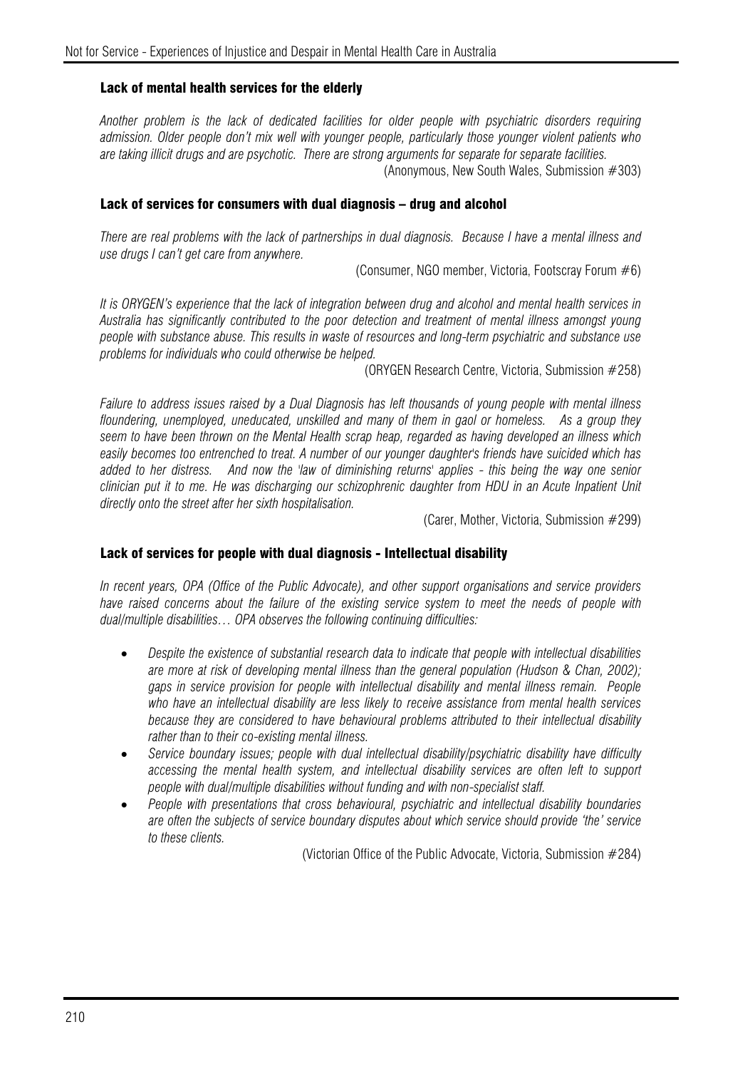### Lack of mental health services for the elderly

*Another problem is the lack of dedicated facilities for older people with psychiatric disorders requiring admission. Older people don't mix well with younger people, particularly those younger violent patients who are taking illicit drugs and are psychotic. There are strong arguments for separate for separate facilities.*

(Anonymous, New South Wales, Submission #303)

### Lack of services for consumers with dual diagnosis – drug and alcohol

*There are real problems with the lack of partnerships in dual diagnosis. Because I have a mental illness and use drugs I can't get care from anywhere.*

(Consumer, NGO member, Victoria, Footscray Forum #6)

*It is ORYGEN's experience that the lack of integration between drug and alcohol and mental health services in Australia has significantly contributed to the poor detection and treatment of mental illness amongst young people with substance abuse. This results in waste of resources and long-term psychiatric and substance use problems for individuals who could otherwise be helped.*

(ORYGEN Research Centre, Victoria, Submission #258)

*Failure to address issues raised by a Dual Diagnosis has left thousands of young people with mental illness floundering, unemployed, uneducated, unskilled and many of them in gaol or homeless. As a group they seem to have been thrown on the Mental Health scrap heap, regarded as having developed an illness which easily becomes too entrenched to treat. A number of our younger daughter's friends have suicided which has added to her distress. And now the 'law of diminishing returns' applies - this being the way one senior clinician put it to me. He was discharging our schizophrenic daughter from HDU in an Acute Inpatient Unit directly onto the street after her sixth hospitalisation.*

(Carer, Mother, Victoria, Submission #299)

### Lack of services for people with dual diagnosis - Intellectual disability

*In recent years, OPA (Office of the Public Advocate), and other support organisations and service providers have raised concerns about the failure of the existing service system to meet the needs of people with dual/multiple disabilities… OPA observes the following continuing difficulties:*

- *Despite the existence of substantial research data to indicate that people with intellectual disabilities are more at risk of developing mental illness than the general population (Hudson & Chan, 2002); gaps in service provision for people with intellectual disability and mental illness remain. People who have an intellectual disability are less likely to receive assistance from mental health services because they are considered to have behavioural problems attributed to their intellectual disability rather than to their co-existing mental illness.*
- *Service boundary issues; people with dual intellectual disability/psychiatric disability have difficulty accessing the mental health system, and intellectual disability services are often left to support people with dual/multiple disabilities without funding and with non-specialist staff.*
- *People with presentations that cross behavioural, psychiatric and intellectual disability boundaries are often the subjects of service boundary disputes about which service should provide 'the' service to these clients.*

(Victorian Office of the Public Advocate, Victoria, Submission #284)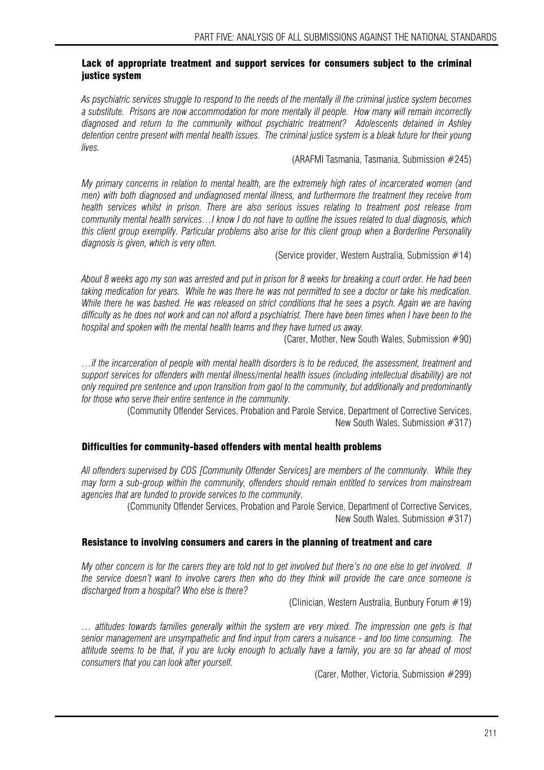### Lack of appropriate treatment and support services for consumers subject to the criminal justice system

*As psychiatric services struggle to respond to the needs of the mentally ill the criminal justice system becomes a substitute. Prisons are now accommodation for more mentally ill people. How many will remain incorrectly diagnosed and return to the community without psychiatric treatment? Adolescents detained in Ashley detention centre present with mental health issues. The criminal justice system is a bleak future for their young lives.*

(ARAFMI Tasmania, Tasmania, Submission #245)

*My primary concerns in relation to mental health, are the extremely high rates of incarcerated women (and men) with both diagnosed and undiagnosed mental illness, and furthermore the treatment they receive from health services whilst in prison. There are also serious issues relating to treatment post release from community mental health services…I know I do not have to outline the issues related to dual diagnosis, which this client group exemplify. Particular problems also arise for this client group when a Borderline Personality diagnosis is given, which is very often.*

(Service provider, Western Australia, Submission #14)

*About 8 weeks ago my son was arrested and put in prison for 8 weeks for breaking a court order. He had been taking medication for years. While he was there he was not permitted to see a doctor or take his medication. While there he was bashed. He was released on strict conditions that he sees a psych. Again we are having difficulty as he does not work and can not afford a psychiatrist. There have been times when I have been to the hospital and spoken with the mental health teams and they have turned us away.*

(Carer, Mother, New South Wales, Submission #90)

*…if the incarceration of people with mental health disorders is to be reduced, the assessment, treatment and support services for offenders with mental illness/mental health issues (including intellectual disability) are not only required pre sentence and upon transition from gaol to the community, but additionally and predominantly for those who serve their entire sentence in the community.*

(Community Offender Services, Probation and Parole Service, Department of Corrective Services, New South Wales, Submission #317)

### Difficulties for community-based offenders with mental health problems

*All offenders supervised by COS [Community Offender Services] are members of the community. While they may form a sub-group within the community, offenders should remain entitled to services from mainstream agencies that are funded to provide services to the community.*

(Community Offender Services, Probation and Parole Service, Department of Corrective Services, New South Wales, Submission #317)

### Resistance to involving consumers and carers in the planning of treatment and care

*My other concern is for the carers they are told not to get involved but there's no one else to get involved. If the service doesn't want to involve carers then who do they think will provide the care once someone is discharged from a hospital? Who else is there?*

(Clinician, Western Australia, Bunbury Forum #19)

*… attitudes towards families generally within the system are very mixed. The impression one gets is that senior management are unsympathetic and find input from carers a nuisance - and too time consuming. The attitude seems to be that, if you are lucky enough to actually have a family, you are so far ahead of most consumers that you can look after yourself.*

(Carer, Mother, Victoria, Submission #299)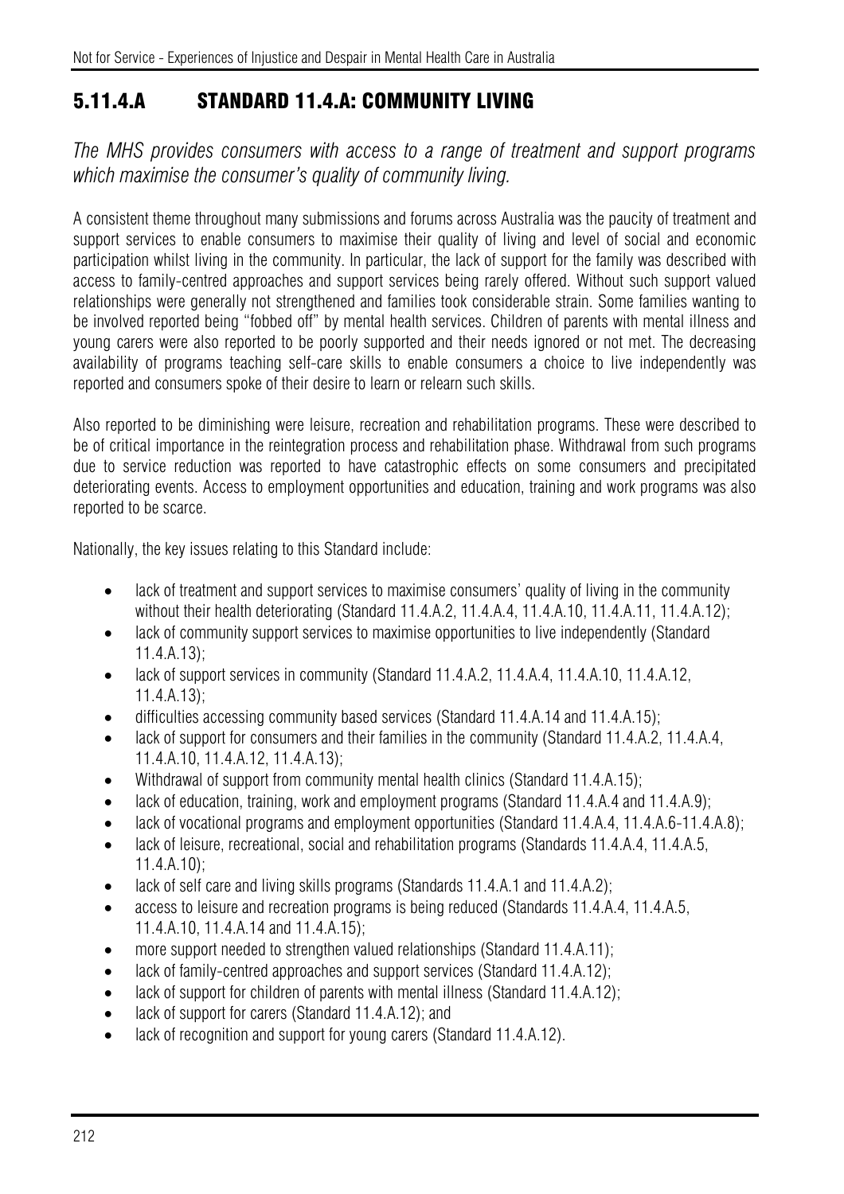## 5.11.4.A STANDARD 11.4.A: COMMUNITY LIVING

*The MHS provides consumers with access to a range of treatment and support programs which maximise the consumer's quality of community living.*

A consistent theme throughout many submissions and forums across Australia was the paucity of treatment and support services to enable consumers to maximise their quality of living and level of social and economic participation whilst living in the community. In particular, the lack of support for the family was described with access to family-centred approaches and support services being rarely offered. Without such support valued relationships were generally not strengthened and families took considerable strain. Some families wanting to be involved reported being "fobbed off" by mental health services. Children of parents with mental illness and young carers were also reported to be poorly supported and their needs ignored or not met. The decreasing availability of programs teaching self-care skills to enable consumers a choice to live independently was reported and consumers spoke of their desire to learn or relearn such skills.

Also reported to be diminishing were leisure, recreation and rehabilitation programs. These were described to be of critical importance in the reintegration process and rehabilitation phase. Withdrawal from such programs due to service reduction was reported to have catastrophic effects on some consumers and precipitated deteriorating events. Access to employment opportunities and education, training and work programs was also reported to be scarce.

Nationally, the key issues relating to this Standard include:

- lack of treatment and support services to maximise consumers' quality of living in the community without their health deteriorating (Standard 11.4.A.2, 11.4.A.4, 11.4.A.10, 11.4.A.11, 11.4.A.12);
- lack of community support services to maximise opportunities to live independently (Standard 11.4.A.13);
- lack of support services in community (Standard 11.4.A.2, 11.4.A.4, 11.4.A.10, 11.4.A.12, 11.4.A.13);
- difficulties accessing community based services (Standard 11.4.A.14 and 11.4.A.15);
- lack of support for consumers and their families in the community (Standard 11.4.A.2, 11.4.A.4, 11.4.A.10, 11.4.A.12, 11.4.A.13);
- Withdrawal of support from community mental health clinics (Standard 11.4.A.15);
- lack of education, training, work and employment programs (Standard 11.4.A.4 and 11.4.A.9);
- lack of vocational programs and employment opportunities (Standard 11.4.A.4, 11.4.A.6-11.4.A.8);
- lack of leisure, recreational, social and rehabilitation programs (Standards 11.4.A.4, 11.4.A.5, 11.4.A.10);
- lack of self care and living skills programs (Standards 11.4.A.1 and 11.4.A.2);
- access to leisure and recreation programs is being reduced (Standards 11.4.A.4, 11.4.A.5, 11.4.A.10, 11.4.A.14 and 11.4.A.15);
- more support needed to strengthen valued relationships (Standard 11.4.A.11);
- lack of family-centred approaches and support services (Standard 11.4.A.12);
- lack of support for children of parents with mental illness (Standard 11.4.A.12);
- lack of support for carers (Standard 11.4.A.12); and
- lack of recognition and support for young carers (Standard 11.4.A.12).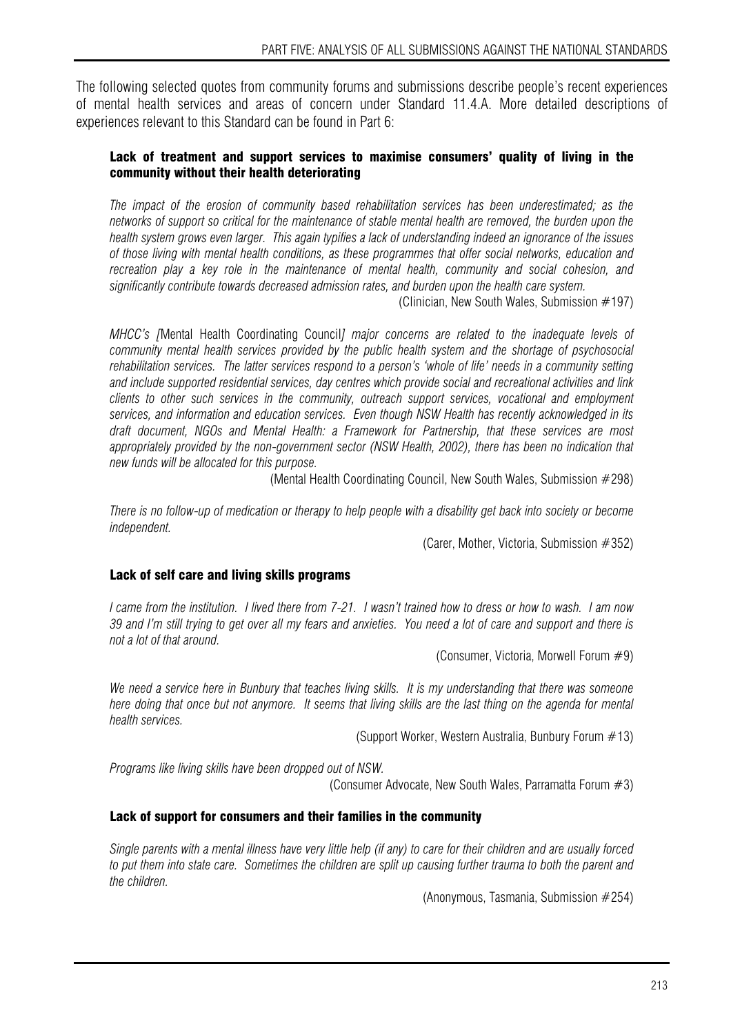The following selected quotes from community forums and submissions describe people's recent experiences of mental health services and areas of concern under Standard 11.4.A. More detailed descriptions of experiences relevant to this Standard can be found in Part 6:

### Lack of treatment and support services to maximise consumers' quality of living in the community without their health deteriorating

*The impact of the erosion of community based rehabilitation services has been underestimated; as the networks of support so critical for the maintenance of stable mental health are removed, the burden upon the health system grows even larger. This again typifies a lack of understanding indeed an ignorance of the issues of those living with mental health conditions, as these programmes that offer social networks, education and recreation play a key role in the maintenance of mental health, community and social cohesion, and significantly contribute towards decreased admission rates, and burden upon the health care system.*

(Clinician, New South Wales, Submission #197)

*MHCC's [*Mental Health Coordinating Council*] major concerns are related to the inadequate levels of community mental health services provided by the public health system and the shortage of psychosocial rehabilitation services. The latter services respond to a person's 'whole of life' needs in a community setting and include supported residential services, day centres which provide social and recreational activities and link clients to other such services in the community, outreach support services, vocational and employment services, and information and education services. Even though NSW Health has recently acknowledged in its draft document, NGOs and Mental Health: a Framework for Partnership, that these services are most appropriately provided by the non-government sector (NSW Health, 2002), there has been no indication that new funds will be allocated for this purpose.*

(Mental Health Coordinating Council, New South Wales, Submission #298)

*There is no follow-up of medication or therapy to help people with a disability get back into society or become independent.*

(Carer, Mother, Victoria, Submission #352)

### Lack of self care and living skills programs

*I came from the institution. I lived there from 7-21. I wasn't trained how to dress or how to wash. I am now 39 and I'm still trying to get over all my fears and anxieties. You need a lot of care and support and there is not a lot of that around.*

(Consumer, Victoria, Morwell Forum #9)

*We need a service here in Bunbury that teaches living skills. It is my understanding that there was someone here doing that once but not anymore. It seems that living skills are the last thing on the agenda for mental health services.*

(Support Worker, Western Australia, Bunbury Forum #13)

*Programs like living skills have been dropped out of NSW.*

(Consumer Advocate, New South Wales, Parramatta Forum #3)

### Lack of support for consumers and their families in the community

*Single parents with a mental illness have very little help (if any) to care for their children and are usually forced to put them into state care. Sometimes the children are split up causing further trauma to both the parent and the children.*

(Anonymous, Tasmania, Submission #254)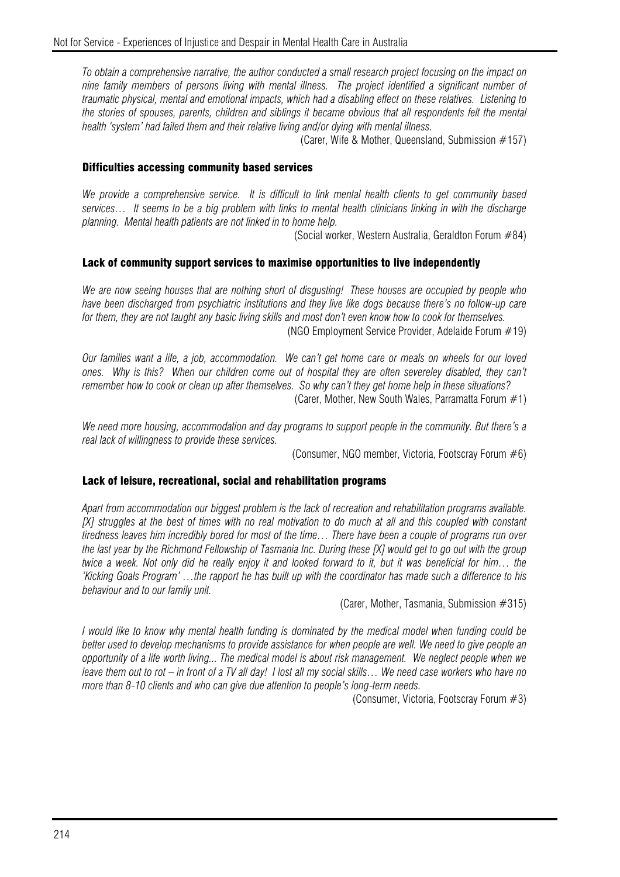*To obtain a comprehensive narrative, the author conducted a small research project focusing on the impact on nine family members of persons living with mental illness. The project identified a significant number of traumatic physical, mental and emotional impacts, which had a disabling effect on these relatives. Listening to the stories of spouses, parents, children and siblings it became obvious that all respondents felt the mental health 'system' had failed them and their relative living and/or dying with mental illness.*

(Carer, Wife & Mother, Queensland, Submission #157)

### Difficulties accessing community based services

*We provide a comprehensive service. It is difficult to link mental health clients to get community based services… It seems to be a big problem with links to mental health clinicians linking in with the discharge planning. Mental health patients are not linked in to home help.*

(Social worker, Western Australia, Geraldton Forum #84)

### Lack of community support services to maximise opportunities to live independently

*We are now seeing houses that are nothing short of disgusting! These houses are occupied by people who have been discharged from psychiatric institutions and they live like dogs because there's no follow-up care for them, they are not taught any basic living skills and most don't even know how to cook for themselves.*

(NGO Employment Service Provider, Adelaide Forum #19)

*Our families want a life, a job, accommodation. We can't get home care or meals on wheels for our loved ones. Why is this? When our children come out of hospital they are often severeley disabled, they can't remember how to cook or clean up after themselves. So why can't they get home help in these situations?*

(Carer, Mother, New South Wales, Parramatta Forum #1)

*We need more housing, accommodation and day programs to support people in the community. But there's a real lack of willingness to provide these services.*

(Consumer, NGO member, Victoria, Footscray Forum #6)

### Lack of leisure, recreational, social and rehabilitation programs

*Apart from accommodation our biggest problem is the lack of recreation and rehabilitation programs available. [X] struggles at the best of times with no real motivation to do much at all and this coupled with constant tiredness leaves him incredibly bored for most of the time… There have been a couple of programs run over the last year by the Richmond Fellowship of Tasmania Inc. During these [X] would get to go out with the group twice a week. Not only did he really enjoy it and looked forward to it, but it was beneficial for him… the 'Kicking Goals Program' …the rapport he has built up with the coordinator has made such a difference to his behaviour and to our family unit.*

(Carer, Mother, Tasmania, Submission #315)

*I would like to know why mental health funding is dominated by the medical model when funding could be better used to develop mechanisms to provide assistance for when people are well. We need to give people an opportunity of a life worth living... The medical model is about risk management. We neglect people when we leave them out to rot – in front of a TV all day! I lost all my social skills… We need case workers who have no more than 8-10 clients and who can give due attention to people's long-term needs.*

(Consumer, Victoria, Footscray Forum #3)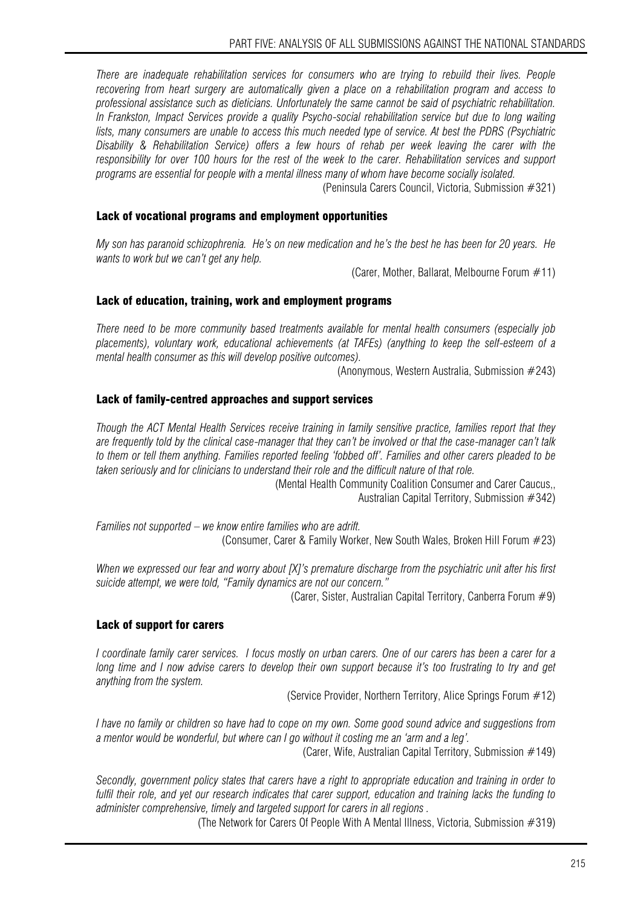*There are inadequate rehabilitation services for consumers who are trying to rebuild their lives. People recovering from heart surgery are automatically given a place on a rehabilitation program and access to professional assistance such as dieticians. Unfortunately the same cannot be said of psychiatric rehabilitation. In Frankston, Impact Services provide a quality Psycho-social rehabilitation service but due to long waiting lists, many consumers are unable to access this much needed type of service. At best the PDRS (Psychiatric Disability & Rehabilitation Service) offers a few hours of rehab per week leaving the carer with the responsibility for over 100 hours for the rest of the week to the carer. Rehabilitation services and support programs are essential for people with a mental illness many of whom have become socially isolated.*

(Peninsula Carers Council, Victoria, Submission #321)

### Lack of vocational programs and employment opportunities

*My son has paranoid schizophrenia. He's on new medication and he's the best he has been for 20 years. He wants to work but we can't get any help.*

(Carer, Mother, Ballarat, Melbourne Forum #11)

### Lack of education, training, work and employment programs

*There need to be more community based treatments available for mental health consumers (especially job placements), voluntary work, educational achievements (at TAFEs) (anything to keep the self-esteem of a mental health consumer as this will develop positive outcomes).*

(Anonymous, Western Australia, Submission #243)

### Lack of family-centred approaches and support services

*Though the ACT Mental Health Services receive training in family sensitive practice, families report that they are frequently told by the clinical case-manager that they can't be involved or that the case-manager can't talk to them or tell them anything. Families reported feeling 'fobbed off'. Families and other carers pleaded to be taken seriously and for clinicians to understand their role and the difficult nature of that role.*

(Mental Health Community Coalition Consumer and Carer Caucus,,
Australian Capital Territory, Submission #342)

*Families not supported – we know entire families who are adrift.*

(Consumer, Carer & Family Worker, New South Wales, Broken Hill Forum #23)

*When we expressed our fear and worry about [X]'s premature discharge from the psychiatric unit after his first suicide attempt, we were told, "Family dynamics are not our concern."*

(Carer, Sister, Australian Capital Territory, Canberra Forum #9)

### Lack of support for carers

*I coordinate family carer services. I focus mostly on urban carers. One of our carers has been a carer for a long time and I now advise carers to develop their own support because it's too frustrating to try and get anything from the system.*

(Service Provider, Northern Territory, Alice Springs Forum #12)

*I have no family or children so have had to cope on my own. Some good sound advice and suggestions from a mentor would be wonderful, but where can I go without it costing me an 'arm and a leg'.*

(Carer, Wife, Australian Capital Territory, Submission #149)

*Secondly, government policy states that carers have a right to appropriate education and training in order to fulfil their role, and yet our research indicates that carer support, education and training lacks the funding to administer comprehensive, timely and targeted support for carers in all regions .*

(The Network for Carers Of People With A Mental Illness, Victoria, Submission #319)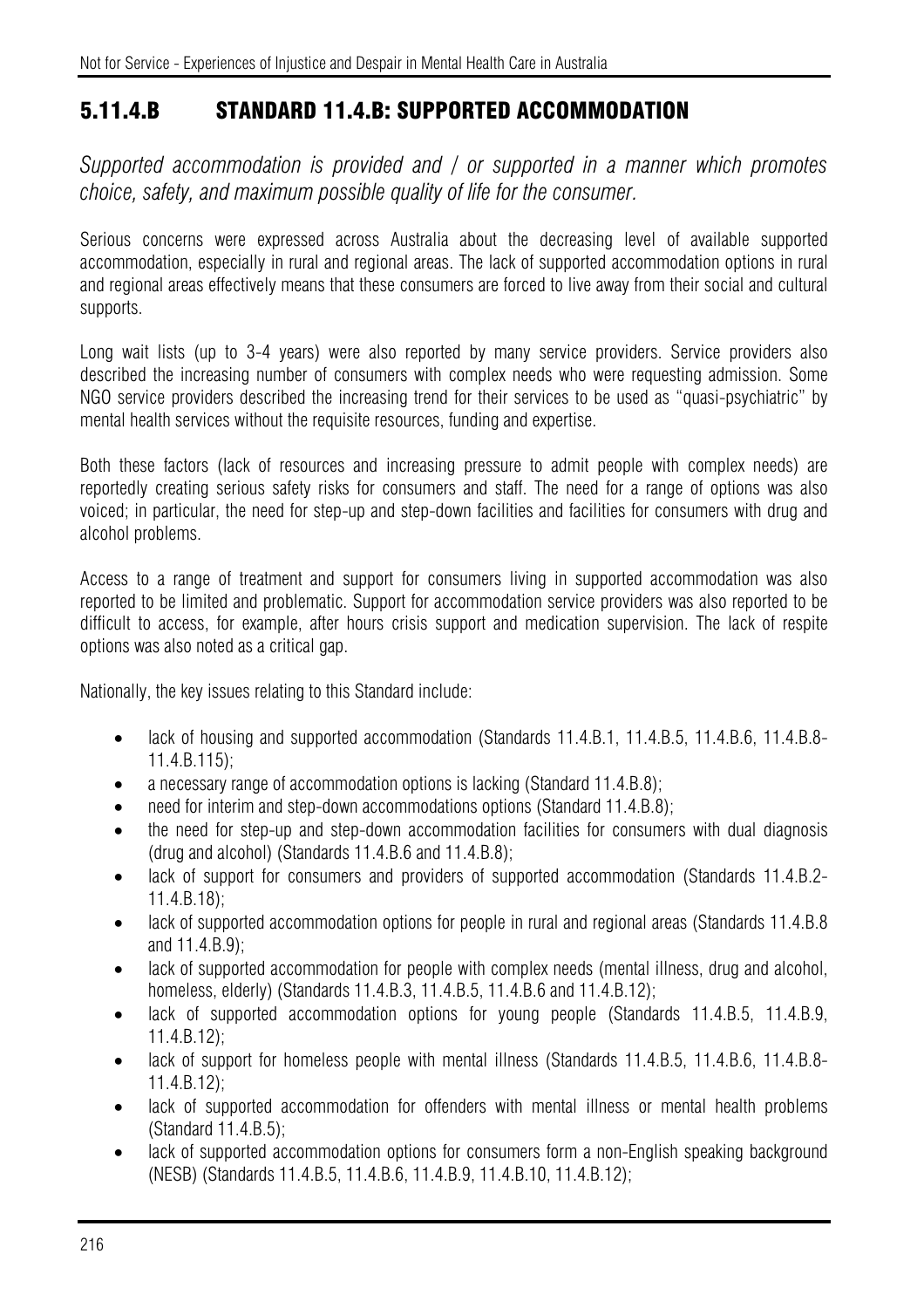## 5.11.4.B STANDARD 11.4.B: SUPPORTED ACCOMMODATION

*Supported accommodation is provided and / or supported in a manner which promotes choice, safety, and maximum possible quality of life for the consumer.*

Serious concerns were expressed across Australia about the decreasing level of available supported accommodation, especially in rural and regional areas. The lack of supported accommodation options in rural and regional areas effectively means that these consumers are forced to live away from their social and cultural supports.

Long wait lists (up to 3-4 years) were also reported by many service providers. Service providers also described the increasing number of consumers with complex needs who were requesting admission. Some NGO service providers described the increasing trend for their services to be used as "quasi-psychiatric" by mental health services without the requisite resources, funding and expertise.

Both these factors (lack of resources and increasing pressure to admit people with complex needs) are reportedly creating serious safety risks for consumers and staff. The need for a range of options was also voiced; in particular, the need for step-up and step-down facilities and facilities for consumers with drug and alcohol problems.

Access to a range of treatment and support for consumers living in supported accommodation was also reported to be limited and problematic. Support for accommodation service providers was also reported to be difficult to access, for example, after hours crisis support and medication supervision. The lack of respite options was also noted as a critical gap.

Nationally, the key issues relating to this Standard include:

- lack of housing and supported accommodation (Standards 11.4.B.1, 11.4.B.5, 11.4.B.6, 11.4.B.8-11.4.B.115);
- a necessary range of accommodation options is lacking (Standard 11.4.B.8);
- need for interim and step-down accommodations options (Standard 11.4.B.8);
- the need for step-up and step-down accommodation facilities for consumers with dual diagnosis (drug and alcohol) (Standards 11.4.B.6 and 11.4.B.8);
- lack of support for consumers and providers of supported accommodation (Standards 11.4.B.2-11.4.B.18);
- lack of supported accommodation options for people in rural and regional areas (Standards 11.4.B.8 and 11.4.B.9);
- lack of supported accommodation for people with complex needs (mental illness, drug and alcohol, homeless, elderly) (Standards 11.4.B.3, 11.4.B.5, 11.4.B.6 and 11.4.B.12);
- lack of supported accommodation options for young people (Standards 11.4.B.5, 11.4.B.9, 11.4.B.12);
- lack of support for homeless people with mental illness (Standards 11.4.B.5, 11.4.B.6, 11.4.B.8-11.4.B.12);
- lack of supported accommodation for offenders with mental illness or mental health problems (Standard 11.4.B.5);
- lack of supported accommodation options for consumers form a non-English speaking background (NESB) (Standards 11.4.B.5, 11.4.B.6, 11.4.B.9, 11.4.B.10, 11.4.B.12);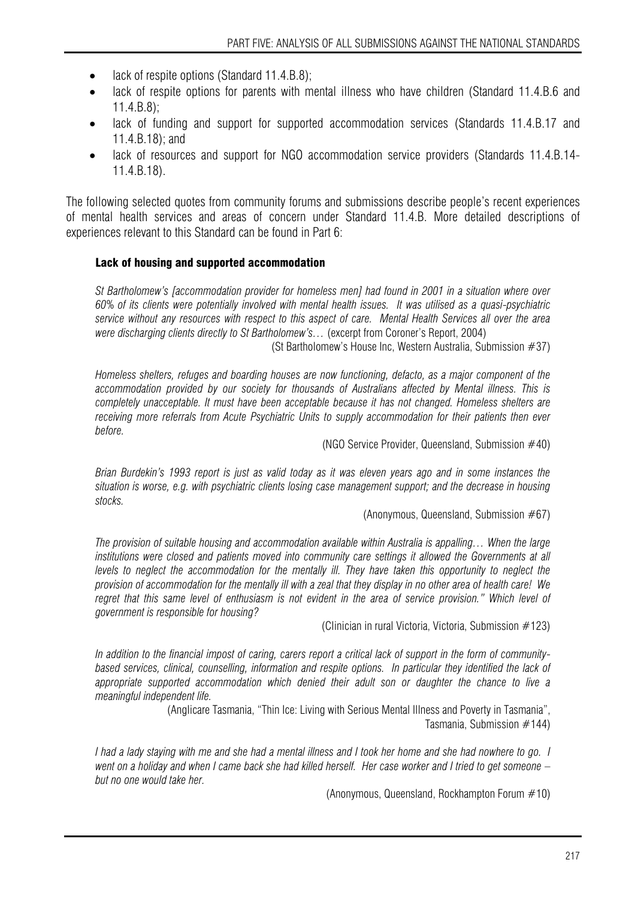- lack of respite options (Standard 11.4.B.8);
- lack of respite options for parents with mental illness who have children (Standard 11.4.B.6 and 11.4.B.8);
- lack of funding and support for supported accommodation services (Standards 11.4.B.17 and 11.4.B.18); and
- lack of resources and support for NGO accommodation service providers (Standards 11.4.B.14-11.4.B.18).

The following selected quotes from community forums and submissions describe people's recent experiences of mental health services and areas of concern under Standard 11.4.B. More detailed descriptions of experiences relevant to this Standard can be found in Part 6:

#### Lack of housing and supported accommodation

*St Bartholomew's [accommodation provider for homeless men] had found in 2001 in a situation where over 60% of its clients were potentially involved with mental health issues. It was utilised as a quasi-psychiatric service without any resources with respect to this aspect of care. Mental Health Services all over the area were discharging clients directly to St Bartholomew's…* (excerpt from Coroner's Report, 2004)

(St Bartholomew's House Inc, Western Australia, Submission #37)

*Homeless shelters, refuges and boarding houses are now functioning, defacto, as a major component of the accommodation provided by our society for thousands of Australians affected by Mental illness. This is completely unacceptable. It must have been acceptable because it has not changed. Homeless shelters are receiving more referrals from Acute Psychiatric Units to supply accommodation for their patients then ever before.*

(NGO Service Provider, Queensland, Submission #40)

*Brian Burdekin's 1993 report is just as valid today as it was eleven years ago and in some instances the situation is worse, e.g. with psychiatric clients losing case management support; and the decrease in housing stocks.*

(Anonymous, Queensland, Submission #67)

*The provision of suitable housing and accommodation available within Australia is appalling… When the large institutions were closed and patients moved into community care settings it allowed the Governments at all levels to neglect the accommodation for the mentally ill. They have taken this opportunity to neglect the provision of accommodation for the mentally ill with a zeal that they display in no other area of health care! We regret that this same level of enthusiasm is not evident in the area of service provision." Which level of government is responsible for housing?*

(Clinician in rural Victoria, Victoria, Submission #123)

*In addition to the financial impost of caring, carers report a critical lack of support in the form of community-based services, clinical, counselling, information and respite options. In particular they identified the lack of appropriate supported accommodation which denied their adult son or daughter the chance to live a meaningful independent life.*

(Anglicare Tasmania, "Thin Ice: Living with Serious Mental Illness and Poverty in Tasmania", Tasmania, Submission #144)

*I had a lady staying with me and she had a mental illness and I took her home and she had nowhere to go. I went on a holiday and when I came back she had killed herself. Her case worker and I tried to get someone – but no one would take her.*

(Anonymous, Queensland, Rockhampton Forum #10)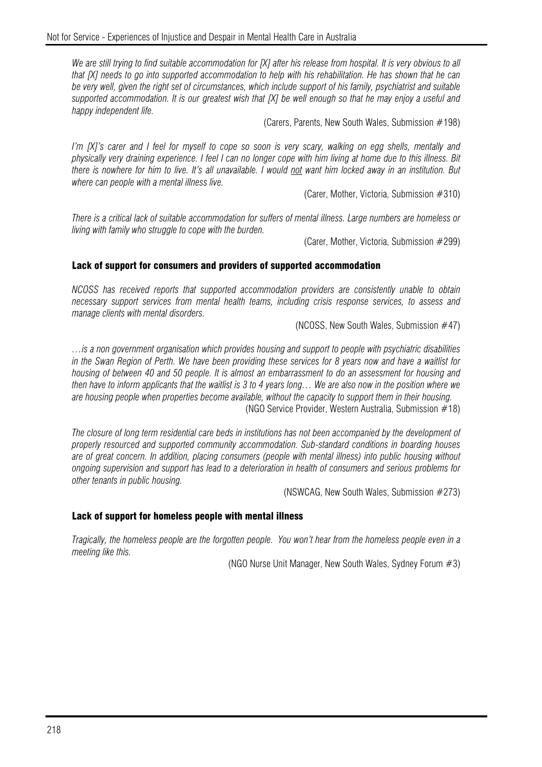*We are still trying to find suitable accommodation for [X] after his release from hospital. It is very obvious to all that [X] needs to go into supported accommodation to help with his rehabilitation. He has shown that he can be very well, given the right set of circumstances, which include support of his family, psychiatrist and suitable supported accommodation. It is our greatest wish that [X] be well enough so that he may enjoy a useful and happy independent life.*

(Carers, Parents, New South Wales, Submission #198)

*I'm [X]'s carer and I feel for myself to cope so soon is very scary, walking on egg shells, mentally and physically very draining experience. I feel I can no longer cope with him living at home due to this illness. Bit there is nowhere for him to live. It's all unavailable. I would <u>not</u> want him locked away in an institution. But where can people with a mental illness live.*

(Carer, Mother, Victoria, Submission #310)

*There is a critical lack of suitable accommodation for suffers of mental illness. Large numbers are homeless or living with family who struggle to cope with the burden.*

(Carer, Mother, Victoria, Submission #299)

### Lack of support for consumers and providers of supported accommodation

*NCOSS has received reports that supported accommodation providers are consistently unable to obtain necessary support services from mental health teams, including crisis response services, to assess and manage clients with mental disorders.*

(NCOSS, New South Wales, Submission #47)

*…is a non government organisation which provides housing and support to people with psychiatric disabilities in the Swan Region of Perth. We have been providing these services for 8 years now and have a waitlist for housing of between 40 and 50 people. It is almost an embarrassment to do an assessment for housing and then have to inform applicants that the waitlist is 3 to 4 years long… We are also now in the position where we are housing people when properties become available, without the capacity to support them in their housing.*

(NGO Service Provider, Western Australia, Submission #18)

*The closure of long term residential care beds in institutions has not been accompanied by the development of properly resourced and supported community accommodation. Sub-standard conditions in boarding houses are of great concern. In addition, placing consumers (people with mental illness) into public housing without ongoing supervision and support has lead to a deterioration in health of consumers and serious problems for other tenants in public housing.*

(NSWCAG, New South Wales, Submission #273)

### Lack of support for homeless people with mental illness

*Tragically, the homeless people are the forgotten people. You won't hear from the homeless people even in a meeting like this.*

(NGO Nurse Unit Manager, New South Wales, Sydney Forum #3)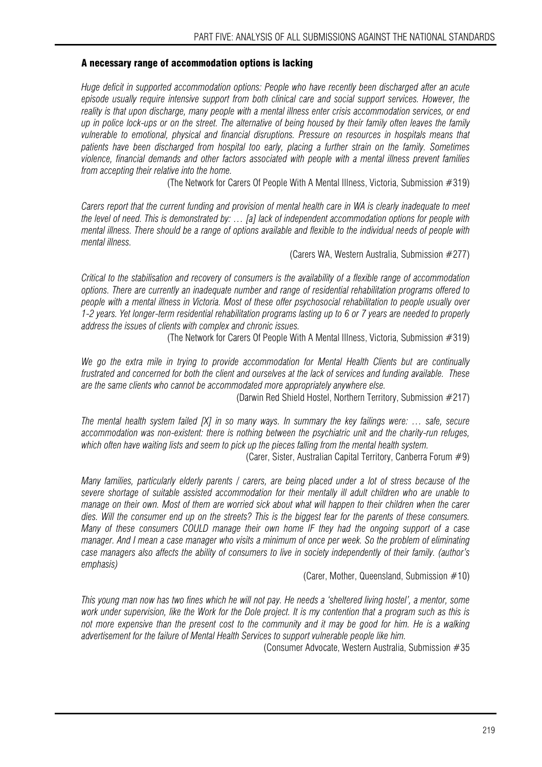### A necessary range of accommodation options is lacking

*Huge deficit in supported accommodation options: People who have recently been discharged after an acute episode usually require intensive support from both clinical care and social support services. However, the reality is that upon discharge, many people with a mental illness enter crisis accommodation services, or end up in police lock-ups or on the street. The alternative of being housed by their family often leaves the family vulnerable to emotional, physical and financial disruptions. Pressure on resources in hospitals means that patients have been discharged from hospital too early, placing a further strain on the family. Sometimes violence, financial demands and other factors associated with people with a mental illness prevent families from accepting their relative into the home.*

(The Network for Carers Of People With A Mental Illness, Victoria, Submission #319)

*Carers report that the current funding and provision of mental health care in WA is clearly inadequate to meet the level of need. This is demonstrated by: … [a] lack of independent accommodation options for people with mental illness. There should be a range of options available and flexible to the individual needs of people with mental illness.*

(Carers WA, Western Australia, Submission #277)

*Critical to the stabilisation and recovery of consumers is the availability of a flexible range of accommodation options. There are currently an inadequate number and range of residential rehabilitation programs offered to people with a mental illness in Victoria. Most of these offer psychosocial rehabilitation to people usually over 1-2 years. Yet longer-term residential rehabilitation programs lasting up to 6 or 7 years are needed to properly address the issues of clients with complex and chronic issues.*

(The Network for Carers Of People With A Mental Illness, Victoria, Submission #319)

*We go the extra mile in trying to provide accommodation for Mental Health Clients but are continually frustrated and concerned for both the client and ourselves at the lack of services and funding available. These are the same clients who cannot be accommodated more appropriately anywhere else.*

(Darwin Red Shield Hostel, Northern Territory, Submission #217)

*The mental health system failed [X] in so many ways. In summary the key failings were: … safe, secure accommodation was non-existent: there is nothing between the psychiatric unit and the charity-run refuges, which often have waiting lists and seem to pick up the pieces falling from the mental health system.*

(Carer, Sister, Australian Capital Territory, Canberra Forum #9)

*Many families, particularly elderly parents / carers, are being placed under a lot of stress because of the severe shortage of suitable assisted accommodation for their mentally ill adult children who are unable to manage on their own. Most of them are worried sick about what will happen to their children when the carer dies. Will the consumer end up on the streets? This is the biggest fear for the parents of these consumers. Many of these consumers COULD manage their own home IF they had the ongoing support of a case manager. And I mean a case manager who visits a minimum of once per week. So the problem of eliminating case managers also affects the ability of consumers to live in society independently of their family. (author's emphasis)*

(Carer, Mother, Queensland, Submission #10)

*This young man now has two fines which he will not pay. He needs a 'sheltered living hostel', a mentor, some work under supervision, like the Work for the Dole project. It is my contention that a program such as this is not more expensive than the present cost to the community and it may be good for him. He is a walking advertisement for the failure of Mental Health Services to support vulnerable people like him.*

(Consumer Advocate, Western Australia, Submission #35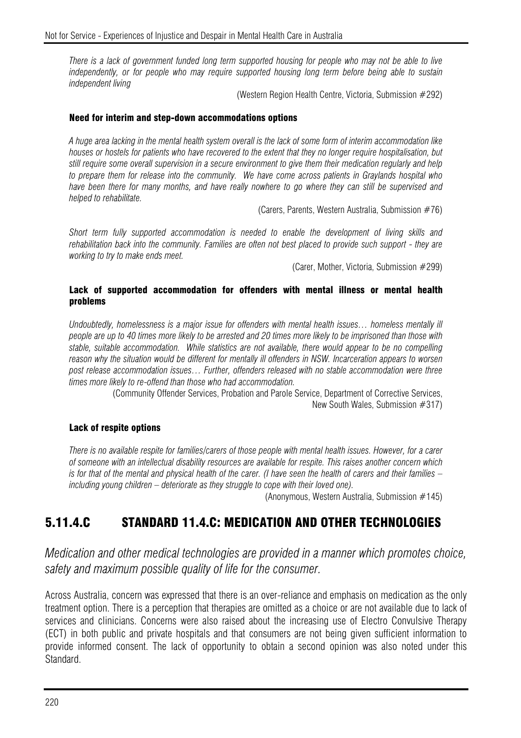*There is a lack of government funded long term supported housing for people who may not be able to live independently, or for people who may require supported housing long term before being able to sustain independent living*

(Western Region Health Centre, Victoria, Submission #292)

#### Need for interim and step-down accommodations options

*A huge area lacking in the mental health system overall is the lack of some form of interim accommodation like houses or hostels for patients who have recovered to the extent that they no longer require hospitalisation, but still require some overall supervision in a secure environment to give them their medication regularly and help to prepare them for release into the community. We have come across patients in Graylands hospital who have been there for many months, and have really nowhere to go where they can still be supervised and helped to rehabilitate.*

(Carers, Parents, Western Australia, Submission #76)

*Short term fully supported accommodation is needed to enable the development of living skills and rehabilitation back into the community. Families are often not best placed to provide such support - they are working to try to make ends meet.*

(Carer, Mother, Victoria, Submission #299)

#### Lack of supported accommodation for offenders with mental illness or mental health problems

*Undoubtedly, homelessness is a major issue for offenders with mental health issues… homeless mentally ill people are up to 40 times more likely to be arrested and 20 times more likely to be imprisoned than those with stable, suitable accommodation. While statistics are not available, there would appear to be no compelling reason why the situation would be different for mentally ill offenders in NSW. Incarceration appears to worsen post release accommodation issues… Further, offenders released with no stable accommodation were three times more likely to re-offend than those who had accommodation.*

(Community Offender Services, Probation and Parole Service, Department of Corrective Services, New South Wales, Submission #317)

#### Lack of respite options

*There is no available respite for families/carers of those people with mental health issues. However, for a carer of someone with an intellectual disability resources are available for respite. This raises another concern which is for that of the mental and physical health of the carer. (I have seen the health of carers and their families – including young children – deteriorate as they struggle to cope with their loved one).*

(Anonymous, Western Australia, Submission #145)

## 5.11.4.C STANDARD 11.4.C: MEDICATION AND OTHER TECHNOLOGIES

*Medication and other medical technologies are provided in a manner which promotes choice, safety and maximum possible quality of life for the consumer.*

Across Australia, concern was expressed that there is an over-reliance and emphasis on medication as the only treatment option. There is a perception that therapies are omitted as a choice or are not available due to lack of services and clinicians. Concerns were also raised about the increasing use of Electro Convulsive Therapy (ECT) in both public and private hospitals and that consumers are not being given sufficient information to provide informed consent. The lack of opportunity to obtain a second opinion was also noted under this Standard.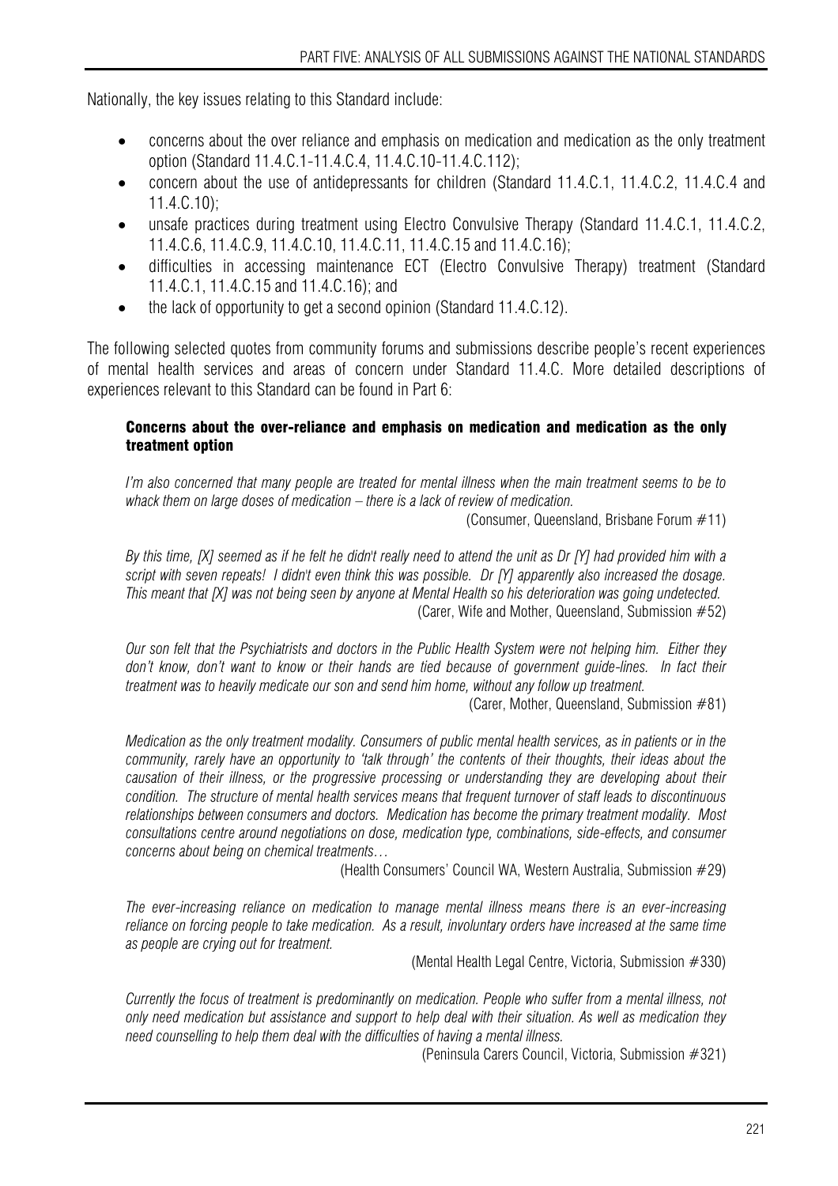Nationally, the key issues relating to this Standard include:

- concerns about the over reliance and emphasis on medication and medication as the only treatment option (Standard 11.4.C.1-11.4.C.4, 11.4.C.10-11.4.C.112);
- concern about the use of antidepressants for children (Standard 11.4.C.1, 11.4.C.2, 11.4.C.4 and 11.4.C.10);
- unsafe practices during treatment using Electro Convulsive Therapy (Standard 11.4.C.1, 11.4.C.2, 11.4.C.6, 11.4.C.9, 11.4.C.10, 11.4.C.11, 11.4.C.15 and 11.4.C.16);
- difficulties in accessing maintenance ECT (Electro Convulsive Therapy) treatment (Standard 11.4.C.1, 11.4.C.15 and 11.4.C.16); and
- the lack of opportunity to get a second opinion (Standard 11.4.C.12).

The following selected quotes from community forums and submissions describe people's recent experiences of mental health services and areas of concern under Standard 11.4.C. More detailed descriptions of experiences relevant to this Standard can be found in Part 6:

#### Concerns about the over-reliance and emphasis on medication and medication as the only treatment option

*I'm also concerned that many people are treated for mental illness when the main treatment seems to be to whack them on large doses of medication – there is a lack of review of medication.*

(Consumer, Queensland, Brisbane Forum #11)

*By this time, [X] seemed as if he felt he didn't really need to attend the unit as Dr [Y] had provided him with a script with seven repeats! I didn't even think this was possible. Dr [Y] apparently also increased the dosage. This meant that [X] was not being seen by anyone at Mental Health so his deterioration was going undetected.*

(Carer, Wife and Mother, Queensland, Submission #52)

*Our son felt that the Psychiatrists and doctors in the Public Health System were not helping him. Either they don't know, don't want to know or their hands are tied because of government guide-lines. In fact their treatment was to heavily medicate our son and send him home, without any follow up treatment.*

(Carer, Mother, Queensland, Submission #81)

*Medication as the only treatment modality. Consumers of public mental health services, as in patients or in the community, rarely have an opportunity to 'talk through' the contents of their thoughts, their ideas about the causation of their illness, or the progressive processing or understanding they are developing about their condition. The structure of mental health services means that frequent turnover of staff leads to discontinuous relationships between consumers and doctors. Medication has become the primary treatment modality. Most consultations centre around negotiations on dose, medication type, combinations, side-effects, and consumer concerns about being on chemical treatments…*

(Health Consumers' Council WA, Western Australia, Submission #29)

*The ever-increasing reliance on medication to manage mental illness means there is an ever-increasing reliance on forcing people to take medication. As a result, involuntary orders have increased at the same time as people are crying out for treatment.*

(Mental Health Legal Centre, Victoria, Submission #330)

*Currently the focus of treatment is predominantly on medication. People who suffer from a mental illness, not only need medication but assistance and support to help deal with their situation. As well as medication they need counselling to help them deal with the difficulties of having a mental illness.*

(Peninsula Carers Council, Victoria, Submission #321)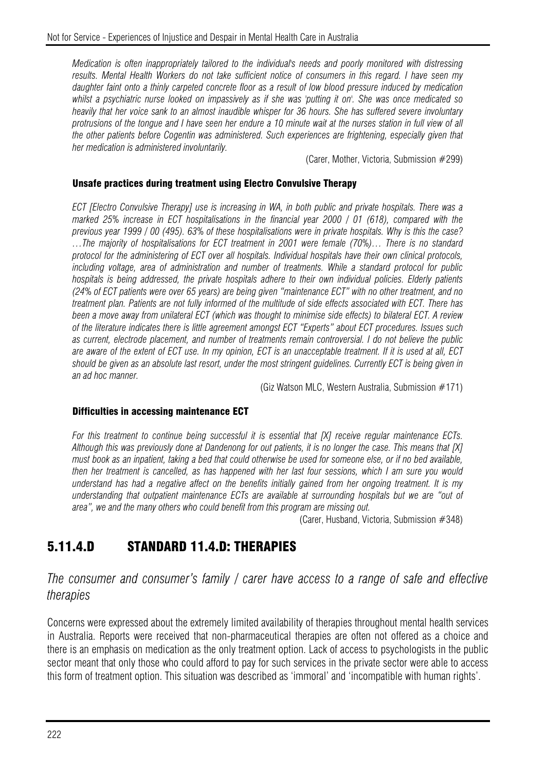*Medication is often inappropriately tailored to the individual's needs and poorly monitored with distressing results. Mental Health Workers do not take sufficient notice of consumers in this regard. I have seen my daughter faint onto a thinly carpeted concrete floor as a result of low blood pressure induced by medication whilst a psychiatric nurse looked on impassively as if she was 'putting it on'. She was once medicated so heavily that her voice sank to an almost inaudible whisper for 36 hours. She has suffered severe involuntary protrusions of the tongue and I have seen her endure a 10 minute wait at the nurses station in full view of all the other patients before Cogentin was administered. Such experiences are frightening, especially given that her medication is administered involuntarily.*

(Carer, Mother, Victoria, Submission #299)

#### Unsafe practices during treatment using Electro Convulsive Therapy

*ECT [Electro Convulsive Therapy] use is increasing in WA, in both public and private hospitals. There was a marked 25% increase in ECT hospitalisations in the financial year 2000 / 01 (618), compared with the previous year 1999 / 00 (495). 63% of these hospitalisations were in private hospitals. Why is this the case? …The majority of hospitalisations for ECT treatment in 2001 were female (70%)… There is no standard protocol for the administering of ECT over all hospitals. Individual hospitals have their own clinical protocols, including voltage, area of administration and number of treatments. While a standard protocol for public hospitals is being addressed, the private hospitals adhere to their own individual policies. Elderly patients (24% of ECT patients were over 65 years) are being given "maintenance ECT" with no other treatment, and no treatment plan. Patients are not fully informed of the multitude of side effects associated with ECT. There has been a move away from unilateral ECT (which was thought to minimise side effects) to bilateral ECT. A review of the literature indicates there is little agreement amongst ECT "Experts" about ECT procedures. Issues such as current, electrode placement, and number of treatments remain controversial. I do not believe the public are aware of the extent of ECT use. In my opinion, ECT is an unacceptable treatment. If it is used at all, ECT should be given as an absolute last resort, under the most stringent guidelines. Currently ECT is being given in an ad hoc manner.*

(Giz Watson MLC, Western Australia, Submission #171)

#### Difficulties in accessing maintenance ECT

*For this treatment to continue being successful it is essential that [X] receive regular maintenance ECTs. Although this was previously done at Dandenong for out patients, it is no longer the case. This means that [X] must book as an inpatient, taking a bed that could otherwise be used for someone else, or if no bed available, then her treatment is cancelled, as has happened with her last four sessions, which I am sure you would understand has had a negative affect on the benefits initially gained from her ongoing treatment. It is my understanding that outpatient maintenance ECTs are available at surrounding hospitals but we are "out of area", we and the many others who could benefit from this program are missing out.*

(Carer, Husband, Victoria, Submission #348)

## 5.11.4.D STANDARD 11.4.D: THERAPIES

*The consumer and consumer's family / carer have access to a range of safe and effective therapies*

Concerns were expressed about the extremely limited availability of therapies throughout mental health services in Australia. Reports were received that non-pharmaceutical therapies are often not offered as a choice and there is an emphasis on medication as the only treatment option. Lack of access to psychologists in the public sector meant that only those who could afford to pay for such services in the private sector were able to access this form of treatment option. This situation was described as 'immoral' and 'incompatible with human rights'.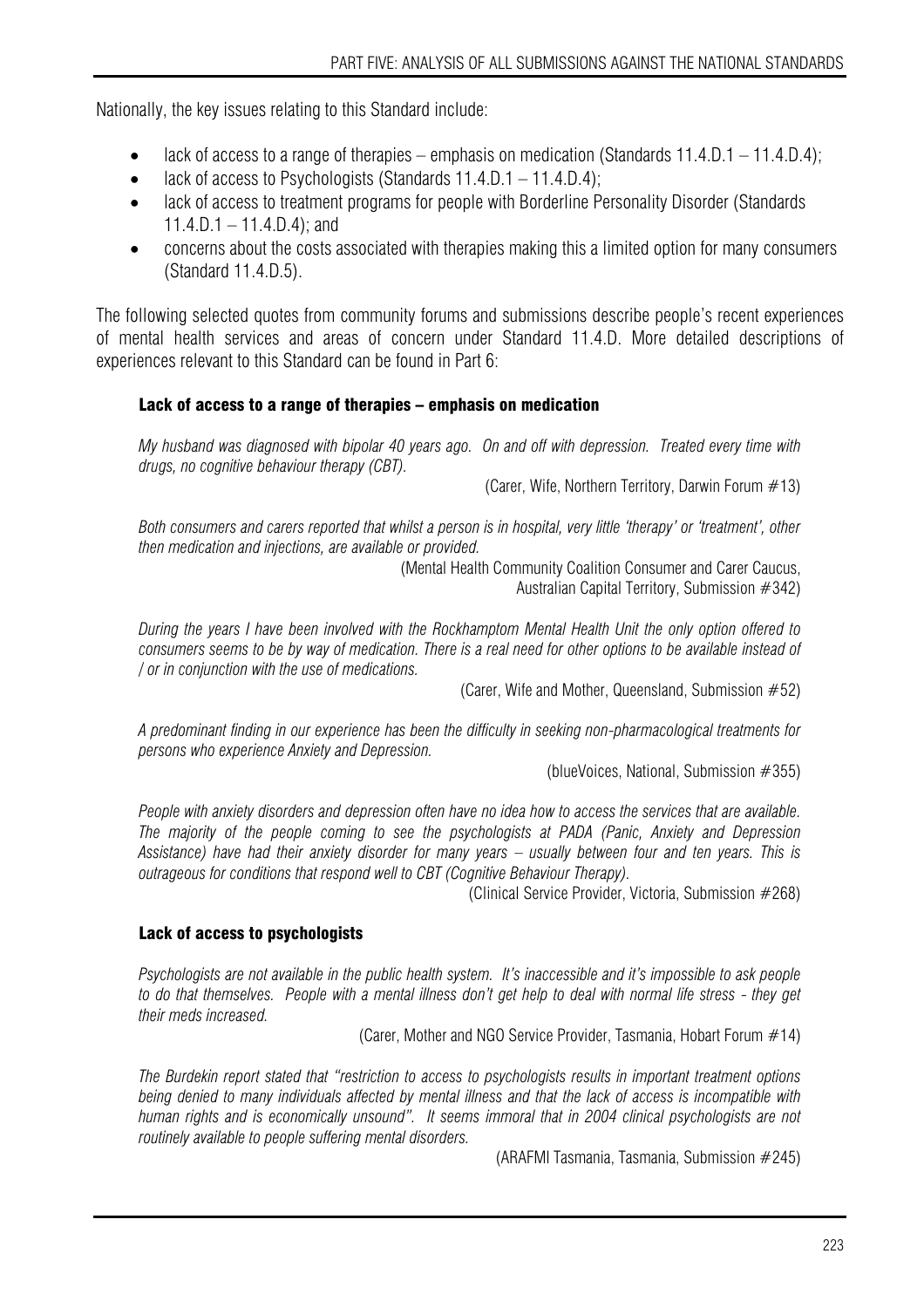Nationally, the key issues relating to this Standard include:

- lack of access to a range of therapies – emphasis on medication (Standards 11.4.D.1 – 11.4.D.4);
- lack of access to Psychologists (Standards 11.4.D.1 – 11.4.D.4);
- lack of access to treatment programs for people with Borderline Personality Disorder (Standards 11.4.D.1 – 11.4.D.4); and
- concerns about the costs associated with therapies making this a limited option for many consumers (Standard 11.4.D.5).

The following selected quotes from community forums and submissions describe people's recent experiences of mental health services and areas of concern under Standard 11.4.D. More detailed descriptions of experiences relevant to this Standard can be found in Part 6:

#### Lack of access to a range of therapies – emphasis on medication

*My husband was diagnosed with bipolar 40 years ago. On and off with depression. Treated every time with drugs, no cognitive behaviour therapy (CBT).*

(Carer, Wife, Northern Territory, Darwin Forum #13)

*Both consumers and carers reported that whilst a person is in hospital, very little 'therapy' or 'treatment', other then medication and injections, are available or provided.*

(Mental Health Community Coalition Consumer and Carer Caucus, Australian Capital Territory, Submission #342)

*During the years I have been involved with the Rockhamptom Mental Health Unit the only option offered to consumers seems to be by way of medication. There is a real need for other options to be available instead of / or in conjunction with the use of medications.*

(Carer, Wife and Mother, Queensland, Submission #52)

*A predominant finding in our experience has been the difficulty in seeking non-pharmacological treatments for persons who experience Anxiety and Depression.*

(blueVoices, National, Submission #355)

*People with anxiety disorders and depression often have no idea how to access the services that are available. The majority of the people coming to see the psychologists at PADA (Panic, Anxiety and Depression Assistance) have had their anxiety disorder for many years – usually between four and ten years. This is outrageous for conditions that respond well to CBT (Cognitive Behaviour Therapy).*

(Clinical Service Provider, Victoria, Submission #268)

#### Lack of access to psychologists

*Psychologists are not available in the public health system. It's inaccessible and it's impossible to ask people to do that themselves. People with a mental illness don't get help to deal with normal life stress - they get their meds increased.*

(Carer, Mother and NGO Service Provider, Tasmania, Hobart Forum #14)

*The Burdekin report stated that "restriction to access to psychologists results in important treatment options being denied to many individuals affected by mental illness and that the lack of access is incompatible with human rights and is economically unsound". It seems immoral that in 2004 clinical psychologists are not routinely available to people suffering mental disorders.*

(ARAFMI Tasmania, Tasmania, Submission #245)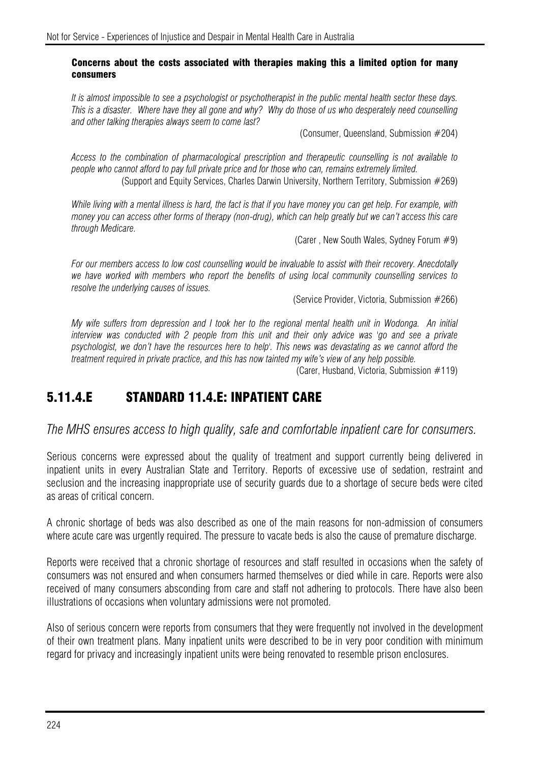**Concerns about the costs associated with therapies making this a limited option for many consumers**

*It is almost impossible to see a psychologist or psychotherapist in the public mental health sector these days. This is a disaster. Where have they all gone and why? Why do those of us who desperately need counselling and other talking therapies always seem to come last?*

(Consumer, Queensland, Submission #204)

*Access to the combination of pharmacological prescription and therapeutic counselling is not available to people who cannot afford to pay full private price and for those who can, remains extremely limited.*

(Support and Equity Services, Charles Darwin University, Northern Territory, Submission #269)

*While living with a mental illness is hard, the fact is that if you have money you can get help. For example, with money you can access other forms of therapy (non-drug), which can help greatly but we can't access this care through Medicare.*

(Carer , New South Wales, Sydney Forum #9)

*For our members access to low cost counselling would be invaluable to assist with their recovery. Anecdotally we have worked with members who report the benefits of using local community counselling services to resolve the underlying causes of issues.*

(Service Provider, Victoria, Submission #266)

*My wife suffers from depression and I took her to the regional mental health unit in Wodonga. An initial interview was conducted with 2 people from this unit and their only advice was 'go and see a private psychologist, we don't have the resources here to help'. This news was devastating as we cannot afford the treatment required in private practice, and this has now tainted my wife's view of any help possible.*

(Carer, Husband, Victoria, Submission #119)

## 5.11.4.E STANDARD 11.4.E: INPATIENT CARE

*The MHS ensures access to high quality, safe and comfortable inpatient care for consumers.*

Serious concerns were expressed about the quality of treatment and support currently being delivered in inpatient units in every Australian State and Territory. Reports of excessive use of sedation, restraint and seclusion and the increasing inappropriate use of security guards due to a shortage of secure beds were cited as areas of critical concern.

A chronic shortage of beds was also described as one of the main reasons for non-admission of consumers where acute care was urgently required. The pressure to vacate beds is also the cause of premature discharge.

Reports were received that a chronic shortage of resources and staff resulted in occasions when the safety of consumers was not ensured and when consumers harmed themselves or died while in care. Reports were also received of many consumers absconding from care and staff not adhering to protocols. There have also been illustrations of occasions when voluntary admissions were not promoted.

Also of serious concern were reports from consumers that they were frequently not involved in the development of their own treatment plans. Many inpatient units were described to be in very poor condition with minimum regard for privacy and increasingly inpatient units were being renovated to resemble prison enclosures.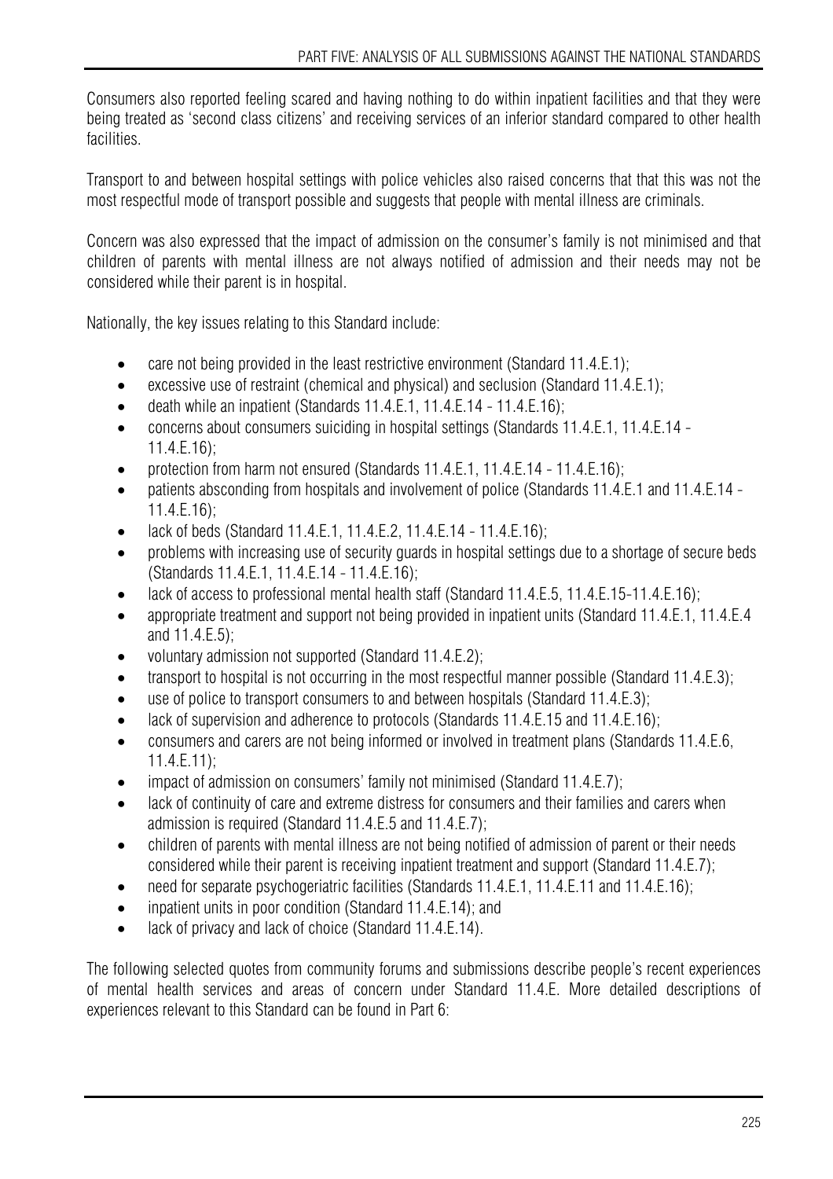Consumers also reported feeling scared and having nothing to do within inpatient facilities and that they were being treated as 'second class citizens' and receiving services of an inferior standard compared to other health facilities.

Transport to and between hospital settings with police vehicles also raised concerns that that this was not the most respectful mode of transport possible and suggests that people with mental illness are criminals.

Concern was also expressed that the impact of admission on the consumer's family is not minimised and that children of parents with mental illness are not always notified of admission and their needs may not be considered while their parent is in hospital.

Nationally, the key issues relating to this Standard include:

- care not being provided in the least restrictive environment (Standard 11.4.E.1);
- excessive use of restraint (chemical and physical) and seclusion (Standard 11.4.E.1);
- death while an inpatient (Standards 11.4.E.1, 11.4.E.14 - 11.4.E.16);
- concerns about consumers suiciding in hospital settings (Standards 11.4.E.1, 11.4.E.14 - 11.4.E.16);
- protection from harm not ensured (Standards 11.4.E.1, 11.4.E.14 - 11.4.E.16);
- patients absconding from hospitals and involvement of police (Standards 11.4.E.1 and 11.4.E.14 - 11.4.E.16);
- lack of beds (Standard 11.4.E.1, 11.4.E.2, 11.4.E.14 - 11.4.E.16);
- problems with increasing use of security guards in hospital settings due to a shortage of secure beds (Standards 11.4.E.1, 11.4.E.14 - 11.4.E.16);
- lack of access to professional mental health staff (Standard 11.4.E.5, 11.4.E.15-11.4.E.16);
- appropriate treatment and support not being provided in inpatient units (Standard 11.4.E.1, 11.4.E.4 and 11.4.E.5);
- voluntary admission not supported (Standard 11.4.E.2);
- transport to hospital is not occurring in the most respectful manner possible (Standard 11.4.E.3);
- use of police to transport consumers to and between hospitals (Standard 11.4.E.3);
- lack of supervision and adherence to protocols (Standards 11.4.E.15 and 11.4.E.16);
- consumers and carers are not being informed or involved in treatment plans (Standards 11.4.E.6, 11.4.E.11);
- impact of admission on consumers' family not minimised (Standard 11.4.E.7);
- lack of continuity of care and extreme distress for consumers and their families and carers when admission is required (Standard 11.4.E.5 and 11.4.E.7);
- children of parents with mental illness are not being notified of admission of parent or their needs considered while their parent is receiving inpatient treatment and support (Standard 11.4.E.7);
- need for separate psychogeriatric facilities (Standards 11.4.E.1, 11.4.E.11 and 11.4.E.16);
- inpatient units in poor condition (Standard 11.4.E.14); and
- lack of privacy and lack of choice (Standard 11.4.E.14).

The following selected quotes from community forums and submissions describe people's recent experiences of mental health services and areas of concern under Standard 11.4.E. More detailed descriptions of experiences relevant to this Standard can be found in Part 6: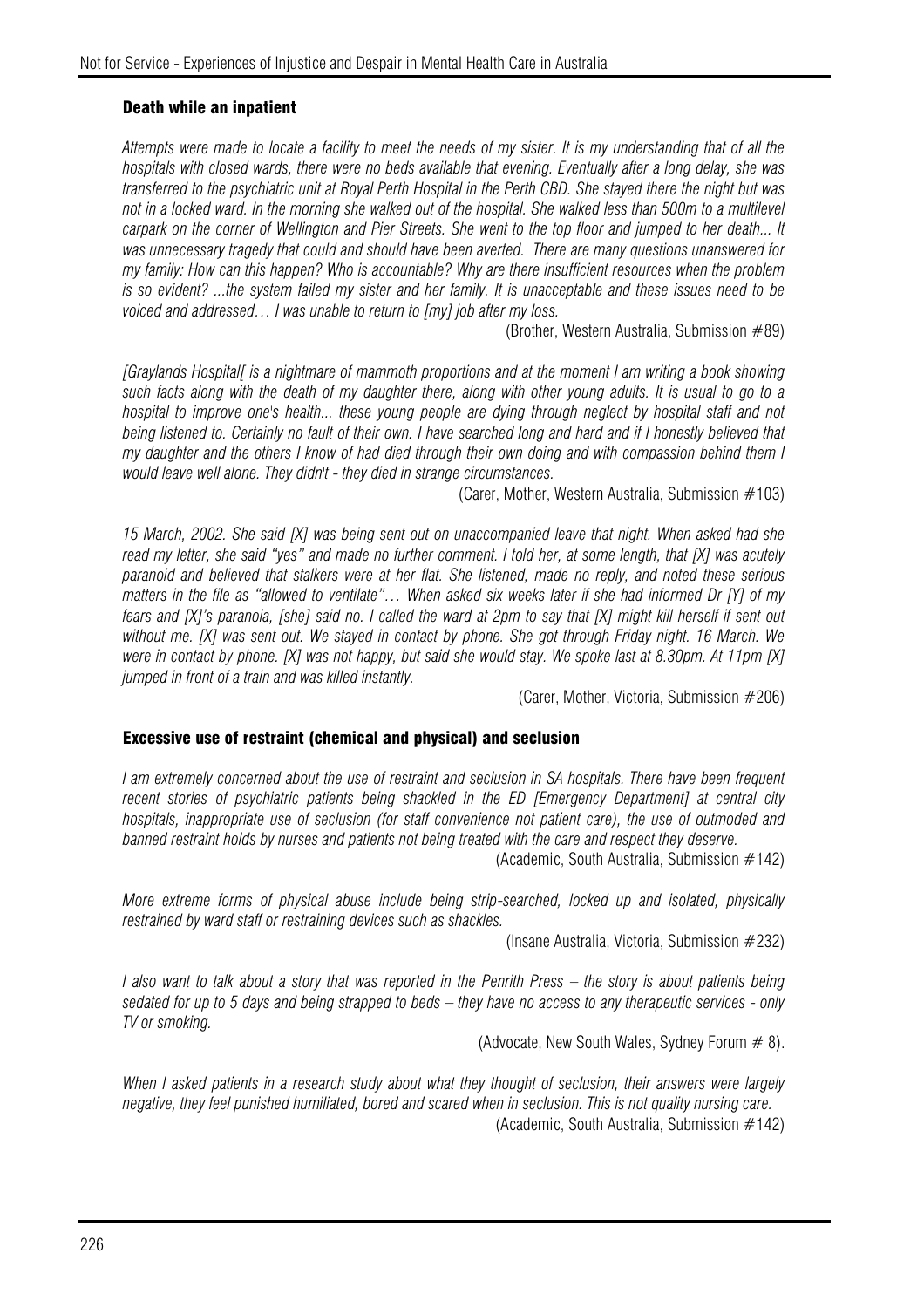### Death while an inpatient

*Attempts were made to locate a facility to meet the needs of my sister. It is my understanding that of all the hospitals with closed wards, there were no beds available that evening. Eventually after a long delay, she was transferred to the psychiatric unit at Royal Perth Hospital in the Perth CBD. She stayed there the night but was not in a locked ward. In the morning she walked out of the hospital. She walked less than 500m to a multilevel carpark on the corner of Wellington and Pier Streets. She went to the top floor and jumped to her death... It was unnecessary tragedy that could and should have been averted. There are many questions unanswered for my family: How can this happen? Who is accountable? Why are there insufficient resources when the problem is so evident? ...the system failed my sister and her family. It is unacceptable and these issues need to be voiced and addressed… I was unable to return to [my] job after my loss.*

(Brother, Western Australia, Submission #89)

*[Graylands Hospital[ is a nightmare of mammoth proportions and at the moment I am writing a book showing such facts along with the death of my daughter there, along with other young adults. It is usual to go to a hospital to improve one's health... these young people are dying through neglect by hospital staff and not being listened to. Certainly no fault of their own. I have searched long and hard and if I honestly believed that my daughter and the others I know of had died through their own doing and with compassion behind them I would leave well alone. They didn't - they died in strange circumstances.*

(Carer, Mother, Western Australia, Submission #103)

*15 March, 2002. She said [X] was being sent out on unaccompanied leave that night. When asked had she read my letter, she said "yes" and made no further comment. I told her, at some length, that [X] was acutely paranoid and believed that stalkers were at her flat. She listened, made no reply, and noted these serious matters in the file as "allowed to ventilate"… When asked six weeks later if she had informed Dr [Y] of my fears and [X]'s paranoia, [she] said no. I called the ward at 2pm to say that [X] might kill herself if sent out without me. [X] was sent out. We stayed in contact by phone. She got through Friday night. 16 March. We were in contact by phone. [X] was not happy, but said she would stay. We spoke last at 8.30pm. At 11pm [X] jumped in front of a train and was killed instantly.*

(Carer, Mother, Victoria, Submission #206)

### Excessive use of restraint (chemical and physical) and seclusion

*I am extremely concerned about the use of restraint and seclusion in SA hospitals. There have been frequent recent stories of psychiatric patients being shackled in the ED [Emergency Department] at central city hospitals, inappropriate use of seclusion (for staff convenience not patient care), the use of outmoded and banned restraint holds by nurses and patients not being treated with the care and respect they deserve.*

(Academic, South Australia, Submission #142)

*More extreme forms of physical abuse include being strip-searched, locked up and isolated, physically restrained by ward staff or restraining devices such as shackles.*

(Insane Australia, Victoria, Submission #232)

*I also want to talk about a story that was reported in the Penrith Press – the story is about patients being sedated for up to 5 days and being strapped to beds – they have no access to any therapeutic services - only TV or smoking.*

(Advocate, New South Wales, Sydney Forum # 8).

*When I asked patients in a research study about what they thought of seclusion, their answers were largely negative, they feel punished humiliated, bored and scared when in seclusion. This is not quality nursing care.*

(Academic, South Australia, Submission #142)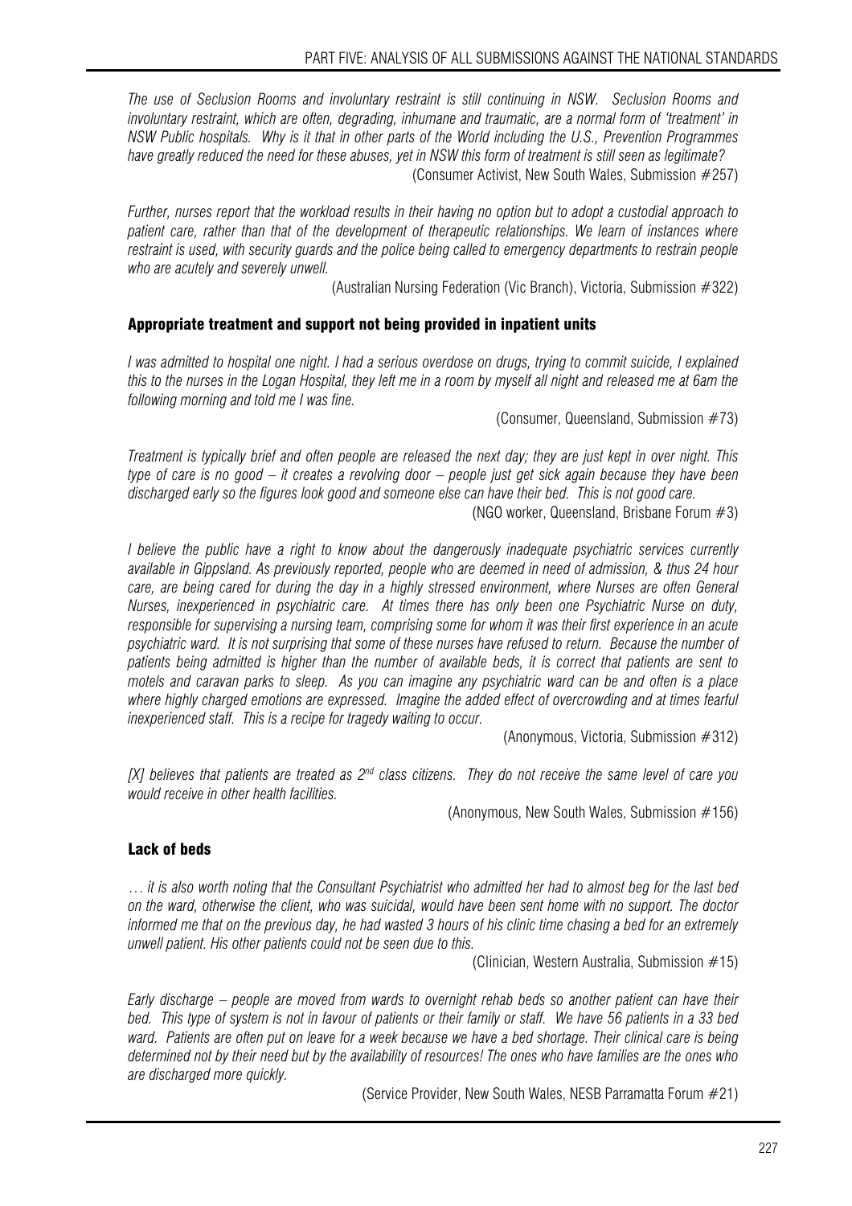*The use of Seclusion Rooms and involuntary restraint is still continuing in NSW. Seclusion Rooms and involuntary restraint, which are often, degrading, inhumane and traumatic, are a normal form of 'treatment' in NSW Public hospitals. Why is it that in other parts of the World including the U.S., Prevention Programmes have greatly reduced the need for these abuses, yet in NSW this form of treatment is still seen as legitimate?*

(Consumer Activist, New South Wales, Submission #257)

*Further, nurses report that the workload results in their having no option but to adopt a custodial approach to patient care, rather than that of the development of therapeutic relationships. We learn of instances where restraint is used, with security guards and the police being called to emergency departments to restrain people who are acutely and severely unwell.*

(Australian Nursing Federation (Vic Branch), Victoria, Submission #322)

### Appropriate treatment and support not being provided in inpatient units

*I was admitted to hospital one night. I had a serious overdose on drugs, trying to commit suicide, I explained this to the nurses in the Logan Hospital, they left me in a room by myself all night and released me at 6am the following morning and told me I was fine.*

(Consumer, Queensland, Submission #73)

*Treatment is typically brief and often people are released the next day; they are just kept in over night. This type of care is no good – it creates a revolving door – people just get sick again because they have been discharged early so the figures look good and someone else can have their bed. This is not good care.*

(NGO worker, Queensland, Brisbane Forum #3)

*I believe the public have a right to know about the dangerously inadequate psychiatric services currently available in Gippsland. As previously reported, people who are deemed in need of admission, & thus 24 hour care, are being cared for during the day in a highly stressed environment, where Nurses are often General Nurses, inexperienced in psychiatric care. At times there has only been one Psychiatric Nurse on duty, responsible for supervising a nursing team, comprising some for whom it was their first experience in an acute psychiatric ward. It is not surprising that some of these nurses have refused to return. Because the number of patients being admitted is higher than the number of available beds, it is correct that patients are sent to motels and caravan parks to sleep. As you can imagine any psychiatric ward can be and often is a place where highly charged emotions are expressed. Imagine the added effect of overcrowding and at times fearful inexperienced staff. This is a recipe for tragedy waiting to occur.*

(Anonymous, Victoria, Submission #312)

*[X] believes that patients are treated as 2nd class citizens. They do not receive the same level of care you would receive in other health facilities.*

(Anonymous, New South Wales, Submission #156)

### Lack of beds

*… it is also worth noting that the Consultant Psychiatrist who admitted her had to almost beg for the last bed on the ward, otherwise the client, who was suicidal, would have been sent home with no support. The doctor informed me that on the previous day, he had wasted 3 hours of his clinic time chasing a bed for an extremely unwell patient. His other patients could not be seen due to this.*

(Clinician, Western Australia, Submission #15)

*Early discharge – people are moved from wards to overnight rehab beds so another patient can have their bed. This type of system is not in favour of patients or their family or staff. We have 56 patients in a 33 bed ward. Patients are often put on leave for a week because we have a bed shortage. Their clinical care is being determined not by their need but by the availability of resources! The ones who have families are the ones who are discharged more quickly.*

(Service Provider, New South Wales, NESB Parramatta Forum #21)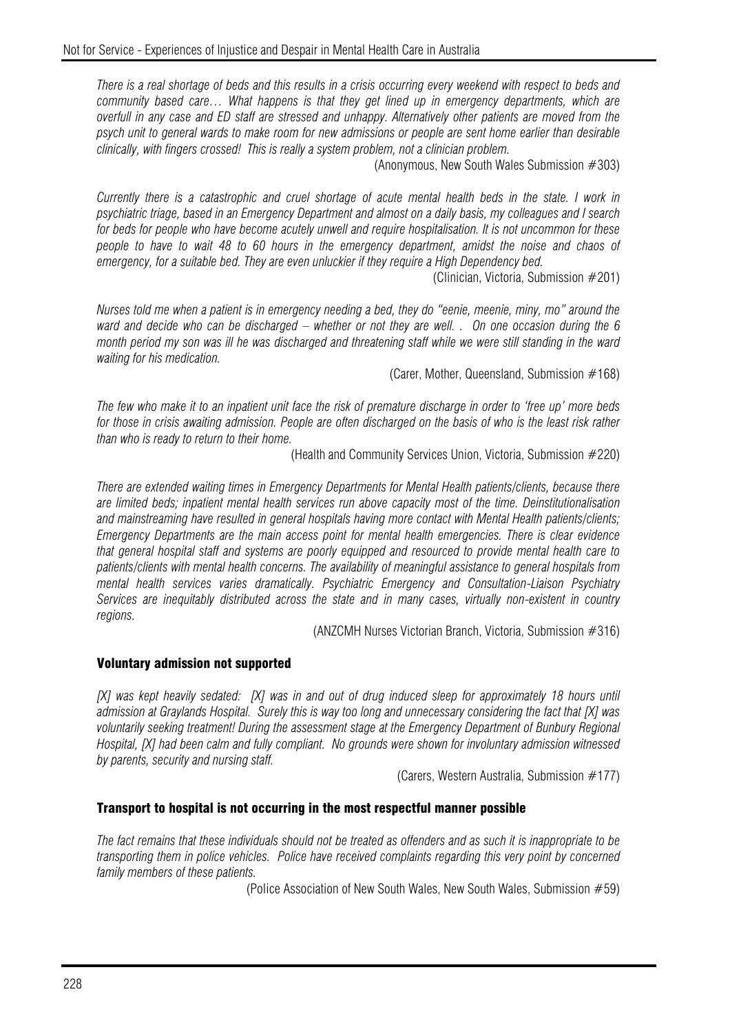*There is a real shortage of beds and this results in a crisis occurring every weekend with respect to beds and community based care… What happens is that they get lined up in emergency departments, which are overfull in any case and ED staff are stressed and unhappy. Alternatively other patients are moved from the psych unit to general wards to make room for new admissions or people are sent home earlier than desirable clinically, with fingers crossed! This is really a system problem, not a clinician problem.*

(Anonymous, New South Wales Submission #303)

*Currently there is a catastrophic and cruel shortage of acute mental health beds in the state. I work in psychiatric triage, based in an Emergency Department and almost on a daily basis, my colleagues and I search for beds for people who have become acutely unwell and require hospitalisation. It is not uncommon for these people to have to wait 48 to 60 hours in the emergency department, amidst the noise and chaos of emergency, for a suitable bed. They are even unluckier if they require a High Dependency bed.*

(Clinician, Victoria, Submission #201)

*Nurses told me when a patient is in emergency needing a bed, they do "eenie, meenie, miny, mo" around the ward and decide who can be discharged – whether or not they are well. . On one occasion during the 6 month period my son was ill he was discharged and threatening staff while we were still standing in the ward waiting for his medication.*

(Carer, Mother, Queensland, Submission #168)

*The few who make it to an inpatient unit face the risk of premature discharge in order to 'free up' more beds for those in crisis awaiting admission. People are often discharged on the basis of who is the least risk rather than who is ready to return to their home.*

(Health and Community Services Union, Victoria, Submission #220)

*There are extended waiting times in Emergency Departments for Mental Health patients/clients, because there are limited beds; inpatient mental health services run above capacity most of the time. Deinstitutionalisation and mainstreaming have resulted in general hospitals having more contact with Mental Health patients/clients; Emergency Departments are the main access point for mental health emergencies. There is clear evidence that general hospital staff and systems are poorly equipped and resourced to provide mental health care to patients/clients with mental health concerns. The availability of meaningful assistance to general hospitals from mental health services varies dramatically. Psychiatric Emergency and Consultation-Liaison Psychiatry Services are inequitably distributed across the state and in many cases, virtually non-existent in country regions.*

(ANZCMH Nurses Victorian Branch, Victoria, Submission #316)

### Voluntary admission not supported

*[X] was kept heavily sedated: [X] was in and out of drug induced sleep for approximately 18 hours until admission at Graylands Hospital. Surely this is way too long and unnecessary considering the fact that [X] was voluntarily seeking treatment! During the assessment stage at the Emergency Department of Bunbury Regional Hospital, [X] had been calm and fully compliant. No grounds were shown for involuntary admission witnessed by parents, security and nursing staff.*

(Carers, Western Australia, Submission #177)

### Transport to hospital is not occurring in the most respectful manner possible

*The fact remains that these individuals should not be treated as offenders and as such it is inappropriate to be transporting them in police vehicles. Police have received complaints regarding this very point by concerned family members of these patients.*

(Police Association of New South Wales, New South Wales, Submission #59)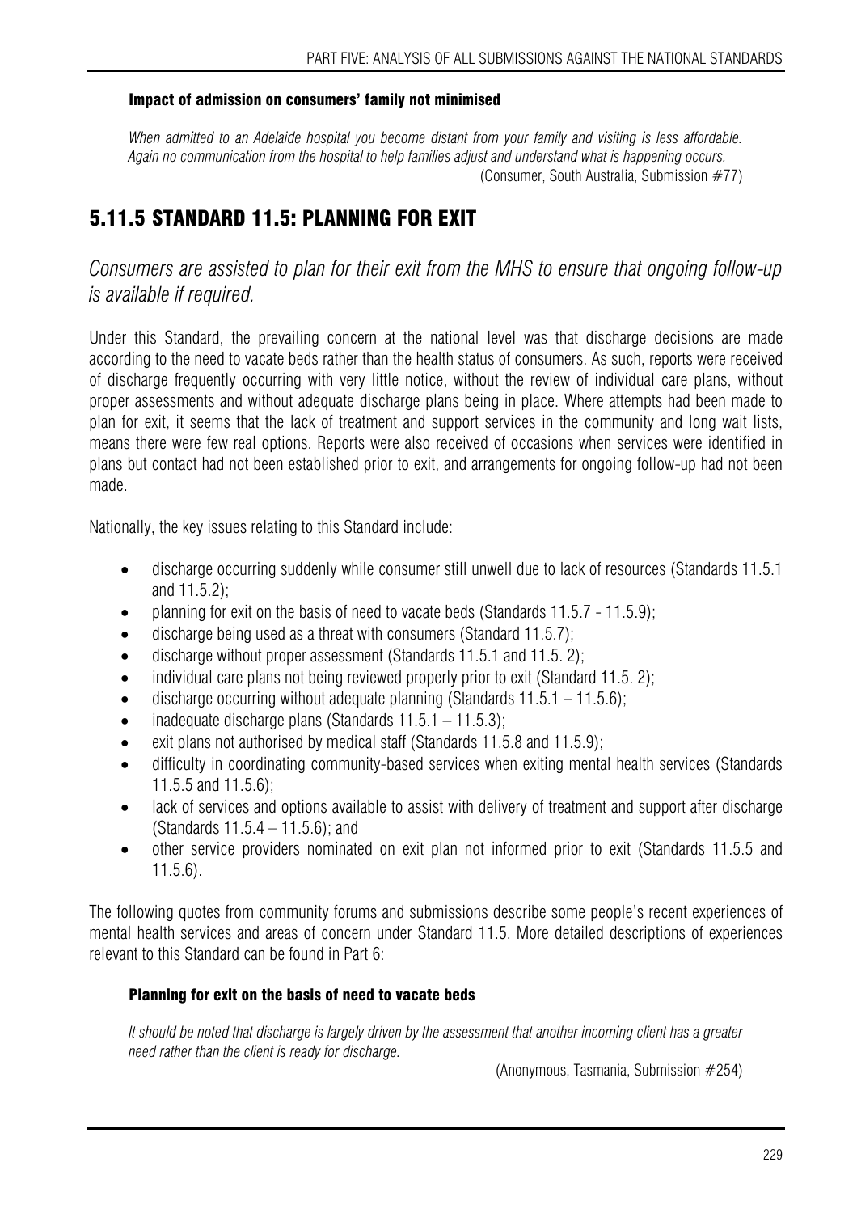#### Impact of admission on consumers' family not minimised

*When admitted to an Adelaide hospital you become distant from your family and visiting is less affordable. Again no communication from the hospital to help families adjust and understand what is happening occurs.*
(Consumer, South Australia, Submission #77)

## 5.11.5 STANDARD 11.5: PLANNING FOR EXIT

*Consumers are assisted to plan for their exit from the MHS to ensure that ongoing follow-up is available if required.*

Under this Standard, the prevailing concern at the national level was that discharge decisions are made according to the need to vacate beds rather than the health status of consumers. As such, reports were received of discharge frequently occurring with very little notice, without the review of individual care plans, without proper assessments and without adequate discharge plans being in place. Where attempts had been made to plan for exit, it seems that the lack of treatment and support services in the community and long wait lists, means there were few real options. Reports were also received of occasions when services were identified in plans but contact had not been established prior to exit, and arrangements for ongoing follow-up had not been made.

Nationally, the key issues relating to this Standard include:

- discharge occurring suddenly while consumer still unwell due to lack of resources (Standards 11.5.1 and 11.5.2);
- planning for exit on the basis of need to vacate beds (Standards 11.5.7 - 11.5.9);
- discharge being used as a threat with consumers (Standard 11.5.7);
- discharge without proper assessment (Standards 11.5.1 and 11.5. 2);
- individual care plans not being reviewed properly prior to exit (Standard 11.5. 2);
- discharge occurring without adequate planning (Standards 11.5.1 – 11.5.6);
- inadequate discharge plans (Standards 11.5.1 – 11.5.3);
- exit plans not authorised by medical staff (Standards 11.5.8 and 11.5.9);
- difficulty in coordinating community-based services when exiting mental health services (Standards 11.5.5 and 11.5.6);
- lack of services and options available to assist with delivery of treatment and support after discharge (Standards 11.5.4 – 11.5.6); and
- other service providers nominated on exit plan not informed prior to exit (Standards 11.5.5 and 11.5.6).

The following quotes from community forums and submissions describe some people's recent experiences of mental health services and areas of concern under Standard 11.5. More detailed descriptions of experiences relevant to this Standard can be found in Part 6:

#### Planning for exit on the basis of need to vacate beds

*It should be noted that discharge is largely driven by the assessment that another incoming client has a greater need rather than the client is ready for discharge.*
(Anonymous, Tasmania, Submission #254)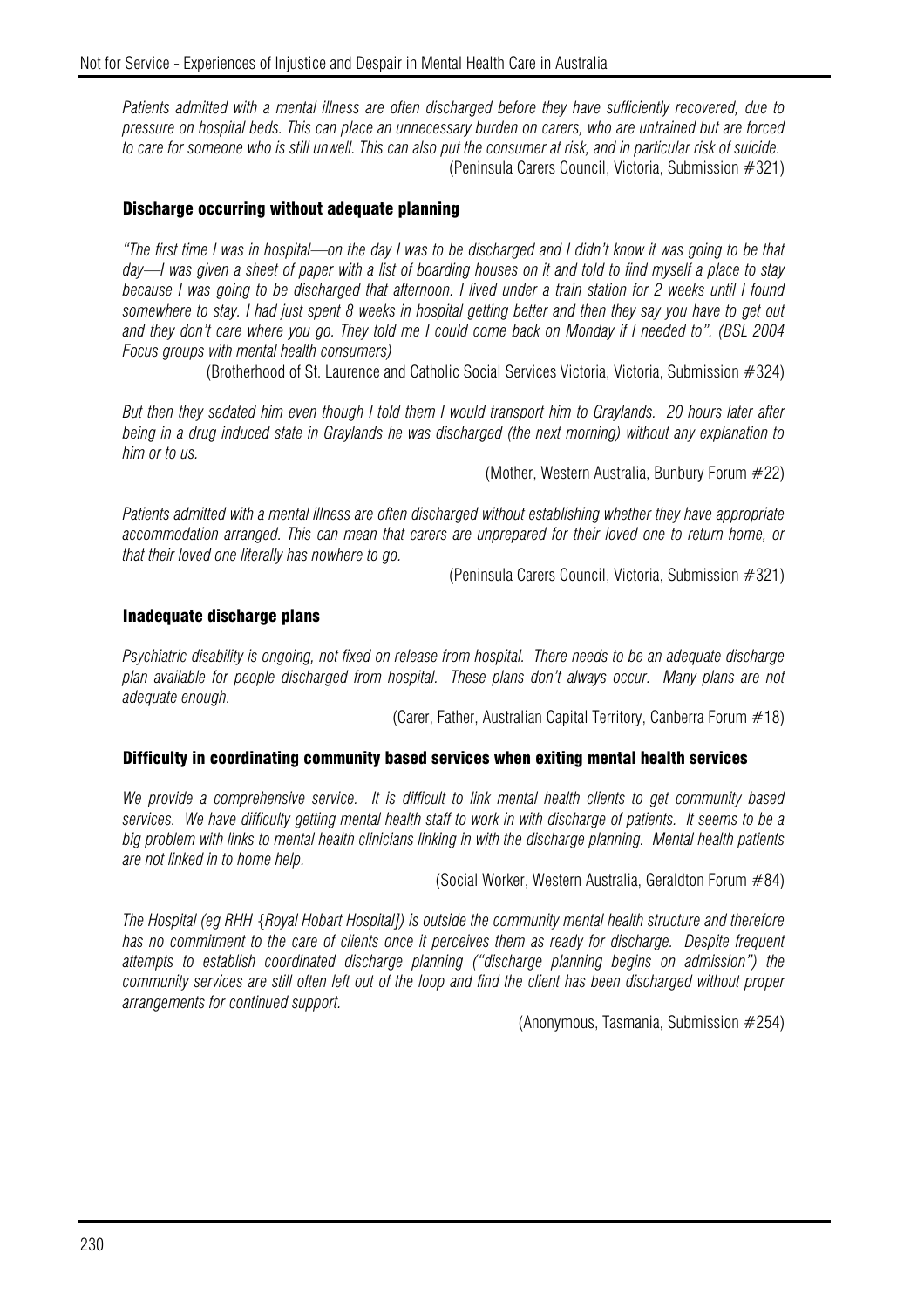*Patients admitted with a mental illness are often discharged before they have sufficiently recovered, due to pressure on hospital beds. This can place an unnecessary burden on carers, who are untrained but are forced to care for someone who is still unwell. This can also put the consumer at risk, and in particular risk of suicide.*

(Peninsula Carers Council, Victoria, Submission #321)

### Discharge occurring without adequate planning

*"The first time I was in hospital—on the day I was to be discharged and I didn't know it was going to be that day—I was given a sheet of paper with a list of boarding houses on it and told to find myself a place to stay because I was going to be discharged that afternoon. I lived under a train station for 2 weeks until I found somewhere to stay. I had just spent 8 weeks in hospital getting better and then they say you have to get out and they don't care where you go. They told me I could come back on Monday if I needed to". (BSL 2004 Focus groups with mental health consumers)*

(Brotherhood of St. Laurence and Catholic Social Services Victoria, Victoria, Submission #324)

*But then they sedated him even though I told them I would transport him to Graylands. 20 hours later after being in a drug induced state in Graylands he was discharged (the next morning) without any explanation to him or to us.*

(Mother, Western Australia, Bunbury Forum #22)

*Patients admitted with a mental illness are often discharged without establishing whether they have appropriate accommodation arranged. This can mean that carers are unprepared for their loved one to return home, or that their loved one literally has nowhere to go.*

(Peninsula Carers Council, Victoria, Submission #321)

### Inadequate discharge plans

*Psychiatric disability is ongoing, not fixed on release from hospital. There needs to be an adequate discharge plan available for people discharged from hospital. These plans don't always occur. Many plans are not adequate enough.*

(Carer, Father, Australian Capital Territory, Canberra Forum #18)

### Difficulty in coordinating community based services when exiting mental health services

*We provide a comprehensive service. It is difficult to link mental health clients to get community based services. We have difficulty getting mental health staff to work in with discharge of patients. It seems to be a big problem with links to mental health clinicians linking in with the discharge planning. Mental health patients are not linked in to home help.*

(Social Worker, Western Australia, Geraldton Forum #84)

*The Hospital (eg RHH {Royal Hobart Hospital]) is outside the community mental health structure and therefore has no commitment to the care of clients once it perceives them as ready for discharge. Despite frequent attempts to establish coordinated discharge planning ("discharge planning begins on admission") the community services are still often left out of the loop and find the client has been discharged without proper arrangements for continued support.*

(Anonymous, Tasmania, Submission #254)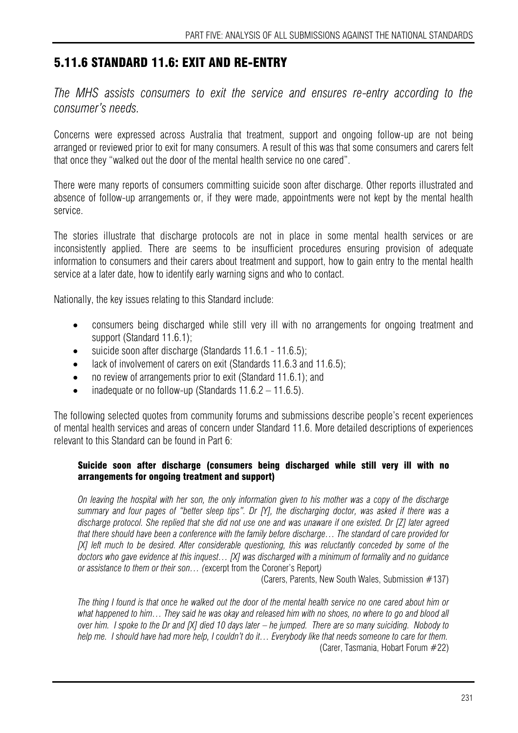## 5.11.6 STANDARD 11.6: EXIT AND RE-ENTRY

*The MHS assists consumers to exit the service and ensures re-entry according to the consumer's needs.*

Concerns were expressed across Australia that treatment, support and ongoing follow-up are not being arranged or reviewed prior to exit for many consumers. A result of this was that some consumers and carers felt that once they "walked out the door of the mental health service no one cared".

There were many reports of consumers committing suicide soon after discharge. Other reports illustrated and absence of follow-up arrangements or, if they were made, appointments were not kept by the mental health service.

The stories illustrate that discharge protocols are not in place in some mental health services or are inconsistently applied. There are seems to be insufficient procedures ensuring provision of adequate information to consumers and their carers about treatment and support, how to gain entry to the mental health service at a later date, how to identify early warning signs and who to contact.

Nationally, the key issues relating to this Standard include:

- consumers being discharged while still very ill with no arrangements for ongoing treatment and support (Standard 11.6.1);
- suicide soon after discharge (Standards 11.6.1 - 11.6.5);
- lack of involvement of carers on exit (Standards 11.6.3 and 11.6.5);
- no review of arrangements prior to exit (Standard 11.6.1); and
- inadequate or no follow-up (Standards 11.6.2 – 11.6.5).

The following selected quotes from community forums and submissions describe people's recent experiences of mental health services and areas of concern under Standard 11.6. More detailed descriptions of experiences relevant to this Standard can be found in Part 6:

**Suicide soon after discharge (consumers being discharged while still very ill with no arrangements for ongoing treatment and support)**

*On leaving the hospital with her son, the only information given to his mother was a copy of the discharge summary and four pages of "better sleep tips". Dr [Y], the discharging doctor, was asked if there was a discharge protocol. She replied that she did not use one and was unaware if one existed. Dr [Z] later agreed that there should have been a conference with the family before discharge… The standard of care provided for [X] left much to be desired. After considerable questioning, this was reluctantly conceded by some of the doctors who gave evidence at this inquest… [X] was discharged with a minimum of formality and no guidance or assistance to them or their son… (*excerpt from the Coroner's Report*)*

(Carers, Parents, New South Wales, Submission #137)

*The thing I found is that once he walked out the door of the mental health service no one cared about him or what happened to him… They said he was okay and released him with no shoes, no where to go and blood all over him. I spoke to the Dr and [X] died 10 days later – he jumped. There are so many suiciding. Nobody to help me. I should have had more help, I couldn't do it… Everybody like that needs someone to care for them.*

(Carer, Tasmania, Hobart Forum #22)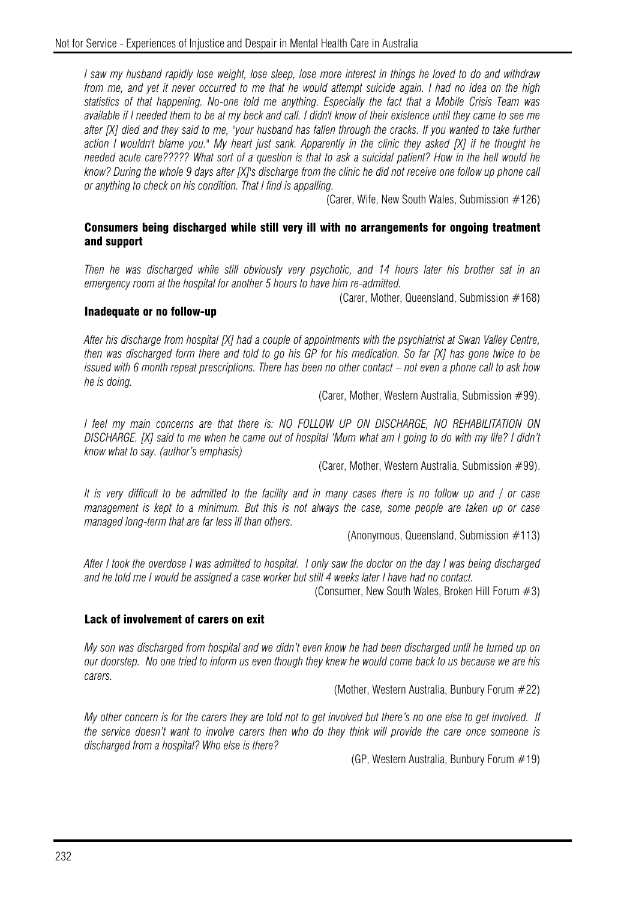*I saw my husband rapidly lose weight, lose sleep, lose more interest in things he loved to do and withdraw from me, and yet it never occurred to me that he would attempt suicide again. I had no idea on the high statistics of that happening. No-one told me anything. Especially the fact that a Mobile Crisis Team was available if I needed them to be at my beck and call. I didn't know of their existence until they came to see me after [X] died and they said to me, "your husband has fallen through the cracks. If you wanted to take further action I wouldn't blame you." My heart just sank. Apparently in the clinic they asked [X] if he thought he needed acute care????? What sort of a question is that to ask a suicidal patient? How in the hell would he know? During the whole 9 days after [X]'s discharge from the clinic he did not receive one follow up phone call or anything to check on his condition. That I find is appalling.*

(Carer, Wife, New South Wales, Submission #126)

#### Consumers being discharged while still very ill with no arrangements for ongoing treatment and support

*Then he was discharged while still obviously very psychotic, and 14 hours later his brother sat in an emergency room at the hospital for another 5 hours to have him re-admitted.*

(Carer, Mother, Queensland, Submission #168)

#### Inadequate or no follow-up

*After his discharge from hospital [X] had a couple of appointments with the psychiatrist at Swan Valley Centre, then was discharged form there and told to go his GP for his medication. So far [X] has gone twice to be issued with 6 month repeat prescriptions. There has been no other contact – not even a phone call to ask how he is doing.*

(Carer, Mother, Western Australia, Submission #99).

*I feel my main concerns are that there is: NO FOLLOW UP ON DISCHARGE, NO REHABILITATION ON DISCHARGE. [X] said to me when he came out of hospital 'Mum what am I going to do with my life? I didn't know what to say. (author's emphasis)*

(Carer, Mother, Western Australia, Submission #99).

*It is very difficult to be admitted to the facility and in many cases there is no follow up and / or case management is kept to a minimum. But this is not always the case, some people are taken up or case managed long-term that are far less ill than others.*

(Anonymous, Queensland, Submission #113)

*After I took the overdose I was admitted to hospital. I only saw the doctor on the day I was being discharged and he told me I would be assigned a case worker but still 4 weeks later I have had no contact.*

(Consumer, New South Wales, Broken Hill Forum #3)

#### Lack of involvement of carers on exit

*My son was discharged from hospital and we didn't even know he had been discharged until he turned up on our doorstep. No one tried to inform us even though they knew he would come back to us because we are his carers.*

(Mother, Western Australia, Bunbury Forum #22)

*My other concern is for the carers they are told not to get involved but there's no one else to get involved. If the service doesn't want to involve carers then who do they think will provide the care once someone is discharged from a hospital? Who else is there?*

(GP, Western Australia, Bunbury Forum #19)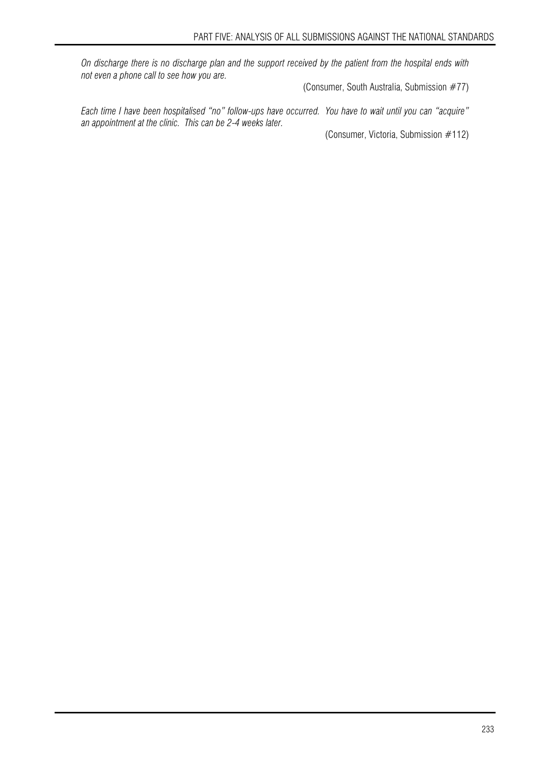*On discharge there is no discharge plan and the support received by the patient from the hospital ends with not even a phone call to see how you are.*

(Consumer, South Australia, Submission #77)

*Each time I have been hospitalised "no" follow-ups have occurred. You have to wait until you can "acquire" an appointment at the clinic. This can be 2-4 weeks later.*

(Consumer, Victoria, Submission #112)